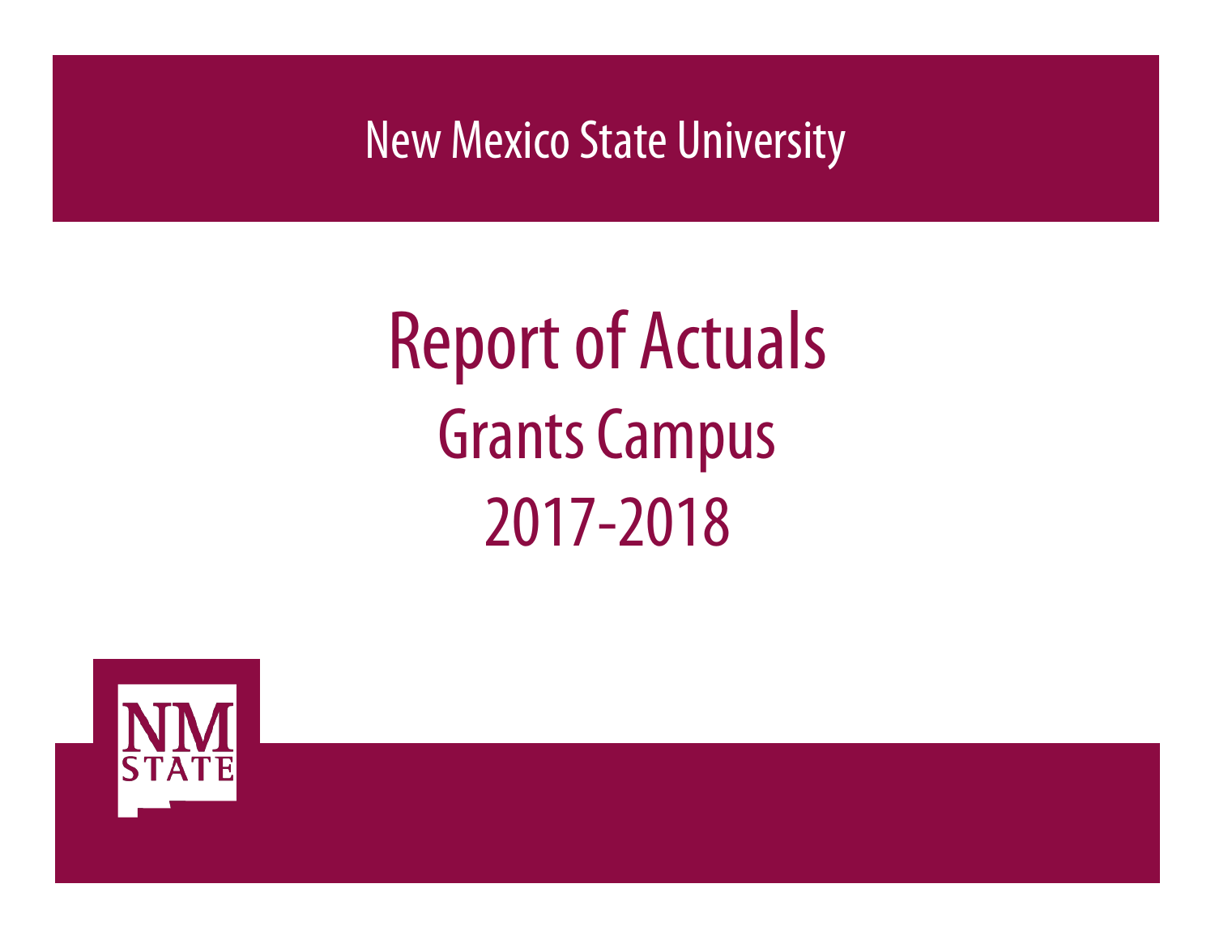New Mexico State University

# Report of Actuals

## Grants Campus

## 2017-2018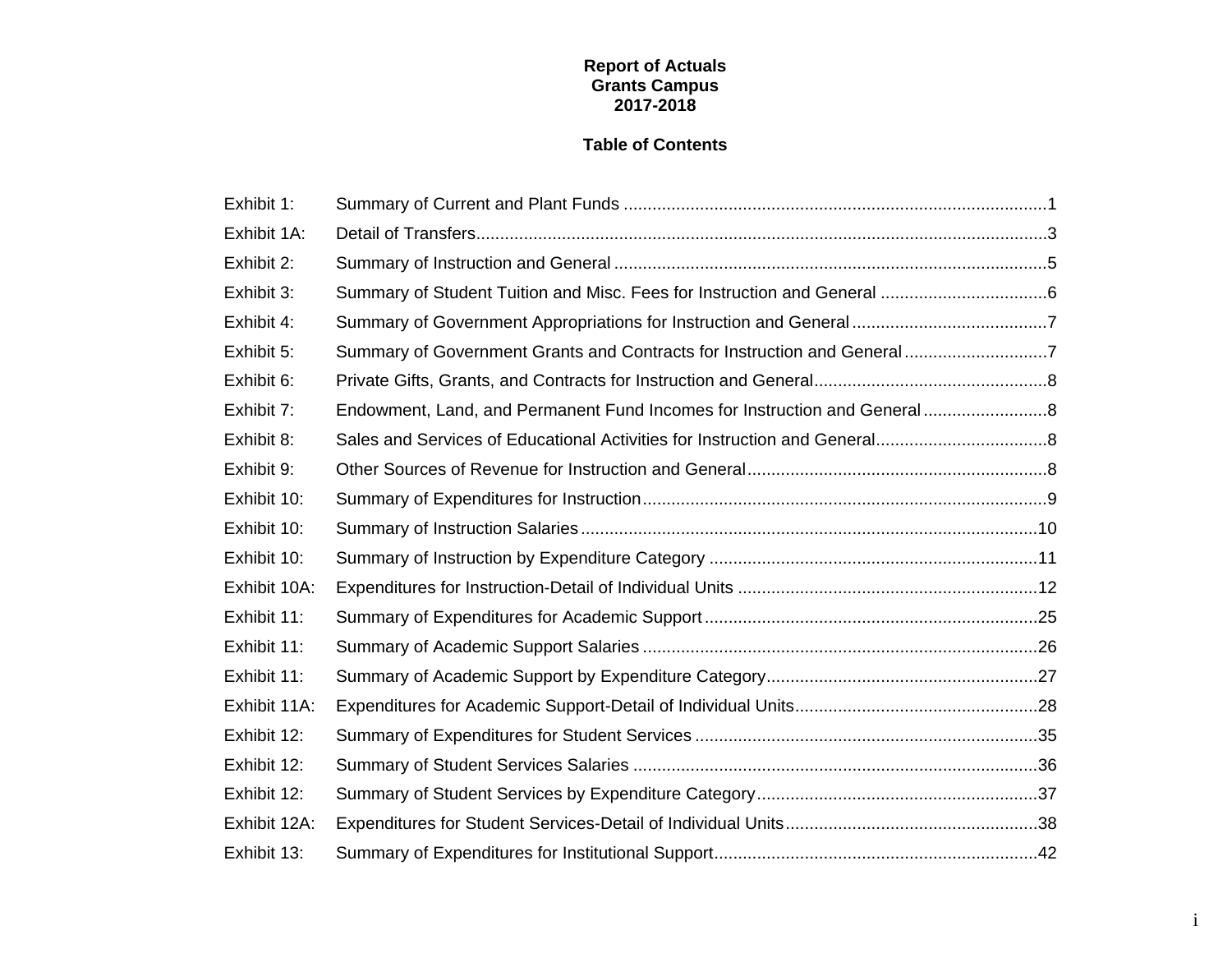# Report of Actuals
# Grants Campus
# 2017-2018

## Table of Contents

| | | |
|---|---|---|
| Exhibit 1: | Summary of Current and Plant Funds | 1 |
| Exhibit 1A: | Detail of Transfers | 3 |
| Exhibit 2: | Summary of Instruction and General | 5 |
| Exhibit 3: | Summary of Student Tuition and Misc. Fees for Instruction and General | 6 |
| Exhibit 4: | Summary of Government Appropriations for Instruction and General | 7 |
| Exhibit 5: | Summary of Government Grants and Contracts for Instruction and General | 7 |
| Exhibit 6: | Private Gifts, Grants, and Contracts for Instruction and General | 8 |
| Exhibit 7: | Endowment, Land, and Permanent Fund Incomes for Instruction and General | 8 |
| Exhibit 8: | Sales and Services of Educational Activities for Instruction and General | 8 |
| Exhibit 9: | Other Sources of Revenue for Instruction and General | 8 |
| Exhibit 10: | Summary of Expenditures for Instruction | 9 |
| Exhibit 10: | Summary of Instruction Salaries | 10 |
| Exhibit 10: | Summary of Instruction by Expenditure Category | 11 |
| Exhibit 10A: | Expenditures for Instruction-Detail of Individual Units | 12 |
| Exhibit 11: | Summary of Expenditures for Academic Support | 25 |
| Exhibit 11: | Summary of Academic Support Salaries | 26 |
| Exhibit 11: | Summary of Academic Support by Expenditure Category | 27 |
| Exhibit 11A: | Expenditures for Academic Support-Detail of Individual Units | 28 |
| Exhibit 12: | Summary of Expenditures for Student Services | 35 |
| Exhibit 12: | Summary of Student Services Salaries | 36 |
| Exhibit 12: | Summary of Student Services by Expenditure Category | 37 |
| Exhibit 12A: | Expenditures for Student Services-Detail of Individual Units | 38 |
| Exhibit 13: | Summary of Expenditures for Institutional Support | 42 |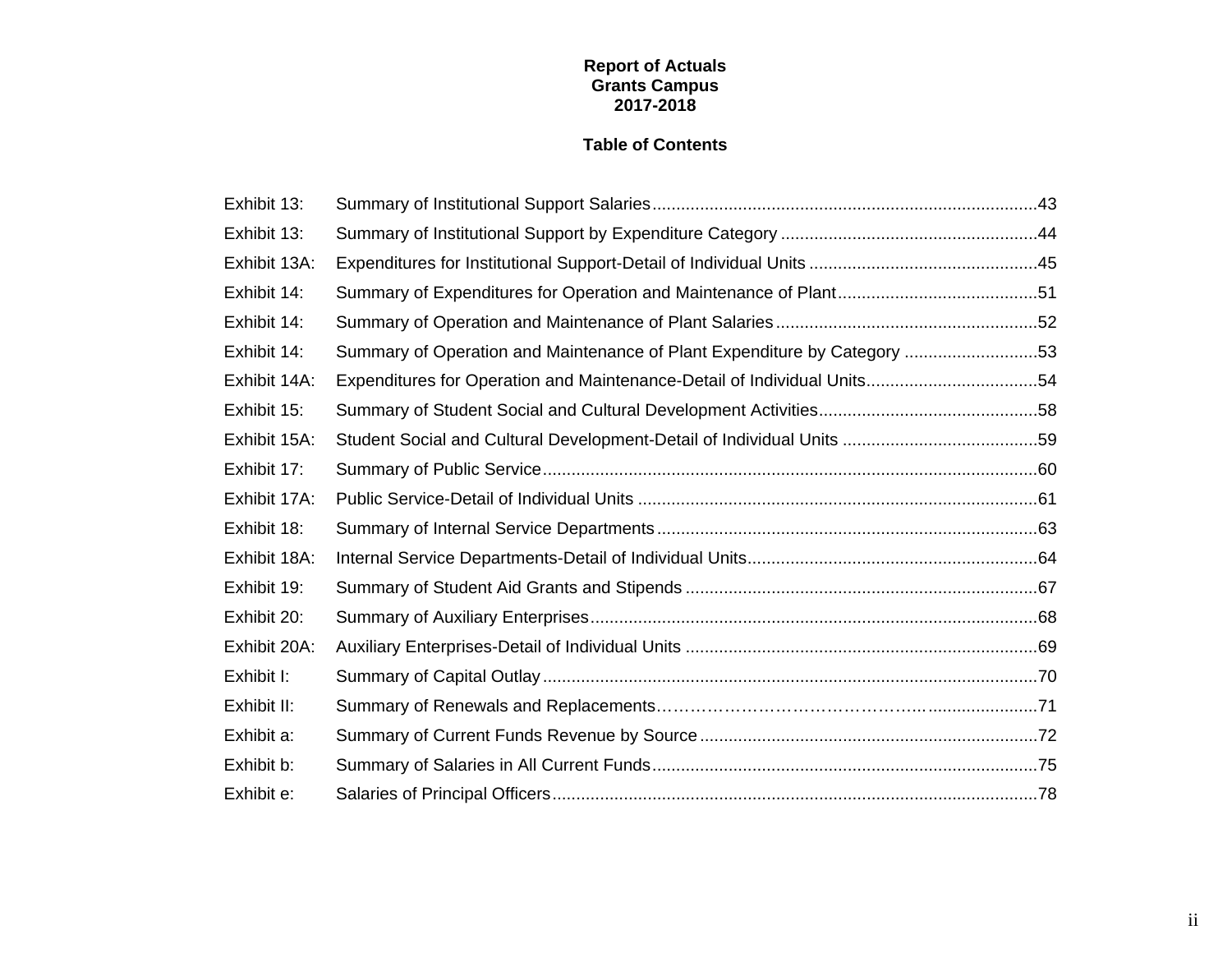**Report of Actuals**
**Grants Campus**
**2017-2018**

**Table of Contents**

| | | |
|---|---|---|
| Exhibit 13: | Summary of Institutional Support Salaries | 43 |
| Exhibit 13: | Summary of Institutional Support by Expenditure Category | 44 |
| Exhibit 13A: | Expenditures for Institutional Support-Detail of Individual Units | 45 |
| Exhibit 14: | Summary of Expenditures for Operation and Maintenance of Plant | 51 |
| Exhibit 14: | Summary of Operation and Maintenance of Plant Salaries | 52 |
| Exhibit 14: | Summary of Operation and Maintenance of Plant Expenditure by Category | 53 |
| Exhibit 14A: | Expenditures for Operation and Maintenance-Detail of Individual Units | 54 |
| Exhibit 15: | Summary of Student Social and Cultural Development Activities | 58 |
| Exhibit 15A: | Student Social and Cultural Development-Detail of Individual Units | 59 |
| Exhibit 17: | Summary of Public Service | 60 |
| Exhibit 17A: | Public Service-Detail of Individual Units | 61 |
| Exhibit 18: | Summary of Internal Service Departments | 63 |
| Exhibit 18A: | Internal Service Departments-Detail of Individual Units | 64 |
| Exhibit 19: | Summary of Student Aid Grants and Stipends | 67 |
| Exhibit 20: | Summary of Auxiliary Enterprises | 68 |
| Exhibit 20A: | Auxiliary Enterprises-Detail of Individual Units | 69 |
| Exhibit I: | Summary of Capital Outlay | 70 |
| Exhibit II: | Summary of Renewals and Replacements | 71 |
| Exhibit a: | Summary of Current Funds Revenue by Source | 72 |
| Exhibit b: | Summary of Salaries in All Current Funds | 75 |
| Exhibit e: | Salaries of Principal Officers | 78 |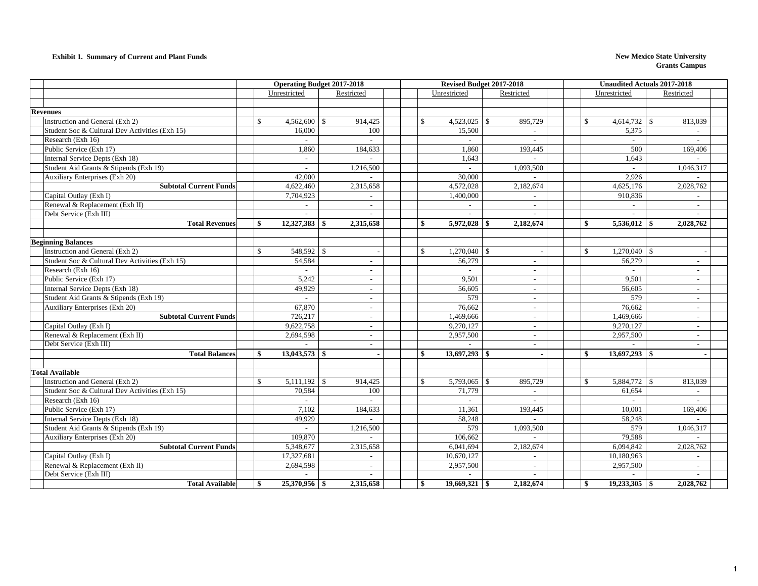**Exhibit 1. Summary of Current and Plant Funds**

**New Mexico State University**
**Grants Campus**

| | Operating Budget 2017-2018 | | Revised Budget 2017-2018 | | Unaudited Actuals 2017-2018 | |
|---|---|---|---|---|---|---|
| | Unrestricted | Restricted | Unrestricted | Restricted | Unrestricted | Restricted |
| **Revenues** | | | | | | |
| Instruction and General (Exh 2) | $ 4,562,600 | $ 914,425 | $ 4,523,025 | $ 895,729 | $ 4,614,732 | $ 813,039 |
| Student Soc & Cultural Dev Activities (Exh 15) | 16,000 | 100 | 15,500 | - | 5,375 | - |
| Research (Exh 16) | - | - | - | - | - | - |
| Public Service (Exh 17) | 1,860 | 184,633 | 1,860 | 193,445 | 500 | 169,406 |
| Internal Service Depts (Exh 18) | - | - | 1,643 | - | 1,643 | - |
| Student Aid Grants & Stipends (Exh 19) | - | 1,216,500 | - | 1,093,500 | - | 1,046,317 |
| Auxiliary Enterprises (Exh 20) | 42,000 | - | 30,000 | - | 2,926 | - |
| **Subtotal Current Funds** | 4,622,460 | 2,315,658 | 4,572,028 | 2,182,674 | 4,625,176 | 2,028,762 |
| Capital Outlay (Exh I) | 7,704,923 | - | 1,400,000 | - | 910,836 | - |
| Renewal & Replacement (Exh II) | - | - | - | - | - | - |
| Debt Service (Exh III) | - | - | - | - | - | - |
| **Total Revenues** | **$ 12,327,383** | **$ 2,315,658** | **$ 5,972,028** | **$ 2,182,674** | **$ 5,536,012** | **$ 2,028,762** |
| **Beginning Balances** | | | | | | |
| Instruction and General (Exh 2) | $ 548,592 | $ - | $ 1,270,040 | $ - | $ 1,270,040 | $ - |
| Student Soc & Cultural Dev Activities (Exh 15) | 54,584 | - | 56,279 | - | 56,279 | - |
| Research (Exh 16) | - | - | - | - | - | - |
| Public Service (Exh 17) | 5,242 | - | 9,501 | - | 9,501 | - |
| Internal Service Depts (Exh 18) | 49,929 | - | 56,605 | - | 56,605 | - |
| Student Aid Grants & Stipends (Exh 19) | - | - | 579 | - | 579 | - |
| Auxiliary Enterprises (Exh 20) | 67,870 | - | 76,662 | - | 76,662 | - |
| **Subtotal Current Funds** | 726,217 | - | 1,469,666 | - | 1,469,666 | - |
| Capital Outlay (Exh I) | 9,622,758 | - | 9,270,127 | - | 9,270,127 | - |
| Renewal & Replacement (Exh II) | 2,694,598 | - | 2,957,500 | - | 2,957,500 | - |
| Debt Service (Exh III) | - | - | - | - | - | - |
| **Total Balances** | **$ 13,043,573** | **$ -** | **$ 13,697,293** | **$ -** | **$ 13,697,293** | **$ -** |
| **Total Available** | | | | | | |
| Instruction and General (Exh 2) | $ 5,111,192 | $ 914,425 | $ 5,793,065 | $ 895,729 | $ 5,884,772 | $ 813,039 |
| Student Soc & Cultural Dev Activities (Exh 15) | 70,584 | 100 | 71,779 | - | 61,654 | - |
| Research (Exh 16) | - | - | - | - | - | - |
| Public Service (Exh 17) | 7,102 | 184,633 | 11,361 | 193,445 | 10,001 | 169,406 |
| Internal Service Depts (Exh 18) | 49,929 | - | 58,248 | - | 58,248 | - |
| Student Aid Grants & Stipends (Exh 19) | - | 1,216,500 | 579 | 1,093,500 | 579 | 1,046,317 |
| Auxiliary Enterprises (Exh 20) | 109,870 | - | 106,662 | - | 79,588 | - |
| **Subtotal Current Funds** | 5,348,677 | 2,315,658 | 6,041,694 | 2,182,674 | 6,094,842 | 2,028,762 |
| Capital Outlay (Exh I) | 17,327,681 | - | 10,670,127 | - | 10,180,963 | - |
| Renewal & Replacement (Exh II) | 2,694,598 | - | 2,957,500 | - | 2,957,500 | - |
| Debt Service (Exh III) | - | - | - | - | - | - |
| **Total Available** | **$ 25,370,956** | **$ 2,315,658** | **$ 19,669,321** | **$ 2,182,674** | **$ 19,233,305** | **$ 2,028,762** |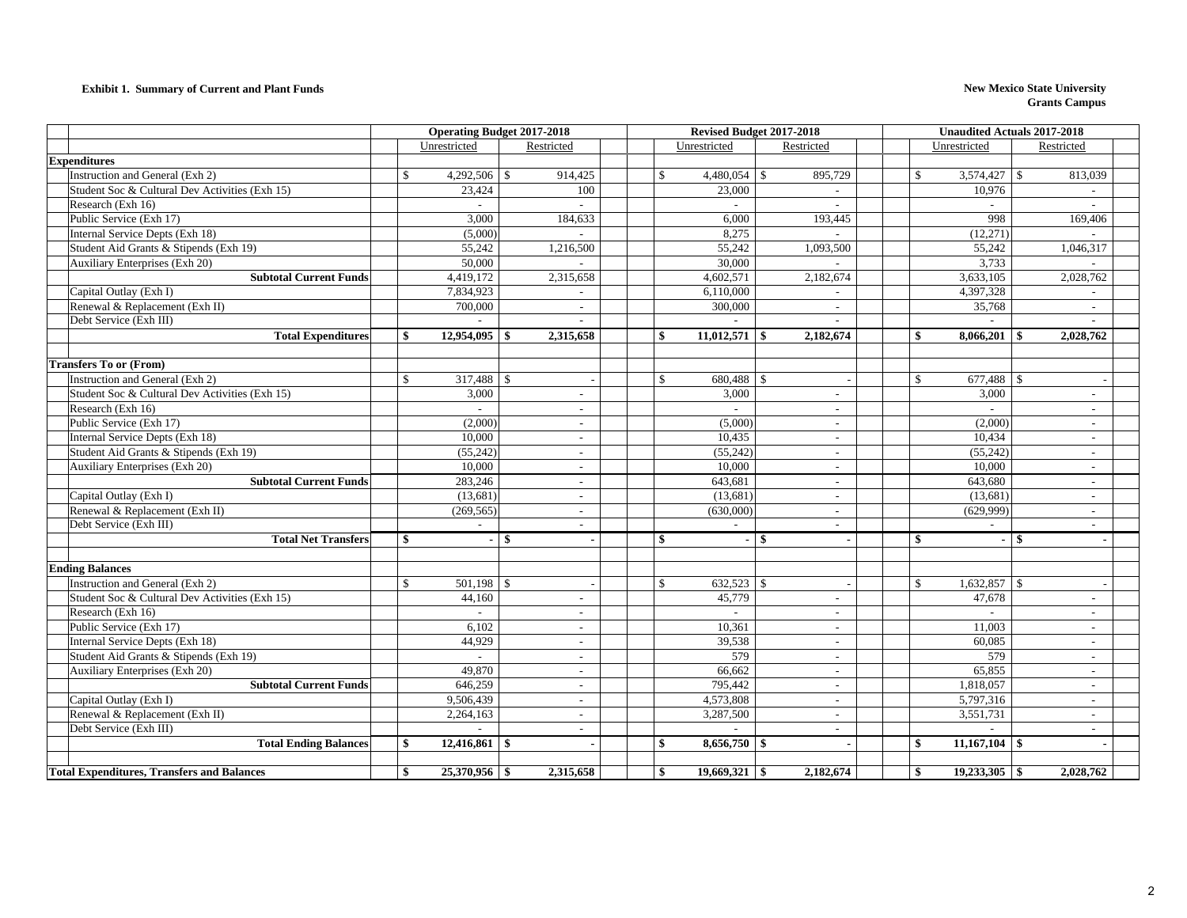**Exhibit 1. Summary of Current and Plant Funds**

**New Mexico State University**
**Grants Campus**

| | Operating Budget 2017-2018 | | Revised Budget 2017-2018 | | Unaudited Actuals 2017-2018 | |
|---|---|---|---|---|---|---|
| | Unrestricted | Restricted | Unrestricted | Restricted | Unrestricted | Restricted |
| **Expenditures** | | | | | | |
| Instruction and General (Exh 2) | $ 4,292,506 | $ 914,425 | $ 4,480,054 | $ 895,729 | $ 3,574,427 | $ 813,039 |
| Student Soc & Cultural Dev Activities (Exh 15) | 23,424 | 100 | 23,000 | - | 10,976 | - |
| Research (Exh 16) | - | - | - | - | - | - |
| Public Service (Exh 17) | 3,000 | 184,633 | 6,000 | 193,445 | 998 | 169,406 |
| Internal Service Depts (Exh 18) | (5,000) | - | 8,275 | - | (12,271) | - |
| Student Aid Grants & Stipends (Exh 19) | 55,242 | 1,216,500 | 55,242 | 1,093,500 | 55,242 | 1,046,317 |
| Auxiliary Enterprises (Exh 20) | 50,000 | - | 30,000 | - | 3,733 | - |
| **Subtotal Current Funds** | 4,419,172 | 2,315,658 | 4,602,571 | 2,182,674 | 3,633,105 | 2,028,762 |
| Capital Outlay (Exh I) | 7,834,923 | - | 6,110,000 | - | 4,397,328 | - |
| Renewal & Replacement (Exh II) | 700,000 | - | 300,000 | - | 35,768 | - |
| Debt Service (Exh III) | - | - | - | - | - | - |
| **Total Expenditures** | **$ 12,954,095** | **$ 2,315,658** | **$ 11,012,571** | **$ 2,182,674** | **$ 8,066,201** | **$ 2,028,762** |
| | | | | | | |
| **Transfers To or (From)** | | | | | | |
| Instruction and General (Exh 2) | $ 317,488 | $ - | $ 680,488 | $ - | $ 677,488 | $ - |
| Student Soc & Cultural Dev Activities (Exh 15) | 3,000 | - | 3,000 | - | 3,000 | - |
| Research (Exh 16) | - | - | - | - | - | - |
| Public Service (Exh 17) | (2,000) | - | (5,000) | - | (2,000) | - |
| Internal Service Depts (Exh 18) | 10,000 | - | 10,435 | - | 10,434 | - |
| Student Aid Grants & Stipends (Exh 19) | (55,242) | - | (55,242) | - | (55,242) | - |
| Auxiliary Enterprises (Exh 20) | 10,000 | - | 10,000 | - | 10,000 | - |
| **Subtotal Current Funds** | 283,246 | - | 643,681 | - | 643,680 | - |
| Capital Outlay (Exh I) | (13,681) | - | (13,681) | - | (13,681) | - |
| Renewal & Replacement (Exh II) | (269,565) | - | (630,000) | - | (629,999) | - |
| Debt Service (Exh III) | - | - | - | - | - | - |
| **Total Net Transfers** | **$ -** | **$ -** | **$ -** | **$ -** | **$ -** | **$ -** |
| | | | | | | |
| **Ending Balances** | | | | | | |
| Instruction and General (Exh 2) | $ 501,198 | $ - | $ 632,523 | $ - | $ 1,632,857 | $ - |
| Student Soc & Cultural Dev Activities (Exh 15) | 44,160 | - | 45,779 | - | 47,678 | - |
| Research (Exh 16) | - | - | - | - | - | - |
| Public Service (Exh 17) | 6,102 | - | 10,361 | - | 11,003 | - |
| Internal Service Depts (Exh 18) | 44,929 | - | 39,538 | - | 60,085 | - |
| Student Aid Grants & Stipends (Exh 19) | - | - | 579 | - | 579 | - |
| Auxiliary Enterprises (Exh 20) | 49,870 | - | 66,662 | - | 65,855 | - |
| **Subtotal Current Funds** | 646,259 | - | 795,442 | - | 1,818,057 | - |
| Capital Outlay (Exh I) | 9,506,439 | - | 4,573,808 | - | 5,797,316 | - |
| Renewal & Replacement (Exh II) | 2,264,163 | - | 3,287,500 | - | 3,551,731 | - |
| Debt Service (Exh III) | - | - | - | - | - | - |
| **Total Ending Balances** | **$ 12,416,861** | **$ -** | **$ 8,656,750** | **$ -** | **$ 11,167,104** | **$ -** |
| | | | | | | |
| **Total Expenditures, Transfers and Balances** | **$ 25,370,956** | **$ 2,315,658** | **$ 19,669,321** | **$ 2,182,674** | **$ 19,233,305** | **$ 2,028,762** |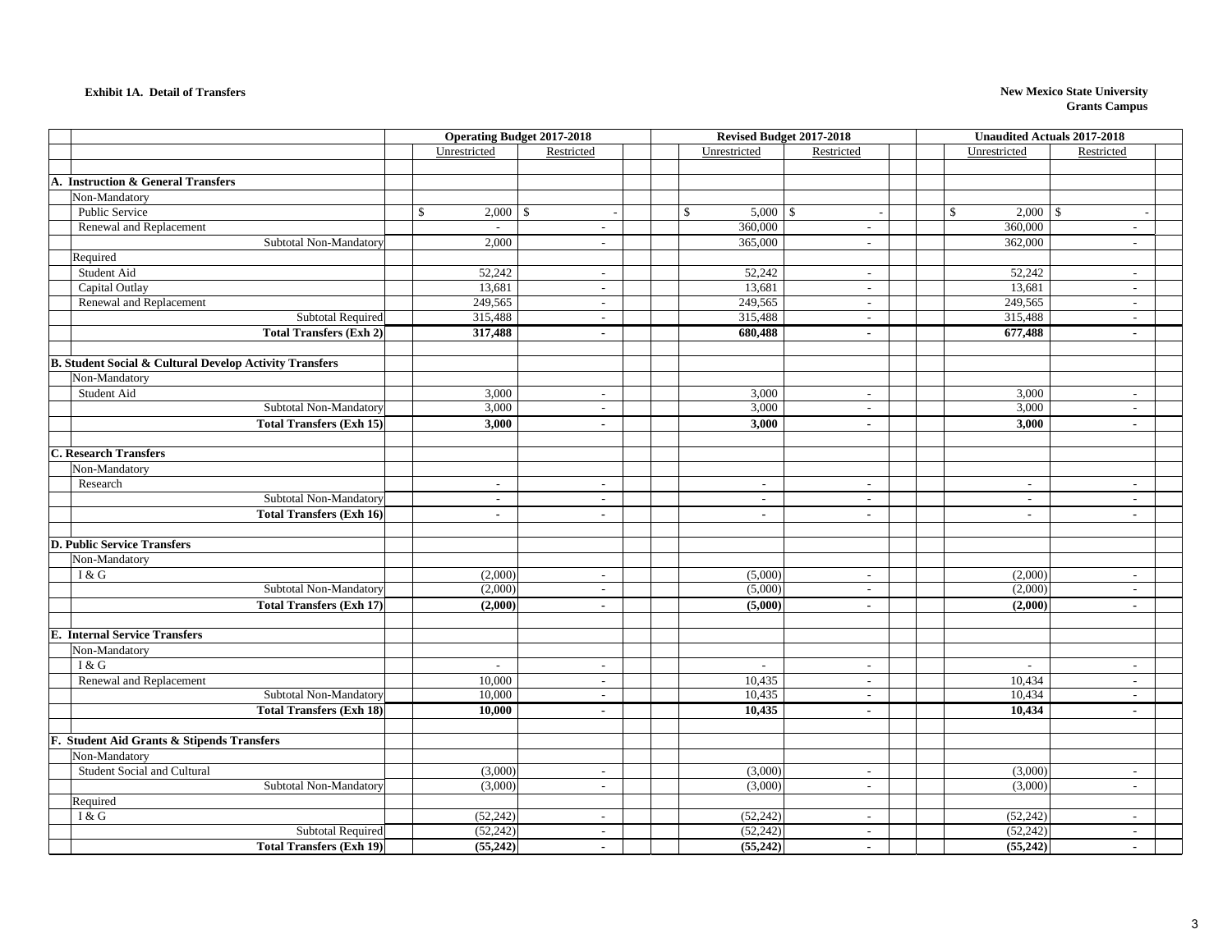**Exhibit 1A. Detail of Transfers**

**New Mexico State University**
**Grants Campus**

| | Operating Budget 2017-2018 | | Revised Budget 2017-2018 | | Unaudited Actuals 2017-2018 | |
|---|---|---|---|---|---|---|
| | Unrestricted | Restricted | Unrestricted | Restricted | Unrestricted | Restricted |
| **A. Instruction & General Transfers** | | | | | | |
| Non-Mandatory | | | | | | |
| Public Service | $ 2,000 | $ - | $ 5,000 | $ - | $ 2,000 | $ - |
| Renewal and Replacement | - | - | 360,000 | - | 360,000 | - |
| Subtotal Non-Mandatory | 2,000 | - | 365,000 | - | 362,000 | - |
| Required | | | | | | |
| Student Aid | 52,242 | - | 52,242 | - | 52,242 | - |
| Capital Outlay | 13,681 | - | 13,681 | - | 13,681 | - |
| Renewal and Replacement | 249,565 | - | 249,565 | - | 249,565 | - |
| Subtotal Required | 315,488 | - | 315,488 | - | 315,488 | - |
| **Total Transfers (Exh 2)** | **317,488** | **-** | **680,488** | **-** | **677,488** | **-** |
| **B. Student Social & Cultural Develop Activity Transfers** | | | | | | |
| Non-Mandatory | | | | | | |
| Student Aid | 3,000 | - | 3,000 | - | 3,000 | - |
| Subtotal Non-Mandatory | 3,000 | - | 3,000 | - | 3,000 | - |
| **Total Transfers (Exh 15)** | **3,000** | **-** | **3,000** | **-** | **3,000** | **-** |
| **C. Research Transfers** | | | | | | |
| Non-Mandatory | | | | | | |
| Research | - | - | - | - | - | - |
| Subtotal Non-Mandatory | - | - | - | - | - | - |
| **Total Transfers (Exh 16)** | **-** | **-** | **-** | **-** | **-** | **-** |
| **D. Public Service Transfers** | | | | | | |
| Non-Mandatory | | | | | | |
| I & G | (2,000) | - | (5,000) | - | (2,000) | - |
| Subtotal Non-Mandatory | (2,000) | - | (5,000) | - | (2,000) | - |
| **Total Transfers (Exh 17)** | **(2,000)** | **-** | **(5,000)** | **-** | **(2,000)** | **-** |
| **E. Internal Service Transfers** | | | | | | |
| Non-Mandatory | | | | | | |
| I & G | - | - | - | - | - | - |
| Renewal and Replacement | 10,000 | - | 10,435 | - | 10,434 | - |
| Subtotal Non-Mandatory | 10,000 | - | 10,435 | - | 10,434 | - |
| **Total Transfers (Exh 18)** | **10,000** | **-** | **10,435** | **-** | **10,434** | **-** |
| **F. Student Aid Grants & Stipends Transfers** | | | | | | |
| Non-Mandatory | | | | | | |
| Student Social and Cultural | (3,000) | - | (3,000) | - | (3,000) | - |
| Subtotal Non-Mandatory | (3,000) | - | (3,000) | - | (3,000) | - |
| Required | | | | | | |
| I & G | (52,242) | - | (52,242) | - | (52,242) | - |
| Subtotal Required | (52,242) | - | (52,242) | - | (52,242) | - |
| **Total Transfers (Exh 19)** | **(55,242)** | **-** | **(55,242)** | **-** | **(55,242)** | **-** |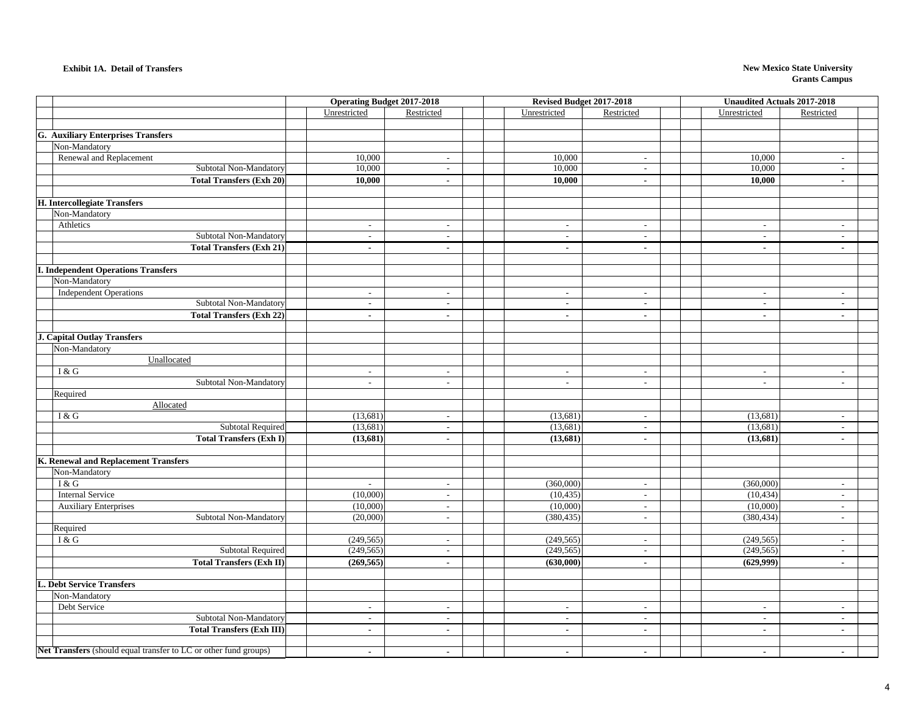**Exhibit 1A. Detail of Transfers**

**New Mexico State University**
**Grants Campus**

| | Operating Budget 2017-2018 | | Revised Budget 2017-2018 | | Unaudited Actuals 2017-2018 | |
|---|---|---|---|---|---|---|
| | Unrestricted | Restricted | Unrestricted | Restricted | Unrestricted | Restricted |
| **G. Auxiliary Enterprises Transfers** | | | | | | |
| Non-Mandatory | | | | | | |
| Renewal and Replacement | 10,000 | - | 10,000 | - | 10,000 | - |
| Subtotal Non-Mandatory | 10,000 | - | 10,000 | - | 10,000 | - |
| **Total Transfers (Exh 20)** | **10,000** | **-** | **10,000** | **-** | **10,000** | **-** |
| **H. Intercollegiate Transfers** | | | | | | |
| Non-Mandatory | | | | | | |
| Athletics | - | - | - | - | - | - |
| Subtotal Non-Mandatory | - | - | - | - | - | - |
| **Total Transfers (Exh 21)** | **-** | **-** | **-** | **-** | **-** | **-** |
| **I. Independent Operations Transfers** | | | | | | |
| Non-Mandatory | | | | | | |
| Independent Operations | - | - | - | - | - | - |
| Subtotal Non-Mandatory | - | - | - | - | - | - |
| **Total Transfers (Exh 22)** | **-** | **-** | **-** | **-** | **-** | **-** |
| **J. Capital Outlay Transfers** | | | | | | |
| Non-Mandatory | | | | | | |
| Unallocated | | | | | | |
| I & G | - | - | - | - | - | - |
| Subtotal Non-Mandatory | - | - | - | - | - | - |
| Required | | | | | | |
| Allocated | | | | | | |
| I & G | (13,681) | - | (13,681) | - | (13,681) | - |
| Subtotal Required | (13,681) | - | (13,681) | - | (13,681) | - |
| **Total Transfers (Exh I)** | **(13,681)** | **-** | **(13,681)** | **-** | **(13,681)** | **-** |
| **K. Renewal and Replacement Transfers** | | | | | | |
| Non-Mandatory | | | | | | |
| I & G | - | - | (360,000) | - | (360,000) | - |
| Internal Service | (10,000) | - | (10,435) | - | (10,434) | - |
| Auxiliary Enterprises | (10,000) | - | (10,000) | - | (10,000) | - |
| Subtotal Non-Mandatory | (20,000) | - | (380,435) | - | (380,434) | - |
| Required | | | | | | |
| I & G | (249,565) | - | (249,565) | - | (249,565) | - |
| Subtotal Required | (249,565) | - | (249,565) | - | (249,565) | - |
| **Total Transfers (Exh II)** | **(269,565)** | **-** | **(630,000)** | **-** | **(629,999)** | **-** |
| **L. Debt Service Transfers** | | | | | | |
| Non-Mandatory | | | | | | |
| Debt Service | - | - | - | - | - | - |
| Subtotal Non-Mandatory | - | - | - | - | - | - |
| **Total Transfers (Exh III)** | **-** | **-** | **-** | **-** | **-** | **-** |
| **Net Transfers** (should equal transfer to LC or other fund groups) | **-** | **-** | **-** | **-** | **-** | **-** |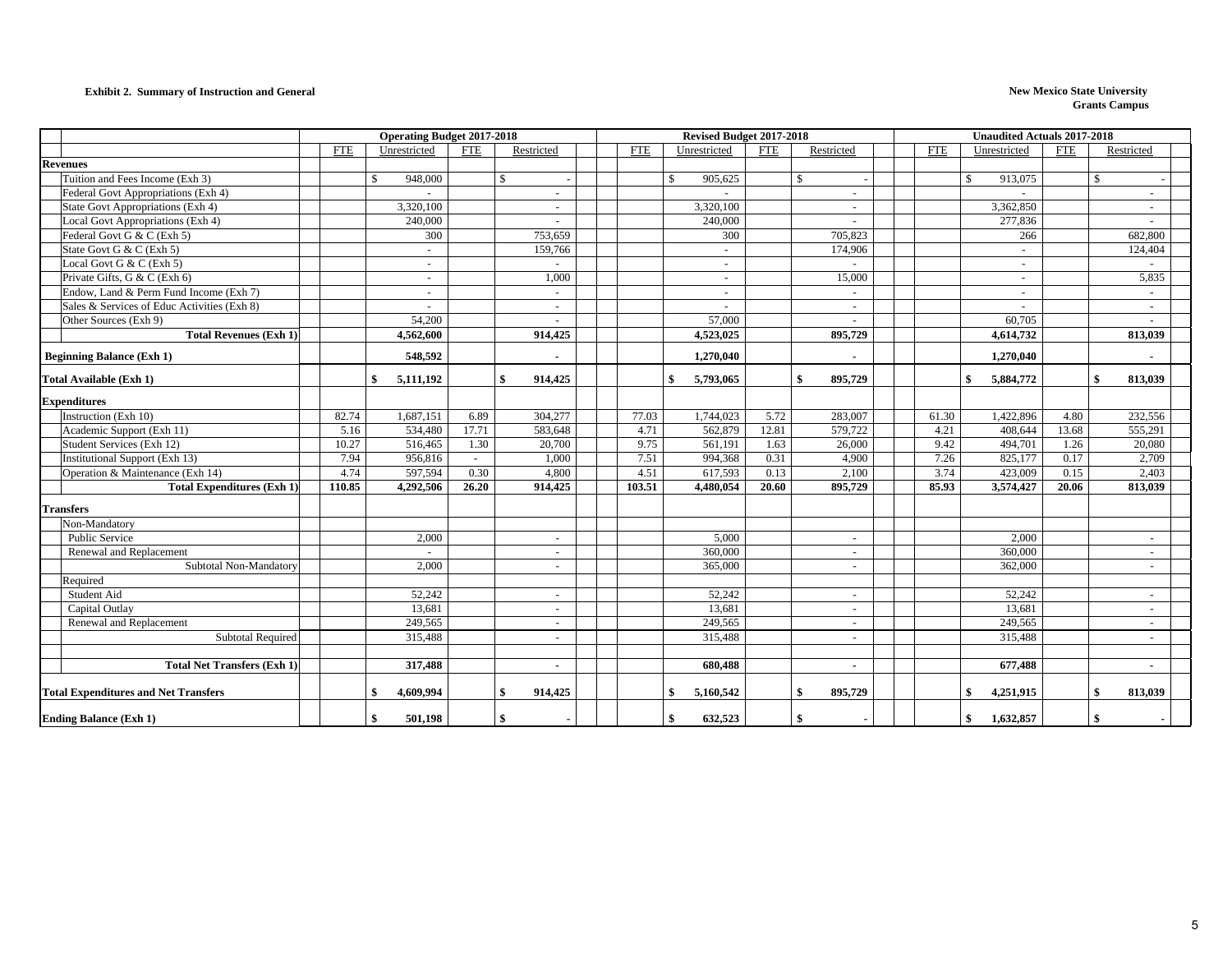**Exhibit 2. Summary of Instruction and General**

**New Mexico State University**
**Grants Campus**

| | Operating Budget 2017-2018 | | | | Revised Budget 2017-2018 | | | | Unaudited Actuals 2017-2018 | | | |
|---|---|---|---|---|---|---|---|---|---|---|---|---|
| | FTE | Unrestricted | FTE | Restricted | FTE | Unrestricted | FTE | Restricted | FTE | Unrestricted | FTE | Restricted |
| **Revenues** | | | | | | | | | | | | |
| Tuition and Fees Income (Exh 3) | | $ 948,000 | | $ - | | $ 905,625 | | $ - | | $ 913,075 | | $ - |
| Federal Govt Appropriations (Exh 4) | | - | | - | | - | | - | | - | | - |
| State Govt Appropriations (Exh 4) | | 3,320,100 | | - | | 3,320,100 | | - | | 3,362,850 | | - |
| Local Govt Appropriations (Exh 4) | | 240,000 | | - | | 240,000 | | - | | 277,836 | | - |
| Federal Govt G & C (Exh 5) | | 300 | | 753,659 | | 300 | | 705,823 | | 266 | | 682,800 |
| State Govt G & C (Exh 5) | | - | | 159,766 | | - | | 174,906 | | - | | 124,404 |
| Local Govt G & C (Exh 5) | | - | | - | | - | | - | | - | | - |
| Private Gifts, G & C (Exh 6) | | - | | 1,000 | | - | | 15,000 | | - | | 5,835 |
| Endow, Land & Perm Fund Income (Exh 7) | | - | | - | | - | | - | | - | | - |
| Sales & Services of Educ Activities (Exh 8) | | - | | - | | - | | - | | - | | - |
| Other Sources (Exh 9) | | 54,200 | | - | | 57,000 | | - | | 60,705 | | - |
| **Total Revenues (Exh 1)** | | **4,562,600** | | **914,425** | | **4,523,025** | | **895,729** | | **4,614,732** | | **813,039** |
| **Beginning Balance (Exh 1)** | | **548,592** | | **-** | | **1,270,040** | | **-** | | **1,270,040** | | **-** |
| **Total Available (Exh 1)** | | **$ 5,111,192** | | **$ 914,425** | | **$ 5,793,065** | | **$ 895,729** | | **$ 5,884,772** | | **$ 813,039** |
| **Expenditures** | | | | | | | | | | | | |
| Instruction (Exh 10) | 82.74 | 1,687,151 | 6.89 | 304,277 | 77.03 | 1,744,023 | 5.72 | 283,007 | 61.30 | 1,422,896 | 4.80 | 232,556 |
| Academic Support (Exh 11) | 5.16 | 534,480 | 17.71 | 583,648 | 4.71 | 562,879 | 12.81 | 579,722 | 4.21 | 408,644 | 13.68 | 555,291 |
| Student Services (Exh 12) | 10.27 | 516,465 | 1.30 | 20,700 | 9.75 | 561,191 | 1.63 | 26,000 | 9.42 | 494,701 | 1.26 | 20,080 |
| Institutional Support (Exh 13) | 7.94 | 956,816 | - | 1,000 | 7.51 | 994,368 | 0.31 | 4,900 | 7.26 | 825,177 | 0.17 | 2,709 |
| Operation & Maintenance (Exh 14) | 4.74 | 597,594 | 0.30 | 4,800 | 4.51 | 617,593 | 0.13 | 2,100 | 3.74 | 423,009 | 0.15 | 2,403 |
| **Total Expenditures (Exh 1)** | **110.85** | **4,292,506** | **26.20** | **914,425** | **103.51** | **4,480,054** | **20.60** | **895,729** | **85.93** | **3,574,427** | **20.06** | **813,039** |
| **Transfers** | | | | | | | | | | | | |
| Non-Mandatory | | | | | | | | | | | | |
| Public Service | | 2,000 | | - | | 5,000 | | - | | 2,000 | | - |
| Renewal and Replacement | | - | | - | | 360,000 | | - | | 360,000 | | - |
| Subtotal Non-Mandatory | | 2,000 | | - | | 365,000 | | - | | 362,000 | | - |
| Required | | | | | | | | | | | | |
| Student Aid | | 52,242 | | - | | 52,242 | | - | | 52,242 | | - |
| Capital Outlay | | 13,681 | | - | | 13,681 | | - | | 13,681 | | - |
| Renewal and Replacement | | 249,565 | | - | | 249,565 | | - | | 249,565 | | - |
| Subtotal Required | | 315,488 | | - | | 315,488 | | - | | 315,488 | | - |
| **Total Net Transfers (Exh 1)** | | **317,488** | | **-** | | **680,488** | | **-** | | **677,488** | | **-** |
| **Total Expenditures and Net Transfers** | | **$ 4,609,994** | | **$ 914,425** | | **$ 5,160,542** | | **$ 895,729** | | **$ 4,251,915** | | **$ 813,039** |
| **Ending Balance (Exh 1)** | | **$ 501,198** | | **$ -** | | **$ 632,523** | | **$ -** | | **$ 1,632,857** | | **$ -** |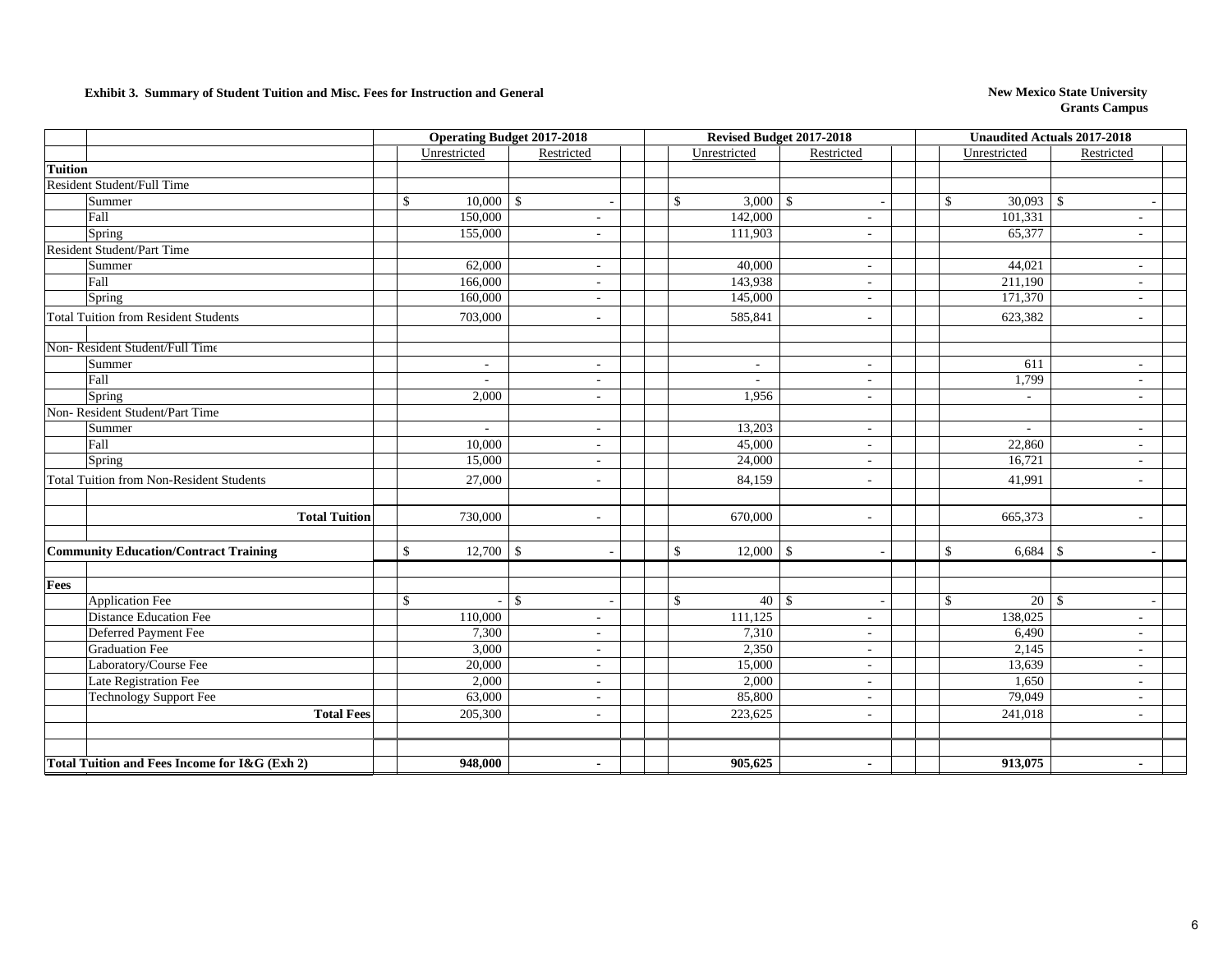**Exhibit 3. Summary of Student Tuition and Misc. Fees for Instruction and General**

**New Mexico State University**
**Grants Campus**

| | | Operating Budget 2017-2018 | | Revised Budget 2017-2018 | | Unaudited Actuals 2017-2018 | |
|---|---|---|---|---|---|---|---|
| | | Unrestricted | Restricted | Unrestricted | Restricted | Unrestricted | Restricted |
| **Tuition** | | | | | | | |
| Resident Student/Full Time | | | | | | | |
| | Summer | $ 10,000 | $ - | $ 3,000 | $ - | $ 30,093 | $ - |
| | Fall | 150,000 | - | 142,000 | - | 101,331 | - |
| | Spring | 155,000 | - | 111,903 | - | 65,377 | - |
| Resident Student/Part Time | | | | | | | |
| | Summer | 62,000 | - | 40,000 | - | 44,021 | - |
| | Fall | 166,000 | - | 143,938 | - | 211,190 | - |
| | Spring | 160,000 | - | 145,000 | - | 171,370 | - |
| Total Tuition from Resident Students | | 703,000 | - | 585,841 | - | 623,382 | - |
| | | | | | | | |
| Non- Resident Student/Full Time | | | | | | | |
| | Summer | - | - | - | - | 611 | - |
| | Fall | - | - | - | - | 1,799 | - |
| | Spring | 2,000 | - | 1,956 | - | - | - |
| Non- Resident Student/Part Time | | | | | | | |
| | Summer | - | - | 13,203 | - | - | - |
| | Fall | 10,000 | - | 45,000 | - | 22,860 | - |
| | Spring | 15,000 | - | 24,000 | - | 16,721 | - |
| Total Tuition from Non-Resident Students | | 27,000 | - | 84,159 | - | 41,991 | - |
| | | | | | | | |
| | **Total Tuition** | 730,000 | - | 670,000 | - | 665,373 | - |
| | | | | | | | |
| **Community Education/Contract Training** | | $ 12,700 | $ - | $ 12,000 | $ - | $ 6,684 | $ - |
| | | | | | | | |
| **Fees** | | | | | | | |
| | Application Fee | $ - | $ - | $ 40 | $ - | $ 20 | $ - |
| | Distance Education Fee | 110,000 | - | 111,125 | - | 138,025 | - |
| | Deferred Payment Fee | 7,300 | - | 7,310 | - | 6,490 | - |
| | Graduation Fee | 3,000 | - | 2,350 | - | 2,145 | - |
| | Laboratory/Course Fee | 20,000 | - | 15,000 | - | 13,639 | - |
| | Late Registration Fee | 2,000 | - | 2,000 | - | 1,650 | - |
| | Technology Support Fee | 63,000 | - | 85,800 | - | 79,049 | - |
| | **Total Fees** | 205,300 | - | 223,625 | - | 241,018 | - |
| | | | | | | | |
| **Total Tuition and Fees Income for I&G (Exh 2)** | | **948,000** | **-** | **905,625** | **-** | **913,075** | **-** |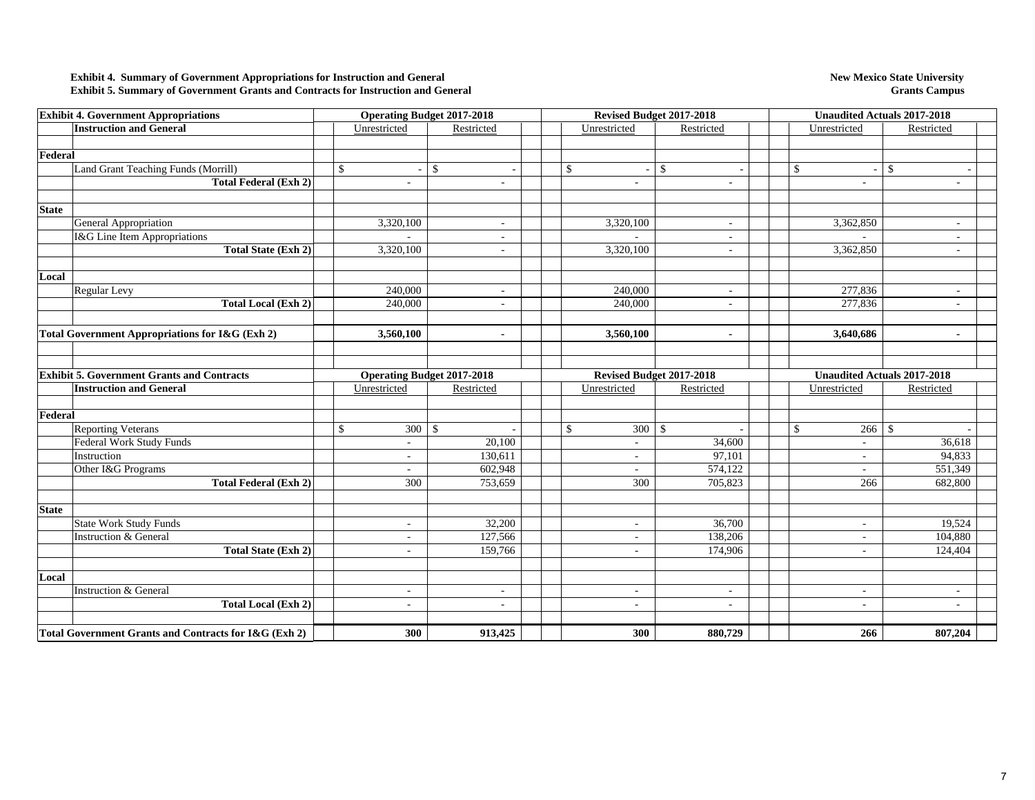**Exhibit 4. Summary of Government Appropriations for Instruction and General**
**Exhibit 5. Summary of Government Grants and Contracts for Instruction and General**

**New Mexico State University**
**Grants Campus**

| **Exhibit 4. Government Appropriations** | **Operating Budget 2017-2018** | | **Revised Budget 2017-2018** | | **Unaudited Actuals 2017-2018** | |
|---|---|---|---|---|---|---|
| **Instruction and General** | Unrestricted | Restricted | Unrestricted | Restricted | Unrestricted | Restricted |
| **Federal** | | | | | | |
| Land Grant Teaching Funds (Morrill) | $ - | $ - | $ - | $ - | $ - | $ - |
| **Total Federal (Exh 2)** | - | - | - | - | - | - |
| **State** | | | | | | |
| General Appropriation | 3,320,100 | - | 3,320,100 | - | 3,362,850 | - |
| I&G Line Item Appropriations | - | - | - | - | - | - |
| **Total State (Exh 2)** | 3,320,100 | - | 3,320,100 | - | 3,362,850 | - |
| **Local** | | | | | | |
| Regular Levy | 240,000 | - | 240,000 | - | 277,836 | - |
| **Total Local (Exh 2)** | 240,000 | - | 240,000 | - | 277,836 | - |
| **Total Government Appropriations for I&G (Exh 2)** | **3,560,100** | **-** | **3,560,100** | **-** | **3,640,686** | **-** |

| **Exhibit 5. Government Grants and Contracts** | **Operating Budget 2017-2018** | | **Revised Budget 2017-2018** | | **Unaudited Actuals 2017-2018** | |
|---|---|---|---|---|---|---|
| **Instruction and General** | Unrestricted | Restricted | Unrestricted | Restricted | Unrestricted | Restricted |
| **Federal** | | | | | | |
| Reporting Veterans | $ 300 | $ - | $ 300 | $ - | $ 266 | $ - |
| Federal Work Study Funds | - | 20,100 | - | 34,600 | - | 36,618 |
| Instruction | - | 130,611 | - | 97,101 | - | 94,833 |
| Other I&G Programs | - | 602,948 | - | 574,122 | - | 551,349 |
| **Total Federal (Exh 2)** | 300 | 753,659 | 300 | 705,823 | 266 | 682,800 |
| **State** | | | | | | |
| State Work Study Funds | - | 32,200 | - | 36,700 | - | 19,524 |
| Instruction & General | - | 127,566 | - | 138,206 | - | 104,880 |
| **Total State (Exh 2)** | - | 159,766 | - | 174,906 | - | 124,404 |
| **Local** | | | | | | |
| Instruction & General | - | - | - | - | - | - |
| **Total Local (Exh 2)** | - | - | - | - | - | - |
| **Total Government Grants and Contracts for I&G (Exh 2)** | **300** | **913,425** | **300** | **880,729** | **266** | **807,204** |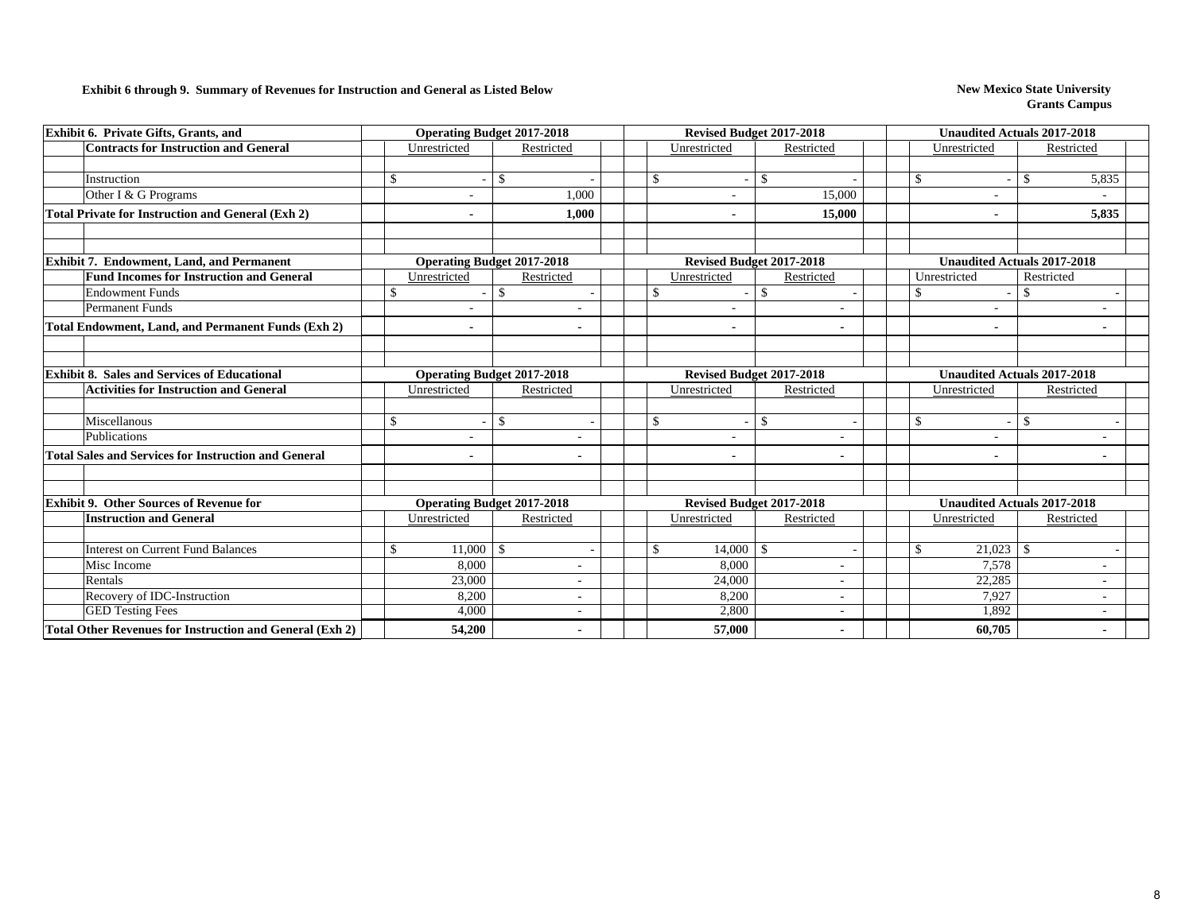**Exhibit 6 through 9. Summary of Revenues for Instruction and General as Listed Below**

**New Mexico State University**
**Grants Campus**

| Exhibit 6. Private Gifts, Grants, and Contracts for Instruction and General | Operating Budget 2017-2018 | | Revised Budget 2017-2018 | | Unaudited Actuals 2017-2018 | |
|---|---|---|---|---|---|---|
| | Unrestricted | Restricted | Unrestricted | Restricted | Unrestricted | Restricted |
| Instruction | $ - | $ - | $ - | $ - | $ - | $ 5,835 |
| Other I & G Programs | - | 1,000 | - | 15,000 | - | - |
| **Total Private for Instruction and General (Exh 2)** | **-** | **1,000** | **-** | **15,000** | **-** | **5,835** |

| Exhibit 7. Endowment, Land, and Permanent Fund Incomes for Instruction and General | Operating Budget 2017-2018 | | Revised Budget 2017-2018 | | Unaudited Actuals 2017-2018 | |
|---|---|---|---|---|---|---|
| | Unrestricted | Restricted | Unrestricted | Restricted | Unrestricted | Restricted |
| Endowment Funds | $ - | $ - | $ - | $ - | $ - | $ - |
| Permanent Funds | - | - | - | - | - | - |
| **Total Endowment, Land, and Permanent Funds (Exh 2)** | **-** | **-** | **-** | **-** | **-** | **-** |

| Exhibit 8. Sales and Services of Educational Activities for Instruction and General | Operating Budget 2017-2018 | | Revised Budget 2017-2018 | | Unaudited Actuals 2017-2018 | |
|---|---|---|---|---|---|---|
| | Unrestricted | Restricted | Unrestricted | Restricted | Unrestricted | Restricted |
| Miscellanous | $ - | $ - | $ - | $ - | $ - | $ - |
| Publications | - | - | - | - | - | - |
| **Total Sales and Services for Instruction and General** | **-** | **-** | **-** | **-** | **-** | **-** |

| Exhibit 9. Other Sources of Revenue for Instruction and General | Operating Budget 2017-2018 | | Revised Budget 2017-2018 | | Unaudited Actuals 2017-2018 | |
|---|---|---|---|---|---|---|
| | Unrestricted | Restricted | Unrestricted | Restricted | Unrestricted | Restricted |
| Interest on Current Fund Balances | $ 11,000 | $ - | $ 14,000 | $ - | $ 21,023 | $ - |
| Misc Income | 8,000 | - | 8,000 | - | 7,578 | - |
| Rentals | 23,000 | - | 24,000 | - | 22,285 | - |
| Recovery of IDC-Instruction | 8,200 | - | 8,200 | - | 7,927 | - |
| GED Testing Fees | 4,000 | - | 2,800 | - | 1,892 | - |
| **Total Other Revenues for Instruction and General (Exh 2)** | **54,200** | **-** | **57,000** | **-** | **60,705** | **-** |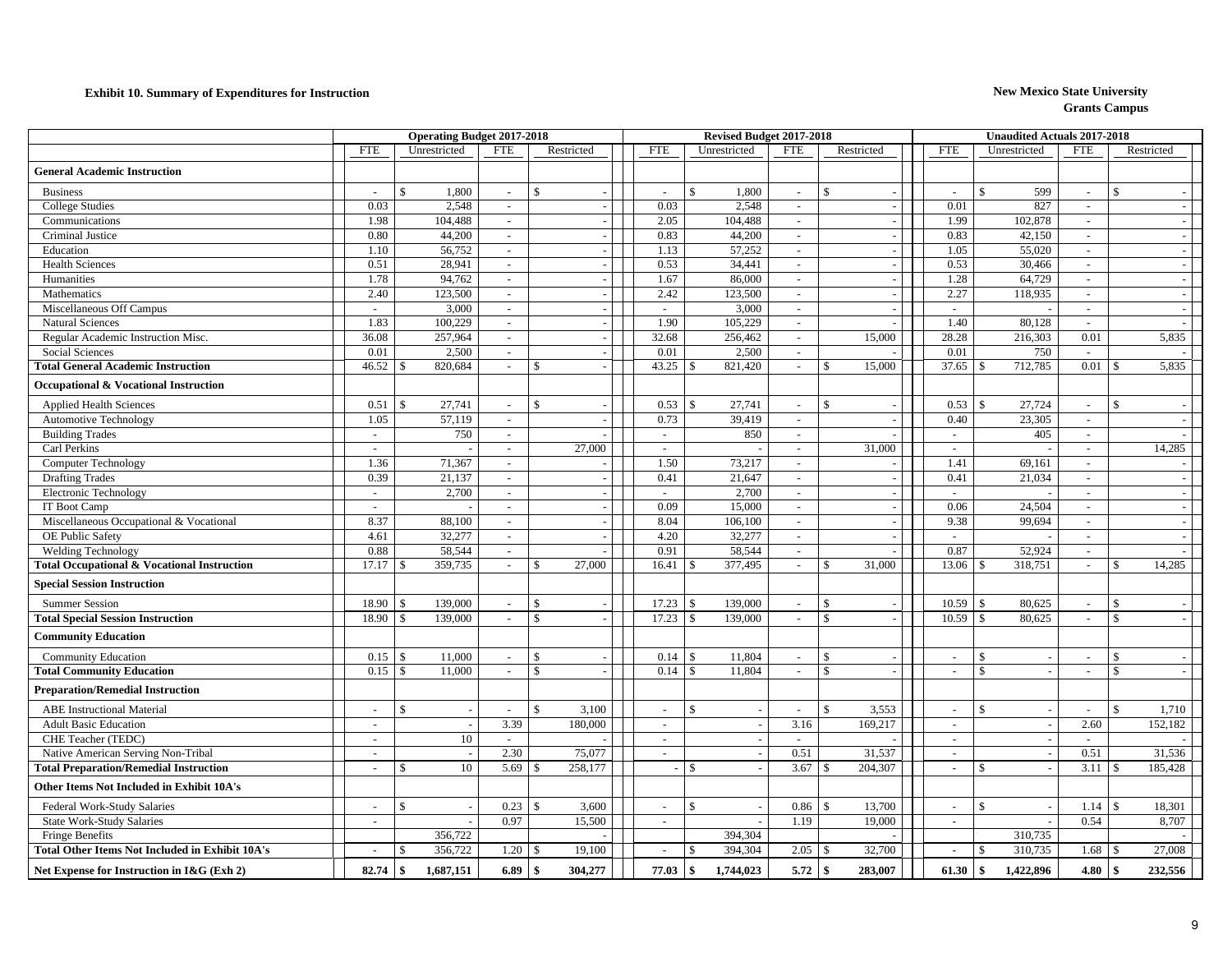**Exhibit 10. Summary of Expenditures for Instruction**

**New Mexico State University**
**Grants Campus**

| | Operating Budget 2017-2018 | | | | Revised Budget 2017-2018 | | | | Unaudited Actuals 2017-2018 | | | |
|---|---|---|---|---|---|---|---|---|---|---|---|---|
| | FTE | Unrestricted | FTE | Restricted | FTE | Unrestricted | FTE | Restricted | FTE | Unrestricted | FTE | Restricted |
| **General Academic Instruction** | | | | | | | | | | | | |
| Business | - | $ 1,800 | - | $ - | - | $ 1,800 | - | $ - | - | $ 599 | - | $ - |
| College Studies | 0.03 | 2,548 | - | - | 0.03 | 2,548 | - | - | 0.01 | 827 | - | - |
| Communications | 1.98 | 104,488 | - | - | 2.05 | 104,488 | - | - | 1.99 | 102,878 | - | - |
| Criminal Justice | 0.80 | 44,200 | - | - | 0.83 | 44,200 | - | - | 0.83 | 42,150 | - | - |
| Education | 1.10 | 56,752 | - | - | 1.13 | 57,252 | - | - | 1.05 | 55,020 | - | - |
| Health Sciences | 0.51 | 28,941 | - | - | 0.53 | 34,441 | - | - | 0.53 | 30,466 | - | - |
| Humanities | 1.78 | 94,762 | - | - | 1.67 | 86,000 | - | - | 1.28 | 64,729 | - | - |
| Mathematics | 2.40 | 123,500 | - | - | 2.42 | 123,500 | - | - | 2.27 | 118,935 | - | - |
| Miscellaneous Off Campus | - | 3,000 | - | - | - | 3,000 | - | - | - | - | - | - |
| Natural Sciences | 1.83 | 100,229 | - | - | 1.90 | 105,229 | - | - | 1.40 | 80,128 | - | - |
| Regular Academic Instruction Misc. | 36.08 | 257,964 | - | - | 32.68 | 256,462 | - | 15,000 | 28.28 | 216,303 | 0.01 | 5,835 |
| Social Sciences | 0.01 | 2,500 | - | - | 0.01 | 2,500 | - | - | 0.01 | 750 | - | - |
| **Total General Academic Instruction** | 46.52 | $ 820,684 | - | $ - | 43.25 | $ 821,420 | - | $ 15,000 | 37.65 | $ 712,785 | 0.01 | $ 5,835 |
| **Occupational & Vocational Instruction** | | | | | | | | | | | | |
| Applied Health Sciences | 0.51 | $ 27,741 | - | $ - | 0.53 | $ 27,741 | - | $ - | 0.53 | $ 27,724 | - | $ - |
| Automotive Technology | 1.05 | 57,119 | - | - | 0.73 | 39,419 | - | - | 0.40 | 23,305 | - | - |
| Building Trades | - | 750 | - | - | - | 850 | - | - | - | 405 | - | - |
| Carl Perkins | - | - | - | 27,000 | - | - | - | 31,000 | - | - | - | 14,285 |
| Computer Technology | 1.36 | 71,367 | - | - | 1.50 | 73,217 | - | - | 1.41 | 69,161 | - | - |
| Drafting Trades | 0.39 | 21,137 | - | - | 0.41 | 21,647 | - | - | 0.41 | 21,034 | - | - |
| Electronic Technology | - | 2,700 | - | - | - | 2,700 | - | - | - | - | - | - |
| IT Boot Camp | - | - | - | - | 0.09 | 15,000 | - | - | 0.06 | 24,504 | - | - |
| Miscellaneous Occupational & Vocational | 8.37 | 88,100 | - | - | 8.04 | 106,100 | - | - | 9.38 | 99,694 | - | - |
| OE Public Safety | 4.61 | 32,277 | - | - | 4.20 | 32,277 | - | - | - | - | - | - |
| Welding Technology | 0.88 | 58,544 | - | - | 0.91 | 58,544 | - | - | 0.87 | 52,924 | - | - |
| **Total Occupational & Vocational Instruction** | 17.17 | $ 359,735 | - | $ 27,000 | 16.41 | $ 377,495 | - | $ 31,000 | 13.06 | $ 318,751 | - | $ 14,285 |
| **Special Session Instruction** | | | | | | | | | | | | |
| Summer Session | 18.90 | $ 139,000 | - | $ - | 17.23 | $ 139,000 | - | $ - | 10.59 | $ 80,625 | - | $ - |
| **Total Special Session Instruction** | 18.90 | $ 139,000 | - | $ - | 17.23 | $ 139,000 | - | $ - | 10.59 | $ 80,625 | - | $ - |
| **Community Education** | | | | | | | | | | | | |
| Community Education | 0.15 | $ 11,000 | - | $ - | 0.14 | $ 11,804 | - | $ - | - | $ - | - | $ - |
| **Total Community Education** | 0.15 | $ 11,000 | - | $ - | 0.14 | $ 11,804 | - | $ - | - | $ - | - | $ - |
| **Preparation/Remedial Instruction** | | | | | | | | | | | | |
| ABE Instructional Material | - | $ - | - | $ 3,100 | - | $ - | - | $ 3,553 | - | $ - | - | $ 1,710 |
| Adult Basic Education | - | - | 3.39 | 180,000 | - | - | 3.16 | 169,217 | - | - | 2.60 | 152,182 |
| CHE Teacher (TEDC) | - | 10 | - | - | - | - | - | - | - | - | - | - |
| Native American Serving Non-Tribal | - | - | 2.30 | 75,077 | - | - | 0.51 | 31,537 | - | - | 0.51 | 31,536 |
| **Total Preparation/Remedial Instruction** | - | $ 10 | 5.69 | $ 258,177 | - | $ - | 3.67 | $ 204,307 | - | $ - | 3.11 | $ 185,428 |
| **Other Items Not Included in Exhibit 10A's** | | | | | | | | | | | | |
| Federal Work-Study Salaries | - | $ - | 0.23 | $ 3,600 | - | $ - | 0.86 | $ 13,700 | - | $ - | 1.14 | $ 18,301 |
| State Work-Study Salaries | - | - | 0.97 | 15,500 | - | - | 1.19 | 19,000 | - | - | 0.54 | 8,707 |
| Fringe Benefits | | 356,722 | | - | | 394,304 | | - | | 310,735 | | - |
| **Total Other Items Not Included in Exhibit 10A's** | - | $ 356,722 | 1.20 | $ 19,100 | - | $ 394,304 | 2.05 | $ 32,700 | - | $ 310,735 | 1.68 | $ 27,008 |
| **Net Expense for Instruction in I&G (Exh 2)** | **82.74** | **$ 1,687,151** | **6.89** | **$ 304,277** | **77.03** | **$ 1,744,023** | **5.72** | **$ 283,007** | **61.30** | **$ 1,422,896** | **4.80** | **$ 232,556** |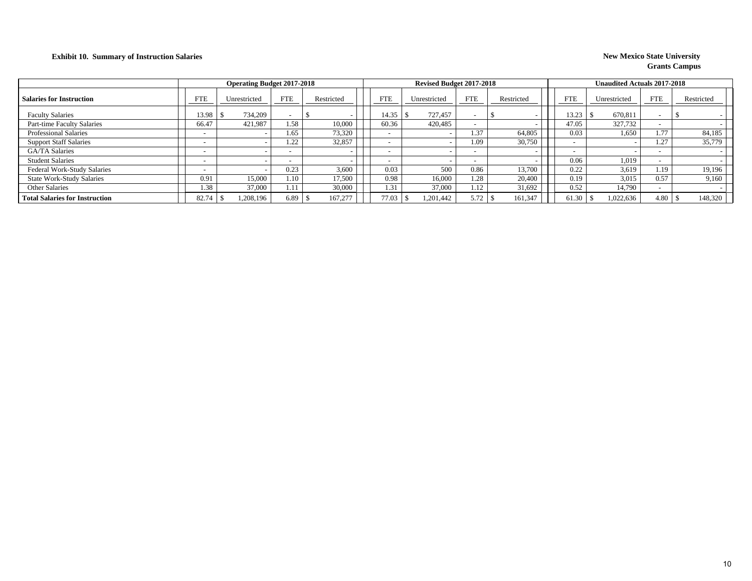**Exhibit 10. Summary of Instruction Salaries**

**New Mexico State University**
**Grants Campus**

| Salaries for Instruction | Operating Budget 2017-2018 | | | | Revised Budget 2017-2018 | | | | Unaudited Actuals 2017-2018 | | | |
|---|---|---|---|---|---|---|---|---|---|---|---|---|
| | FTE | Unrestricted | FTE | Restricted | FTE | Unrestricted | FTE | Restricted | FTE | Unrestricted | FTE | Restricted |
| Faculty Salaries | 13.98 | $ 734,209 | - | $ - | 14.35 | $ 727,457 | - | $ - | 13.23 | $ 670,811 | - | $ - |
| Part-time Faculty Salaries | 66.47 | 421,987 | 1.58 | 10,000 | 60.36 | 420,485 | - | - | 47.05 | 327,732 | - | - |
| Professional Salaries | - | - | 1.65 | 73,320 | - | - | 1.37 | 64,805 | 0.03 | 1,650 | 1.77 | 84,185 |
| Support Staff Salaries | - | - | 1.22 | 32,857 | - | - | 1.09 | 30,750 | - | - | 1.27 | 35,779 |
| GA/TA Salaries | - | - | - | - | - | - | - | - | - | - | - | - |
| Student Salaries | - | - | - | - | - | - | - | - | 0.06 | 1,019 | - | - |
| Federal Work-Study Salaries | - | - | 0.23 | 3,600 | 0.03 | 500 | 0.86 | 13,700 | 0.22 | 3,619 | 1.19 | 19,196 |
| State Work-Study Salaries | 0.91 | 15,000 | 1.10 | 17,500 | 0.98 | 16,000 | 1.28 | 20,400 | 0.19 | 3,015 | 0.57 | 9,160 |
| Other Salaries | 1.38 | 37,000 | 1.11 | 30,000 | 1.31 | 37,000 | 1.12 | 31,692 | 0.52 | 14,790 | - | - |
| **Total Salaries for Instruction** | 82.74 | $ 1,208,196 | 6.89 | $ 167,277 | 77.03 | $ 1,201,442 | 5.72 | $ 161,347 | 61.30 | $ 1,022,636 | 4.80 | $ 148,320 |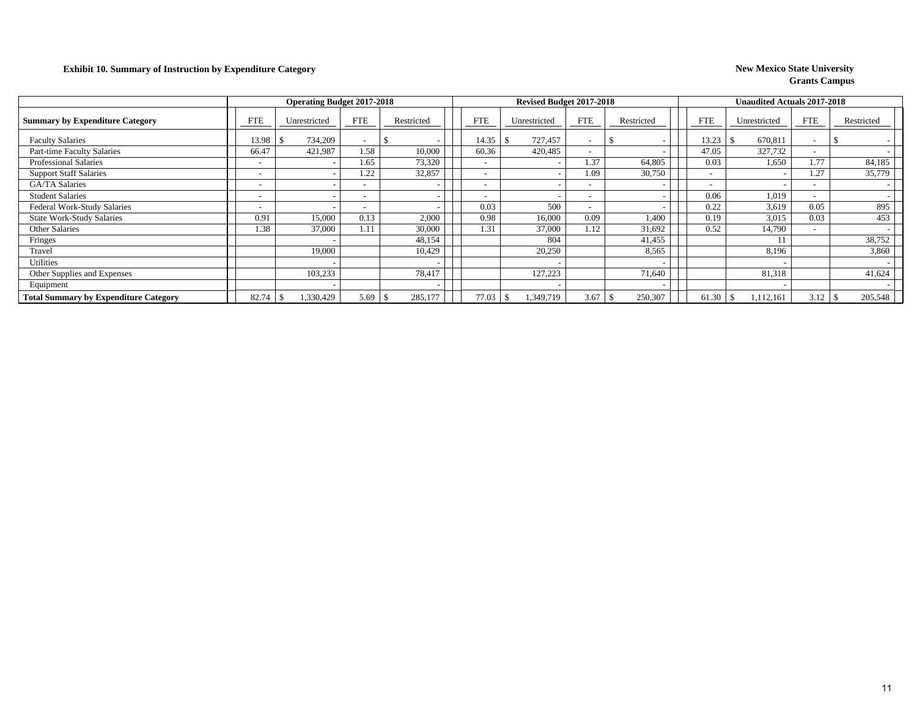**Exhibit 10. Summary of Instruction by Expenditure Category**

**New Mexico State University**
**Grants Campus**

| Summary by Expenditure Category | Operating Budget 2017-2018 | | | | Revised Budget 2017-2018 | | | | Unaudited Actuals 2017-2018 | | | |
|---|---|---|---|---|---|---|---|---|---|---|---|---|
| | FTE | Unrestricted | FTE | Restricted | FTE | Unrestricted | FTE | Restricted | FTE | Unrestricted | FTE | Restricted |
| Faculty Salaries | 13.98 | $ 734,209 | - | $ - | 14.35 | $ 727,457 | - | $ - | 13.23 | $ 670,811 | - | $ - |
| Part-time Faculty Salaries | 66.47 | 421,987 | 1.58 | 10,000 | 60.36 | 420,485 | - | - | 47.05 | 327,732 | - | - |
| Professional Salaries | - | - | 1.65 | 73,320 | - | - | 1.37 | 64,805 | 0.03 | 1,650 | 1.77 | 84,185 |
| Support Staff Salaries | - | - | 1.22 | 32,857 | - | - | 1.09 | 30,750 | - | - | 1.27 | 35,779 |
| GA/TA Salaries | - | - | - | - | - | - | - | - | - | - | - | - |
| Student Salaries | - | - | - | - | - | - | - | - | 0.06 | 1,019 | - | - |
| Federal Work-Study Salaries | - | - | - | - | 0.03 | 500 | - | - | 0.22 | 3,619 | 0.05 | 895 |
| State Work-Study Salaries | 0.91 | 15,000 | 0.13 | 2,000 | 0.98 | 16,000 | 0.09 | 1,400 | 0.19 | 3,015 | 0.03 | 453 |
| Other Salaries | 1.38 | 37,000 | 1.11 | 30,000 | 1.31 | 37,000 | 1.12 | 31,692 | 0.52 | 14,790 | - | - |
| Fringes | | - | | 48,154 | | 804 | | 41,455 | | 11 | | 38,752 |
| Travel | | 19,000 | | 10,429 | | 20,250 | | 8,565 | | 8,196 | | 3,860 |
| Utilities | | - | | - | | - | | - | | - | | - |
| Other Supplies and Expenses | | 103,233 | | 78,417 | | 127,223 | | 71,640 | | 81,318 | | 41,624 |
| Equipment | | - | | - | | - | | - | | - | | - |
| **Total Summary by Expenditure Category** | 82.74 | $ 1,330,429 | 5.69 | $ 285,177 | 77.03 | $ 1,349,719 | 3.67 | $ 250,307 | 61.30 | $ 1,112,161 | 3.12 | $ 205,548 |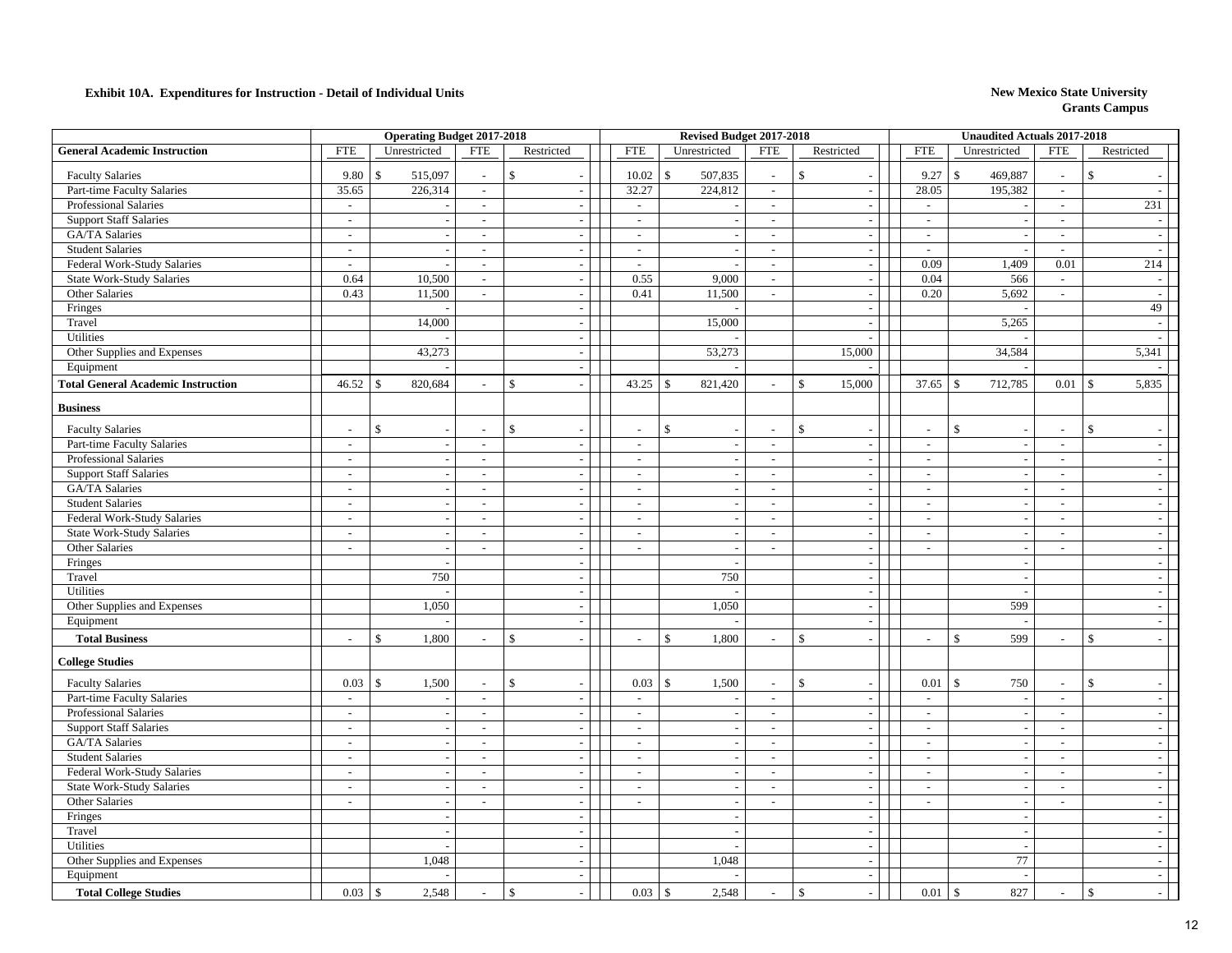**Exhibit 10A. Expenditures for Instruction - Detail of Individual Units**

**New Mexico State University**
**Grants Campus**

| | Operating Budget 2017-2018 | | | | Revised Budget 2017-2018 | | | | Unaudited Actuals 2017-2018 | | | |
|---|---|---|---|---|---|---|---|---|---|---|---|---|
| **General Academic Instruction** | FTE | Unrestricted | FTE | Restricted | FTE | Unrestricted | FTE | Restricted | FTE | Unrestricted | FTE | Restricted |
| Faculty Salaries | 9.80 | $ 515,097 | - | $ - | 10.02 | $ 507,835 | - | $ - | 9.27 | $ 469,887 | - | $ - |
| Part-time Faculty Salaries | 35.65 | 226,314 | - | - | 32.27 | 224,812 | - | - | 28.05 | 195,382 | - | - |
| Professional Salaries | - | - | - | - | - | - | - | - | - | - | - | 231 |
| Support Staff Salaries | - | - | - | - | - | - | - | - | - | - | - | - |
| GA/TA Salaries | - | - | - | - | - | - | - | - | - | - | - | - |
| Student Salaries | - | - | - | - | - | - | - | - | - | - | - | - |
| Federal Work-Study Salaries | - | - | - | - | - | - | - | - | 0.09 | 1,409 | 0.01 | 214 |
| State Work-Study Salaries | 0.64 | 10,500 | - | - | 0.55 | 9,000 | - | - | 0.04 | 566 | - | - |
| Other Salaries | 0.43 | 11,500 | - | - | 0.41 | 11,500 | - | - | 0.20 | 5,692 | - | - |
| Fringes | | - | | - | | - | | - | | - | | 49 |
| Travel | | 14,000 | | - | | 15,000 | | - | | 5,265 | | - |
| Utilities | | - | | - | | - | | - | | - | | - |
| Other Supplies and Expenses | | 43,273 | | - | | 53,273 | | 15,000 | | 34,584 | | 5,341 |
| Equipment | | - | | - | | - | | - | | - | | - |
| **Total General Academic Instruction** | 46.52 | $ 820,684 | - | $ - | 43.25 | $ 821,420 | - | $ 15,000 | 37.65 | $ 712,785 | 0.01 | $ 5,835 |
| **Business** | | | | | | | | | | | | |
| Faculty Salaries | - | $ - | - | $ - | - | $ - | - | $ - | - | $ - | - | $ - |
| Part-time Faculty Salaries | - | - | - | - | - | - | - | - | - | - | - | - |
| Professional Salaries | - | - | - | - | - | - | - | - | - | - | - | - |
| Support Staff Salaries | - | - | - | - | - | - | - | - | - | - | - | - |
| GA/TA Salaries | - | - | - | - | - | - | - | - | - | - | - | - |
| Student Salaries | - | - | - | - | - | - | - | - | - | - | - | - |
| Federal Work-Study Salaries | - | - | - | - | - | - | - | - | - | - | - | - |
| State Work-Study Salaries | - | - | - | - | - | - | - | - | - | - | - | - |
| Other Salaries | - | - | - | - | - | - | - | - | - | - | - | - |
| Fringes | | - | | - | | - | | - | | - | | - |
| Travel | | 750 | | - | | 750 | | - | | - | | - |
| Utilities | | - | | - | | - | | - | | - | | - |
| Other Supplies and Expenses | | 1,050 | | - | | 1,050 | | - | | 599 | | - |
| Equipment | | - | | - | | - | | - | | - | | - |
| **Total Business** | - | $ 1,800 | - | $ - | - | $ 1,800 | - | $ - | - | $ 599 | - | $ - |
| **College Studies** | | | | | | | | | | | | |
| Faculty Salaries | 0.03 | $ 1,500 | - | $ - | 0.03 | $ 1,500 | - | $ - | 0.01 | $ 750 | - | $ - |
| Part-time Faculty Salaries | - | - | - | - | - | - | - | - | - | - | - | - |
| Professional Salaries | - | - | - | - | - | - | - | - | - | - | - | - |
| Support Staff Salaries | - | - | - | - | - | - | - | - | - | - | - | - |
| GA/TA Salaries | - | - | - | - | - | - | - | - | - | - | - | - |
| Student Salaries | - | - | - | - | - | - | - | - | - | - | - | - |
| Federal Work-Study Salaries | - | - | - | - | - | - | - | - | - | - | - | - |
| State Work-Study Salaries | - | - | - | - | - | - | - | - | - | - | - | - |
| Other Salaries | - | - | - | - | - | - | - | - | - | - | - | - |
| Fringes | | - | | - | | - | | - | | - | | - |
| Travel | | - | | - | | - | | - | | - | | - |
| Utilities | | - | | - | | - | | - | | - | | - |
| Other Supplies and Expenses | | 1,048 | | - | | 1,048 | | - | | 77 | | - |
| Equipment | | - | | - | | - | | - | | - | | - |
| **Total College Studies** | 0.03 | $ 2,548 | - | $ - | 0.03 | $ 2,548 | - | $ - | 0.01 | $ 827 | - | $ - |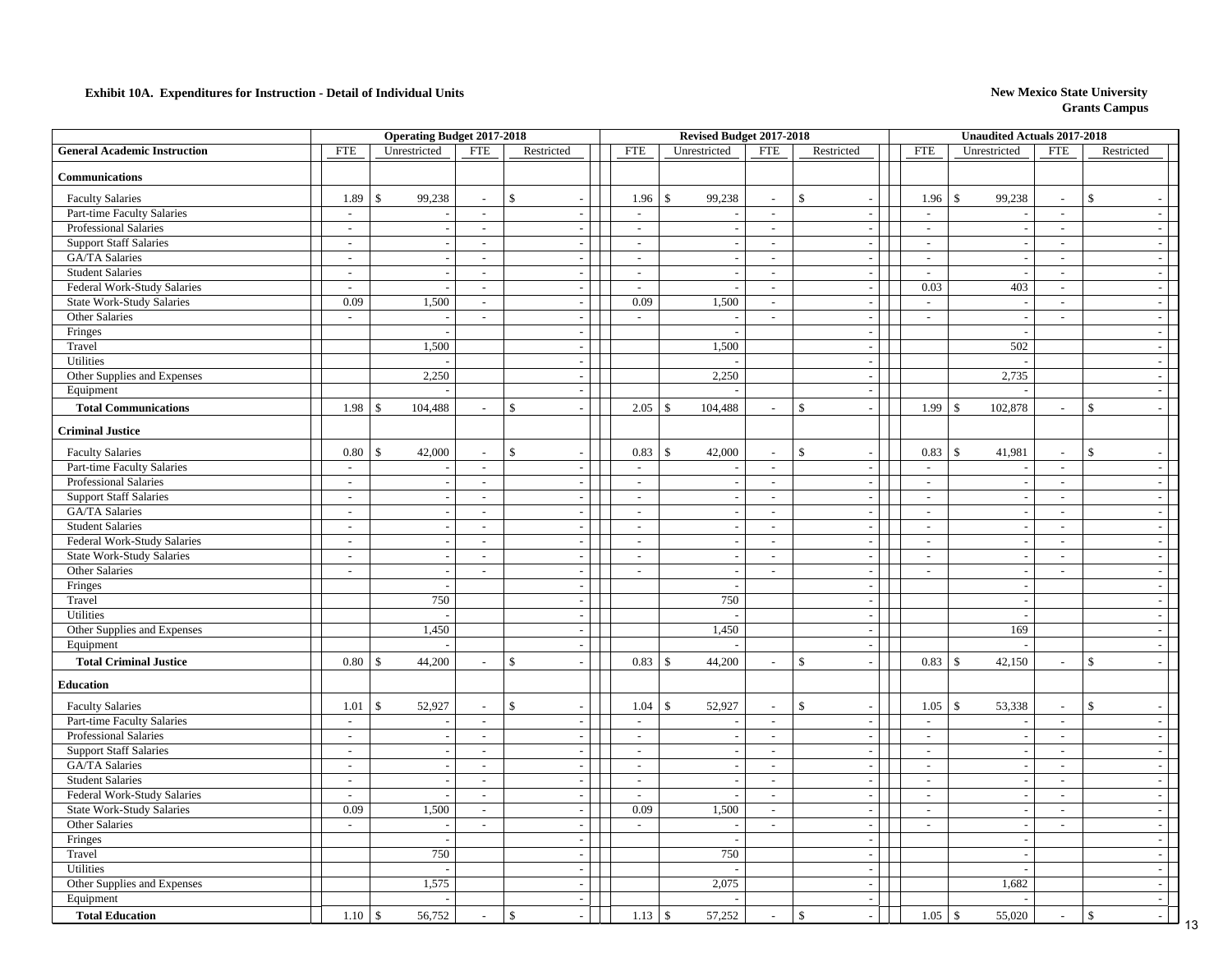**Exhibit 10A. Expenditures for Instruction - Detail of Individual Units**

**New Mexico State University**
**Grants Campus**

| General Academic Instruction | Operating Budget 2017-2018 | | | | Revised Budget 2017-2018 | | | | Unaudited Actuals 2017-2018 | | | |
|---|---|---|---|---|---|---|---|---|---|---|---|---|
| | FTE | Unrestricted | FTE | Restricted | FTE | Unrestricted | FTE | Restricted | FTE | Unrestricted | FTE | Restricted |
| **Communications** | | | | | | | | | | | | |
| Faculty Salaries | 1.89 | $ 99,238 | - | $ - | 1.96 | $ 99,238 | - | $ - | 1.96 | $ 99,238 | - | $ - |
| Part-time Faculty Salaries | - | - | - | - | - | - | - | - | - | - | - | - |
| Professional Salaries | - | - | - | - | - | - | - | - | - | - | - | - |
| Support Staff Salaries | - | - | - | - | - | - | - | - | - | - | - | - |
| GA/TA Salaries | - | - | - | - | - | - | - | - | - | - | - | - |
| Student Salaries | - | - | - | - | - | - | - | - | - | - | - | - |
| Federal Work-Study Salaries | - | - | - | - | - | - | - | - | 0.03 | 403 | - | - |
| State Work-Study Salaries | 0.09 | 1,500 | - | - | 0.09 | 1,500 | - | - | - | - | - | - |
| Other Salaries | - | - | - | - | - | - | - | - | - | - | - | - |
| Fringes | | - | | - | | - | | - | | - | | - |
| Travel | | 1,500 | | - | | 1,500 | | - | | 502 | | - |
| Utilities | | - | | - | | - | | - | | - | | - |
| Other Supplies and Expenses | | 2,250 | | - | | 2,250 | | - | | 2,735 | | - |
| Equipment | | - | | - | | - | | - | | - | | - |
| **Total Communications** | 1.98 | $ 104,488 | - | $ - | 2.05 | $ 104,488 | - | $ - | 1.99 | $ 102,878 | - | $ - |
| **Criminal Justice** | | | | | | | | | | | | |
| Faculty Salaries | 0.80 | $ 42,000 | - | $ - | 0.83 | $ 42,000 | - | $ - | 0.83 | $ 41,981 | - | $ - |
| Part-time Faculty Salaries | - | - | - | - | - | - | - | - | - | - | - | - |
| Professional Salaries | - | - | - | - | - | - | - | - | - | - | - | - |
| Support Staff Salaries | - | - | - | - | - | - | - | - | - | - | - | - |
| GA/TA Salaries | - | - | - | - | - | - | - | - | - | - | - | - |
| Student Salaries | - | - | - | - | - | - | - | - | - | - | - | - |
| Federal Work-Study Salaries | - | - | - | - | - | - | - | - | - | - | - | - |
| State Work-Study Salaries | - | - | - | - | - | - | - | - | - | - | - | - |
| Other Salaries | - | - | - | - | - | - | - | - | - | - | - | - |
| Fringes | | - | | - | | - | | - | | - | | - |
| Travel | | 750 | | - | | 750 | | - | | - | | - |
| Utilities | | - | | - | | - | | - | | - | | - |
| Other Supplies and Expenses | | 1,450 | | - | | 1,450 | | - | | 169 | | - |
| Equipment | | - | | - | | - | | - | | - | | - |
| **Total Criminal Justice** | 0.80 | $ 44,200 | - | $ - | 0.83 | $ 44,200 | - | $ - | 0.83 | $ 42,150 | - | $ - |
| **Education** | | | | | | | | | | | | |
| Faculty Salaries | 1.01 | $ 52,927 | - | $ - | 1.04 | $ 52,927 | - | $ - | 1.05 | $ 53,338 | - | $ - |
| Part-time Faculty Salaries | - | - | - | - | - | - | - | - | - | - | - | - |
| Professional Salaries | - | - | - | - | - | - | - | - | - | - | - | - |
| Support Staff Salaries | - | - | - | - | - | - | - | - | - | - | - | - |
| GA/TA Salaries | - | - | - | - | - | - | - | - | - | - | - | - |
| Student Salaries | - | - | - | - | - | - | - | - | - | - | - | - |
| Federal Work-Study Salaries | - | - | - | - | - | - | - | - | - | - | - | - |
| State Work-Study Salaries | 0.09 | 1,500 | - | - | 0.09 | 1,500 | - | - | - | - | - | - |
| Other Salaries | - | - | - | - | - | - | - | - | - | - | - | - |
| Fringes | | - | | - | | - | | - | | - | | - |
| Travel | | 750 | | - | | 750 | | - | | - | | - |
| Utilities | | - | | - | | - | | - | | - | | - |
| Other Supplies and Expenses | | 1,575 | | - | | 2,075 | | - | | 1,682 | | - |
| Equipment | | - | | - | | - | | - | | - | | - |
| **Total Education** | 1.10 | $ 56,752 | - | $ - | 1.13 | $ 57,252 | - | $ - | 1.05 | $ 55,020 | - | $ - |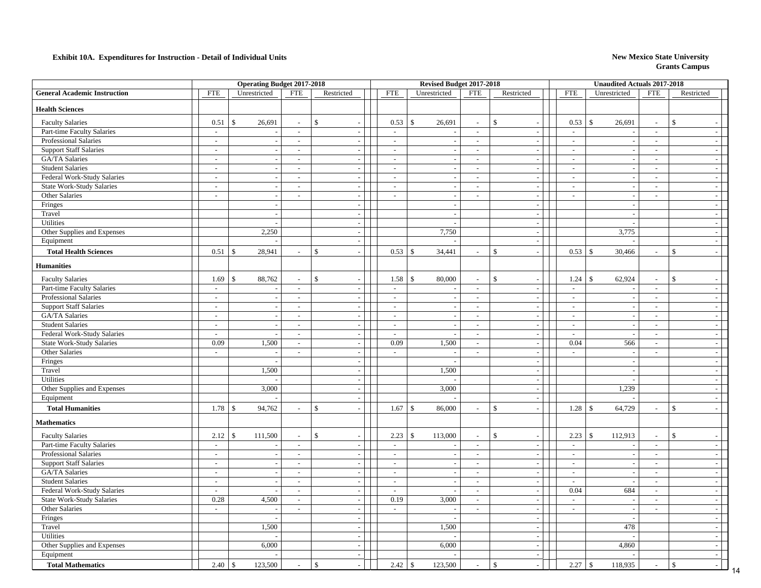**Exhibit 10A. Expenditures for Instruction - Detail of Individual Units**

**New Mexico State University**
**Grants Campus**

| | Operating Budget 2017-2018 | | | | Revised Budget 2017-2018 | | | | Unaudited Actuals 2017-2018 | | | |
|---|---|---|---|---|---|---|---|---|---|---|---|---|
| **General Academic Instruction** | FTE | Unrestricted | FTE | Restricted | FTE | Unrestricted | FTE | Restricted | FTE | Unrestricted | FTE | Restricted |
| **Health Sciences** | | | | | | | | | | | | |
| Faculty Salaries | 0.51 | $ 26,691 | - | $ - | 0.53 | $ 26,691 | - | $ - | 0.53 | $ 26,691 | - | $ - |
| Part-time Faculty Salaries | - | - | - | - | - | - | - | - | - | - | - | - |
| Professional Salaries | - | - | - | - | - | - | - | - | - | - | - | - |
| Support Staff Salaries | - | - | - | - | - | - | - | - | - | - | - | - |
| GA/TA Salaries | - | - | - | - | - | - | - | - | - | - | - | - |
| Student Salaries | - | - | - | - | - | - | - | - | - | - | - | - |
| Federal Work-Study Salaries | - | - | - | - | - | - | - | - | - | - | - | - |
| State Work-Study Salaries | - | - | - | - | - | - | - | - | - | - | - | - |
| Other Salaries | - | - | - | - | - | - | - | - | - | - | - | - |
| Fringes | | - | | - | | - | | - | | - | | - |
| Travel | | - | | - | | - | | - | | - | | - |
| Utilities | | - | | - | | - | | - | | - | | - |
| Other Supplies and Expenses | | 2,250 | | - | | 7,750 | | - | | 3,775 | | - |
| Equipment | | - | | - | | - | | - | | - | | - |
| **Total Health Sciences** | 0.51 | $ 28,941 | - | $ - | 0.53 | $ 34,441 | - | $ - | 0.53 | $ 30,466 | - | $ - |
| **Humanities** | | | | | | | | | | | | |
| Faculty Salaries | 1.69 | $ 88,762 | - | $ - | 1.58 | $ 80,000 | - | $ - | 1.24 | $ 62,924 | - | $ - |
| Part-time Faculty Salaries | - | - | - | - | - | - | - | - | - | - | - | - |
| Professional Salaries | - | - | - | - | - | - | - | - | - | - | - | - |
| Support Staff Salaries | - | - | - | - | - | - | - | - | - | - | - | - |
| GA/TA Salaries | - | - | - | - | - | - | - | - | - | - | - | - |
| Student Salaries | - | - | - | - | - | - | - | - | - | - | - | - |
| Federal Work-Study Salaries | - | - | - | - | - | - | - | - | - | - | - | - |
| State Work-Study Salaries | 0.09 | 1,500 | - | - | 0.09 | 1,500 | - | - | 0.04 | 566 | - | - |
| Other Salaries | - | - | - | - | - | - | - | - | - | - | - | - |
| Fringes | | - | | - | | - | | - | | - | | - |
| Travel | | 1,500 | | - | | 1,500 | | - | | - | | - |
| Utilities | | - | | - | | - | | - | | - | | - |
| Other Supplies and Expenses | | 3,000 | | - | | 3,000 | | - | | 1,239 | | - |
| Equipment | | - | | - | | - | | - | | - | | - |
| **Total Humanities** | 1.78 | $ 94,762 | - | $ - | 1.67 | $ 86,000 | - | $ - | 1.28 | $ 64,729 | - | $ - |
| **Mathematics** | | | | | | | | | | | | |
| Faculty Salaries | 2.12 | $ 111,500 | - | $ - | 2.23 | $ 113,000 | - | $ - | 2.23 | $ 112,913 | - | $ - |
| Part-time Faculty Salaries | - | - | - | - | - | - | - | - | - | - | - | - |
| Professional Salaries | - | - | - | - | - | - | - | - | - | - | - | - |
| Support Staff Salaries | - | - | - | - | - | - | - | - | - | - | - | - |
| GA/TA Salaries | - | - | - | - | - | - | - | - | - | - | - | - |
| Student Salaries | - | - | - | - | - | - | - | - | - | - | - | - |
| Federal Work-Study Salaries | - | - | - | - | - | - | - | - | 0.04 | 684 | - | - |
| State Work-Study Salaries | 0.28 | 4,500 | - | - | 0.19 | 3,000 | - | - | - | - | - | - |
| Other Salaries | - | - | - | - | - | - | - | - | - | - | - | - |
| Fringes | | - | | - | | - | | - | | - | | - |
| Travel | | 1,500 | | - | | 1,500 | | - | | 478 | | - |
| Utilities | | - | | - | | - | | - | | - | | - |
| Other Supplies and Expenses | | 6,000 | | - | | 6,000 | | - | | 4,860 | | - |
| Equipment | | - | | - | | - | | - | | - | | - |
| **Total Mathematics** | 2.40 | $ 123,500 | - | $ - | 2.42 | $ 123,500 | - | $ - | 2.27 | $ 118,935 | - | $ - |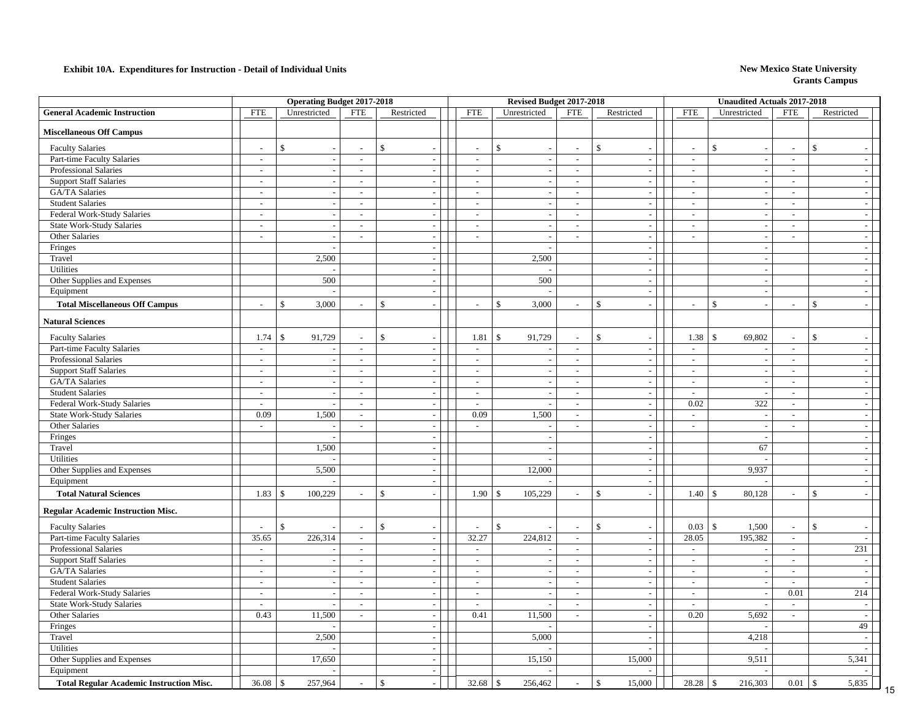**Exhibit 10A. Expenditures for Instruction - Detail of Individual Units**

**New Mexico State University**
**Grants Campus**

| General Academic Instruction | Operating Budget 2017-2018 FTE | Unrestricted | FTE | Restricted | Revised Budget 2017-2018 FTE | Unrestricted | FTE | Restricted | Unaudited Actuals 2017-2018 FTE | Unrestricted | FTE | Restricted |
|---|---|---|---|---|---|---|---|---|---|---|---|---|
| **Miscellaneous Off Campus** | | | | | | | | | | | | |
| Faculty Salaries | - | $ - | - | $ - | - | $ - | - | $ - | - | $ - | - | $ - |
| Part-time Faculty Salaries | - | - | - | - | - | - | - | - | - | - | - | - |
| Professional Salaries | - | - | - | - | - | - | - | - | - | - | - | - |
| Support Staff Salaries | - | - | - | - | - | - | - | - | - | - | - | - |
| GA/TA Salaries | - | - | - | - | - | - | - | - | - | - | - | - |
| Student Salaries | - | - | - | - | - | - | - | - | - | - | - | - |
| Federal Work-Study Salaries | - | - | - | - | - | - | - | - | - | - | - | - |
| State Work-Study Salaries | - | - | - | - | - | - | - | - | - | - | - | - |
| Other Salaries | - | - | - | - | - | - | - | - | - | - | - | - |
| Fringes | | - | | - | | - | | - | | - | | - |
| Travel | | 2,500 | | - | | 2,500 | | - | | - | | - |
| Utilities | | - | | - | | - | | - | | - | | - |
| Other Supplies and Expenses | | 500 | | - | | 500 | | - | | - | | - |
| Equipment | | - | | - | | - | | - | | - | | - |
| **Total Miscellaneous Off Campus** | - | $ 3,000 | - | $ - | - | $ 3,000 | - | $ - | - | $ - | - | $ - |
| **Natural Sciences** | | | | | | | | | | | | |
| Faculty Salaries | 1.74 | $ 91,729 | - | $ - | 1.81 | $ 91,729 | - | $ - | 1.38 | $ 69,802 | - | $ - |
| Part-time Faculty Salaries | - | - | - | - | - | - | - | - | - | - | - | - |
| Professional Salaries | - | - | - | - | - | - | - | - | - | - | - | - |
| Support Staff Salaries | - | - | - | - | - | - | - | - | - | - | - | - |
| GA/TA Salaries | - | - | - | - | - | - | - | - | - | - | - | - |
| Student Salaries | - | - | - | - | - | - | - | - | - | - | - | - |
| Federal Work-Study Salaries | - | - | - | - | - | - | - | - | 0.02 | 322 | - | - |
| State Work-Study Salaries | 0.09 | 1,500 | - | - | 0.09 | 1,500 | - | - | - | - | - | - |
| Other Salaries | - | - | - | - | - | - | - | - | - | - | - | - |
| Fringes | | - | | - | | - | | - | | - | | - |
| Travel | | 1,500 | | - | | - | | - | | 67 | | - |
| Utilities | | - | | - | | - | | - | | - | | - |
| Other Supplies and Expenses | | 5,500 | | - | | 12,000 | | - | | 9,937 | | - |
| Equipment | | - | | - | | - | | - | | - | | - |
| **Total Natural Sciences** | 1.83 | $ 100,229 | - | $ - | 1.90 | $ 105,229 | - | $ - | 1.40 | $ 80,128 | - | $ - |
| **Regular Academic Instruction Misc.** | | | | | | | | | | | | |
| Faculty Salaries | - | $ - | - | $ - | - | $ - | - | $ - | 0.03 | $ 1,500 | - | $ - |
| Part-time Faculty Salaries | 35.65 | 226,314 | - | - | 32.27 | 224,812 | - | - | 28.05 | 195,382 | - | - |
| Professional Salaries | - | - | - | - | - | - | - | - | - | - | - | 231 |
| Support Staff Salaries | - | - | - | - | - | - | - | - | - | - | - | - |
| GA/TA Salaries | - | - | - | - | - | - | - | - | - | - | - | - |
| Student Salaries | - | - | - | - | - | - | - | - | - | - | - | - |
| Federal Work-Study Salaries | - | - | - | - | - | - | - | - | - | - | 0.01 | 214 |
| State Work-Study Salaries | - | - | - | - | - | - | - | - | - | - | - | - |
| Other Salaries | 0.43 | 11,500 | - | - | 0.41 | 11,500 | - | - | 0.20 | 5,692 | - | - |
| Fringes | | - | | - | | - | | - | | - | | 49 |
| Travel | | 2,500 | | - | | 5,000 | | - | | 4,218 | | - |
| Utilities | | - | | - | | - | | - | | - | | - |
| Other Supplies and Expenses | | 17,650 | | - | | 15,150 | | 15,000 | | 9,511 | | 5,341 |
| Equipment | | - | | - | | - | | - | | - | | - |
| **Total Regular Academic Instruction Misc.** | 36.08 | $ 257,964 | - | $ - | 32.68 | $ 256,462 | - | $ 15,000 | 28.28 | $ 216,303 | 0.01 | $ 5,835 |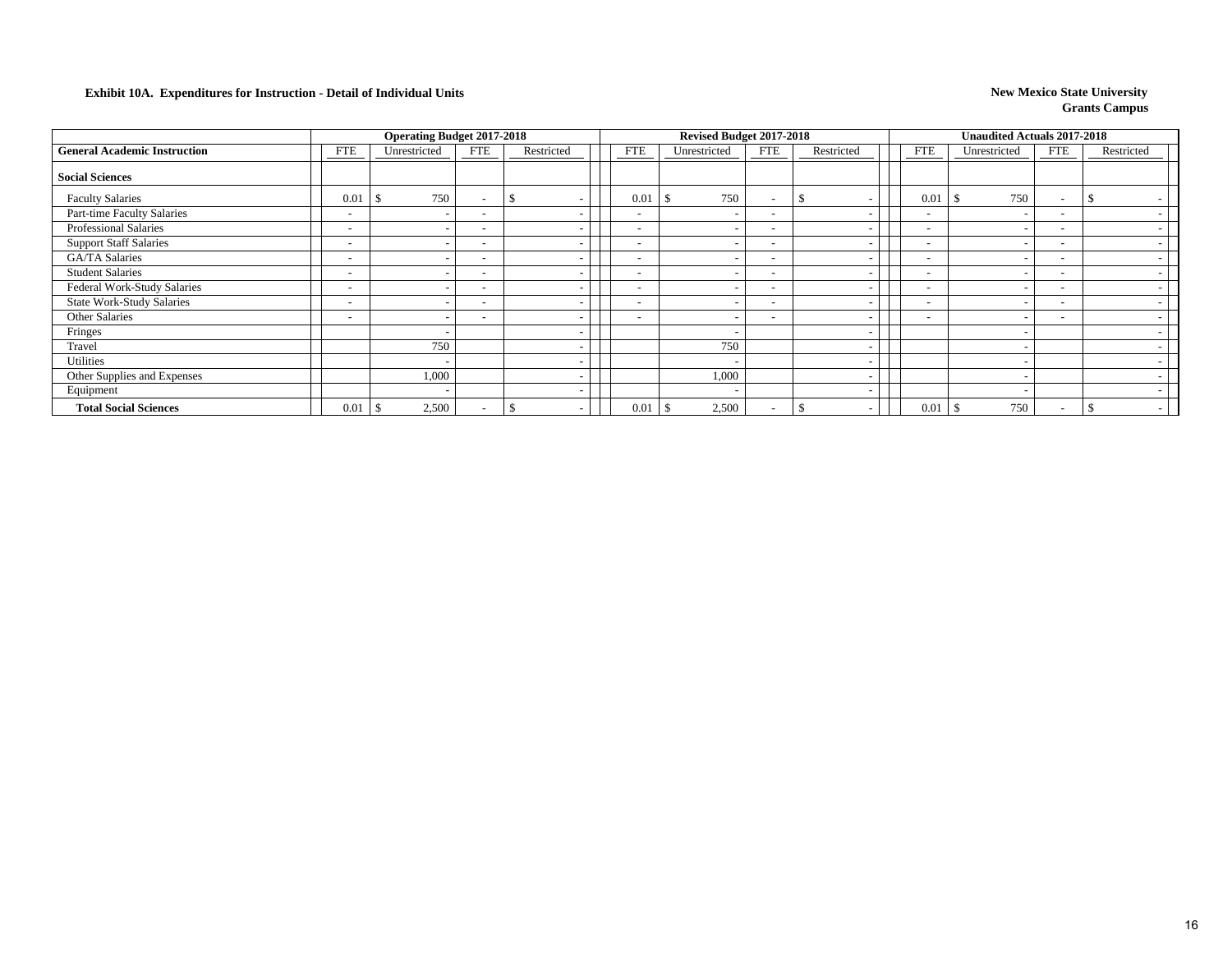**Exhibit 10A. Expenditures for Instruction - Detail of Individual Units**

**New Mexico State University**
**Grants Campus**

| General Academic Instruction | Operating Budget 2017-2018 FTE | Unrestricted | FTE | Restricted | Revised Budget 2017-2018 FTE | Unrestricted | FTE | Restricted | Unaudited Actuals 2017-2018 FTE | Unrestricted | FTE | Restricted |
|---|---|---|---|---|---|---|---|---|---|---|---|---|
| **Social Sciences** | | | | | | | | | | | | |
| Faculty Salaries | 0.01 | $ 750 | - | $ - | 0.01 | $ 750 | - | $ - | 0.01 | $ 750 | - | $ - |
| Part-time Faculty Salaries | - | - | - | - | - | - | - | - | - | - | - | - |
| Professional Salaries | - | - | - | - | - | - | - | - | - | - | - | - |
| Support Staff Salaries | - | - | - | - | - | - | - | - | - | - | - | - |
| GA/TA Salaries | - | - | - | - | - | - | - | - | - | - | - | - |
| Student Salaries | - | - | - | - | - | - | - | - | - | - | - | - |
| Federal Work-Study Salaries | - | - | - | - | - | - | - | - | - | - | - | - |
| State Work-Study Salaries | - | - | - | - | - | - | - | - | - | - | - | - |
| Other Salaries | - | - | - | - | - | - | - | - | - | - | - | - |
| Fringes | | - | | - | | - | | - | | - | | - |
| Travel | | 750 | | - | | 750 | | - | | - | | - |
| Utilities | | - | | - | | - | | - | | - | | - |
| Other Supplies and Expenses | | 1,000 | | - | | 1,000 | | - | | - | | - |
| Equipment | | - | | - | | - | | - | | - | | - |
| **Total Social Sciences** | 0.01 | $ 2,500 | - | $ - | 0.01 | $ 2,500 | - | $ - | 0.01 | $ 750 | - | $ - |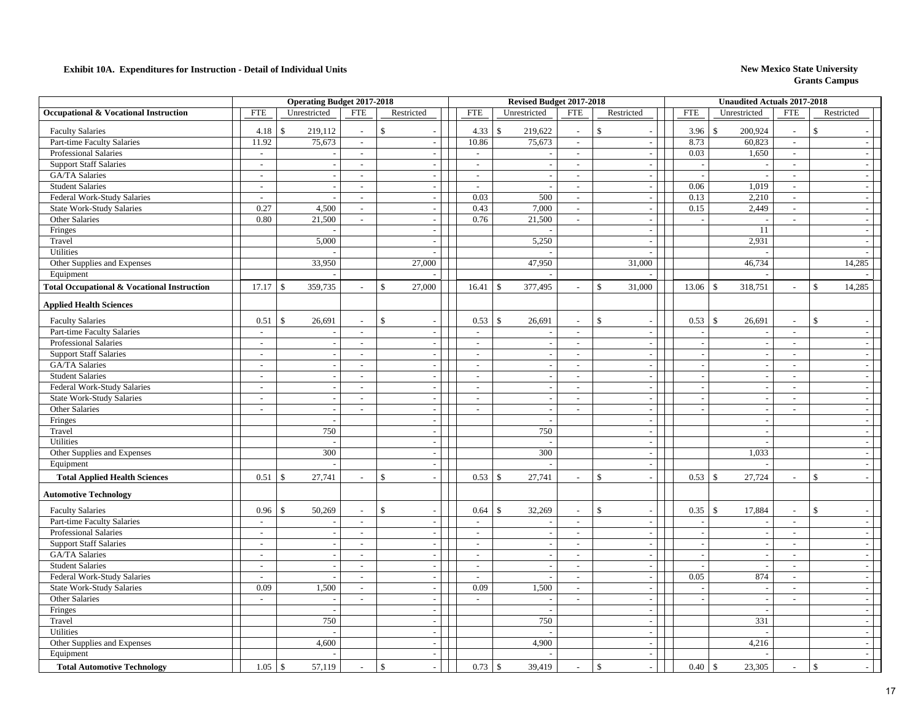**Exhibit 10A. Expenditures for Instruction - Detail of Individual Units**

**New Mexico State University**
**Grants Campus**

| | Operating Budget 2017-2018 | | | | Revised Budget 2017-2018 | | | | Unaudited Actuals 2017-2018 | | | |
|---|---|---|---|---|---|---|---|---|---|---|---|---|
| **Occupational & Vocational Instruction** | FTE | Unrestricted | FTE | Restricted | FTE | Unrestricted | FTE | Restricted | FTE | Unrestricted | FTE | Restricted |
| Faculty Salaries | 4.18 | $ 219,112 | - | $ - | 4.33 | $ 219,622 | - | $ - | 3.96 | $ 200,924 | - | $ - |
| Part-time Faculty Salaries | 11.92 | 75,673 | - | - | 10.86 | 75,673 | - | - | 8.73 | 60,823 | - | - |
| Professional Salaries | - | - | - | - | - | - | - | - | 0.03 | 1,650 | - | - |
| Support Staff Salaries | - | - | - | - | - | - | - | - | - | - | - | - |
| GA/TA Salaries | - | - | - | - | - | - | - | - | - | - | - | - |
| Student Salaries | - | - | - | - | - | - | - | - | 0.06 | 1,019 | - | - |
| Federal Work-Study Salaries | - | - | - | - | 0.03 | 500 | - | - | 0.13 | 2,210 | - | - |
| State Work-Study Salaries | 0.27 | 4,500 | - | - | 0.43 | 7,000 | - | - | 0.15 | 2,449 | - | - |
| Other Salaries | 0.80 | 21,500 | - | - | 0.76 | 21,500 | - | - | - | - | - | - |
| Fringes | | - | | - | | - | | - | | 11 | | - |
| Travel | | 5,000 | | - | | 5,250 | | - | | 2,931 | | - |
| Utilities | | - | | - | | - | | - | | - | | - |
| Other Supplies and Expenses | | 33,950 | | 27,000 | | 47,950 | | 31,000 | | 46,734 | | 14,285 |
| Equipment | | - | | - | | - | | - | | - | | - |
| **Total Occupational & Vocational Instruction** | 17.17 | $ 359,735 | - | $ 27,000 | 16.41 | $ 377,495 | - | $ 31,000 | 13.06 | $ 318,751 | - | $ 14,285 |
| **Applied Health Sciences** | | | | | | | | | | | | |
| Faculty Salaries | 0.51 | $ 26,691 | - | $ - | 0.53 | $ 26,691 | - | $ - | 0.53 | $ 26,691 | - | $ - |
| Part-time Faculty Salaries | - | - | - | - | - | - | - | - | - | - | - | - |
| Professional Salaries | - | - | - | - | - | - | - | - | - | - | - | - |
| Support Staff Salaries | - | - | - | - | - | - | - | - | - | - | - | - |
| GA/TA Salaries | - | - | - | - | - | - | - | - | - | - | - | - |
| Student Salaries | - | - | - | - | - | - | - | - | - | - | - | - |
| Federal Work-Study Salaries | - | - | - | - | - | - | - | - | - | - | - | - |
| State Work-Study Salaries | - | - | - | - | - | - | - | - | - | - | - | - |
| Other Salaries | - | - | - | - | - | - | - | - | - | - | - | - |
| Fringes | | - | | - | | - | | - | | - | | - |
| Travel | | 750 | | - | | 750 | | - | | - | | - |
| Utilities | | - | | - | | - | | - | | - | | - |
| Other Supplies and Expenses | | 300 | | - | | 300 | | - | | 1,033 | | - |
| Equipment | | - | | - | | - | | - | | - | | - |
| **Total Applied Health Sciences** | 0.51 | $ 27,741 | - | $ - | 0.53 | $ 27,741 | - | $ - | 0.53 | $ 27,724 | - | $ - |
| **Automotive Technology** | | | | | | | | | | | | |
| Faculty Salaries | 0.96 | $ 50,269 | - | $ - | 0.64 | $ 32,269 | - | $ - | 0.35 | $ 17,884 | - | $ - |
| Part-time Faculty Salaries | - | - | - | - | - | - | - | - | - | - | - | - |
| Professional Salaries | - | - | - | - | - | - | - | - | - | - | - | - |
| Support Staff Salaries | - | - | - | - | - | - | - | - | - | - | - | - |
| GA/TA Salaries | - | - | - | - | - | - | - | - | - | - | - | - |
| Student Salaries | - | - | - | - | - | - | - | - | - | - | - | - |
| Federal Work-Study Salaries | - | - | - | - | - | - | - | - | 0.05 | 874 | - | - |
| State Work-Study Salaries | 0.09 | 1,500 | - | - | 0.09 | 1,500 | - | - | - | - | - | - |
| Other Salaries | - | - | - | - | - | - | - | - | - | - | - | - |
| Fringes | | - | | - | | - | | - | | - | | - |
| Travel | | 750 | | - | | 750 | | - | | 331 | | - |
| Utilities | | - | | - | | - | | - | | - | | - |
| Other Supplies and Expenses | | 4,600 | | - | | 4,900 | | - | | 4,216 | | - |
| Equipment | | - | | - | | - | | - | | - | | - |
| **Total Automotive Technology** | 1.05 | $ 57,119 | - | $ - | 0.73 | $ 39,419 | - | $ - | 0.40 | $ 23,305 | - | $ - |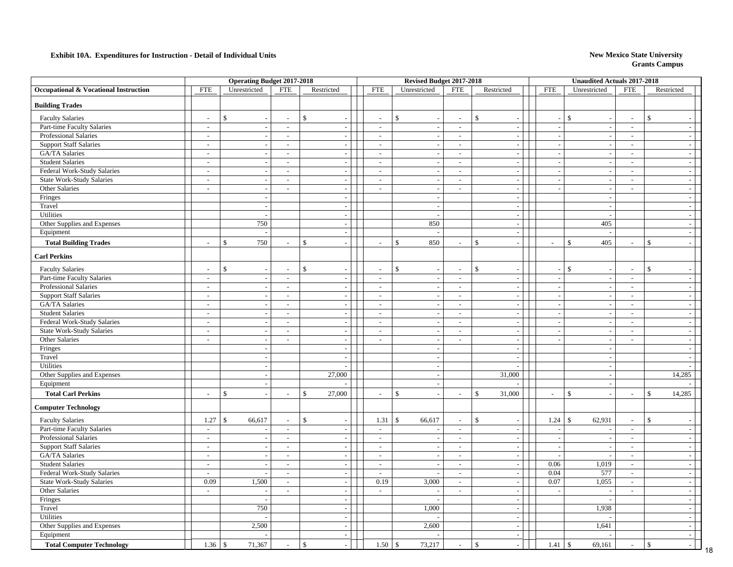**Exhibit 10A. Expenditures for Instruction - Detail of Individual Units**

**New Mexico State University**
**Grants Campus**

| Occupational & Vocational Instruction | Operating Budget 2017-2018 | | | | Revised Budget 2017-2018 | | | | Unaudited Actuals 2017-2018 | | | |
|---|---|---|---|---|---|---|---|---|---|---|---|---|
| | FTE | Unrestricted | FTE | Restricted | FTE | Unrestricted | FTE | Restricted | FTE | Unrestricted | FTE | Restricted |
| **Building Trades** | | | | | | | | | | | | |
| Faculty Salaries | - | $ - | - | $ - | - | $ - | - | $ - | - | $ - | - | $ - |
| Part-time Faculty Salaries | - | - | - | - | - | - | - | - | - | - | - | - |
| Professional Salaries | - | - | - | - | - | - | - | - | - | - | - | - |
| Support Staff Salaries | - | - | - | - | - | - | - | - | - | - | - | - |
| GA/TA Salaries | - | - | - | - | - | - | - | - | - | - | - | - |
| Student Salaries | - | - | - | - | - | - | - | - | - | - | - | - |
| Federal Work-Study Salaries | - | - | - | - | - | - | - | - | - | - | - | - |
| State Work-Study Salaries | - | - | - | - | - | - | - | - | - | - | - | - |
| Other Salaries | - | - | - | - | - | - | - | - | - | - | - | - |
| Fringes | | - | | - | | - | | - | | - | | - |
| Travel | | - | | - | | - | | - | | - | | - |
| Utilities | | - | | - | | - | | - | | - | | - |
| Other Supplies and Expenses | | 750 | | - | | 850 | | - | | 405 | | - |
| Equipment | | - | | - | | - | | - | | - | | - |
| **Total Building Trades** | - | $ 750 | - | $ - | - | $ 850 | - | $ - | - | $ 405 | - | $ - |
| **Carl Perkins** | | | | | | | | | | | | |
| Faculty Salaries | - | $ - | - | $ - | - | $ - | - | $ - | - | $ - | - | $ - |
| Part-time Faculty Salaries | - | - | - | - | - | - | - | - | - | - | - | - |
| Professional Salaries | - | - | - | - | - | - | - | - | - | - | - | - |
| Support Staff Salaries | - | - | - | - | - | - | - | - | - | - | - | - |
| GA/TA Salaries | - | - | - | - | - | - | - | - | - | - | - | - |
| Student Salaries | - | - | - | - | - | - | - | - | - | - | - | - |
| Federal Work-Study Salaries | - | - | - | - | - | - | - | - | - | - | - | - |
| State Work-Study Salaries | - | - | - | - | - | - | - | - | - | - | - | - |
| Other Salaries | - | - | - | - | - | - | - | - | - | - | - | - |
| Fringes | | - | | - | | - | | - | | - | | - |
| Travel | | - | | - | | - | | - | | - | | - |
| Utilities | | - | | - | | - | | - | | - | | - |
| Other Supplies and Expenses | | - | | 27,000 | | - | | 31,000 | | - | | 14,285 |
| Equipment | | - | | - | | - | | - | | - | | - |
| **Total Carl Perkins** | - | $ - | - | $ 27,000 | - | $ - | - | $ 31,000 | - | $ - | - | $ 14,285 |
| **Computer Technology** | | | | | | | | | | | | |
| Faculty Salaries | 1.27 | $ 66,617 | - | $ - | 1.31 | $ 66,617 | - | $ - | 1.24 | $ 62,931 | - | $ - |
| Part-time Faculty Salaries | - | - | - | - | - | - | - | - | - | - | - | - |
| Professional Salaries | - | - | - | - | - | - | - | - | - | - | - | - |
| Support Staff Salaries | - | - | - | - | - | - | - | - | - | - | - | - |
| GA/TA Salaries | - | - | - | - | - | - | - | - | - | - | - | - |
| Student Salaries | - | - | - | - | - | - | - | - | 0.06 | 1,019 | - | - |
| Federal Work-Study Salaries | - | - | - | - | - | - | - | - | 0.04 | 577 | - | - |
| State Work-Study Salaries | 0.09 | 1,500 | - | - | 0.19 | 3,000 | - | - | 0.07 | 1,055 | - | - |
| Other Salaries | - | - | - | - | - | - | - | - | - | - | - | - |
| Fringes | | - | | - | | - | | - | | - | | - |
| Travel | | 750 | | - | | 1,000 | | - | | 1,938 | | - |
| Utilities | | - | | - | | - | | - | | - | | - |
| Other Supplies and Expenses | | 2,500 | | - | | 2,600 | | - | | 1,641 | | - |
| Equipment | | - | | - | | - | | - | | - | | - |
| **Total Computer Technology** | 1.36 | $ 71,367 | - | $ - | 1.50 | $ 73,217 | - | $ - | 1.41 | $ 69,161 | - | $ - |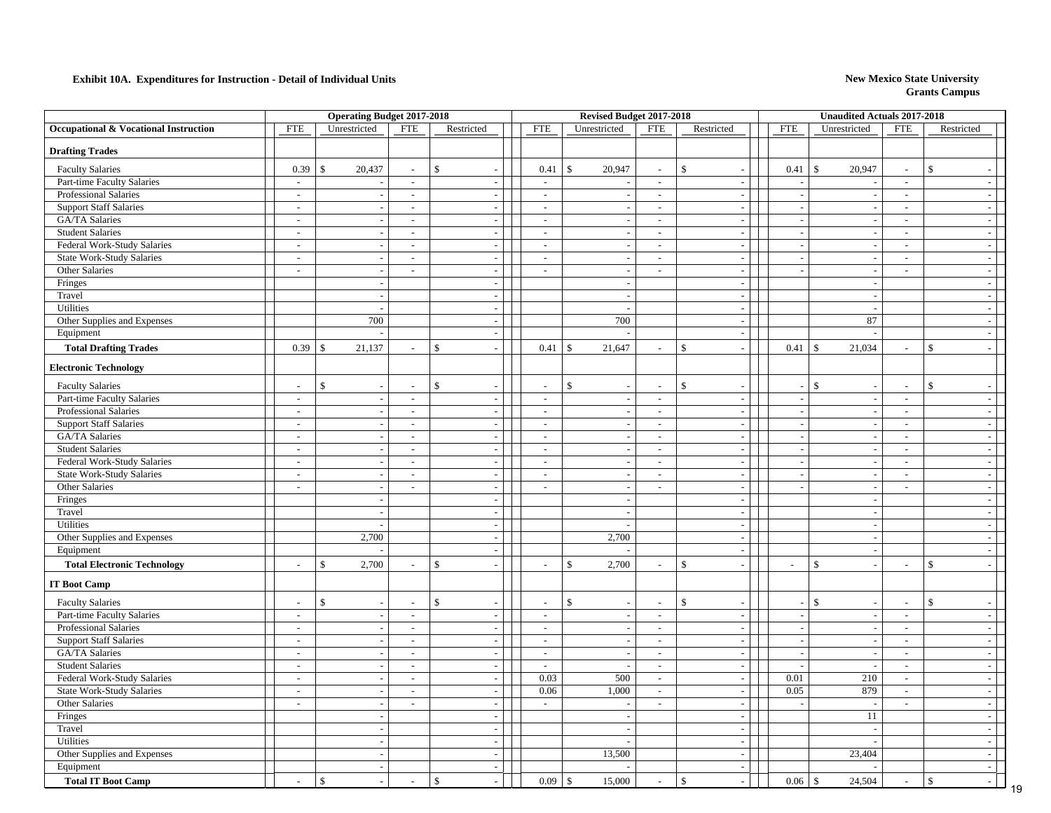**Exhibit 10A. Expenditures for Instruction - Detail of Individual Units**

**New Mexico State University**
**Grants Campus**

| Occupational & Vocational Instruction | Operating Budget 2017-2018 | | | | Revised Budget 2017-2018 | | | | Unaudited Actuals 2017-2018 | | | |
|---|---|---|---|---|---|---|---|---|---|---|---|---|
| | FTE | Unrestricted | FTE | Restricted | FTE | Unrestricted | FTE | Restricted | FTE | Unrestricted | FTE | Restricted |
| **Drafting Trades** | | | | | | | | | | | | |
| Faculty Salaries | 0.39 | $ 20,437 | - | $ - | 0.41 | $ 20,947 | - | $ - | 0.41 | $ 20,947 | - | $ - |
| Part-time Faculty Salaries | - | - | - | - | - | - | - | - | - | - | - | - |
| Professional Salaries | - | - | - | - | - | - | - | - | - | - | - | - |
| Support Staff Salaries | - | - | - | - | - | - | - | - | - | - | - | - |
| GA/TA Salaries | - | - | - | - | - | - | - | - | - | - | - | - |
| Student Salaries | - | - | - | - | - | - | - | - | - | - | - | - |
| Federal Work-Study Salaries | - | - | - | - | - | - | - | - | - | - | - | - |
| State Work-Study Salaries | - | - | - | - | - | - | - | - | - | - | - | - |
| Other Salaries | - | - | - | - | - | - | - | - | - | - | - | - |
| Fringes | | - | | - | | - | | - | | - | | - |
| Travel | | - | | - | | - | | - | | - | | - |
| Utilities | | - | | - | | - | | - | | - | | - |
| Other Supplies and Expenses | | 700 | | - | | 700 | | - | | 87 | | - |
| Equipment | | - | | - | | - | | - | | - | | - |
| **Total Drafting Trades** | 0.39 | $ 21,137 | - | $ - | 0.41 | $ 21,647 | - | $ - | 0.41 | $ 21,034 | - | $ - |
| **Electronic Technology** | | | | | | | | | | | | |
| Faculty Salaries | - | $ - | - | $ - | - | $ - | - | $ - | - | $ - | - | $ - |
| Part-time Faculty Salaries | - | - | - | - | - | - | - | - | - | - | - | - |
| Professional Salaries | - | - | - | - | - | - | - | - | - | - | - | - |
| Support Staff Salaries | - | - | - | - | - | - | - | - | - | - | - | - |
| GA/TA Salaries | - | - | - | - | - | - | - | - | - | - | - | - |
| Student Salaries | - | - | - | - | - | - | - | - | - | - | - | - |
| Federal Work-Study Salaries | - | - | - | - | - | - | - | - | - | - | - | - |
| State Work-Study Salaries | - | - | - | - | - | - | - | - | - | - | - | - |
| Other Salaries | - | - | - | - | - | - | - | - | - | - | - | - |
| Fringes | | - | | - | | - | | - | | - | | - |
| Travel | | - | | - | | - | | - | | - | | - |
| Utilities | | - | | - | | - | | - | | - | | - |
| Other Supplies and Expenses | | 2,700 | | - | | 2,700 | | - | | - | | - |
| Equipment | | - | | - | | - | | - | | - | | - |
| **Total Electronic Technology** | - | $ 2,700 | - | $ - | - | $ 2,700 | - | $ - | - | $ - | - | $ - |
| **IT Boot Camp** | | | | | | | | | | | | |
| Faculty Salaries | - | $ - | - | $ - | - | $ - | - | $ - | - | $ - | - | $ - |
| Part-time Faculty Salaries | - | - | - | - | - | - | - | - | - | - | - | - |
| Professional Salaries | - | - | - | - | - | - | - | - | - | - | - | - |
| Support Staff Salaries | - | - | - | - | - | - | - | - | - | - | - | - |
| GA/TA Salaries | - | - | - | - | - | - | - | - | - | - | - | - |
| Student Salaries | - | - | - | - | - | - | - | - | - | - | - | - |
| Federal Work-Study Salaries | - | - | - | - | 0.03 | 500 | - | - | 0.01 | 210 | - | - |
| State Work-Study Salaries | - | - | - | - | 0.06 | 1,000 | - | - | 0.05 | 879 | - | - |
| Other Salaries | - | - | - | - | - | - | - | - | - | - | - | - |
| Fringes | | - | | - | | - | | - | | 11 | | - |
| Travel | | - | | - | | - | | - | | - | | - |
| Utilities | | - | | - | | - | | - | | - | | - |
| Other Supplies and Expenses | | - | | - | | 13,500 | | - | | 23,404 | | - |
| Equipment | | - | | - | | - | | - | | - | | - |
| **Total IT Boot Camp** | - | $ - | - | $ - | 0.09 | $ 15,000 | - | $ - | 0.06 | $ 24,504 | - | $ - |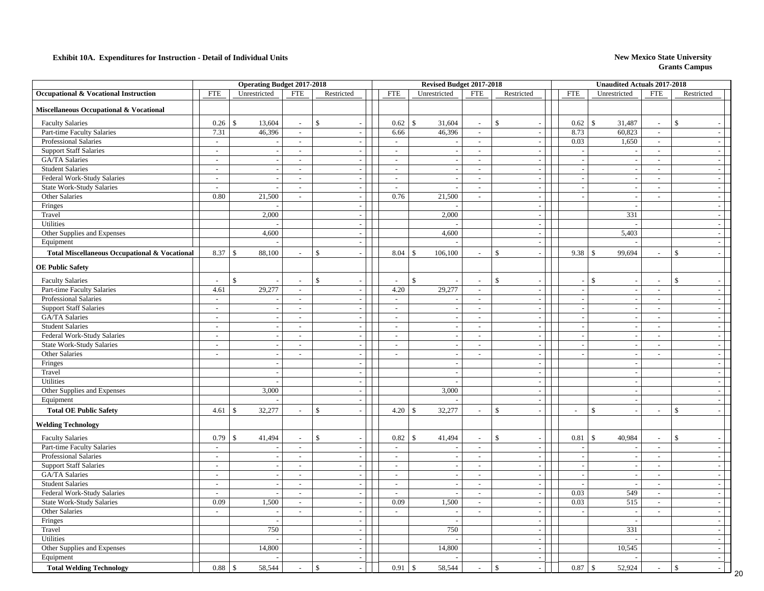**Exhibit 10A. Expenditures for Instruction - Detail of Individual Units**

**New Mexico State University**
**Grants Campus**

| | Operating Budget 2017-2018 | | | | Revised Budget 2017-2018 | | | | Unaudited Actuals 2017-2018 | | | |
|---|---|---|---|---|---|---|---|---|---|---|---|---|
| **Occupational & Vocational Instruction** | FTE | Unrestricted | FTE | Restricted | FTE | Unrestricted | FTE | Restricted | FTE | Unrestricted | FTE | Restricted |
| **Miscellaneous Occupational & Vocational** | | | | | | | | | | | | |
| Faculty Salaries | 0.26 | $ 13,604 | - | $ - | 0.62 | $ 31,604 | - | $ - | 0.62 | $ 31,487 | - | $ - |
| Part-time Faculty Salaries | 7.31 | 46,396 | - | - | 6.66 | 46,396 | - | - | 8.73 | 60,823 | - | - |
| Professional Salaries | - | - | - | - | - | - | - | - | 0.03 | 1,650 | - | - |
| Support Staff Salaries | - | - | - | - | - | - | - | - | - | - | - | - |
| GA/TA Salaries | - | - | - | - | - | - | - | - | - | - | - | - |
| Student Salaries | - | - | - | - | - | - | - | - | - | - | - | - |
| Federal Work-Study Salaries | - | - | - | - | - | - | - | - | - | - | - | - |
| State Work-Study Salaries | - | - | - | - | - | - | - | - | - | - | - | - |
| Other Salaries | 0.80 | 21,500 | - | - | 0.76 | 21,500 | - | - | - | - | - | - |
| Fringes | | - | | - | | - | | - | | - | | - |
| Travel | | 2,000 | | - | | 2,000 | | - | | 331 | | - |
| Utilities | | - | | - | | - | | - | | - | | - |
| Other Supplies and Expenses | | 4,600 | | - | | 4,600 | | - | | 5,403 | | - |
| Equipment | | - | | - | | - | | - | | - | | - |
| **Total Miscellaneous Occupational & Vocational** | 8.37 | $ 88,100 | - | $ - | 8.04 | $ 106,100 | - | $ - | 9.38 | $ 99,694 | - | $ - |
| **OE Public Safety** | | | | | | | | | | | | |
| Faculty Salaries | - | $ - | - | $ - | - | $ - | - | $ - | - | $ - | - | $ - |
| Part-time Faculty Salaries | 4.61 | 29,277 | - | - | 4.20 | 29,277 | - | - | - | - | - | - |
| Professional Salaries | - | - | - | - | - | - | - | - | - | - | - | - |
| Support Staff Salaries | - | - | - | - | - | - | - | - | - | - | - | - |
| GA/TA Salaries | - | - | - | - | - | - | - | - | - | - | - | - |
| Student Salaries | - | - | - | - | - | - | - | - | - | - | - | - |
| Federal Work-Study Salaries | - | - | - | - | - | - | - | - | - | - | - | - |
| State Work-Study Salaries | - | - | - | - | - | - | - | - | - | - | - | - |
| Other Salaries | - | - | - | - | - | - | - | - | - | - | - | - |
| Fringes | | - | | - | | - | | - | | - | | - |
| Travel | | - | | - | | - | | - | | - | | - |
| Utilities | | - | | - | | - | | - | | - | | - |
| Other Supplies and Expenses | | 3,000 | | - | | 3,000 | | - | | - | | - |
| Equipment | | - | | - | | - | | - | | - | | - |
| **Total OE Public Safety** | 4.61 | $ 32,277 | - | $ - | 4.20 | $ 32,277 | - | $ - | - | $ - | - | $ - |
| **Welding Technology** | | | | | | | | | | | | |
| Faculty Salaries | 0.79 | $ 41,494 | - | $ - | 0.82 | $ 41,494 | - | $ - | 0.81 | $ 40,984 | - | $ - |
| Part-time Faculty Salaries | - | - | - | - | - | - | - | - | - | - | - | - |
| Professional Salaries | - | - | - | - | - | - | - | - | - | - | - | - |
| Support Staff Salaries | - | - | - | - | - | - | - | - | - | - | - | - |
| GA/TA Salaries | - | - | - | - | - | - | - | - | - | - | - | - |
| Student Salaries | - | - | - | - | - | - | - | - | - | - | - | - |
| Federal Work-Study Salaries | - | - | - | - | - | - | - | - | 0.03 | 549 | - | - |
| State Work-Study Salaries | 0.09 | 1,500 | - | - | 0.09 | 1,500 | - | - | 0.03 | 515 | - | - |
| Other Salaries | - | - | - | - | - | - | - | - | - | - | - | - |
| Fringes | | - | | - | | - | | - | | - | | - |
| Travel | | 750 | | - | | 750 | | - | | 331 | | - |
| Utilities | | - | | - | | - | | - | | - | | - |
| Other Supplies and Expenses | | 14,800 | | - | | 14,800 | | - | | 10,545 | | - |
| Equipment | | - | | - | | - | | - | | - | | - |
| **Total Welding Technology** | 0.88 | $ 58,544 | - | $ - | 0.91 | $ 58,544 | - | $ - | 0.87 | $ 52,924 | - | $ - |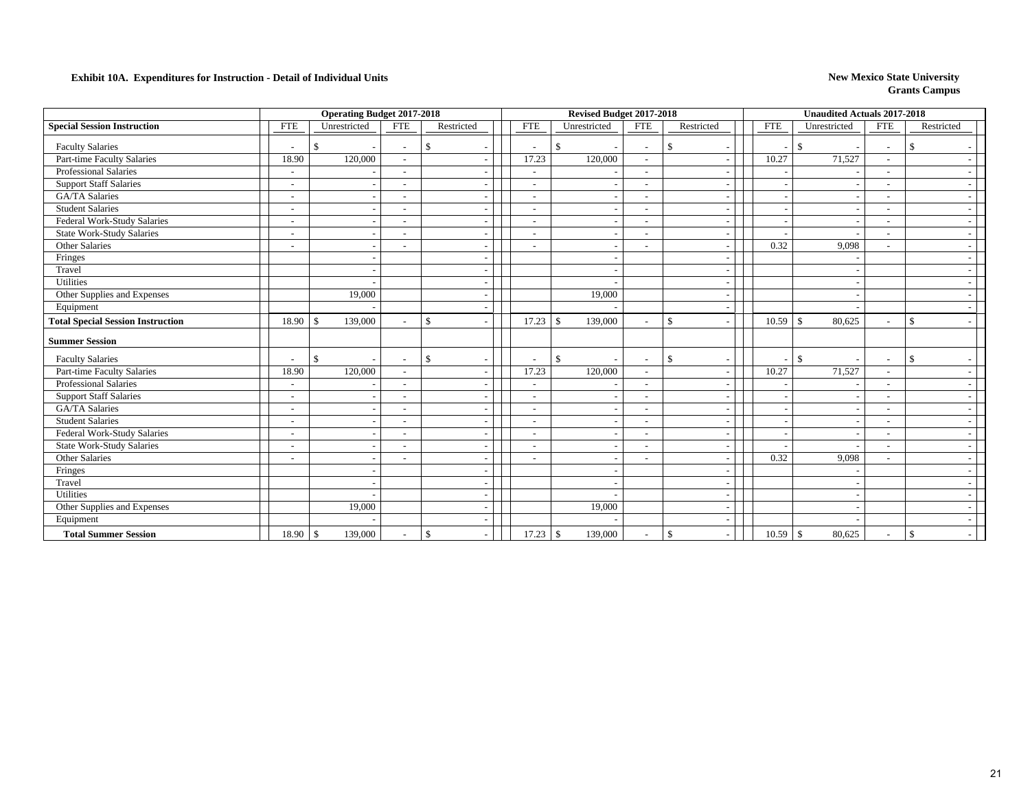**Exhibit 10A. Expenditures for Instruction - Detail of Individual Units**

**New Mexico State University**
**Grants Campus**

| | Operating Budget 2017-2018 | | | | Revised Budget 2017-2018 | | | | Unaudited Actuals 2017-2018 | | | |
|---|---|---|---|---|---|---|---|---|---|---|---|---|
| **Special Session Instruction** | FTE | Unrestricted | FTE | Restricted | FTE | Unrestricted | FTE | Restricted | FTE | Unrestricted | FTE | Restricted |
| Faculty Salaries | - | $ - | - | $ - | - | $ - | - | $ - | - | $ - | - | $ - |
| Part-time Faculty Salaries | 18.90 | 120,000 | - | - | 17.23 | 120,000 | - | - | 10.27 | 71,527 | - | - |
| Professional Salaries | - | - | - | - | - | - | - | - | - | - | - | - |
| Support Staff Salaries | - | - | - | - | - | - | - | - | - | - | - | - |
| GA/TA Salaries | - | - | - | - | - | - | - | - | - | - | - | - |
| Student Salaries | - | - | - | - | - | - | - | - | - | - | - | - |
| Federal Work-Study Salaries | - | - | - | - | - | - | - | - | - | - | - | - |
| State Work-Study Salaries | - | - | - | - | - | - | - | - | - | - | - | - |
| Other Salaries | - | - | - | - | - | - | - | - | 0.32 | 9,098 | - | - |
| Fringes | | - | | - | | - | | - | | - | | - |
| Travel | | - | | - | | - | | - | | - | | - |
| Utilities | | - | | - | | - | | - | | - | | - |
| Other Supplies and Expenses | | 19,000 | | - | | 19,000 | | - | | - | | - |
| Equipment | | - | | - | | - | | - | | - | | - |
| **Total Special Session Instruction** | 18.90 | $ 139,000 | - | $ - | 17.23 | $ 139,000 | - | $ - | 10.59 | $ 80,625 | - | $ - |
| **Summer Session** | | | | | | | | | | | | |
| Faculty Salaries | - | $ - | - | $ - | - | $ - | - | $ - | - | $ - | - | $ - |
| Part-time Faculty Salaries | 18.90 | 120,000 | - | - | 17.23 | 120,000 | - | - | 10.27 | 71,527 | - | - |
| Professional Salaries | - | - | - | - | - | - | - | - | - | - | - | - |
| Support Staff Salaries | - | - | - | - | - | - | - | - | - | - | - | - |
| GA/TA Salaries | - | - | - | - | - | - | - | - | - | - | - | - |
| Student Salaries | - | - | - | - | - | - | - | - | - | - | - | - |
| Federal Work-Study Salaries | - | - | - | - | - | - | - | - | - | - | - | - |
| State Work-Study Salaries | - | - | - | - | - | - | - | - | - | - | - | - |
| Other Salaries | - | - | - | - | - | - | - | - | 0.32 | 9,098 | - | - |
| Fringes | | - | | - | | - | | - | | - | | - |
| Travel | | - | | - | | - | | - | | - | | - |
| Utilities | | - | | - | | - | | - | | - | | - |
| Other Supplies and Expenses | | 19,000 | | - | | 19,000 | | - | | - | | - |
| Equipment | | - | | - | | - | | - | | - | | - |
| **Total Summer Session** | 18.90 | $ 139,000 | - | $ - | 17.23 | $ 139,000 | - | $ - | 10.59 | $ 80,625 | - | $ - |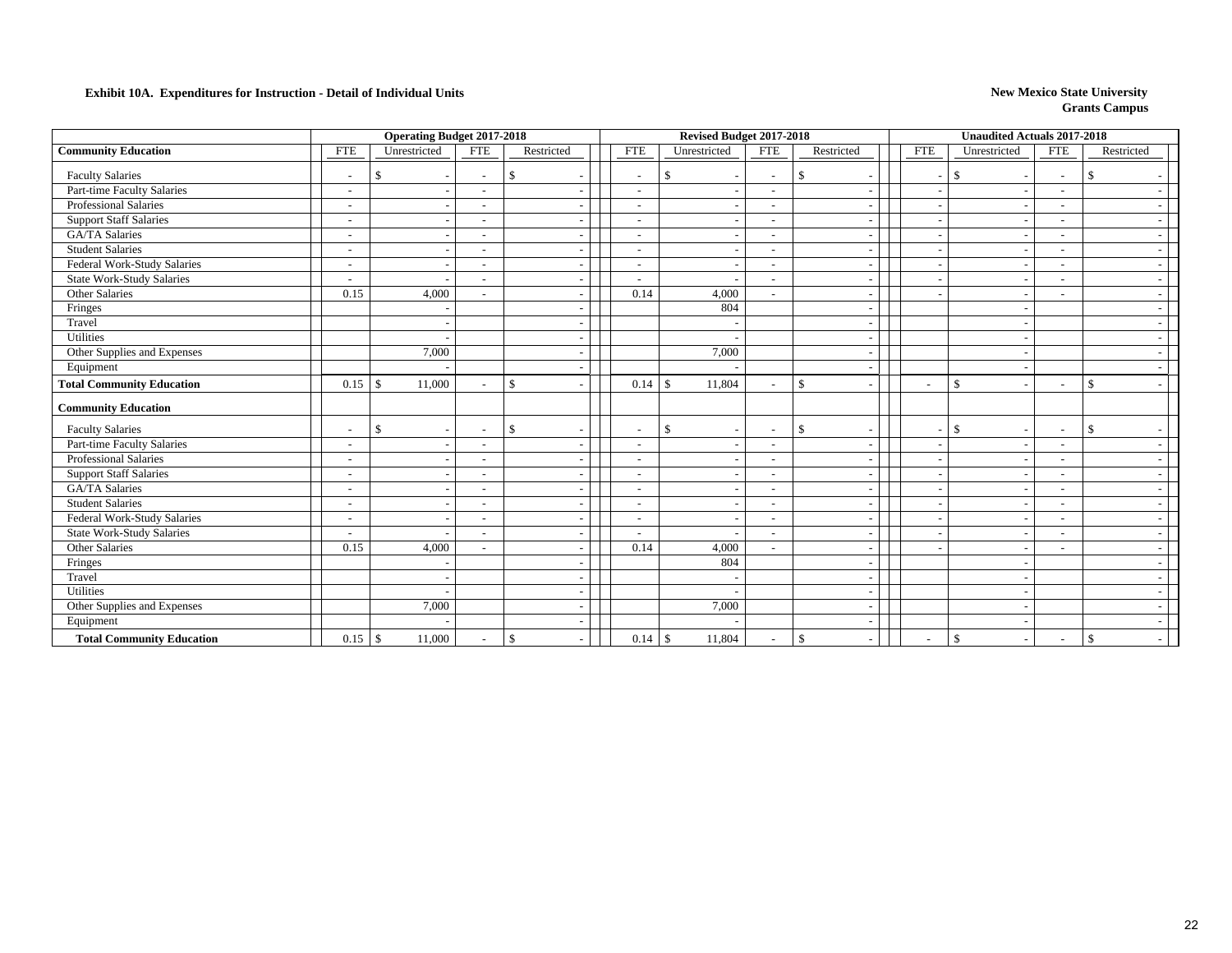**Exhibit 10A. Expenditures for Instruction - Detail of Individual Units**

**New Mexico State University**
**Grants Campus**

| | Operating Budget 2017-2018 | | | | Revised Budget 2017-2018 | | | | Unaudited Actuals 2017-2018 | | | |
|---|---|---|---|---|---|---|---|---|---|---|---|---|
| **Community Education** | FTE | Unrestricted | FTE | Restricted | FTE | Unrestricted | FTE | Restricted | FTE | Unrestricted | FTE | Restricted |
| Faculty Salaries | - | $ - | - | $ - | - | $ - | - | $ - | - | $ - | - | $ - |
| Part-time Faculty Salaries | - | - | - | - | - | - | - | - | - | - | - | - |
| Professional Salaries | - | - | - | - | - | - | - | - | - | - | - | - |
| Support Staff Salaries | - | - | - | - | - | - | - | - | - | - | - | - |
| GA/TA Salaries | - | - | - | - | - | - | - | - | - | - | - | - |
| Student Salaries | - | - | - | - | - | - | - | - | - | - | - | - |
| Federal Work-Study Salaries | - | - | - | - | - | - | - | - | - | - | - | - |
| State Work-Study Salaries | - | - | - | - | - | - | - | - | - | - | - | - |
| Other Salaries | 0.15 | 4,000 | - | - | 0.14 | 4,000 | - | - | - | - | - | - |
| Fringes | | - | | - | | 804 | | - | | - | | - |
| Travel | | - | | - | | - | | - | | - | | - |
| Utilities | | - | | - | | - | | - | | - | | - |
| Other Supplies and Expenses | | 7,000 | | - | | 7,000 | | - | | - | | - |
| Equipment | | - | | - | | - | | - | | - | | - |
| **Total Community Education** | 0.15 | $ 11,000 | - | $ - | 0.14 | $ 11,804 | - | $ - | - | $ - | - | $ - |
| **Community Education** | | | | | | | | | | | | |
| Faculty Salaries | - | $ - | - | $ - | - | $ - | - | $ - | - | $ - | - | $ - |
| Part-time Faculty Salaries | - | - | - | - | - | - | - | - | - | - | - | - |
| Professional Salaries | - | - | - | - | - | - | - | - | - | - | - | - |
| Support Staff Salaries | - | - | - | - | - | - | - | - | - | - | - | - |
| GA/TA Salaries | - | - | - | - | - | - | - | - | - | - | - | - |
| Student Salaries | - | - | - | - | - | - | - | - | - | - | - | - |
| Federal Work-Study Salaries | - | - | - | - | - | - | - | - | - | - | - | - |
| State Work-Study Salaries | - | - | - | - | - | - | - | - | - | - | - | - |
| Other Salaries | 0.15 | 4,000 | - | - | 0.14 | 4,000 | - | - | - | - | - | - |
| Fringes | | - | | - | | 804 | | - | | - | | - |
| Travel | | - | | - | | - | | - | | - | | - |
| Utilities | | - | | - | | - | | - | | - | | - |
| Other Supplies and Expenses | | 7,000 | | - | | 7,000 | | - | | - | | - |
| Equipment | | - | | - | | - | | - | | - | | - |
| **Total Community Education** | 0.15 | $ 11,000 | - | $ - | 0.14 | $ 11,804 | - | $ - | - | $ - | - | $ - |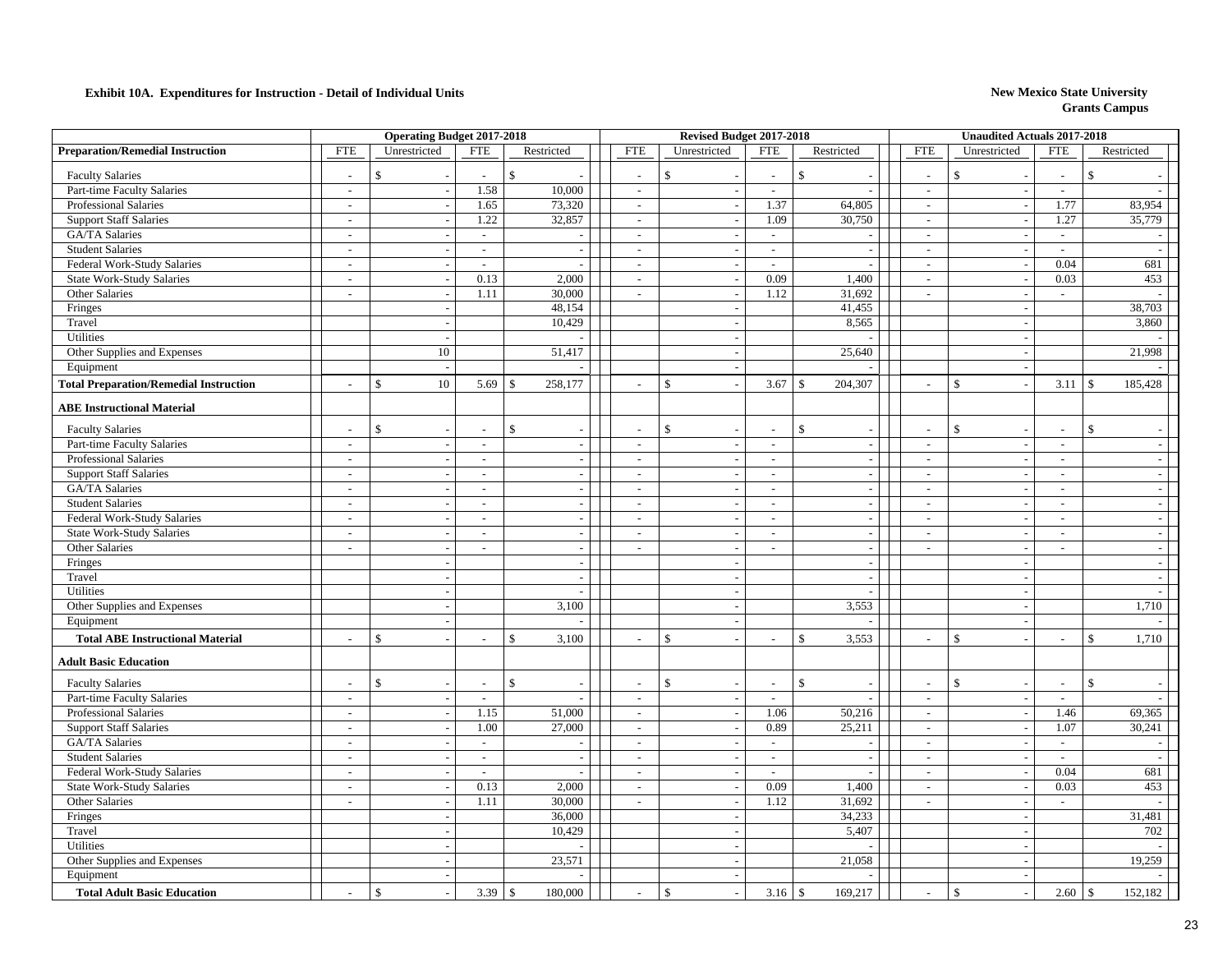**Exhibit 10A. Expenditures for Instruction - Detail of Individual Units**

**New Mexico State University**
**Grants Campus**

| | Operating Budget 2017-2018 | | | | Revised Budget 2017-2018 | | | | Unaudited Actuals 2017-2018 | | | |
|---|---|---|---|---|---|---|---|---|---|---|---|---|
| **Preparation/Remedial Instruction** | FTE | Unrestricted | FTE | Restricted | FTE | Unrestricted | FTE | Restricted | FTE | Unrestricted | FTE | Restricted |
| Faculty Salaries | - | $ - | - | $ - | - | $ - | - | $ - | - | $ - | - | $ - |
| Part-time Faculty Salaries | - | - | 1.58 | 10,000 | - | - | - | - | - | - | - | - |
| Professional Salaries | - | - | 1.65 | 73,320 | - | - | 1.37 | 64,805 | - | - | 1.77 | 83,954 |
| Support Staff Salaries | - | - | 1.22 | 32,857 | - | - | 1.09 | 30,750 | - | - | 1.27 | 35,779 |
| GA/TA Salaries | - | - | - | - | - | - | - | - | - | - | - | - |
| Student Salaries | - | - | - | - | - | - | - | - | - | - | - | - |
| Federal Work-Study Salaries | - | - | - | - | - | - | - | - | - | - | 0.04 | 681 |
| State Work-Study Salaries | - | - | 0.13 | 2,000 | - | - | 0.09 | 1,400 | - | - | 0.03 | 453 |
| Other Salaries | - | - | 1.11 | 30,000 | - | - | 1.12 | 31,692 | - | - | - | - |
| Fringes | | - | | 48,154 | | - | | 41,455 | | - | | 38,703 |
| Travel | | - | | 10,429 | | - | | 8,565 | | - | | 3,860 |
| Utilities | | - | | - | | - | | - | | - | | - |
| Other Supplies and Expenses | | 10 | | 51,417 | | - | | 25,640 | | - | | 21,998 |
| Equipment | | - | | - | | - | | - | | - | | - |
| **Total Preparation/Remedial Instruction** | - | $ 10 | 5.69 | $ 258,177 | - | $ - | 3.67 | $ 204,307 | - | $ - | 3.11 | $ 185,428 |
| **ABE Instructional Material** | | | | | | | | | | | | |
| Faculty Salaries | - | $ - | - | $ - | - | $ - | - | $ - | - | $ - | - | $ - |
| Part-time Faculty Salaries | - | - | - | - | - | - | - | - | - | - | - | - |
| Professional Salaries | - | - | - | - | - | - | - | - | - | - | - | - |
| Support Staff Salaries | - | - | - | - | - | - | - | - | - | - | - | - |
| GA/TA Salaries | - | - | - | - | - | - | - | - | - | - | - | - |
| Student Salaries | - | - | - | - | - | - | - | - | - | - | - | - |
| Federal Work-Study Salaries | - | - | - | - | - | - | - | - | - | - | - | - |
| State Work-Study Salaries | - | - | - | - | - | - | - | - | - | - | - | - |
| Other Salaries | - | - | - | - | - | - | - | - | - | - | - | - |
| Fringes | | - | | - | | - | | - | | - | | - |
| Travel | | - | | - | | - | | - | | - | | - |
| Utilities | | - | | - | | - | | - | | - | | - |
| Other Supplies and Expenses | | - | | 3,100 | | - | | 3,553 | | - | | 1,710 |
| Equipment | | - | | - | | - | | - | | - | | - |
| **Total ABE Instructional Material** | - | $ - | - | $ 3,100 | - | $ - | - | $ 3,553 | - | $ - | - | $ 1,710 |
| **Adult Basic Education** | | | | | | | | | | | | |
| Faculty Salaries | - | $ - | - | $ - | - | $ - | - | $ - | - | $ - | - | $ - |
| Part-time Faculty Salaries | - | - | - | - | - | - | - | - | - | - | - | - |
| Professional Salaries | - | - | 1.15 | 51,000 | - | - | 1.06 | 50,216 | - | - | 1.46 | 69,365 |
| Support Staff Salaries | - | - | 1.00 | 27,000 | - | - | 0.89 | 25,211 | - | - | 1.07 | 30,241 |
| GA/TA Salaries | - | - | - | - | - | - | - | - | - | - | - | - |
| Student Salaries | - | - | - | - | - | - | - | - | - | - | - | - |
| Federal Work-Study Salaries | - | - | - | - | - | - | - | - | - | - | 0.04 | 681 |
| State Work-Study Salaries | - | - | 0.13 | 2,000 | - | - | 0.09 | 1,400 | - | - | 0.03 | 453 |
| Other Salaries | - | - | 1.11 | 30,000 | - | - | 1.12 | 31,692 | - | - | - | - |
| Fringes | | - | | 36,000 | | - | | 34,233 | | - | | 31,481 |
| Travel | | - | | 10,429 | | - | | 5,407 | | - | | 702 |
| Utilities | | - | | - | | - | | - | | - | | - |
| Other Supplies and Expenses | | - | | 23,571 | | - | | 21,058 | | - | | 19,259 |
| Equipment | | - | | - | | - | | - | | - | | - |
| **Total Adult Basic Education** | - | $ - | 3.39 | $ 180,000 | - | $ - | 3.16 | $ 169,217 | - | $ - | 2.60 | $ 152,182 |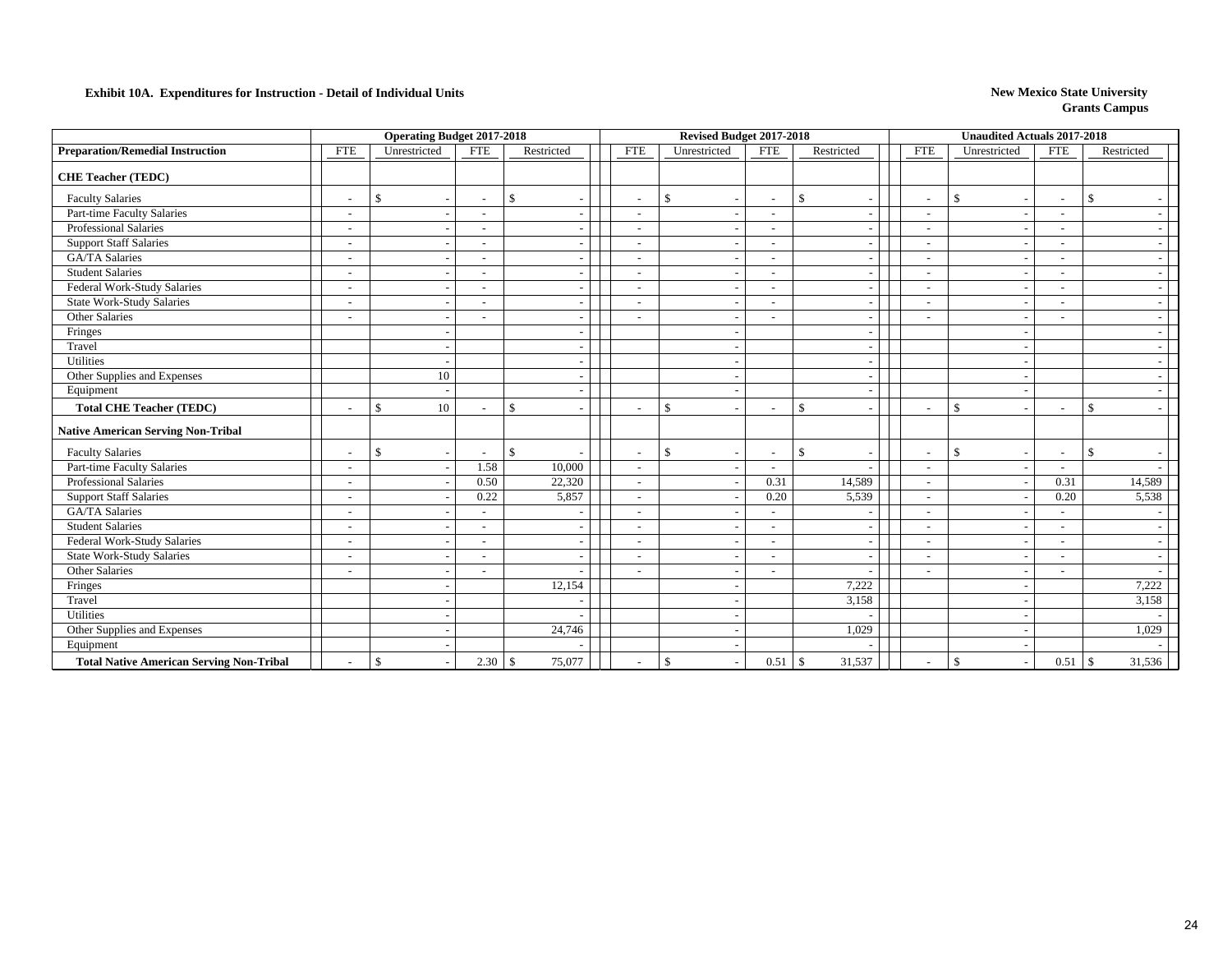**Exhibit 10A. Expenditures for Instruction - Detail of Individual Units**

**New Mexico State University**
**Grants Campus**

| | Operating Budget 2017-2018 | | | | Revised Budget 2017-2018 | | | | Unaudited Actuals 2017-2018 | | | |
|---|---|---|---|---|---|---|---|---|---|---|---|---|
| **Preparation/Remedial Instruction** | FTE | Unrestricted | FTE | Restricted | FTE | Unrestricted | FTE | Restricted | FTE | Unrestricted | FTE | Restricted |
| **CHE Teacher (TEDC)** | | | | | | | | | | | | |
| Faculty Salaries | - | $ - | - | $ - | - | $ - | - | $ - | - | $ - | - | $ - |
| Part-time Faculty Salaries | - | - | - | - | - | - | - | - | - | - | - | - |
| Professional Salaries | - | - | - | - | - | - | - | - | - | - | - | - |
| Support Staff Salaries | - | - | - | - | - | - | - | - | - | - | - | - |
| GA/TA Salaries | - | - | - | - | - | - | - | - | - | - | - | - |
| Student Salaries | - | - | - | - | - | - | - | - | - | - | - | - |
| Federal Work-Study Salaries | - | - | - | - | - | - | - | - | - | - | - | - |
| State Work-Study Salaries | - | - | - | - | - | - | - | - | - | - | - | - |
| Other Salaries | - | - | - | - | - | - | - | - | - | - | - | - |
| Fringes | | - | | - | | - | | - | | - | | - |
| Travel | | - | | - | | - | | - | | - | | - |
| Utilities | | - | | - | | - | | - | | - | | - |
| Other Supplies and Expenses | | 10 | | - | | - | | - | | - | | - |
| Equipment | | - | | - | | - | | - | | - | | - |
| **Total CHE Teacher (TEDC)** | - | $ 10 | - | $ - | - | $ - | - | $ - | - | $ - | - | $ - |
| **Native American Serving Non-Tribal** | | | | | | | | | | | | |
| Faculty Salaries | - | $ - | - | $ - | - | $ - | - | $ - | - | $ - | - | $ - |
| Part-time Faculty Salaries | - | - | 1.58 | 10,000 | - | - | - | - | - | - | - | - |
| Professional Salaries | - | - | 0.50 | 22,320 | - | - | 0.31 | 14,589 | - | - | 0.31 | 14,589 |
| Support Staff Salaries | - | - | 0.22 | 5,857 | - | - | 0.20 | 5,539 | - | - | 0.20 | 5,538 |
| GA/TA Salaries | - | - | - | - | - | - | - | - | - | - | - | - |
| Student Salaries | - | - | - | - | - | - | - | - | - | - | - | - |
| Federal Work-Study Salaries | - | - | - | - | - | - | - | - | - | - | - | - |
| State Work-Study Salaries | - | - | - | - | - | - | - | - | - | - | - | - |
| Other Salaries | - | - | - | - | - | - | - | - | - | - | - | - |
| Fringes | | - | | 12,154 | | - | | 7,222 | | - | | 7,222 |
| Travel | | - | | - | | - | | 3,158 | | - | | 3,158 |
| Utilities | | - | | - | | - | | - | | - | | - |
| Other Supplies and Expenses | | - | | 24,746 | | - | | 1,029 | | - | | 1,029 |
| Equipment | | - | | - | | - | | - | | - | | - |
| **Total Native American Serving Non-Tribal** | - | $ - | 2.30 | $ 75,077 | - | $ - | 0.51 | $ 31,537 | - | $ - | 0.51 | $ 31,536 |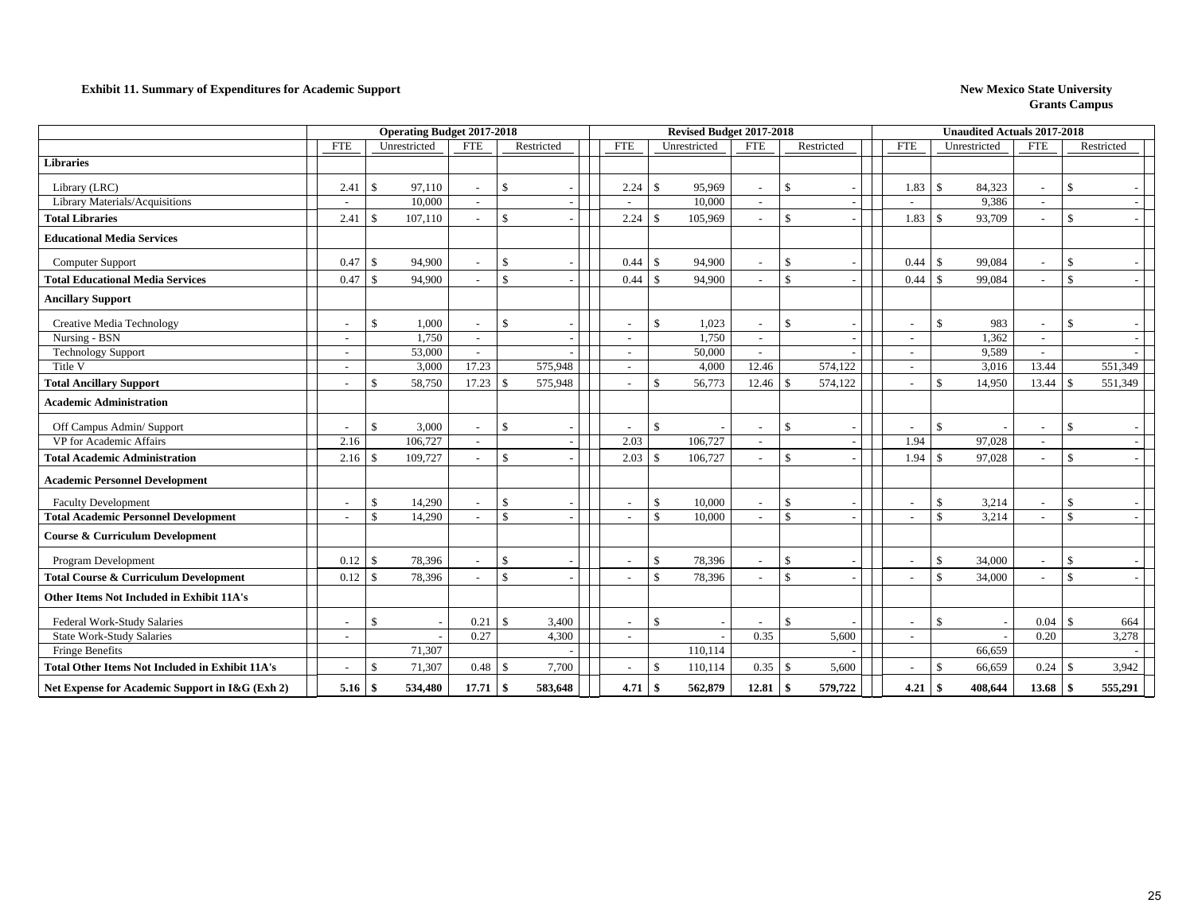**Exhibit 11. Summary of Expenditures for Academic Support**

**New Mexico State University**
**Grants Campus**

| | Operating Budget 2017-2018 | | | | Revised Budget 2017-2018 | | | | Unaudited Actuals 2017-2018 | | | |
|---|---|---|---|---|---|---|---|---|---|---|---|---|
| | FTE | Unrestricted | FTE | Restricted | FTE | Unrestricted | FTE | Restricted | FTE | Unrestricted | FTE | Restricted |
| **Libraries** | | | | | | | | | | | | |
| Library (LRC) | 2.41 | $ 97,110 | - | $ - | 2.24 | $ 95,969 | - | $ - | 1.83 | $ 84,323 | - | $ - |
| Library Materials/Acquisitions | - | 10,000 | - | - | - | 10,000 | - | - | - | 9,386 | - | - |
| **Total Libraries** | 2.41 | $ 107,110 | - | $ - | 2.24 | $ 105,969 | - | $ - | 1.83 | $ 93,709 | - | $ - |
| **Educational Media Services** | | | | | | | | | | | | |
| Computer Support | 0.47 | $ 94,900 | - | $ - | 0.44 | $ 94,900 | - | $ - | 0.44 | $ 99,084 | - | $ - |
| **Total Educational Media Services** | 0.47 | $ 94,900 | - | $ - | 0.44 | $ 94,900 | - | $ - | 0.44 | $ 99,084 | - | $ - |
| **Ancillary Support** | | | | | | | | | | | | |
| Creative Media Technology | - | $ 1,000 | - | $ - | - | $ 1,023 | - | $ - | - | $ 983 | - | $ - |
| Nursing - BSN | - | 1,750 | - | - | - | 1,750 | - | - | - | 1,362 | - | - |
| Technology Support | - | 53,000 | - | - | - | 50,000 | - | - | - | 9,589 | - | - |
| Title V | - | 3,000 | 17.23 | 575,948 | - | 4,000 | 12.46 | 574,122 | - | 3,016 | 13.44 | 551,349 |
| **Total Ancillary Support** | - | $ 58,750 | 17.23 | $ 575,948 | - | $ 56,773 | 12.46 | $ 574,122 | - | $ 14,950 | 13.44 | $ 551,349 |
| **Academic Administration** | | | | | | | | | | | | |
| Off Campus Admin/ Support | - | $ 3,000 | - | $ - | - | $ - | - | $ - | - | $ - | - | $ - |
| VP for Academic Affairs | 2.16 | 106,727 | - | - | 2.03 | 106,727 | - | - | 1.94 | 97,028 | - | - |
| **Total Academic Administration** | 2.16 | $ 109,727 | - | $ - | 2.03 | $ 106,727 | - | $ - | 1.94 | $ 97,028 | - | $ - |
| **Academic Personnel Development** | | | | | | | | | | | | |
| Faculty Development | - | $ 14,290 | - | $ - | - | $ 10,000 | - | $ - | - | $ 3,214 | - | $ - |
| **Total Academic Personnel Development** | - | $ 14,290 | - | $ - | - | $ 10,000 | - | $ - | - | $ 3,214 | - | $ - |
| **Course & Curriculum Development** | | | | | | | | | | | | |
| Program Development | 0.12 | $ 78,396 | - | $ - | - | $ 78,396 | - | $ - | - | $ 34,000 | - | $ - |
| **Total Course & Curriculum Development** | 0.12 | $ 78,396 | - | $ - | - | $ 78,396 | - | $ - | - | $ 34,000 | - | $ - |
| **Other Items Not Included in Exhibit 11A's** | | | | | | | | | | | | |
| Federal Work-Study Salaries | - | $ - | 0.21 | $ 3,400 | - | $ - | - | $ - | - | $ - | 0.04 | $ 664 |
| State Work-Study Salaries | - | - | 0.27 | 4,300 | - | - | 0.35 | 5,600 | - | - | 0.20 | 3,278 |
| Fringe Benefits | | 71,307 | | - | | 110,114 | | - | | 66,659 | | - |
| **Total Other Items Not Included in Exhibit 11A's** | - | $ 71,307 | 0.48 | $ 7,700 | - | $ 110,114 | 0.35 | $ 5,600 | - | $ 66,659 | 0.24 | $ 3,942 |
| **Net Expense for Academic Support in I&G (Exh 2)** | **5.16** | **$ 534,480** | **17.71** | **$ 583,648** | **4.71** | **$ 562,879** | **12.81** | **$ 579,722** | **4.21** | **$ 408,644** | **13.68** | **$ 555,291** |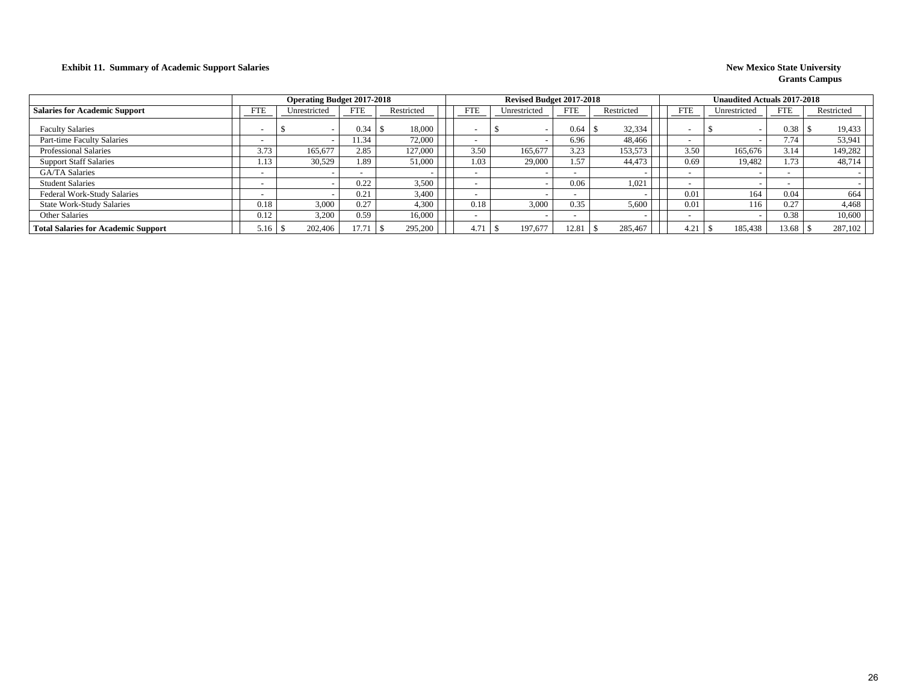**Exhibit 11. Summary of Academic Support Salaries**

**New Mexico State University**
**Grants Campus**

| Salaries for Academic Support | Operating Budget 2017-2018 | | | | Revised Budget 2017-2018 | | | | Unaudited Actuals 2017-2018 | | | |
|---|---|---|---|---|---|---|---|---|---|---|---|---|
| | FTE | Unrestricted | FTE | Restricted | FTE | Unrestricted | FTE | Restricted | FTE | Unrestricted | FTE | Restricted |
| Faculty Salaries | - | $ - | 0.34 | $ 18,000 | - | $ - | 0.64 | $ 32,334 | - | $ - | 0.38 | $ 19,433 |
| Part-time Faculty Salaries | - | - | 11.34 | 72,000 | - | - | 6.96 | 48,466 | - | - | 7.74 | 53,941 |
| Professional Salaries | 3.73 | 165,677 | 2.85 | 127,000 | 3.50 | 165,677 | 3.23 | 153,573 | 3.50 | 165,676 | 3.14 | 149,282 |
| Support Staff Salaries | 1.13 | 30,529 | 1.89 | 51,000 | 1.03 | 29,000 | 1.57 | 44,473 | 0.69 | 19,482 | 1.73 | 48,714 |
| GA/TA Salaries | - | - | - | - | - | - | - | - | - | - | - | - |
| Student Salaries | - | - | 0.22 | 3,500 | - | - | 0.06 | 1,021 | - | - | - | - |
| Federal Work-Study Salaries | - | - | 0.21 | 3,400 | - | - | - | - | 0.01 | 164 | 0.04 | 664 |
| State Work-Study Salaries | 0.18 | 3,000 | 0.27 | 4,300 | 0.18 | 3,000 | 0.35 | 5,600 | 0.01 | 116 | 0.27 | 4,468 |
| Other Salaries | 0.12 | 3,200 | 0.59 | 16,000 | - | - | - | - | - | - | 0.38 | 10,600 |
| **Total Salaries for Academic Support** | 5.16 | $ 202,406 | 17.71 | $ 295,200 | 4.71 | $ 197,677 | 12.81 | $ 285,467 | 4.21 | $ 185,438 | 13.68 | $ 287,102 |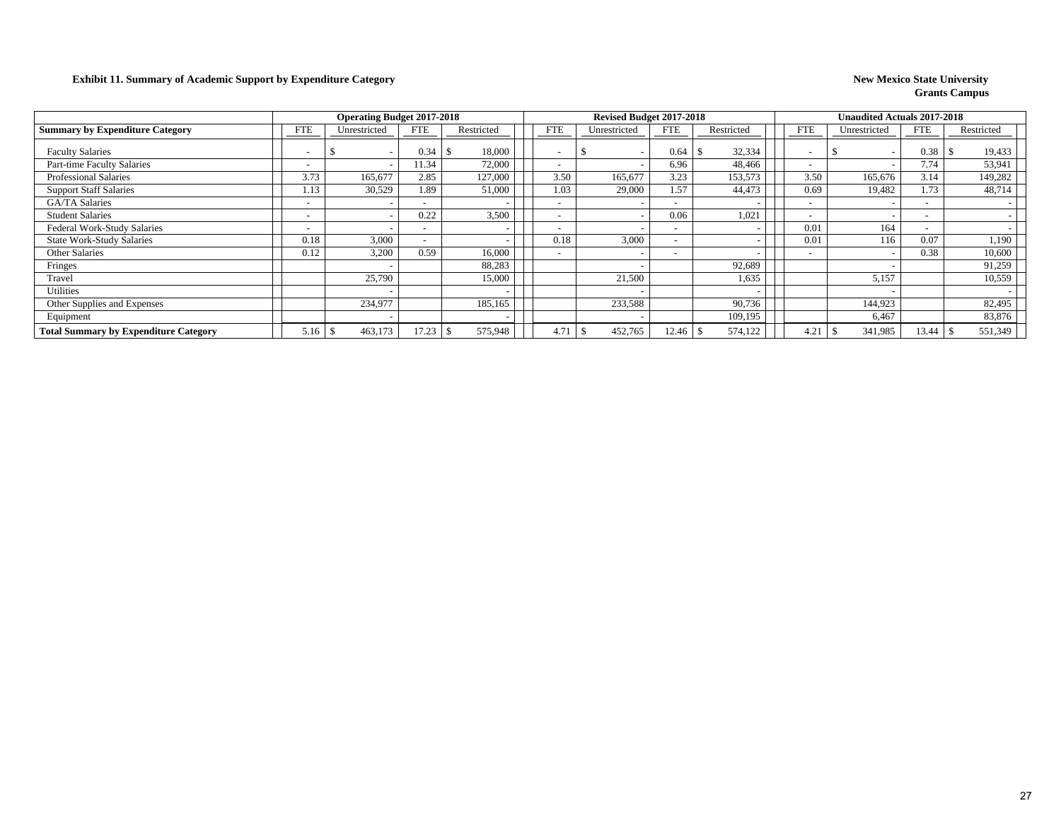**Exhibit 11. Summary of Academic Support by Expenditure Category**

**New Mexico State University**
**Grants Campus**

| | Operating Budget 2017-2018 | | | | Revised Budget 2017-2018 | | | | Unaudited Actuals 2017-2018 | | | |
|---|---|---|---|---|---|---|---|---|---|---|---|---|
| **Summary by Expenditure Category** | FTE | Unrestricted | FTE | Restricted | FTE | Unrestricted | FTE | Restricted | FTE | Unrestricted | FTE | Restricted |
| Faculty Salaries | - | $ - | 0.34 | $ 18,000 | - | $ - | 0.64 | $ 32,334 | - | $ - | 0.38 | $ 19,433 |
| Part-time Faculty Salaries | - | - | 11.34 | 72,000 | - | - | 6.96 | 48,466 | - | - | 7.74 | 53,941 |
| Professional Salaries | 3.73 | 165,677 | 2.85 | 127,000 | 3.50 | 165,677 | 3.23 | 153,573 | 3.50 | 165,676 | 3.14 | 149,282 |
| Support Staff Salaries | 1.13 | 30,529 | 1.89 | 51,000 | 1.03 | 29,000 | 1.57 | 44,473 | 0.69 | 19,482 | 1.73 | 48,714 |
| GA/TA Salaries | - | - | - | - | - | - | - | - | - | - | - | - |
| Student Salaries | - | - | 0.22 | 3,500 | - | - | 0.06 | 1,021 | - | - | - | - |
| Federal Work-Study Salaries | - | - | - | - | - | - | - | - | 0.01 | 164 | - | - |
| State Work-Study Salaries | 0.18 | 3,000 | - | - | 0.18 | 3,000 | - | - | 0.01 | 116 | 0.07 | 1,190 |
| Other Salaries | 0.12 | 3,200 | 0.59 | 16,000 | - | - | - | - | - | - | 0.38 | 10,600 |
| Fringes | | - | | 88,283 | | - | | 92,689 | | - | | 91,259 |
| Travel | | 25,790 | | 15,000 | | 21,500 | | 1,635 | | 5,157 | | 10,559 |
| Utilities | | - | | - | | - | | - | | - | | - |
| Other Supplies and Expenses | | 234,977 | | 185,165 | | 233,588 | | 90,736 | | 144,923 | | 82,495 |
| Equipment | | - | | - | | - | | 109,195 | | 6,467 | | 83,876 |
| **Total Summary by Expenditure Category** | 5.16 | $ 463,173 | 17.23 | $ 575,948 | 4.71 | $ 452,765 | 12.46 | $ 574,122 | 4.21 | $ 341,985 | 13.44 | $ 551,349 |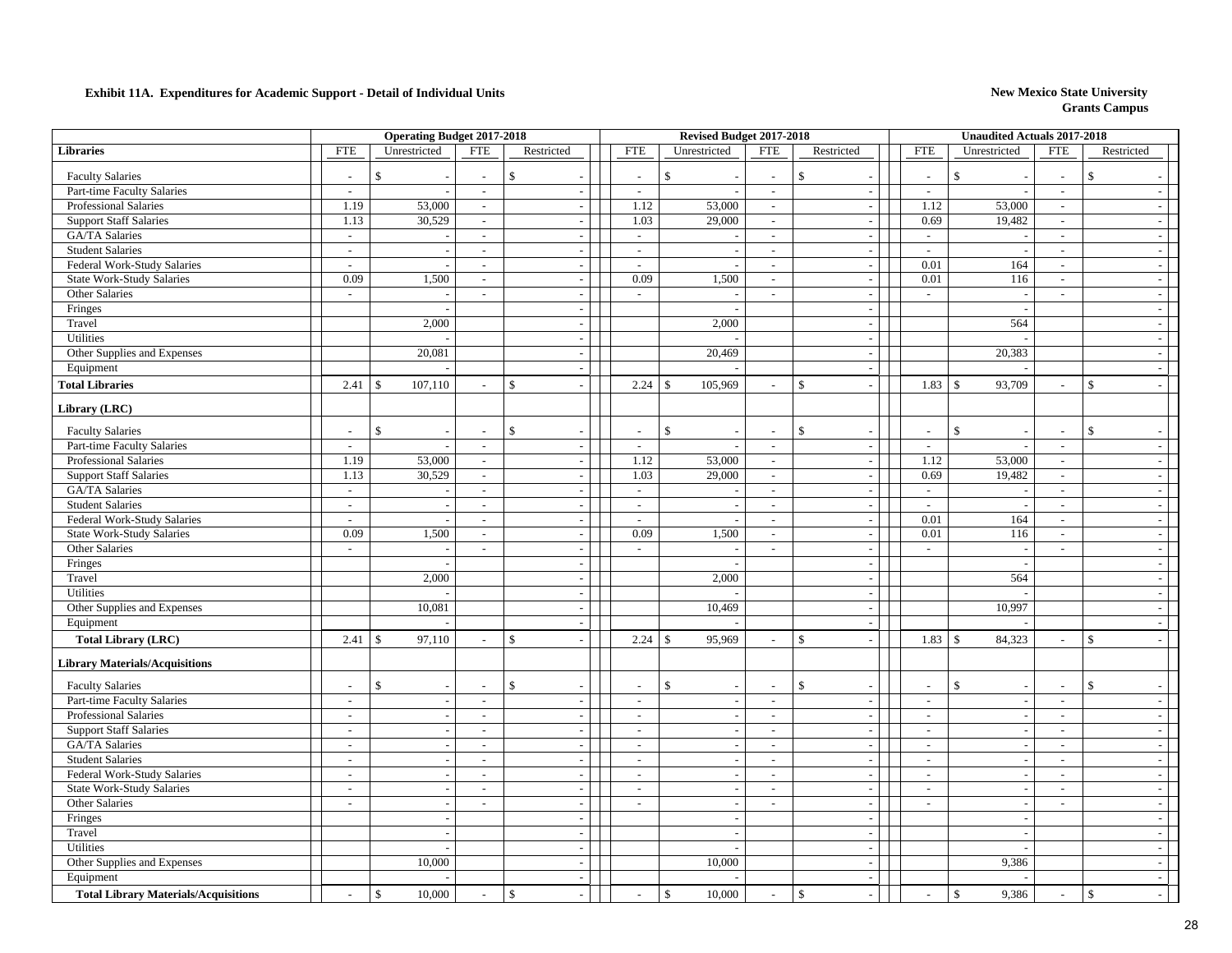**Exhibit 11A. Expenditures for Academic Support - Detail of Individual Units**

**New Mexico State University**
**Grants Campus**

| | Operating Budget 2017-2018 | | | | Revised Budget 2017-2018 | | | | Unaudited Actuals 2017-2018 | | | |
|---|---|---|---|---|---|---|---|---|---|---|---|---|
| **Libraries** | FTE | Unrestricted | FTE | Restricted | FTE | Unrestricted | FTE | Restricted | FTE | Unrestricted | FTE | Restricted |
| Faculty Salaries | - | $ - | - | $ - | - | $ - | - | $ - | - | $ - | - | $ - |
| Part-time Faculty Salaries | - | - | - | - | - | - | - | - | - | - | - | - |
| Professional Salaries | 1.19 | 53,000 | - | - | 1.12 | 53,000 | - | - | 1.12 | 53,000 | - | - |
| Support Staff Salaries | 1.13 | 30,529 | - | - | 1.03 | 29,000 | - | - | 0.69 | 19,482 | - | - |
| GA/TA Salaries | - | - | - | - | - | - | - | - | - | - | - | - |
| Student Salaries | - | - | - | - | - | - | - | - | - | - | - | - |
| Federal Work-Study Salaries | - | - | - | - | - | - | - | - | 0.01 | 164 | - | - |
| State Work-Study Salaries | 0.09 | 1,500 | - | - | 0.09 | 1,500 | - | - | 0.01 | 116 | - | - |
| Other Salaries | - | - | - | - | - | - | - | - | - | - | - | - |
| Fringes | | - | | - | | - | | - | | - | | - |
| Travel | | 2,000 | | - | | 2,000 | | - | | 564 | | - |
| Utilities | | - | | - | | - | | - | | - | | - |
| Other Supplies and Expenses | | 20,081 | | - | | 20,469 | | - | | 20,383 | | - |
| Equipment | | - | | - | | - | | - | | - | | - |
| **Total Libraries** | 2.41 | $ 107,110 | - | $ - | 2.24 | $ 105,969 | - | $ - | 1.83 | $ 93,709 | - | $ - |
| **Library (LRC)** | | | | | | | | | | | | |
| Faculty Salaries | - | $ - | - | $ - | - | $ - | - | $ - | - | $ - | - | $ - |
| Part-time Faculty Salaries | - | - | - | - | - | - | - | - | - | - | - | - |
| Professional Salaries | 1.19 | 53,000 | - | - | 1.12 | 53,000 | - | - | 1.12 | 53,000 | - | - |
| Support Staff Salaries | 1.13 | 30,529 | - | - | 1.03 | 29,000 | - | - | 0.69 | 19,482 | - | - |
| GA/TA Salaries | - | - | - | - | - | - | - | - | - | - | - | - |
| Student Salaries | - | - | - | - | - | - | - | - | - | - | - | - |
| Federal Work-Study Salaries | - | - | - | - | - | - | - | - | 0.01 | 164 | - | - |
| State Work-Study Salaries | 0.09 | 1,500 | - | - | 0.09 | 1,500 | - | - | 0.01 | 116 | - | - |
| Other Salaries | - | - | - | - | - | - | - | - | - | - | - | - |
| Fringes | | - | | - | | - | | - | | - | | - |
| Travel | | 2,000 | | - | | 2,000 | | - | | 564 | | - |
| Utilities | | - | | - | | - | | - | | - | | - |
| Other Supplies and Expenses | | 10,081 | | - | | 10,469 | | - | | 10,997 | | - |
| Equipment | | - | | - | | - | | - | | - | | - |
| **Total Library (LRC)** | 2.41 | $ 97,110 | - | $ - | 2.24 | $ 95,969 | - | $ - | 1.83 | $ 84,323 | - | $ - |
| **Library Materials/Acquisitions** | | | | | | | | | | | | |
| Faculty Salaries | - | $ - | - | $ - | - | $ - | - | $ - | - | $ - | - | $ - |
| Part-time Faculty Salaries | - | - | - | - | - | - | - | - | - | - | - | - |
| Professional Salaries | - | - | - | - | - | - | - | - | - | - | - | - |
| Support Staff Salaries | - | - | - | - | - | - | - | - | - | - | - | - |
| GA/TA Salaries | - | - | - | - | - | - | - | - | - | - | - | - |
| Student Salaries | - | - | - | - | - | - | - | - | - | - | - | - |
| Federal Work-Study Salaries | - | - | - | - | - | - | - | - | - | - | - | - |
| State Work-Study Salaries | - | - | - | - | - | - | - | - | - | - | - | - |
| Other Salaries | - | - | - | - | - | - | - | - | - | - | - | - |
| Fringes | | - | | - | | - | | - | | - | | - |
| Travel | | - | | - | | - | | - | | - | | - |
| Utilities | | - | | - | | - | | - | | - | | - |
| Other Supplies and Expenses | | 10,000 | | - | | 10,000 | | - | | 9,386 | | - |
| Equipment | | - | | - | | - | | - | | - | | - |
| **Total Library Materials/Acquisitions** | - | $ 10,000 | - | $ - | - | $ 10,000 | - | $ - | - | $ 9,386 | - | $ - |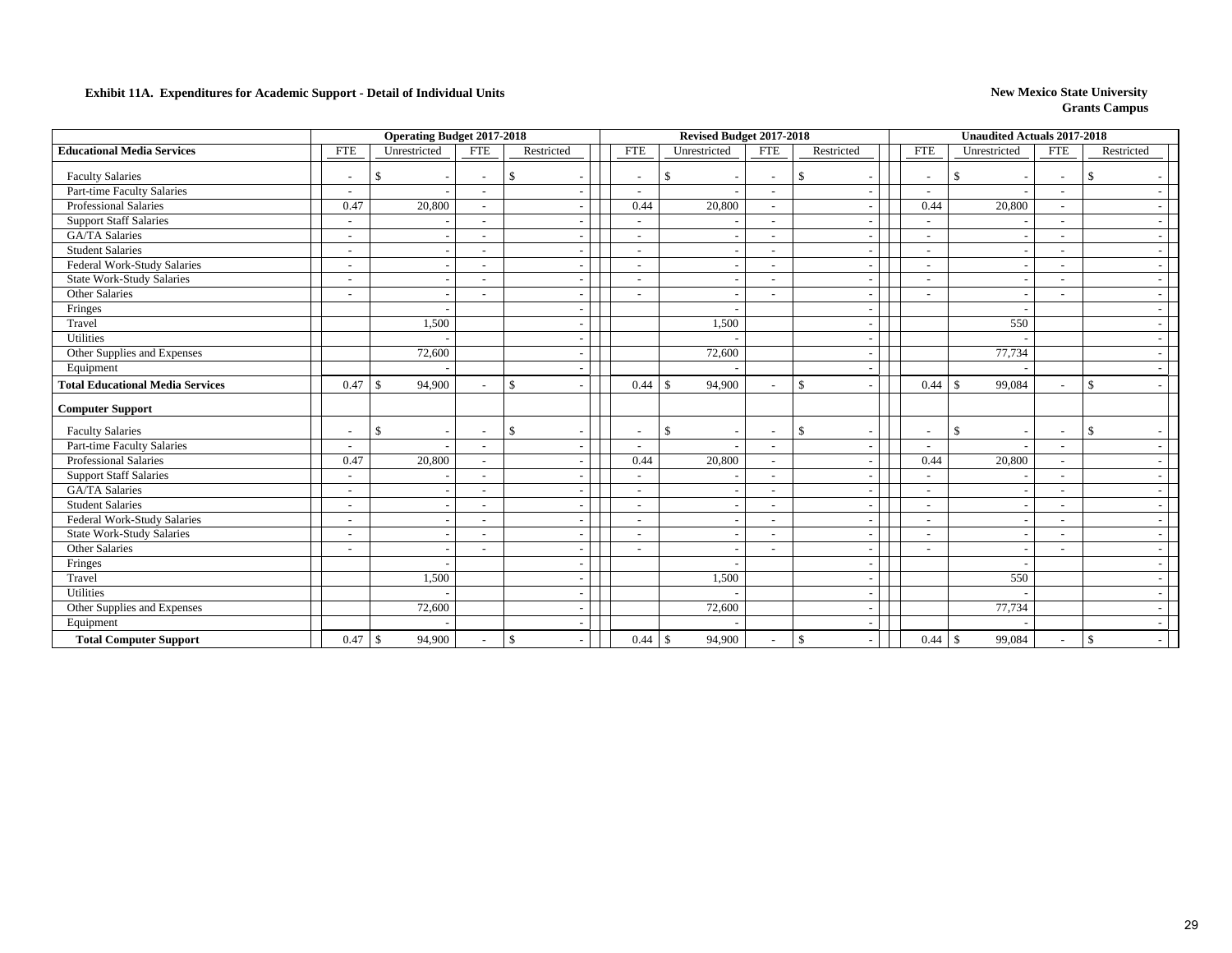**Exhibit 11A. Expenditures for Academic Support - Detail of Individual Units**

**New Mexico State University**
**Grants Campus**

| | Operating Budget 2017-2018 | | | | Revised Budget 2017-2018 | | | | Unaudited Actuals 2017-2018 | | | |
|---|---|---|---|---|---|---|---|---|---|---|---|---|
| **Educational Media Services** | FTE | Unrestricted | FTE | Restricted | FTE | Unrestricted | FTE | Restricted | FTE | Unrestricted | FTE | Restricted |
| Faculty Salaries | - | $ - | - | $ - | - | $ - | - | $ - | - | $ - | - | $ - |
| Part-time Faculty Salaries | - | - | - | - | - | - | - | - | - | - | - | - |
| Professional Salaries | 0.47 | 20,800 | - | - | 0.44 | 20,800 | - | - | 0.44 | 20,800 | - | - |
| Support Staff Salaries | - | - | - | - | - | - | - | - | - | - | - | - |
| GA/TA Salaries | - | - | - | - | - | - | - | - | - | - | - | - |
| Student Salaries | - | - | - | - | - | - | - | - | - | - | - | - |
| Federal Work-Study Salaries | - | - | - | - | - | - | - | - | - | - | - | - |
| State Work-Study Salaries | - | - | - | - | - | - | - | - | - | - | - | - |
| Other Salaries | - | - | - | - | - | - | - | - | - | - | - | - |
| Fringes | | - | | - | | - | | - | | - | | - |
| Travel | | 1,500 | | - | | 1,500 | | - | | 550 | | - |
| Utilities | | - | | - | | - | | - | | - | | - |
| Other Supplies and Expenses | | 72,600 | | - | | 72,600 | | - | | 77,734 | | - |
| Equipment | | - | | - | | - | | - | | - | | - |
| **Total Educational Media Services** | 0.47 | $ 94,900 | - | $ - | 0.44 | $ 94,900 | - | $ - | 0.44 | $ 99,084 | - | $ - |
| **Computer Support** | | | | | | | | | | | | |
| Faculty Salaries | - | $ - | - | $ - | - | $ - | - | $ - | - | $ - | - | $ - |
| Part-time Faculty Salaries | - | - | - | - | - | - | - | - | - | - | - | - |
| Professional Salaries | 0.47 | 20,800 | - | - | 0.44 | 20,800 | - | - | 0.44 | 20,800 | - | - |
| Support Staff Salaries | - | - | - | - | - | - | - | - | - | - | - | - |
| GA/TA Salaries | - | - | - | - | - | - | - | - | - | - | - | - |
| Student Salaries | - | - | - | - | - | - | - | - | - | - | - | - |
| Federal Work-Study Salaries | - | - | - | - | - | - | - | - | - | - | - | - |
| State Work-Study Salaries | - | - | - | - | - | - | - | - | - | - | - | - |
| Other Salaries | - | - | - | - | - | - | - | - | - | - | - | - |
| Fringes | | - | | - | | - | | - | | - | | - |
| Travel | | 1,500 | | - | | 1,500 | | - | | 550 | | - |
| Utilities | | - | | - | | - | | - | | - | | - |
| Other Supplies and Expenses | | 72,600 | | - | | 72,600 | | - | | 77,734 | | - |
| Equipment | | - | | - | | - | | - | | - | | - |
| **Total Computer Support** | 0.47 | $ 94,900 | - | $ - | 0.44 | $ 94,900 | - | $ - | 0.44 | $ 99,084 | - | $ - |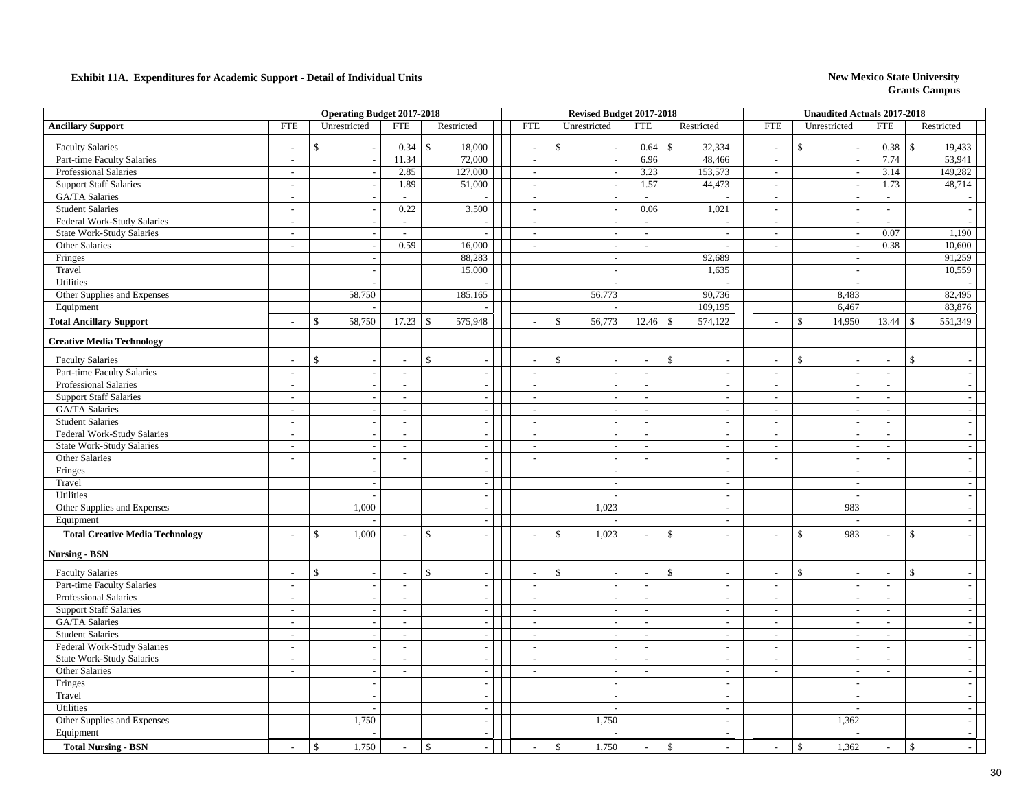**Exhibit 11A. Expenditures for Academic Support - Detail of Individual Units**

**New Mexico State University**
**Grants Campus**

| | Operating Budget 2017-2018 | | | | Revised Budget 2017-2018 | | | | Unaudited Actuals 2017-2018 | | | |
|---|---|---|---|---|---|---|---|---|---|---|---|---|
| **Ancillary Support** | FTE | Unrestricted | FTE | Restricted | FTE | Unrestricted | FTE | Restricted | FTE | Unrestricted | FTE | Restricted |
| Faculty Salaries | - | $ - | 0.34 | $ 18,000 | - | $ - | 0.64 | $ 32,334 | - | $ - | 0.38 | $ 19,433 |
| Part-time Faculty Salaries | - | - | 11.34 | 72,000 | - | - | 6.96 | 48,466 | - | - | 7.74 | 53,941 |
| Professional Salaries | - | - | 2.85 | 127,000 | - | - | 3.23 | 153,573 | - | - | 3.14 | 149,282 |
| Support Staff Salaries | - | - | 1.89 | 51,000 | - | - | 1.57 | 44,473 | - | - | 1.73 | 48,714 |
| GA/TA Salaries | - | - | - | - | - | - | - | - | - | - | - | - |
| Student Salaries | - | - | 0.22 | 3,500 | - | - | 0.06 | 1,021 | - | - | - | - |
| Federal Work-Study Salaries | - | - | - | - | - | - | - | - | - | - | - | - |
| State Work-Study Salaries | - | - | - | - | - | - | - | - | - | - | 0.07 | 1,190 |
| Other Salaries | - | - | 0.59 | 16,000 | - | - | - | - | - | - | 0.38 | 10,600 |
| Fringes | | - | | 88,283 | | - | | 92,689 | | - | | 91,259 |
| Travel | | - | | 15,000 | | - | | 1,635 | | - | | 10,559 |
| Utilities | | - | | - | | - | | - | | - | | - |
| Other Supplies and Expenses | | 58,750 | | 185,165 | | 56,773 | | 90,736 | | 8,483 | | 82,495 |
| Equipment | | - | | - | | - | | 109,195 | | 6,467 | | 83,876 |
| **Total Ancillary Support** | - | $ 58,750 | 17.23 | $ 575,948 | - | $ 56,773 | 12.46 | $ 574,122 | - | $ 14,950 | 13.44 | $ 551,349 |
| **Creative Media Technology** | | | | | | | | | | | | |
| Faculty Salaries | - | $ - | - | $ - | - | $ - | - | $ - | - | $ - | - | $ - |
| Part-time Faculty Salaries | - | - | - | - | - | - | - | - | - | - | - | - |
| Professional Salaries | - | - | - | - | - | - | - | - | - | - | - | - |
| Support Staff Salaries | - | - | - | - | - | - | - | - | - | - | - | - |
| GA/TA Salaries | - | - | - | - | - | - | - | - | - | - | - | - |
| Student Salaries | - | - | - | - | - | - | - | - | - | - | - | - |
| Federal Work-Study Salaries | - | - | - | - | - | - | - | - | - | - | - | - |
| State Work-Study Salaries | - | - | - | - | - | - | - | - | - | - | - | - |
| Other Salaries | - | - | - | - | - | - | - | - | - | - | - | - |
| Fringes | | - | | - | | - | | - | | - | | - |
| Travel | | - | | - | | - | | - | | - | | - |
| Utilities | | - | | - | | - | | - | | - | | - |
| Other Supplies and Expenses | | 1,000 | | - | | 1,023 | | - | | 983 | | - |
| Equipment | | - | | - | | - | | - | | - | | - |
| **Total Creative Media Technology** | - | $ 1,000 | - | $ - | - | $ 1,023 | - | $ - | - | $ 983 | - | $ - |
| **Nursing - BSN** | | | | | | | | | | | | |
| Faculty Salaries | - | $ - | - | $ - | - | $ - | - | $ - | - | $ - | - | $ - |
| Part-time Faculty Salaries | - | - | - | - | - | - | - | - | - | - | - | - |
| Professional Salaries | - | - | - | - | - | - | - | - | - | - | - | - |
| Support Staff Salaries | - | - | - | - | - | - | - | - | - | - | - | - |
| GA/TA Salaries | - | - | - | - | - | - | - | - | - | - | - | - |
| Student Salaries | - | - | - | - | - | - | - | - | - | - | - | - |
| Federal Work-Study Salaries | - | - | - | - | - | - | - | - | - | - | - | - |
| State Work-Study Salaries | - | - | - | - | - | - | - | - | - | - | - | - |
| Other Salaries | - | - | - | - | - | - | - | - | - | - | - | - |
| Fringes | | - | | - | | - | | - | | - | | - |
| Travel | | - | | - | | - | | - | | - | | - |
| Utilities | | - | | - | | - | | - | | - | | - |
| Other Supplies and Expenses | | 1,750 | | - | | 1,750 | | - | | 1,362 | | - |
| Equipment | | - | | - | | - | | - | | - | | - |
| **Total Nursing - BSN** | - | $ 1,750 | - | $ - | - | $ 1,750 | - | $ - | - | $ 1,362 | - | $ - |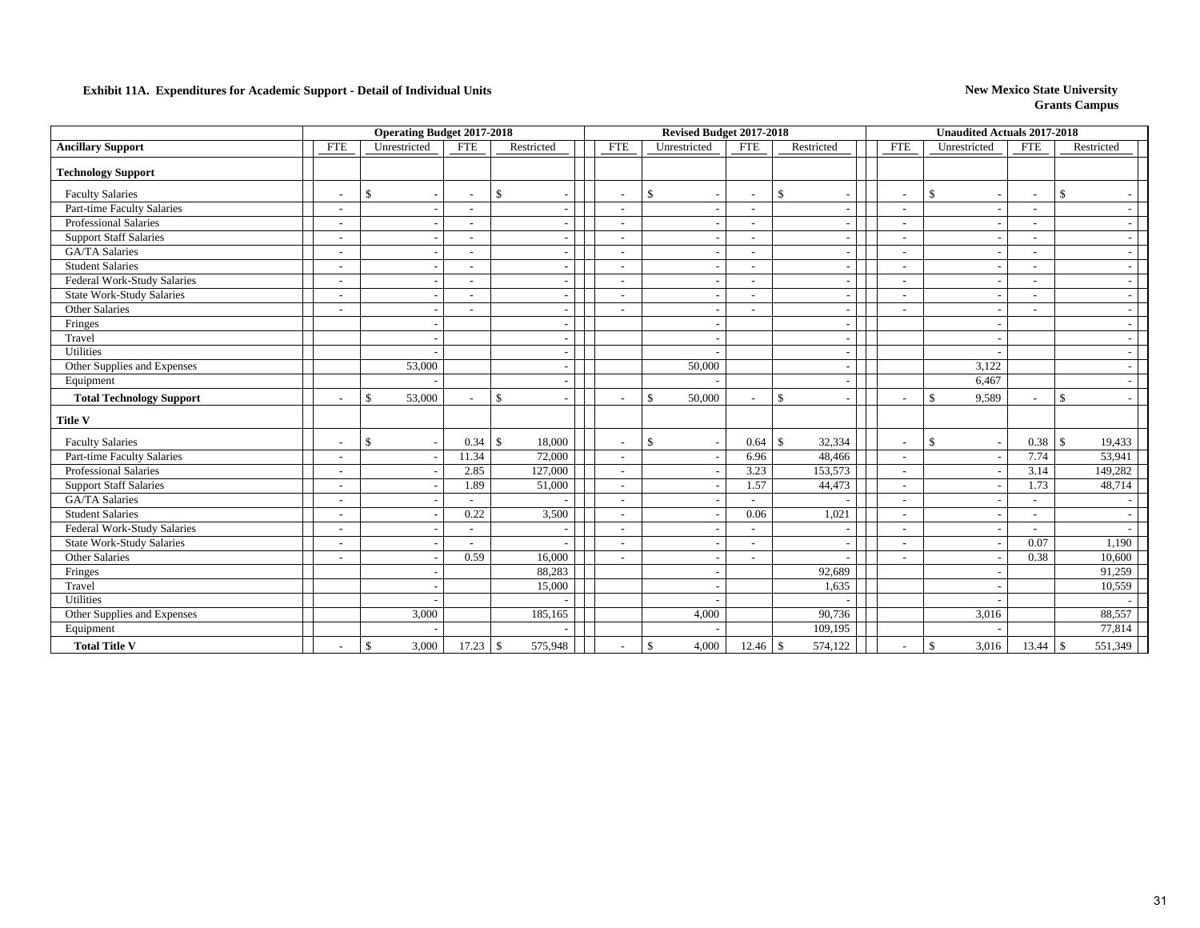**Exhibit 11A. Expenditures for Academic Support - Detail of Individual Units**

**New Mexico State University**
**Grants Campus**

| Ancillary Support | Operating Budget 2017-2018 | | | | Revised Budget 2017-2018 | | | | Unaudited Actuals 2017-2018 | | | |
|---|---|---|---|---|---|---|---|---|---|---|---|---|
| | FTE | Unrestricted | FTE | Restricted | FTE | Unrestricted | FTE | Restricted | FTE | Unrestricted | FTE | Restricted |
| **Technology Support** | | | | | | | | | | | | |
| Faculty Salaries | - | $ - | - | $ - | - | $ - | - | $ - | - | $ - | - | $ - |
| Part-time Faculty Salaries | - | - | - | - | - | - | - | - | - | - | - | - |
| Professional Salaries | - | - | - | - | - | - | - | - | - | - | - | - |
| Support Staff Salaries | - | - | - | - | - | - | - | - | - | - | - | - |
| GA/TA Salaries | - | - | - | - | - | - | - | - | - | - | - | - |
| Student Salaries | - | - | - | - | - | - | - | - | - | - | - | - |
| Federal Work-Study Salaries | - | - | - | - | - | - | - | - | - | - | - | - |
| State Work-Study Salaries | - | - | - | - | - | - | - | - | - | - | - | - |
| Other Salaries | - | - | - | - | - | - | - | - | - | - | - | - |
| Fringes | | - | | - | | - | | - | | - | | - |
| Travel | | - | | - | | - | | - | | - | | - |
| Utilities | | - | | - | | - | | - | | - | | - |
| Other Supplies and Expenses | | 53,000 | | - | | 50,000 | | - | | 3,122 | | - |
| Equipment | | - | | - | | - | | - | | 6,467 | | - |
| **Total Technology Support** | - | $ 53,000 | - | $ - | - | $ 50,000 | - | $ - | - | $ 9,589 | - | $ - |
| **Title V** | | | | | | | | | | | | |
| Faculty Salaries | - | $ - | 0.34 | $ 18,000 | - | $ - | 0.64 | $ 32,334 | - | $ - | 0.38 | $ 19,433 |
| Part-time Faculty Salaries | - | - | 11.34 | 72,000 | - | - | 6.96 | 48,466 | - | - | 7.74 | 53,941 |
| Professional Salaries | - | - | 2.85 | 127,000 | - | - | 3.23 | 153,573 | - | - | 3.14 | 149,282 |
| Support Staff Salaries | - | - | 1.89 | 51,000 | - | - | 1.57 | 44,473 | - | - | 1.73 | 48,714 |
| GA/TA Salaries | - | - | - | - | - | - | - | - | - | - | - | - |
| Student Salaries | - | - | 0.22 | 3,500 | - | - | 0.06 | 1,021 | - | - | - | - |
| Federal Work-Study Salaries | - | - | - | - | - | - | - | - | - | - | - | - |
| State Work-Study Salaries | - | - | - | - | - | - | - | - | - | - | 0.07 | 1,190 |
| Other Salaries | - | - | 0.59 | 16,000 | - | - | - | - | - | - | 0.38 | 10,600 |
| Fringes | | - | | 88,283 | | - | | 92,689 | | - | | 91,259 |
| Travel | | - | | 15,000 | | - | | 1,635 | | - | | 10,559 |
| Utilities | | - | | - | | - | | - | | - | | - |
| Other Supplies and Expenses | | 3,000 | | 185,165 | | 4,000 | | 90,736 | | 3,016 | | 88,557 |
| Equipment | | - | | - | | - | | 109,195 | | - | | 77,814 |
| **Total Title V** | - | $ 3,000 | 17.23 | $ 575,948 | - | $ 4,000 | 12.46 | $ 574,122 | - | $ 3,016 | 13.44 | $ 551,349 |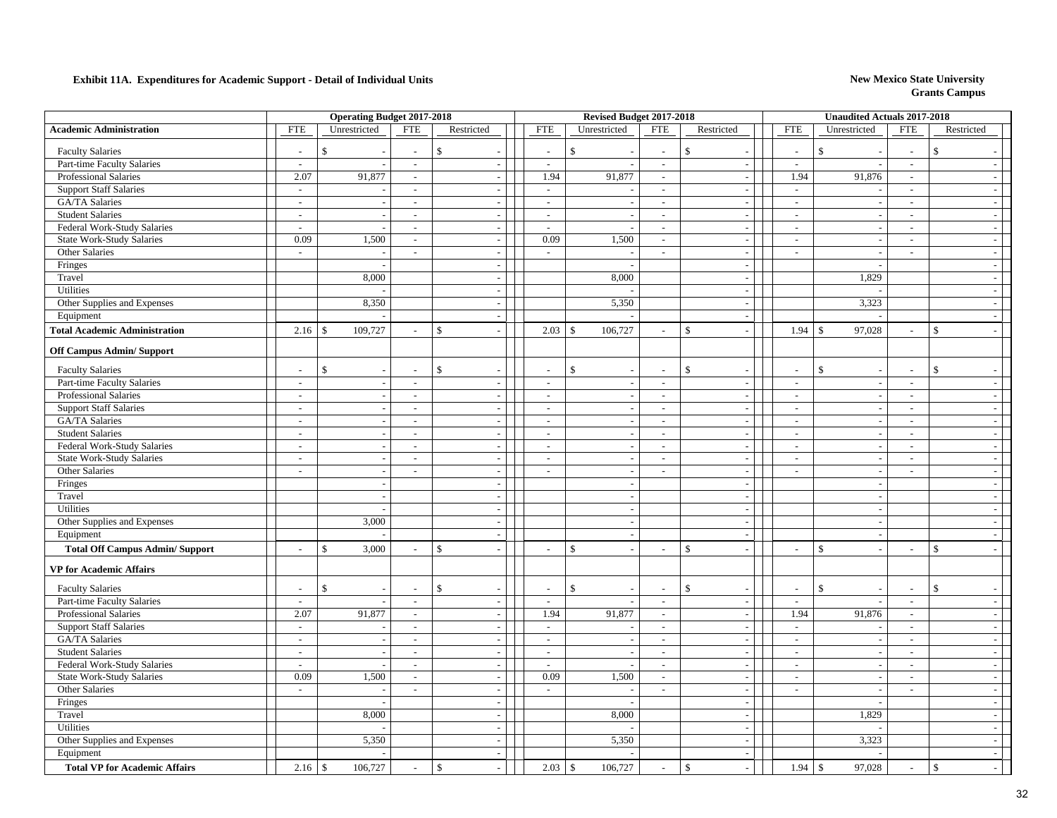**Exhibit 11A. Expenditures for Academic Support - Detail of Individual Units**

**New Mexico State University**
**Grants Campus**

| | Operating Budget 2017-2018 | | | | Revised Budget 2017-2018 | | | | Unaudited Actuals 2017-2018 | | | |
|---|---|---|---|---|---|---|---|---|---|---|---|---|
| **Academic Administration** | FTE | Unrestricted | FTE | Restricted | FTE | Unrestricted | FTE | Restricted | FTE | Unrestricted | FTE | Restricted |
| Faculty Salaries | - | $ - | - | $ - | - | $ - | - | $ - | - | $ - | - | $ - |
| Part-time Faculty Salaries | - | - | - | - | - | - | - | - | - | - | - | - |
| Professional Salaries | 2.07 | 91,877 | - | - | 1.94 | 91,877 | - | - | 1.94 | 91,876 | - | - |
| Support Staff Salaries | - | - | - | - | - | - | - | - | - | - | - | - |
| GA/TA Salaries | - | - | - | - | - | - | - | - | - | - | - | - |
| Student Salaries | - | - | - | - | - | - | - | - | - | - | - | - |
| Federal Work-Study Salaries | - | - | - | - | - | - | - | - | - | - | - | - |
| State Work-Study Salaries | 0.09 | 1,500 | - | - | 0.09 | 1,500 | - | - | - | - | - | - |
| Other Salaries | - | - | - | - | - | - | - | - | - | - | - | - |
| Fringes | | - | | - | | - | | - | | - | | - |
| Travel | | 8,000 | | - | | 8,000 | | - | | 1,829 | | - |
| Utilities | | - | | - | | - | | - | | - | | - |
| Other Supplies and Expenses | | 8,350 | | - | | 5,350 | | - | | 3,323 | | - |
| Equipment | | - | | - | | - | | - | | - | | - |
| **Total Academic Administration** | 2.16 | $ 109,727 | - | $ - | 2.03 | $ 106,727 | - | $ - | 1.94 | $ 97,028 | - | $ - |
| **Off Campus Admin/ Support** | | | | | | | | | | | | |
| Faculty Salaries | - | $ - | - | $ - | - | $ - | - | $ - | - | $ - | - | $ - |
| Part-time Faculty Salaries | - | - | - | - | - | - | - | - | - | - | - | - |
| Professional Salaries | - | - | - | - | - | - | - | - | - | - | - | - |
| Support Staff Salaries | - | - | - | - | - | - | - | - | - | - | - | - |
| GA/TA Salaries | - | - | - | - | - | - | - | - | - | - | - | - |
| Student Salaries | - | - | - | - | - | - | - | - | - | - | - | - |
| Federal Work-Study Salaries | - | - | - | - | - | - | - | - | - | - | - | - |
| State Work-Study Salaries | - | - | - | - | - | - | - | - | - | - | - | - |
| Other Salaries | - | - | - | - | - | - | - | - | - | - | - | - |
| Fringes | | - | | - | | - | | - | | - | | - |
| Travel | | - | | - | | - | | - | | - | | - |
| Utilities | | - | | - | | - | | - | | - | | - |
| Other Supplies and Expenses | | 3,000 | | - | | - | | - | | - | | - |
| Equipment | | - | | - | | - | | - | | - | | - |
| **Total Off Campus Admin/ Support** | - | $ 3,000 | - | $ - | - | $ - | - | $ - | - | $ - | - | $ - |
| **VP for Academic Affairs** | | | | | | | | | | | | |
| Faculty Salaries | - | $ - | - | $ - | - | $ - | - | $ - | - | $ - | - | $ - |
| Part-time Faculty Salaries | - | - | - | - | - | - | - | - | - | - | - | - |
| Professional Salaries | 2.07 | 91,877 | - | - | 1.94 | 91,877 | - | - | 1.94 | 91,876 | - | - |
| Support Staff Salaries | - | - | - | - | - | - | - | - | - | - | - | - |
| GA/TA Salaries | - | - | - | - | - | - | - | - | - | - | - | - |
| Student Salaries | - | - | - | - | - | - | - | - | - | - | - | - |
| Federal Work-Study Salaries | - | - | - | - | - | - | - | - | - | - | - | - |
| State Work-Study Salaries | 0.09 | 1,500 | - | - | 0.09 | 1,500 | - | - | - | - | - | - |
| Other Salaries | - | - | - | - | - | - | - | - | - | - | - | - |
| Fringes | | - | | - | | - | | - | | - | | - |
| Travel | | 8,000 | | - | | 8,000 | | - | | 1,829 | | - |
| Utilities | | - | | - | | - | | - | | - | | - |
| Other Supplies and Expenses | | 5,350 | | - | | 5,350 | | - | | 3,323 | | - |
| Equipment | | - | | - | | - | | - | | - | | - |
| **Total VP for Academic Affairs** | 2.16 | $ 106,727 | - | $ - | 2.03 | $ 106,727 | - | $ - | 1.94 | $ 97,028 | - | $ - |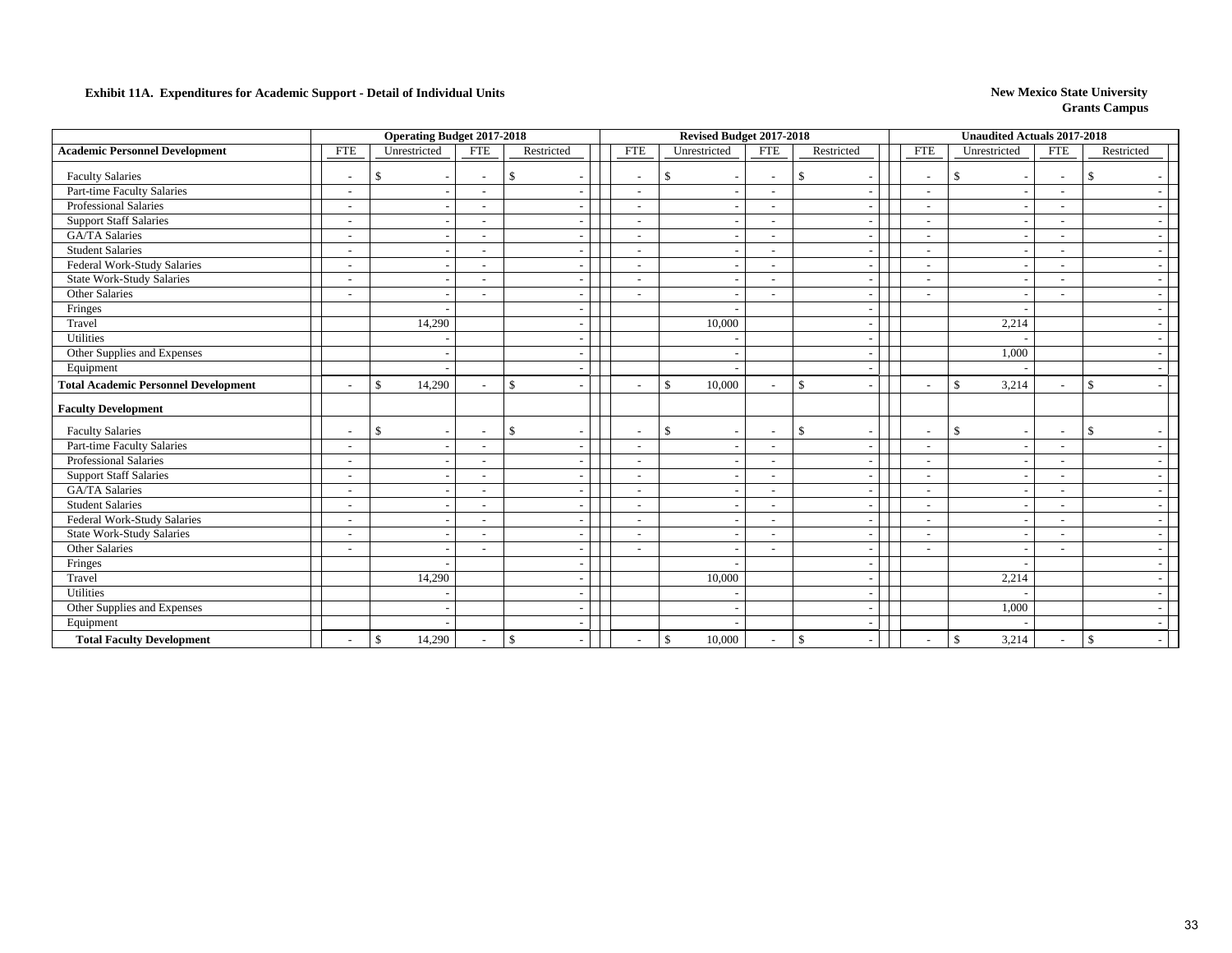**Exhibit 11A. Expenditures for Academic Support - Detail of Individual Units**

**New Mexico State University**
**Grants Campus**

| | Operating Budget 2017-2018 | | | | Revised Budget 2017-2018 | | | | Unaudited Actuals 2017-2018 | | | |
|---|---|---|---|---|---|---|---|---|---|---|---|---|
| **Academic Personnel Development** | FTE | Unrestricted | FTE | Restricted | FTE | Unrestricted | FTE | Restricted | FTE | Unrestricted | FTE | Restricted |
| Faculty Salaries | - | $ - | - | $ - | - | $ - | - | $ - | - | $ - | - | $ - |
| Part-time Faculty Salaries | - | - | - | - | - | - | - | - | - | - | - | - |
| Professional Salaries | - | - | - | - | - | - | - | - | - | - | - | - |
| Support Staff Salaries | - | - | - | - | - | - | - | - | - | - | - | - |
| GA/TA Salaries | - | - | - | - | - | - | - | - | - | - | - | - |
| Student Salaries | - | - | - | - | - | - | - | - | - | - | - | - |
| Federal Work-Study Salaries | - | - | - | - | - | - | - | - | - | - | - | - |
| State Work-Study Salaries | - | - | - | - | - | - | - | - | - | - | - | - |
| Other Salaries | - | - | - | - | - | - | - | - | - | - | - | - |
| Fringes | | - | | - | | - | | - | | - | | - |
| Travel | | 14,290 | | - | | 10,000 | | - | | 2,214 | | - |
| Utilities | | - | | - | | - | | - | | - | | - |
| Other Supplies and Expenses | | - | | - | | - | | - | | 1,000 | | - |
| Equipment | | - | | - | | - | | - | | - | | - |
| **Total Academic Personnel Development** | - | $ 14,290 | - | $ - | - | $ 10,000 | - | $ - | - | $ 3,214 | - | $ - |
| **Faculty Development** | | | | | | | | | | | | |
| Faculty Salaries | - | $ - | - | $ - | - | $ - | - | $ - | - | $ - | - | $ - |
| Part-time Faculty Salaries | - | - | - | - | - | - | - | - | - | - | - | - |
| Professional Salaries | - | - | - | - | - | - | - | - | - | - | - | - |
| Support Staff Salaries | - | - | - | - | - | - | - | - | - | - | - | - |
| GA/TA Salaries | - | - | - | - | - | - | - | - | - | - | - | - |
| Student Salaries | - | - | - | - | - | - | - | - | - | - | - | - |
| Federal Work-Study Salaries | - | - | - | - | - | - | - | - | - | - | - | - |
| State Work-Study Salaries | - | - | - | - | - | - | - | - | - | - | - | - |
| Other Salaries | - | - | - | - | - | - | - | - | - | - | - | - |
| Fringes | | - | | - | | - | | - | | - | | - |
| Travel | | 14,290 | | - | | 10,000 | | - | | 2,214 | | - |
| Utilities | | - | | - | | - | | - | | - | | - |
| Other Supplies and Expenses | | - | | - | | - | | - | | 1,000 | | - |
| Equipment | | - | | - | | - | | - | | - | | - |
| **Total Faculty Development** | - | $ 14,290 | - | $ - | - | $ 10,000 | - | $ - | - | $ 3,214 | - | $ - |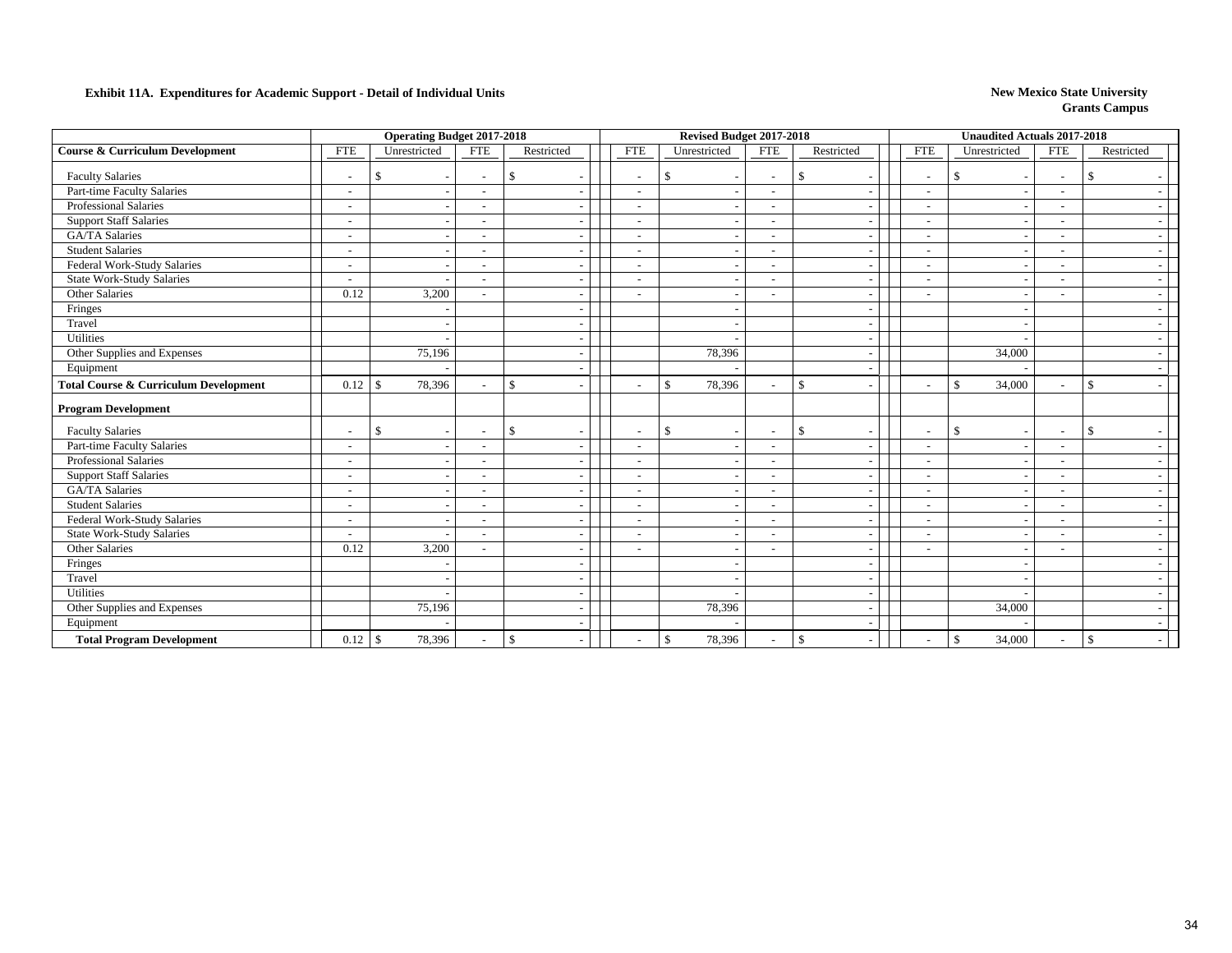**Exhibit 11A. Expenditures for Academic Support - Detail of Individual Units**

**New Mexico State University**
**Grants Campus**

| | Operating Budget 2017-2018 | | | | Revised Budget 2017-2018 | | | | Unaudited Actuals 2017-2018 | | | |
|---|---|---|---|---|---|---|---|---|---|---|---|---|
| **Course & Curriculum Development** | FTE | Unrestricted | FTE | Restricted | FTE | Unrestricted | FTE | Restricted | FTE | Unrestricted | FTE | Restricted |
| Faculty Salaries | - | $ - | - | $ - | - | $ - | - | $ - | - | $ - | - | $ - |
| Part-time Faculty Salaries | - | - | - | - | - | - | - | - | - | - | - | - |
| Professional Salaries | - | - | - | - | - | - | - | - | - | - | - | - |
| Support Staff Salaries | - | - | - | - | - | - | - | - | - | - | - | - |
| GA/TA Salaries | - | - | - | - | - | - | - | - | - | - | - | - |
| Student Salaries | - | - | - | - | - | - | - | - | - | - | - | - |
| Federal Work-Study Salaries | - | - | - | - | - | - | - | - | - | - | - | - |
| State Work-Study Salaries | - | - | - | - | - | - | - | - | - | - | - | - |
| Other Salaries | 0.12 | 3,200 | - | - | - | - | - | - | - | - | - | - |
| Fringes | | - | | - | | - | | - | | - | | - |
| Travel | | - | | - | | - | | - | | - | | - |
| Utilities | | - | | - | | - | | - | | - | | - |
| Other Supplies and Expenses | | 75,196 | | - | | 78,396 | | - | | 34,000 | | - |
| Equipment | | - | | - | | - | | - | | - | | - |
| **Total Course & Curriculum Development** | 0.12 | $ 78,396 | - | $ - | - | $ 78,396 | - | $ - | - | $ 34,000 | - | $ - |
| **Program Development** | | | | | | | | | | | | |
| Faculty Salaries | - | $ - | - | $ - | - | $ - | - | $ - | - | $ - | - | $ - |
| Part-time Faculty Salaries | - | - | - | - | - | - | - | - | - | - | - | - |
| Professional Salaries | - | - | - | - | - | - | - | - | - | - | - | - |
| Support Staff Salaries | - | - | - | - | - | - | - | - | - | - | - | - |
| GA/TA Salaries | - | - | - | - | - | - | - | - | - | - | - | - |
| Student Salaries | - | - | - | - | - | - | - | - | - | - | - | - |
| Federal Work-Study Salaries | - | - | - | - | - | - | - | - | - | - | - | - |
| State Work-Study Salaries | - | - | - | - | - | - | - | - | - | - | - | - |
| Other Salaries | 0.12 | 3,200 | - | - | - | - | - | - | - | - | - | - |
| Fringes | | - | | - | | - | | - | | - | | - |
| Travel | | - | | - | | - | | - | | - | | - |
| Utilities | | - | | - | | - | | - | | - | | - |
| Other Supplies and Expenses | | 75,196 | | - | | 78,396 | | - | | 34,000 | | - |
| Equipment | | - | | - | | - | | - | | - | | - |
| **Total Program Development** | 0.12 | $ 78,396 | - | $ - | - | $ 78,396 | - | $ - | - | $ 34,000 | - | $ - |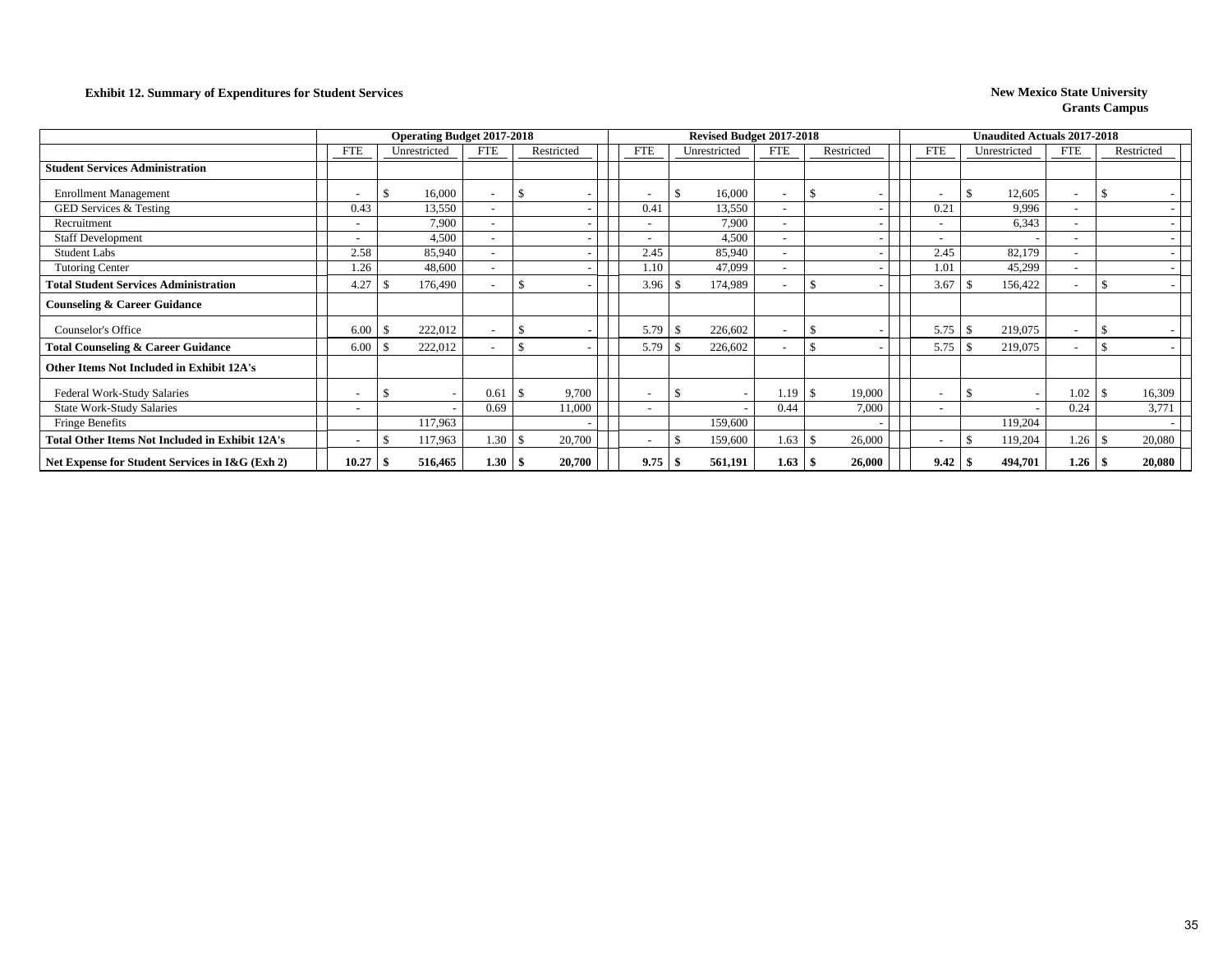**Exhibit 12. Summary of Expenditures for Student Services**

**New Mexico State University**
**Grants Campus**

| | Operating Budget 2017-2018 | | | | Revised Budget 2017-2018 | | | | Unaudited Actuals 2017-2018 | | | |
|---|---|---|---|---|---|---|---|---|---|---|---|---|
| | FTE | Unrestricted | FTE | Restricted | FTE | Unrestricted | FTE | Restricted | FTE | Unrestricted | FTE | Restricted |
| **Student Services Administration** | | | | | | | | | | | | |
| Enrollment Management | - | $ 16,000 | - | $ - | - | $ 16,000 | - | $ - | - | $ 12,605 | - | $ - |
| GED Services & Testing | 0.43 | 13,550 | - | - | 0.41 | 13,550 | - | - | 0.21 | 9,996 | - | - |
| Recruitment | - | 7,900 | - | - | - | 7,900 | - | - | - | 6,343 | - | - |
| Staff Development | - | 4,500 | - | - | - | 4,500 | - | - | - | - | - | - |
| Student Labs | 2.58 | 85,940 | - | - | 2.45 | 85,940 | - | - | 2.45 | 82,179 | - | - |
| Tutoring Center | 1.26 | 48,600 | - | - | 1.10 | 47,099 | - | - | 1.01 | 45,299 | - | - |
| **Total Student Services Administration** | 4.27 | $ 176,490 | - | $ - | 3.96 | $ 174,989 | - | $ - | 3.67 | $ 156,422 | - | $ - |
| **Counseling & Career Guidance** | | | | | | | | | | | | |
| Counselor's Office | 6.00 | $ 222,012 | - | $ - | 5.79 | $ 226,602 | - | $ - | 5.75 | $ 219,075 | - | $ - |
| **Total Counseling & Career Guidance** | 6.00 | $ 222,012 | - | $ - | 5.79 | $ 226,602 | - | $ - | 5.75 | $ 219,075 | - | $ - |
| **Other Items Not Included in Exhibit 12A's** | | | | | | | | | | | | |
| Federal Work-Study Salaries | - | $ - | 0.61 | $ 9,700 | - | $ - | 1.19 | $ 19,000 | - | $ - | 1.02 | $ 16,309 |
| State Work-Study Salaries | - | - | 0.69 | 11,000 | - | - | 0.44 | 7,000 | - | - | 0.24 | 3,771 |
| Fringe Benefits | | 117,963 | | - | | 159,600 | | - | | 119,204 | | - |
| **Total Other Items Not Included in Exhibit 12A's** | - | $ 117,963 | 1.30 | $ 20,700 | - | $ 159,600 | 1.63 | $ 26,000 | - | $ 119,204 | 1.26 | $ 20,080 |
| **Net Expense for Student Services in I&G (Exh 2)** | **10.27** | **$ 516,465** | **1.30** | **$ 20,700** | **9.75** | **$ 561,191** | **1.63** | **$ 26,000** | **9.42** | **$ 494,701** | **1.26** | **$ 20,080** |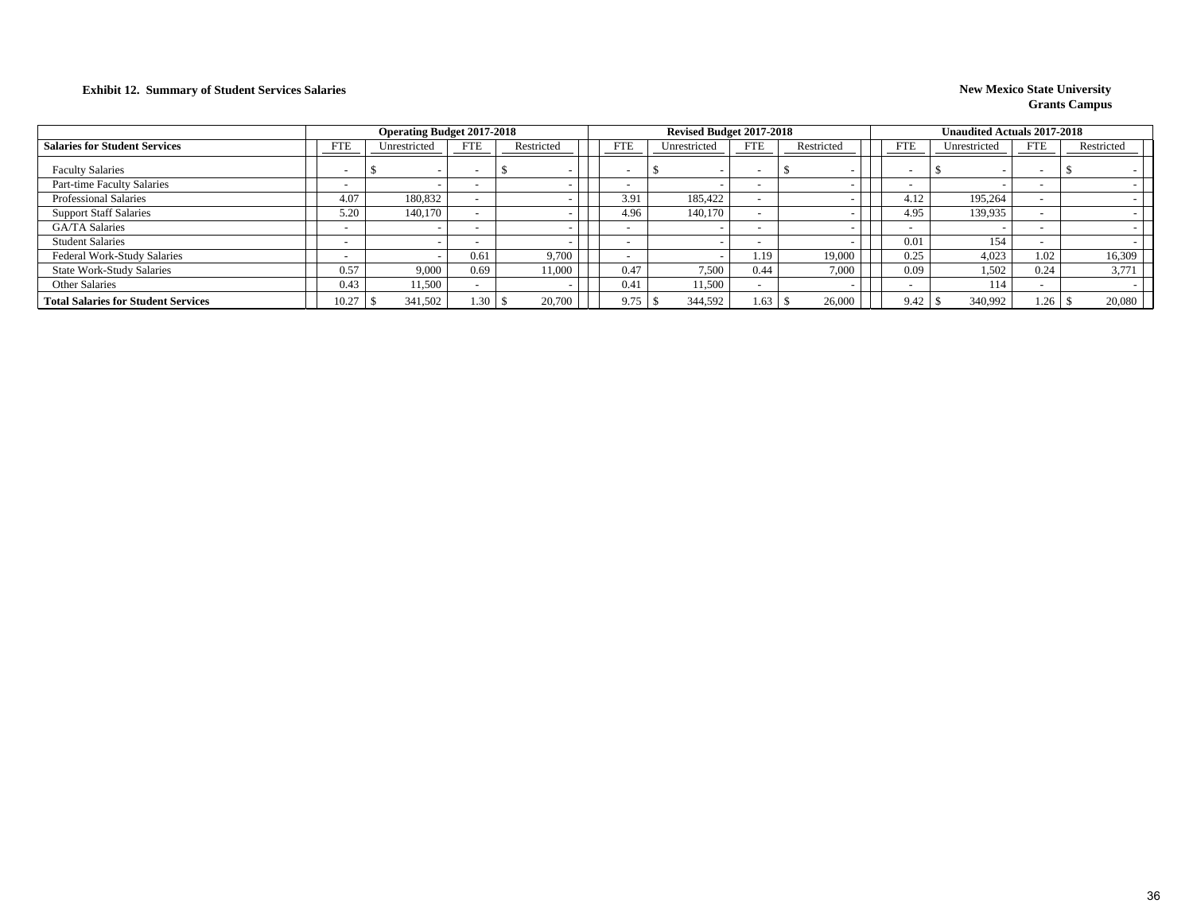**Exhibit 12. Summary of Student Services Salaries**

**New Mexico State University**
**Grants Campus**

| | Operating Budget 2017-2018 | | | | Revised Budget 2017-2018 | | | | Unaudited Actuals 2017-2018 | | | |
|---|---|---|---|---|---|---|---|---|---|---|---|---|
| **Salaries for Student Services** | FTE | Unrestricted | FTE | Restricted | FTE | Unrestricted | FTE | Restricted | FTE | Unrestricted | FTE | Restricted |
| Faculty Salaries | - | $ - | - | $ - | - | $ - | - | $ - | - | $ - | - | $ - |
| Part-time Faculty Salaries | - | - | - | - | - | - | - | - | - | - | - | - |
| Professional Salaries | 4.07 | 180,832 | - | - | 3.91 | 185,422 | - | - | 4.12 | 195,264 | - | - |
| Support Staff Salaries | 5.20 | 140,170 | - | - | 4.96 | 140,170 | - | - | 4.95 | 139,935 | - | - |
| GA/TA Salaries | - | - | - | - | - | - | - | - | - | - | - | - |
| Student Salaries | - | - | - | - | - | - | - | - | 0.01 | 154 | - | - |
| Federal Work-Study Salaries | - | - | 0.61 | 9,700 | - | - | 1.19 | 19,000 | 0.25 | 4,023 | 1.02 | 16,309 |
| State Work-Study Salaries | 0.57 | 9,000 | 0.69 | 11,000 | 0.47 | 7,500 | 0.44 | 7,000 | 0.09 | 1,502 | 0.24 | 3,771 |
| Other Salaries | 0.43 | 11,500 | - | - | 0.41 | 11,500 | - | - | - | 114 | - | - |
| **Total Salaries for Student Services** | 10.27 | $ 341,502 | 1.30 | $ 20,700 | 9.75 | $ 344,592 | 1.63 | $ 26,000 | 9.42 | $ 340,992 | 1.26 | $ 20,080 |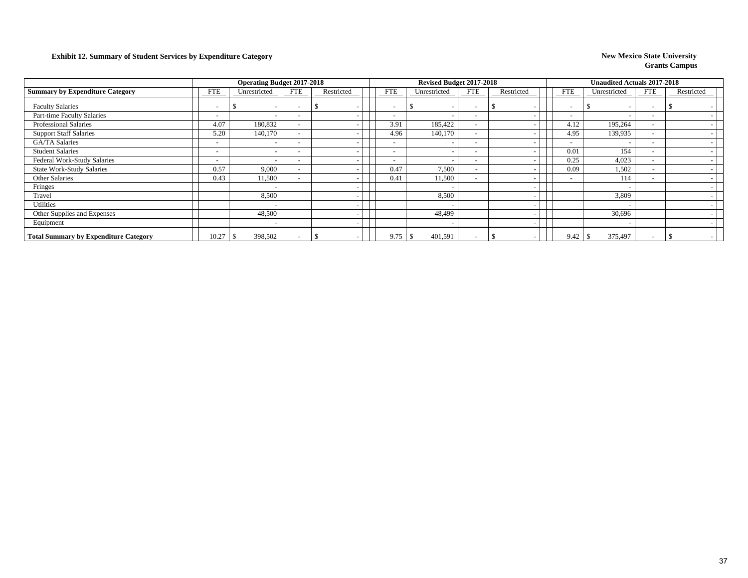**Exhibit 12. Summary of Student Services by Expenditure Category**

**New Mexico State University**
**Grants Campus**

| | Operating Budget 2017-2018 | | | | Revised Budget 2017-2018 | | | | Unaudited Actuals 2017-2018 | | | |
|---|---|---|---|---|---|---|---|---|---|---|---|---|
| **Summary by Expenditure Category** | FTE | Unrestricted | FTE | Restricted | FTE | Unrestricted | FTE | Restricted | FTE | Unrestricted | FTE | Restricted |
| Faculty Salaries | - | $ - | - | $ - | - | $ - | - | $ - | - | $ - | - | $ - |
| Part-time Faculty Salaries | - | - | - | - | - | - | - | - | - | - | - | - |
| Professional Salaries | 4.07 | 180,832 | - | - | 3.91 | 185,422 | - | - | 4.12 | 195,264 | - | - |
| Support Staff Salaries | 5.20 | 140,170 | - | - | 4.96 | 140,170 | - | - | 4.95 | 139,935 | - | - |
| GA/TA Salaries | - | - | - | - | - | - | - | - | - | - | - | - |
| Student Salaries | - | - | - | - | - | - | - | - | 0.01 | 154 | - | - |
| Federal Work-Study Salaries | - | - | - | - | - | - | - | - | 0.25 | 4,023 | - | - |
| State Work-Study Salaries | 0.57 | 9,000 | - | - | 0.47 | 7,500 | - | - | 0.09 | 1,502 | - | - |
| Other Salaries | 0.43 | 11,500 | - | - | 0.41 | 11,500 | - | - | - | 114 | - | - |
| Fringes | | - | | - | | - | | - | | - | | - |
| Travel | | 8,500 | | - | | 8,500 | | - | | 3,809 | | - |
| Utilities | | - | | - | | - | | - | | - | | - |
| Other Supplies and Expenses | | 48,500 | | - | | 48,499 | | - | | 30,696 | | - |
| Equipment | | - | | - | | - | | - | | - | | - |
| **Total Summary by Expenditure Category** | 10.27 | $ 398,502 | - | $ - | 9.75 | $ 401,591 | - | $ - | 9.42 | $ 375,497 | - | $ - |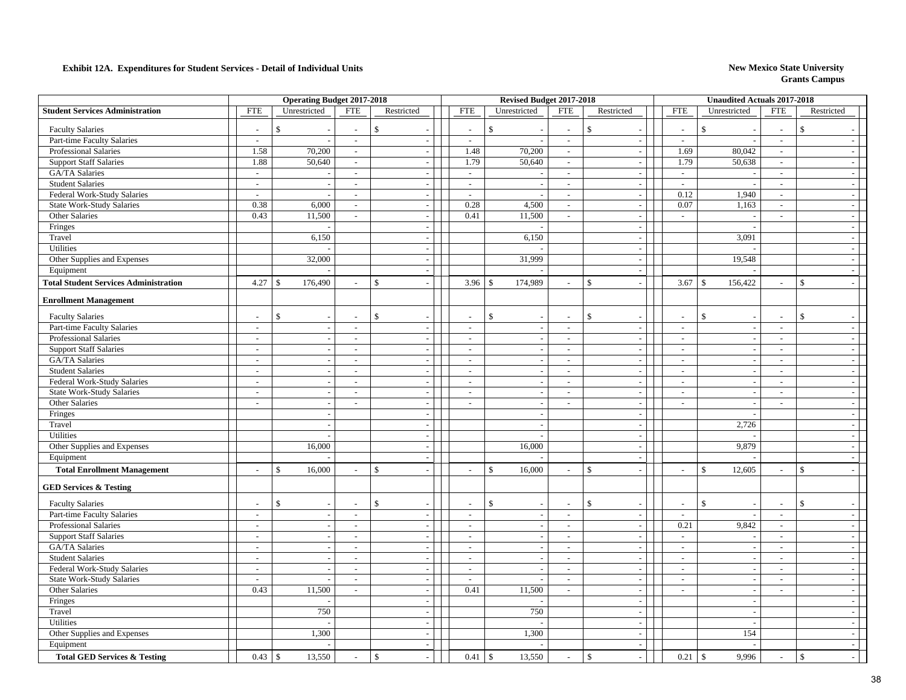**Exhibit 12A. Expenditures for Student Services - Detail of Individual Units**

**New Mexico State University**
**Grants Campus**

| | Operating Budget 2017-2018 | | | | Revised Budget 2017-2018 | | | | Unaudited Actuals 2017-2018 | | | |
|---|---|---|---|---|---|---|---|---|---|---|---|---|
| **Student Services Administration** | FTE | Unrestricted | FTE | Restricted | FTE | Unrestricted | FTE | Restricted | FTE | Unrestricted | FTE | Restricted |
| Faculty Salaries | - | $ - | - | $ - | - | $ - | - | $ - | - | $ - | - | $ - |
| Part-time Faculty Salaries | - | - | - | - | - | - | - | - | - | - | - | - |
| Professional Salaries | 1.58 | 70,200 | - | - | 1.48 | 70,200 | - | - | 1.69 | 80,042 | - | - |
| Support Staff Salaries | 1.88 | 50,640 | - | - | 1.79 | 50,640 | - | - | 1.79 | 50,638 | - | - |
| GA/TA Salaries | - | - | - | - | - | - | - | - | - | - | - | - |
| Student Salaries | - | - | - | - | - | - | - | - | - | - | - | - |
| Federal Work-Study Salaries | - | - | - | - | - | - | - | - | 0.12 | 1,940 | - | - |
| State Work-Study Salaries | 0.38 | 6,000 | - | - | 0.28 | 4,500 | - | - | 0.07 | 1,163 | - | - |
| Other Salaries | 0.43 | 11,500 | - | - | 0.41 | 11,500 | - | - | - | - | - | - |
| Fringes | | - | | - | | - | | - | | - | | - |
| Travel | | 6,150 | | - | | 6,150 | | - | | 3,091 | | - |
| Utilities | | - | | - | | - | | - | | - | | - |
| Other Supplies and Expenses | | 32,000 | | - | | 31,999 | | - | | 19,548 | | - |
| Equipment | | - | | - | | - | | - | | - | | - |
| **Total Student Services Administration** | 4.27 | $ 176,490 | - | $ - | 3.96 | $ 174,989 | - | $ - | 3.67 | $ 156,422 | - | $ - |
| **Enrollment Management** | | | | | | | | | | | | |
| Faculty Salaries | - | $ - | - | $ - | - | $ - | - | $ - | - | $ - | - | $ - |
| Part-time Faculty Salaries | - | - | - | - | - | - | - | - | - | - | - | - |
| Professional Salaries | - | - | - | - | - | - | - | - | - | - | - | - |
| Support Staff Salaries | - | - | - | - | - | - | - | - | - | - | - | - |
| GA/TA Salaries | - | - | - | - | - | - | - | - | - | - | - | - |
| Student Salaries | - | - | - | - | - | - | - | - | - | - | - | - |
| Federal Work-Study Salaries | - | - | - | - | - | - | - | - | - | - | - | - |
| State Work-Study Salaries | - | - | - | - | - | - | - | - | - | - | - | - |
| Other Salaries | - | - | - | - | - | - | - | - | - | - | - | - |
| Fringes | | - | | - | | - | | - | | - | | - |
| Travel | | - | | - | | - | | - | | 2,726 | | - |
| Utilities | | - | | - | | - | | - | | - | | - |
| Other Supplies and Expenses | | 16,000 | | - | | 16,000 | | - | | 9,879 | | - |
| Equipment | | - | | - | | - | | - | | - | | - |
| **Total Enrollment Management** | - | $ 16,000 | - | $ - | - | $ 16,000 | - | $ - | - | $ 12,605 | - | $ - |
| **GED Services & Testing** | | | | | | | | | | | | |
| Faculty Salaries | - | $ - | - | $ - | - | $ - | - | $ - | - | $ - | - | $ - |
| Part-time Faculty Salaries | - | - | - | - | - | - | - | - | - | - | - | - |
| Professional Salaries | - | - | - | - | - | - | - | - | 0.21 | 9,842 | - | - |
| Support Staff Salaries | - | - | - | - | - | - | - | - | - | - | - | - |
| GA/TA Salaries | - | - | - | - | - | - | - | - | - | - | - | - |
| Student Salaries | - | - | - | - | - | - | - | - | - | - | - | - |
| Federal Work-Study Salaries | - | - | - | - | - | - | - | - | - | - | - | - |
| State Work-Study Salaries | - | - | - | - | - | - | - | - | - | - | - | - |
| Other Salaries | 0.43 | 11,500 | - | - | 0.41 | 11,500 | - | - | - | - | - | - |
| Fringes | | - | | - | | - | | - | | - | | - |
| Travel | | 750 | | - | | 750 | | - | | - | | - |
| Utilities | | - | | - | | - | | - | | - | | - |
| Other Supplies and Expenses | | 1,300 | | - | | 1,300 | | - | | 154 | | - |
| Equipment | | - | | - | | - | | - | | - | | - |
| **Total GED Services & Testing** | 0.43 | $ 13,550 | - | $ - | 0.41 | $ 13,550 | - | $ - | 0.21 | $ 9,996 | - | $ - |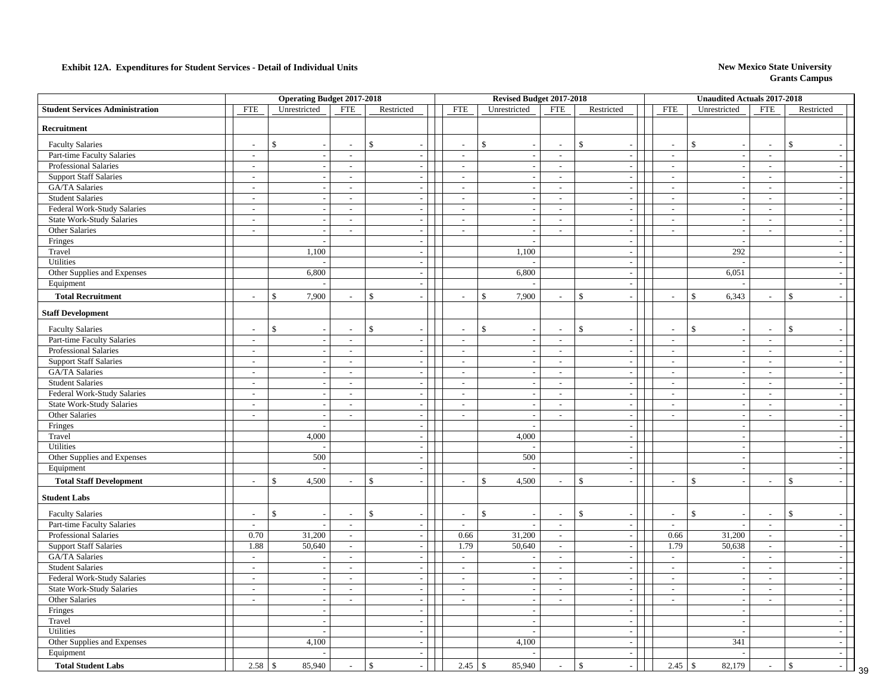**Exhibit 12A. Expenditures for Student Services - Detail of Individual Units**

**New Mexico State University**
**Grants Campus**

| | Operating Budget 2017-2018 | | | | Revised Budget 2017-2018 | | | | Unaudited Actuals 2017-2018 | | | |
|---|---|---|---|---|---|---|---|---|---|---|---|---|
| **Student Services Administration** | FTE | Unrestricted | FTE | Restricted | FTE | Unrestricted | FTE | Restricted | FTE | Unrestricted | FTE | Restricted |
| **Recruitment** | | | | | | | | | | | | |
| Faculty Salaries | - | $ - | - | $ - | - | $ - | - | $ - | - | $ - | - | $ - |
| Part-time Faculty Salaries | - | - | - | - | - | - | - | - | - | - | - | - |
| Professional Salaries | - | - | - | - | - | - | - | - | - | - | - | - |
| Support Staff Salaries | - | - | - | - | - | - | - | - | - | - | - | - |
| GA/TA Salaries | - | - | - | - | - | - | - | - | - | - | - | - |
| Student Salaries | - | - | - | - | - | - | - | - | - | - | - | - |
| Federal Work-Study Salaries | - | - | - | - | - | - | - | - | - | - | - | - |
| State Work-Study Salaries | - | - | - | - | - | - | - | - | - | - | - | - |
| Other Salaries | - | - | - | - | - | - | - | - | - | - | - | - |
| Fringes | | - | | - | | - | | - | | - | | - |
| Travel | | 1,100 | | - | | 1,100 | | - | | 292 | | - |
| Utilities | | - | | - | | - | | - | | - | | - |
| Other Supplies and Expenses | | 6,800 | | - | | 6,800 | | - | | 6,051 | | - |
| Equipment | | - | | - | | - | | - | | - | | - |
| **Total Recruitment** | - | $ 7,900 | - | $ - | - | $ 7,900 | - | $ - | - | $ 6,343 | - | $ - |
| **Staff Development** | | | | | | | | | | | | |
| Faculty Salaries | - | $ - | - | $ - | - | $ - | - | $ - | - | $ - | - | $ - |
| Part-time Faculty Salaries | - | - | - | - | - | - | - | - | - | - | - | - |
| Professional Salaries | - | - | - | - | - | - | - | - | - | - | - | - |
| Support Staff Salaries | - | - | - | - | - | - | - | - | - | - | - | - |
| GA/TA Salaries | - | - | - | - | - | - | - | - | - | - | - | - |
| Student Salaries | - | - | - | - | - | - | - | - | - | - | - | - |
| Federal Work-Study Salaries | - | - | - | - | - | - | - | - | - | - | - | - |
| State Work-Study Salaries | - | - | - | - | - | - | - | - | - | - | - | - |
| Other Salaries | - | - | - | - | - | - | - | - | - | - | - | - |
| Fringes | | - | | - | | - | | - | | - | | - |
| Travel | | 4,000 | | - | | 4,000 | | - | | - | | - |
| Utilities | | - | | - | | - | | - | | - | | - |
| Other Supplies and Expenses | | 500 | | - | | 500 | | - | | - | | - |
| Equipment | | - | | - | | - | | - | | - | | - |
| **Total Staff Development** | - | $ 4,500 | - | $ - | - | $ 4,500 | - | $ - | - | $ - | - | $ - |
| **Student Labs** | | | | | | | | | | | | |
| Faculty Salaries | - | $ - | - | $ - | - | $ - | - | $ - | - | $ - | - | $ - |
| Part-time Faculty Salaries | - | - | - | - | - | - | - | - | - | - | - | - |
| Professional Salaries | 0.70 | 31,200 | - | - | 0.66 | 31,200 | - | - | 0.66 | 31,200 | - | - |
| Support Staff Salaries | 1.88 | 50,640 | - | - | 1.79 | 50,640 | - | - | 1.79 | 50,638 | - | - |
| GA/TA Salaries | - | - | - | - | - | - | - | - | - | - | - | - |
| Student Salaries | - | - | - | - | - | - | - | - | - | - | - | - |
| Federal Work-Study Salaries | - | - | - | - | - | - | - | - | - | - | - | - |
| State Work-Study Salaries | - | - | - | - | - | - | - | - | - | - | - | - |
| Other Salaries | - | - | - | - | - | - | - | - | - | - | - | - |
| Fringes | | - | | - | | - | | - | | - | | - |
| Travel | | - | | - | | - | | - | | - | | - |
| Utilities | | - | | - | | - | | - | | - | | - |
| Other Supplies and Expenses | | 4,100 | | - | | 4,100 | | - | | 341 | | - |
| Equipment | | - | | - | | - | | - | | - | | - |
| **Total Student Labs** | 2.58 | $ 85,940 | - | $ - | 2.45 | $ 85,940 | - | $ - | 2.45 | $ 82,179 | - | $ - |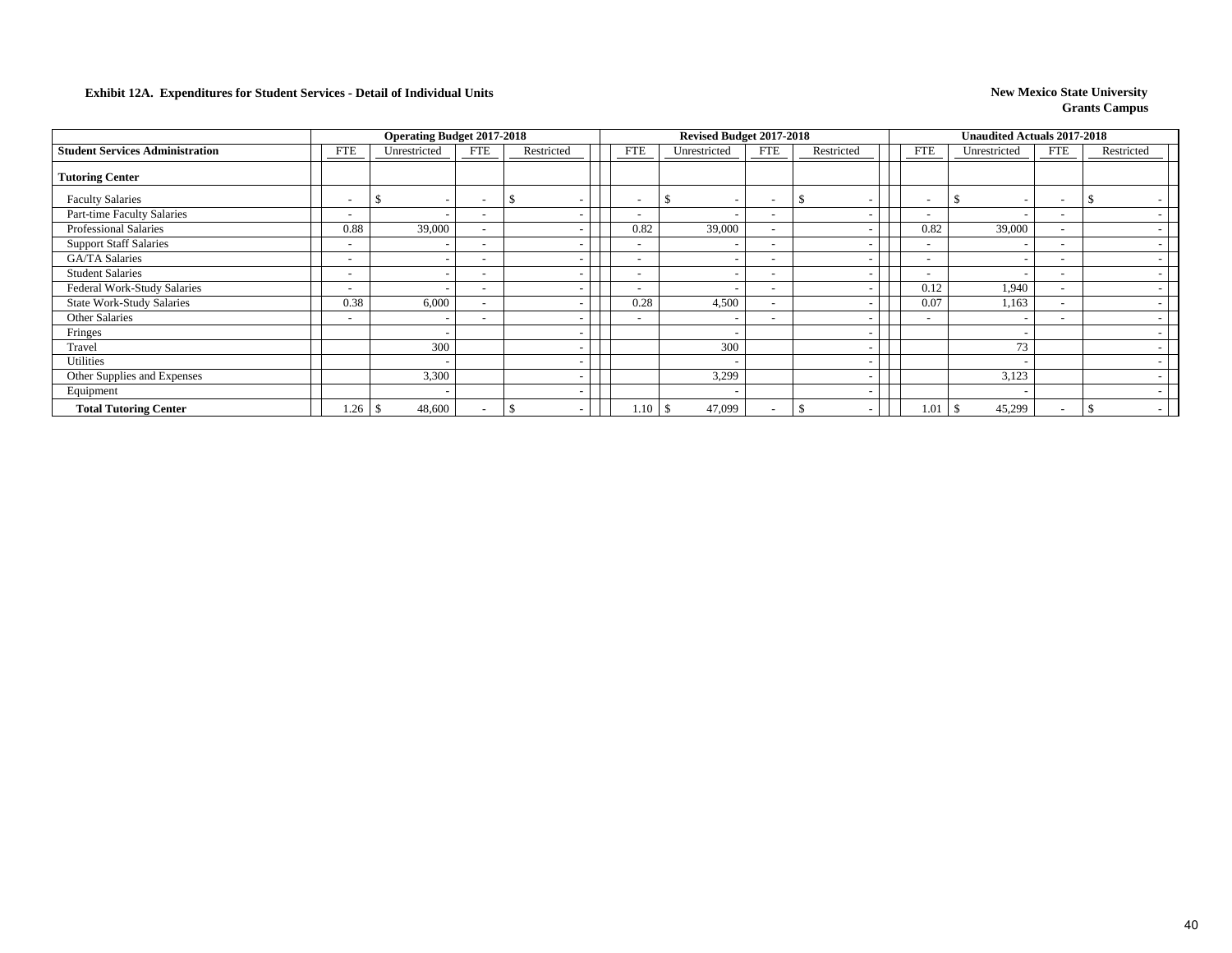**Exhibit 12A. Expenditures for Student Services - Detail of Individual Units**

**New Mexico State University**
**Grants Campus**

| | Operating Budget 2017-2018 | | | | Revised Budget 2017-2018 | | | | Unaudited Actuals 2017-2018 | | | |
|---|---|---|---|---|---|---|---|---|---|---|---|---|
| **Student Services Administration** | FTE | Unrestricted | FTE | Restricted | FTE | Unrestricted | FTE | Restricted | FTE | Unrestricted | FTE | Restricted |
| **Tutoring Center** | | | | | | | | | | | | |
| Faculty Salaries | - | $ - | - | $ - | - | $ - | - | $ - | - | $ - | - | $ - |
| Part-time Faculty Salaries | - | - | - | - | - | - | - | - | - | - | - | - |
| Professional Salaries | 0.88 | 39,000 | - | - | 0.82 | 39,000 | - | - | 0.82 | 39,000 | - | - |
| Support Staff Salaries | - | - | - | - | - | - | - | - | - | - | - | - |
| GA/TA Salaries | - | - | - | - | - | - | - | - | - | - | - | - |
| Student Salaries | - | - | - | - | - | - | - | - | - | - | - | - |
| Federal Work-Study Salaries | - | - | - | - | - | - | - | - | 0.12 | 1,940 | - | - |
| State Work-Study Salaries | 0.38 | 6,000 | - | - | 0.28 | 4,500 | - | - | 0.07 | 1,163 | - | - |
| Other Salaries | - | - | - | - | - | - | - | - | - | - | - | - |
| Fringes | | - | | - | | - | | - | | - | | - |
| Travel | | 300 | | - | | 300 | | - | | 73 | | - |
| Utilities | | - | | - | | - | | - | | - | | - |
| Other Supplies and Expenses | | 3,300 | | - | | 3,299 | | - | | 3,123 | | - |
| Equipment | | - | | - | | - | | - | | - | | - |
| **Total Tutoring Center** | 1.26 | $ 48,600 | - | $ - | 1.10 | $ 47,099 | - | $ - | 1.01 | $ 45,299 | - | $ - |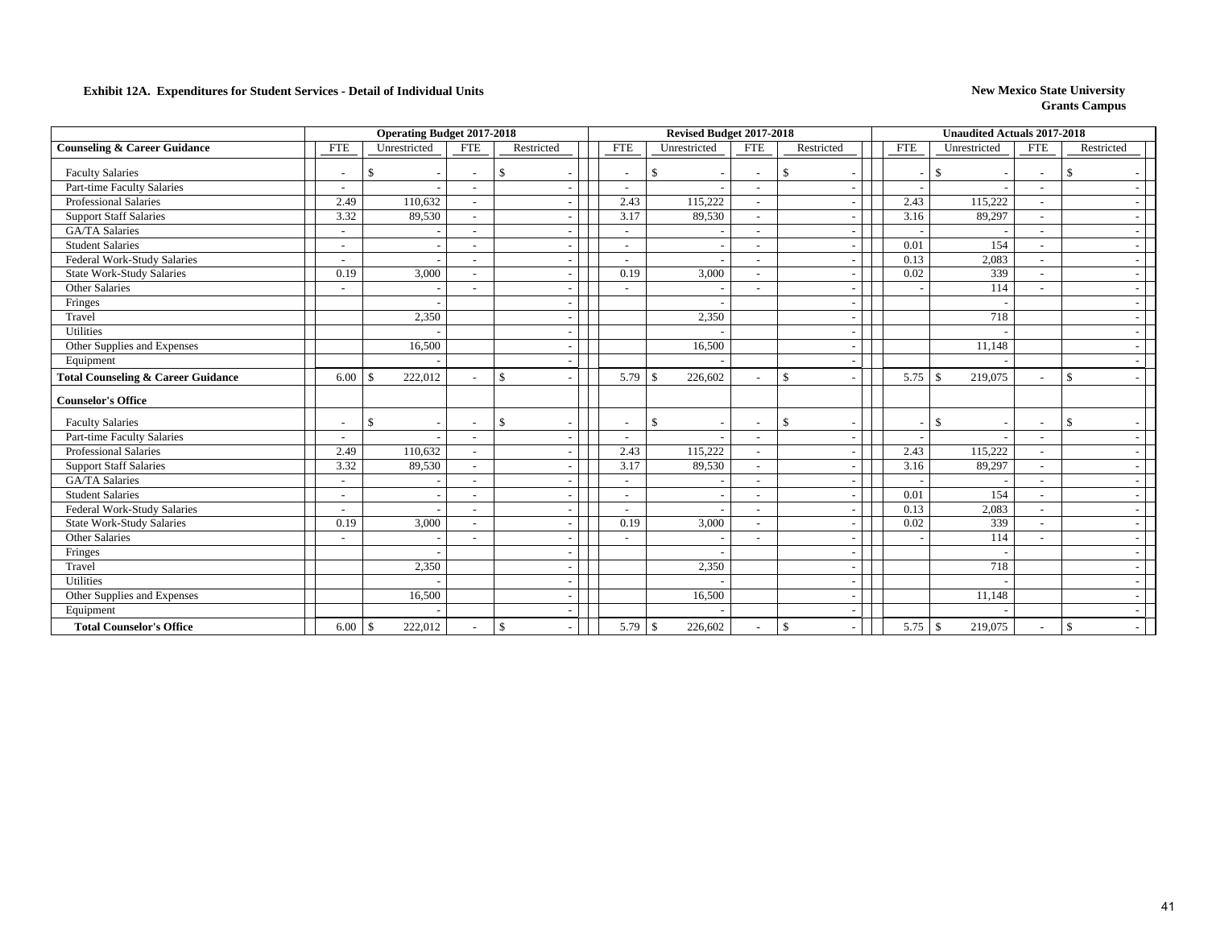**Exhibit 12A. Expenditures for Student Services - Detail of Individual Units**

**New Mexico State University**
**Grants Campus**

| | Operating Budget 2017-2018 | | | | Revised Budget 2017-2018 | | | | Unaudited Actuals 2017-2018 | | | |
|---|---|---|---|---|---|---|---|---|---|---|---|---|
| **Counseling & Career Guidance** | FTE | Unrestricted | FTE | Restricted | FTE | Unrestricted | FTE | Restricted | FTE | Unrestricted | FTE | Restricted |
| Faculty Salaries | - | $ - | - | $ - | - | $ - | - | $ - | - | $ - | - | $ - |
| Part-time Faculty Salaries | - | - | - | - | - | - | - | - | - | - | - | - |
| Professional Salaries | 2.49 | 110,632 | - | - | 2.43 | 115,222 | - | - | 2.43 | 115,222 | - | - |
| Support Staff Salaries | 3.32 | 89,530 | - | - | 3.17 | 89,530 | - | - | 3.16 | 89,297 | - | - |
| GA/TA Salaries | - | - | - | - | - | - | - | - | - | - | - | - |
| Student Salaries | - | - | - | - | - | - | - | - | 0.01 | 154 | - | - |
| Federal Work-Study Salaries | - | - | - | - | - | - | - | - | 0.13 | 2,083 | - | - |
| State Work-Study Salaries | 0.19 | 3,000 | - | - | 0.19 | 3,000 | - | - | 0.02 | 339 | - | - |
| Other Salaries | - | - | - | - | - | - | - | - | - | 114 | - | - |
| Fringes | | - | | - | | - | | - | | - | | - |
| Travel | | 2,350 | | - | | 2,350 | | - | | 718 | | - |
| Utilities | | - | | - | | - | | - | | - | | - |
| Other Supplies and Expenses | | 16,500 | | - | | 16,500 | | - | | 11,148 | | - |
| Equipment | | - | | - | | - | | - | | - | | - |
| **Total Counseling & Career Guidance** | 6.00 | $ 222,012 | - | $ - | 5.79 | $ 226,602 | - | $ - | 5.75 | $ 219,075 | - | $ - |
| **Counselor's Office** | | | | | | | | | | | | |
| Faculty Salaries | - | $ - | - | $ - | - | $ - | - | $ - | - | $ - | - | $ - |
| Part-time Faculty Salaries | - | - | - | - | - | - | - | - | - | - | - | - |
| Professional Salaries | 2.49 | 110,632 | - | - | 2.43 | 115,222 | - | - | 2.43 | 115,222 | - | - |
| Support Staff Salaries | 3.32 | 89,530 | - | - | 3.17 | 89,530 | - | - | 3.16 | 89,297 | - | - |
| GA/TA Salaries | - | - | - | - | - | - | - | - | - | - | - | - |
| Student Salaries | - | - | - | - | - | - | - | - | 0.01 | 154 | - | - |
| Federal Work-Study Salaries | - | - | - | - | - | - | - | - | 0.13 | 2,083 | - | - |
| State Work-Study Salaries | 0.19 | 3,000 | - | - | 0.19 | 3,000 | - | - | 0.02 | 339 | - | - |
| Other Salaries | - | - | - | - | - | - | - | - | - | 114 | - | - |
| Fringes | | - | | - | | - | | - | | - | | - |
| Travel | | 2,350 | | - | | 2,350 | | - | | 718 | | - |
| Utilities | | - | | - | | - | | - | | - | | - |
| Other Supplies and Expenses | | 16,500 | | - | | 16,500 | | - | | 11,148 | | - |
| Equipment | | - | | - | | - | | - | | - | | - |
| **Total Counselor's Office** | 6.00 | $ 222,012 | - | $ - | 5.79 | $ 226,602 | - | $ - | 5.75 | $ 219,075 | - | $ - |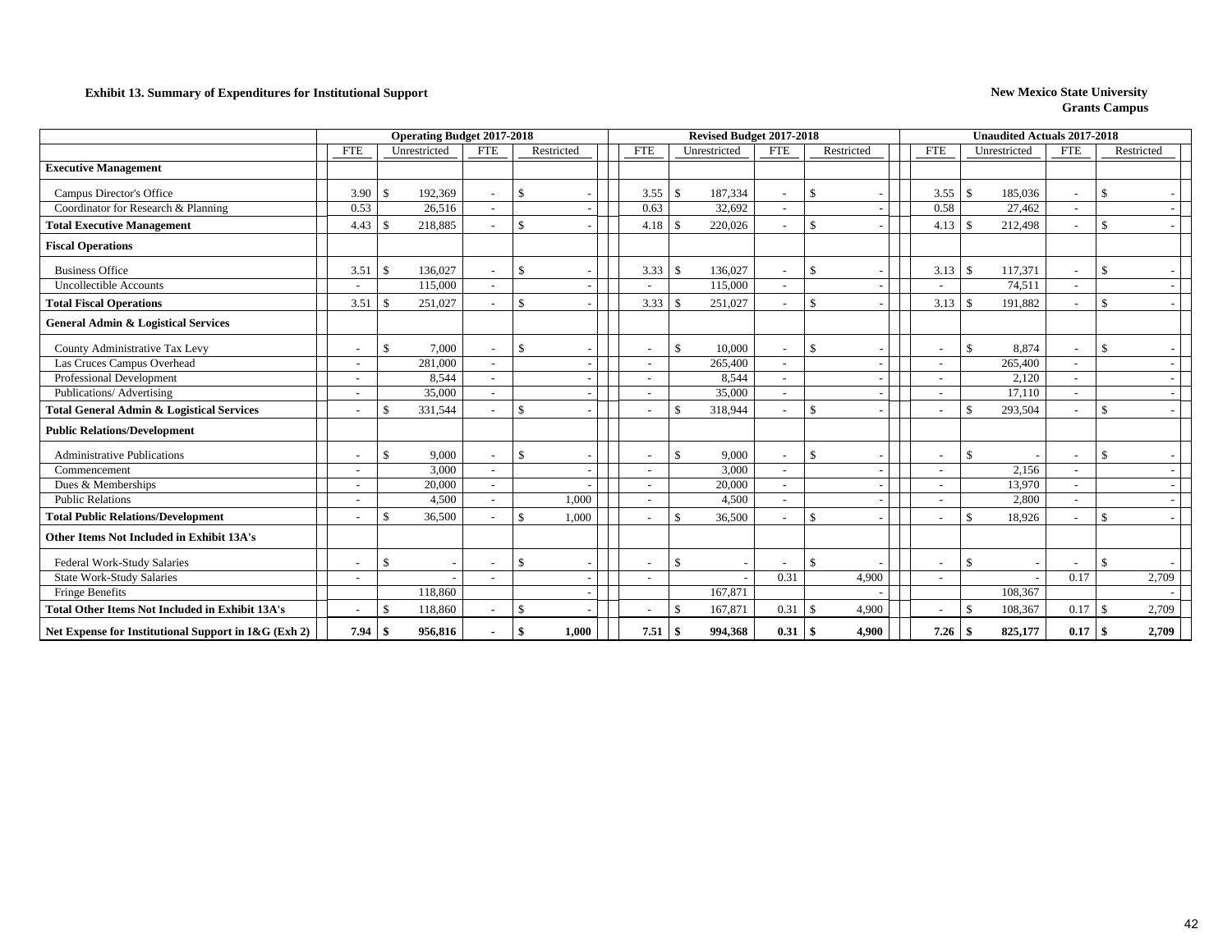**Exhibit 13. Summary of Expenditures for Institutional Support**

**New Mexico State University**
**Grants Campus**

| | Operating Budget 2017-2018 | | | | Revised Budget 2017-2018 | | | | Unaudited Actuals 2017-2018 | | | |
|---|---|---|---|---|---|---|---|---|---|---|---|---|
| | FTE | Unrestricted | FTE | Restricted | FTE | Unrestricted | FTE | Restricted | FTE | Unrestricted | FTE | Restricted |
| **Executive Management** | | | | | | | | | | | | |
| Campus Director's Office | 3.90 | $ 192,369 | - | $ - | 3.55 | $ 187,334 | - | $ - | 3.55 | $ 185,036 | - | $ - |
| Coordinator for Research & Planning | 0.53 | 26,516 | - | - | 0.63 | 32,692 | - | - | 0.58 | 27,462 | - | - |
| **Total Executive Management** | 4.43 | $ 218,885 | - | $ - | 4.18 | $ 220,026 | - | $ - | 4.13 | $ 212,498 | - | $ - |
| **Fiscal Operations** | | | | | | | | | | | | |
| Business Office | 3.51 | $ 136,027 | - | $ - | 3.33 | $ 136,027 | - | $ - | 3.13 | $ 117,371 | - | $ - |
| Uncollectible Accounts | - | 115,000 | - | - | - | 115,000 | - | - | - | 74,511 | - | - |
| **Total Fiscal Operations** | 3.51 | $ 251,027 | - | $ - | 3.33 | $ 251,027 | - | $ - | 3.13 | $ 191,882 | - | $ - |
| **General Admin & Logistical Services** | | | | | | | | | | | | |
| County Administrative Tax Levy | - | $ 7,000 | - | $ - | - | $ 10,000 | - | $ - | - | $ 8,874 | - | $ - |
| Las Cruces Campus Overhead | - | 281,000 | - | - | - | 265,400 | - | - | - | 265,400 | - | - |
| Professional Development | - | 8,544 | - | - | - | 8,544 | - | - | - | 2,120 | - | - |
| Publications/ Advertising | - | 35,000 | - | - | - | 35,000 | - | - | - | 17,110 | - | - |
| **Total General Admin & Logistical Services** | - | $ 331,544 | - | $ - | - | $ 318,944 | - | $ - | - | $ 293,504 | - | $ - |
| **Public Relations/Development** | | | | | | | | | | | | |
| Administrative Publications | - | $ 9,000 | - | $ - | - | $ 9,000 | - | $ - | - | $ - | - | $ - |
| Commencement | - | 3,000 | - | - | - | 3,000 | - | - | - | 2,156 | - | - |
| Dues & Memberships | - | 20,000 | - | - | - | 20,000 | - | - | - | 13,970 | - | - |
| Public Relations | - | 4,500 | - | 1,000 | - | 4,500 | - | - | - | 2,800 | - | - |
| **Total Public Relations/Development** | - | $ 36,500 | - | $ 1,000 | - | $ 36,500 | - | $ - | - | $ 18,926 | - | $ - |
| **Other Items Not Included in Exhibit 13A's** | | | | | | | | | | | | |
| Federal Work-Study Salaries | - | $ - | - | $ - | - | $ - | - | $ - | - | $ - | - | $ - |
| State Work-Study Salaries | - | - | - | - | - | - | 0.31 | 4,900 | - | - | 0.17 | 2,709 |
| Fringe Benefits | | 118,860 | | - | | 167,871 | | - | | 108,367 | | - |
| **Total Other Items Not Included in Exhibit 13A's** | - | $ 118,860 | - | $ - | - | $ 167,871 | 0.31 | $ 4,900 | - | $ 108,367 | 0.17 | $ 2,709 |
| **Net Expense for Institutional Support in I&G (Exh 2)** | **7.94** | **$ 956,816** | **-** | **$ 1,000** | **7.51** | **$ 994,368** | **0.31** | **$ 4,900** | **7.26** | **$ 825,177** | **0.17** | **$ 2,709** |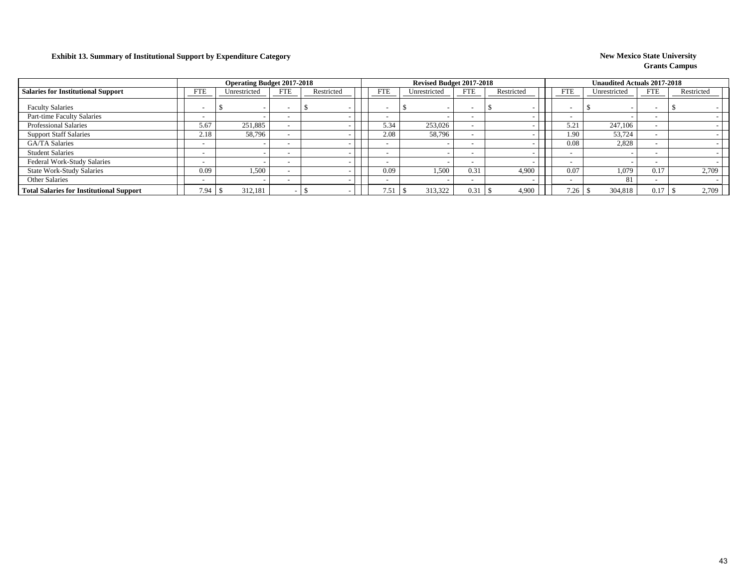**Exhibit 13. Summary of Institutional Support by Expenditure Category**

**New Mexico State University**
**Grants Campus**

| Salaries for Institutional Support | Operating Budget 2017-2018 | | | | Revised Budget 2017-2018 | | | | Unaudited Actuals 2017-2018 | | | |
|---|---|---|---|---|---|---|---|---|---|---|---|---|
| | FTE | Unrestricted | FTE | Restricted | FTE | Unrestricted | FTE | Restricted | FTE | Unrestricted | FTE | Restricted |
| Faculty Salaries | - | $ - | - | $ - | - | $ - | - | $ - | - | $ - | - | $ - |
| Part-time Faculty Salaries | - | - | - | - | - | - | - | - | - | - | - | - |
| Professional Salaries | 5.67 | 251,885 | - | - | 5.34 | 253,026 | - | - | 5.21 | 247,106 | - | - |
| Support Staff Salaries | 2.18 | 58,796 | - | - | 2.08 | 58,796 | - | - | 1.90 | 53,724 | - | - |
| GA/TA Salaries | - | - | - | - | - | - | - | - | 0.08 | 2,828 | - | - |
| Student Salaries | - | - | - | - | - | - | - | - | - | - | - | - |
| Federal Work-Study Salaries | - | - | - | - | - | - | - | - | - | - | - | - |
| State Work-Study Salaries | 0.09 | 1,500 | - | - | 0.09 | 1,500 | 0.31 | 4,900 | 0.07 | 1,079 | 0.17 | 2,709 |
| Other Salaries | - | - | - | - | - | - | - | - | - | 81 | - | - |
| **Total Salaries for Institutional Support** | 7.94 | $ 312,181 | - | $ - | 7.51 | $ 313,322 | 0.31 | $ 4,900 | 7.26 | $ 304,818 | 0.17 | $ 2,709 |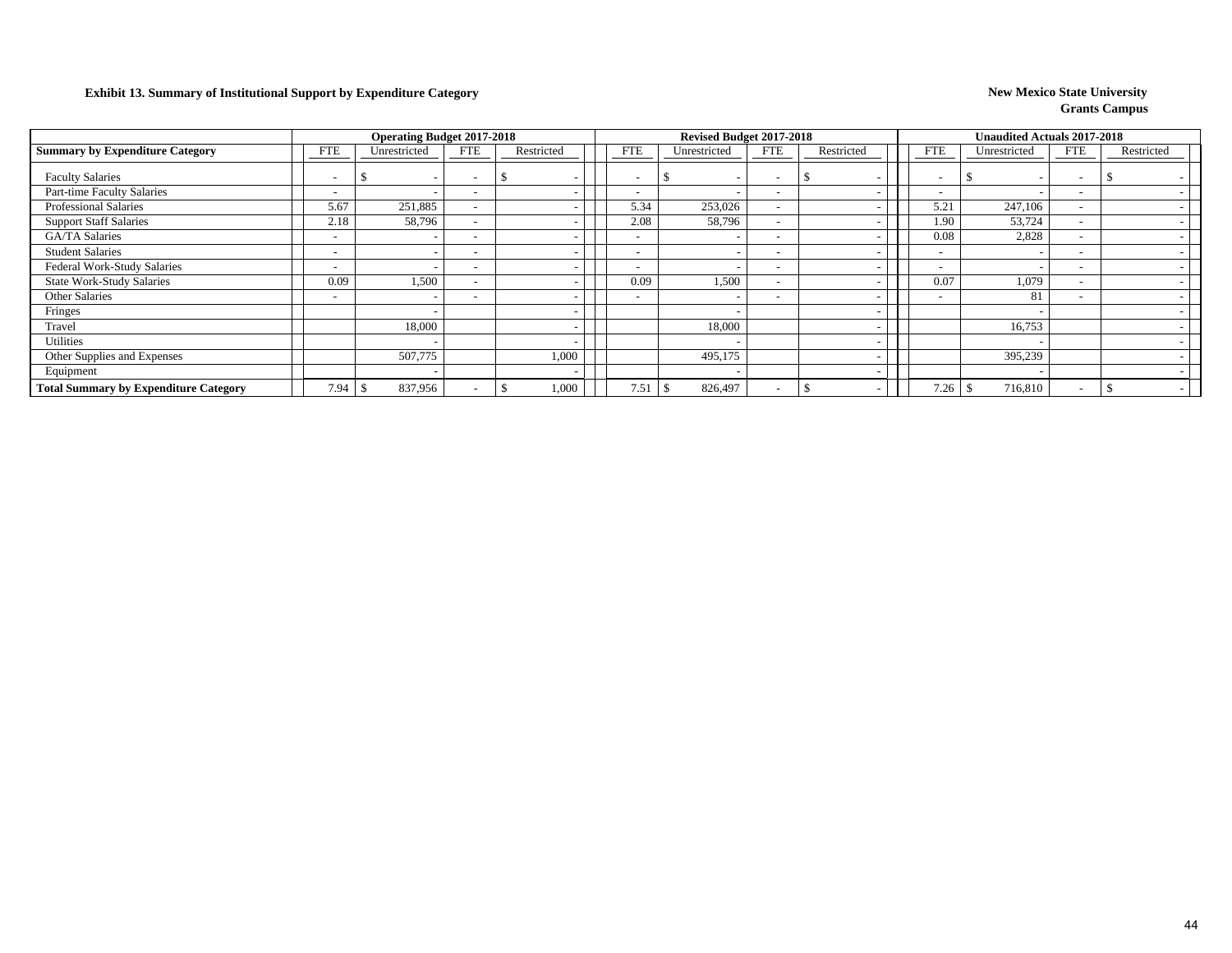**Exhibit 13. Summary of Institutional Support by Expenditure Category**

**New Mexico State University**
**Grants Campus**

| | Operating Budget 2017-2018 | | | | Revised Budget 2017-2018 | | | | Unaudited Actuals 2017-2018 | | | |
|---|---|---|---|---|---|---|---|---|---|---|---|---|
| **Summary by Expenditure Category** | FTE | Unrestricted | FTE | Restricted | FTE | Unrestricted | FTE | Restricted | FTE | Unrestricted | FTE | Restricted |
| Faculty Salaries | - | $ - | - | $ - | - | $ - | - | $ - | - | $ - | - | $ - |
| Part-time Faculty Salaries | - | - | - | - | - | - | - | - | - | - | - | - |
| Professional Salaries | 5.67 | 251,885 | - | - | 5.34 | 253,026 | - | - | 5.21 | 247,106 | - | - |
| Support Staff Salaries | 2.18 | 58,796 | - | - | 2.08 | 58,796 | - | - | 1.90 | 53,724 | - | - |
| GA/TA Salaries | - | - | - | - | - | - | - | - | 0.08 | 2,828 | - | - |
| Student Salaries | - | - | - | - | - | - | - | - | - | - | - | - |
| Federal Work-Study Salaries | - | - | - | - | - | - | - | - | - | - | - | - |
| State Work-Study Salaries | 0.09 | 1,500 | - | - | 0.09 | 1,500 | - | - | 0.07 | 1,079 | - | - |
| Other Salaries | - | - | - | - | - | - | - | - | - | 81 | - | - |
| Fringes | | - | | - | | - | | - | | - | | - |
| Travel | | 18,000 | | - | | 18,000 | | - | | 16,753 | | - |
| Utilities | | - | | - | | - | | - | | - | | - |
| Other Supplies and Expenses | | 507,775 | | 1,000 | | 495,175 | | - | | 395,239 | | - |
| Equipment | | - | | - | | - | | - | | - | | - |
| **Total Summary by Expenditure Category** | 7.94 | $ 837,956 | - | $ 1,000 | 7.51 | $ 826,497 | - | $ - | 7.26 | $ 716,810 | - | $ - |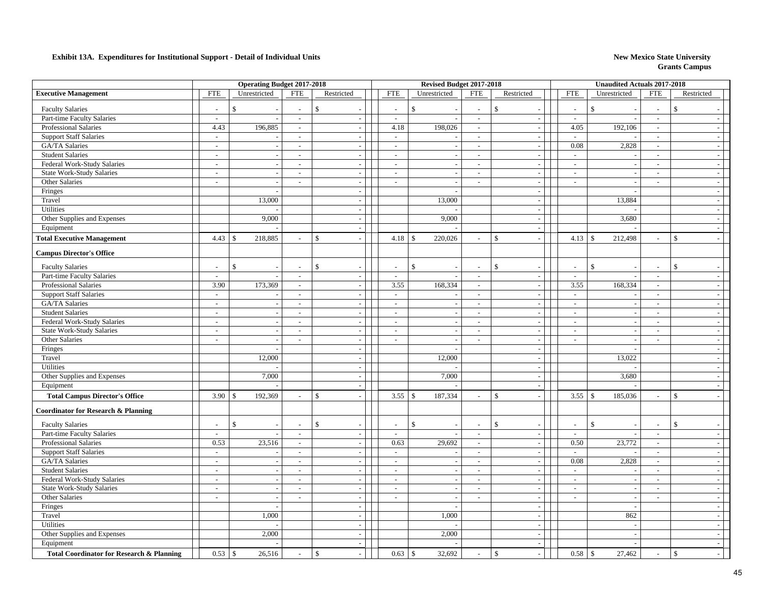**Exhibit 13A. Expenditures for Institutional Support - Detail of Individual Units**

**New Mexico State University**
**Grants Campus**

| | Operating Budget 2017-2018 | | | | Revised Budget 2017-2018 | | | | Unaudited Actuals 2017-2018 | | | |
|---|---|---|---|---|---|---|---|---|---|---|---|---|
| **Executive Management** | FTE | Unrestricted | FTE | Restricted | FTE | Unrestricted | FTE | Restricted | FTE | Unrestricted | FTE | Restricted |
| Faculty Salaries | - | $ - | - | $ - | - | $ - | - | $ - | - | $ - | - | $ - |
| Part-time Faculty Salaries | - | - | - | - | - | - | - | - | - | - | - | - |
| Professional Salaries | 4.43 | 196,885 | - | - | 4.18 | 198,026 | - | - | 4.05 | 192,106 | - | - |
| Support Staff Salaries | - | - | - | - | - | - | - | - | - | - | - | - |
| GA/TA Salaries | - | - | - | - | - | - | - | - | 0.08 | 2,828 | - | - |
| Student Salaries | - | - | - | - | - | - | - | - | - | - | - | - |
| Federal Work-Study Salaries | - | - | - | - | - | - | - | - | - | - | - | - |
| State Work-Study Salaries | - | - | - | - | - | - | - | - | - | - | - | - |
| Other Salaries | - | - | - | - | - | - | - | - | - | - | - | - |
| Fringes | | - | | - | | - | | - | | - | | - |
| Travel | | 13,000 | | - | | 13,000 | | - | | 13,884 | | - |
| Utilities | | - | | - | | - | | - | | - | | - |
| Other Supplies and Expenses | | 9,000 | | - | | 9,000 | | - | | 3,680 | | - |
| Equipment | | - | | - | | - | | - | | - | | - |
| **Total Executive Management** | 4.43 | $ 218,885 | - | $ - | 4.18 | $ 220,026 | - | $ - | 4.13 | $ 212,498 | - | $ - |
| **Campus Director's Office** | | | | | | | | | | | | |
| Faculty Salaries | - | $ - | - | $ - | - | $ - | - | $ - | - | $ - | - | $ - |
| Part-time Faculty Salaries | - | - | - | - | - | - | - | - | - | - | - | - |
| Professional Salaries | 3.90 | 173,369 | - | - | 3.55 | 168,334 | - | - | 3.55 | 168,334 | - | - |
| Support Staff Salaries | - | - | - | - | - | - | - | - | - | - | - | - |
| GA/TA Salaries | - | - | - | - | - | - | - | - | - | - | - | - |
| Student Salaries | - | - | - | - | - | - | - | - | - | - | - | - |
| Federal Work-Study Salaries | - | - | - | - | - | - | - | - | - | - | - | - |
| State Work-Study Salaries | - | - | - | - | - | - | - | - | - | - | - | - |
| Other Salaries | - | - | - | - | - | - | - | - | - | - | - | - |
| Fringes | | - | | - | | - | | - | | - | | - |
| Travel | | 12,000 | | - | | 12,000 | | - | | 13,022 | | - |
| Utilities | | - | | - | | - | | - | | - | | - |
| Other Supplies and Expenses | | 7,000 | | - | | 7,000 | | - | | 3,680 | | - |
| Equipment | | - | | - | | - | | - | | - | | - |
| **Total Campus Director's Office** | 3.90 | $ 192,369 | - | $ - | 3.55 | $ 187,334 | - | $ - | 3.55 | $ 185,036 | - | $ - |
| **Coordinator for Research & Planning** | | | | | | | | | | | | |
| Faculty Salaries | - | $ - | - | $ - | - | $ - | - | $ - | - | $ - | - | $ - |
| Part-time Faculty Salaries | - | - | - | - | - | - | - | - | - | - | - | - |
| Professional Salaries | 0.53 | 23,516 | - | - | 0.63 | 29,692 | - | - | 0.50 | 23,772 | - | - |
| Support Staff Salaries | - | - | - | - | - | - | - | - | - | - | - | - |
| GA/TA Salaries | - | - | - | - | - | - | - | - | 0.08 | 2,828 | - | - |
| Student Salaries | - | - | - | - | - | - | - | - | - | - | - | - |
| Federal Work-Study Salaries | - | - | - | - | - | - | - | - | - | - | - | - |
| State Work-Study Salaries | - | - | - | - | - | - | - | - | - | - | - | - |
| Other Salaries | - | - | - | - | - | - | - | - | - | - | - | - |
| Fringes | | - | | - | | - | | - | | - | | - |
| Travel | | 1,000 | | - | | 1,000 | | - | | 862 | | - |
| Utilities | | - | | - | | - | | - | | - | | - |
| Other Supplies and Expenses | | 2,000 | | - | | 2,000 | | - | | - | | - |
| Equipment | | - | | - | | - | | - | | - | | - |
| **Total Coordinator for Research & Planning** | 0.53 | $ 26,516 | - | $ - | 0.63 | $ 32,692 | - | $ - | 0.58 | $ 27,462 | - | $ - |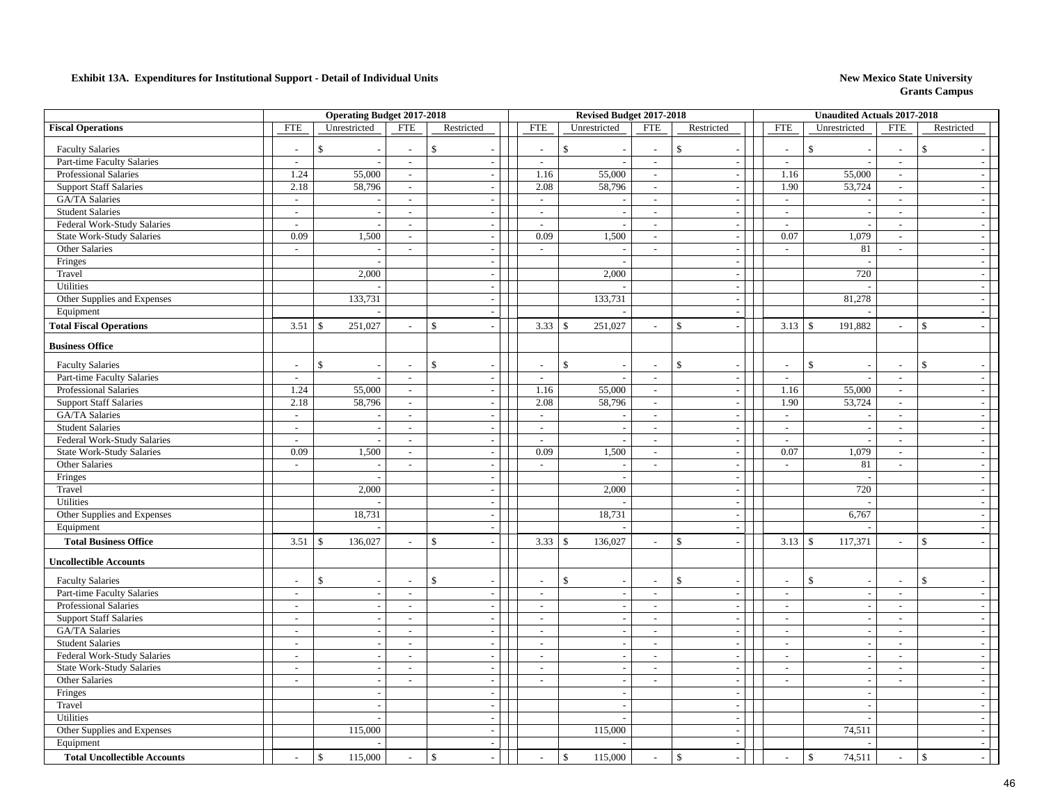**Exhibit 13A. Expenditures for Institutional Support - Detail of Individual Units**

**New Mexico State University**
**Grants Campus**

| | Operating Budget 2017-2018 | | | | Revised Budget 2017-2018 | | | | Unaudited Actuals 2017-2018 | | | |
|---|---|---|---|---|---|---|---|---|---|---|---|---|
| **Fiscal Operations** | FTE | Unrestricted | FTE | Restricted | FTE | Unrestricted | FTE | Restricted | FTE | Unrestricted | FTE | Restricted |
| Faculty Salaries | - | $ - | - | $ - | - | $ - | - | $ - | - | $ - | - | $ - |
| Part-time Faculty Salaries | - | - | - | - | - | - | - | - | - | - | - | - |
| Professional Salaries | 1.24 | 55,000 | - | - | 1.16 | 55,000 | - | - | 1.16 | 55,000 | - | - |
| Support Staff Salaries | 2.18 | 58,796 | - | - | 2.08 | 58,796 | - | - | 1.90 | 53,724 | - | - |
| GA/TA Salaries | - | - | - | - | - | - | - | - | - | - | - | - |
| Student Salaries | - | - | - | - | - | - | - | - | - | - | - | - |
| Federal Work-Study Salaries | - | - | - | - | - | - | - | - | - | - | - | - |
| State Work-Study Salaries | 0.09 | 1,500 | - | - | 0.09 | 1,500 | - | - | 0.07 | 1,079 | - | - |
| Other Salaries | - | - | - | - | - | - | - | - | - | 81 | - | - |
| Fringes | | - | | - | | - | | - | | - | | - |
| Travel | | 2,000 | | - | | 2,000 | | - | | 720 | | - |
| Utilities | | - | | - | | - | | - | | - | | - |
| Other Supplies and Expenses | | 133,731 | | - | | 133,731 | | - | | 81,278 | | - |
| Equipment | | - | | - | | - | | - | | - | | - |
| **Total Fiscal Operations** | 3.51 | $ 251,027 | - | $ - | 3.33 | $ 251,027 | - | $ - | 3.13 | $ 191,882 | - | $ - |
| **Business Office** | | | | | | | | | | | | |
| Faculty Salaries | - | $ - | - | $ - | - | $ - | - | $ - | - | $ - | - | $ - |
| Part-time Faculty Salaries | - | - | - | - | - | - | - | - | - | - | - | - |
| Professional Salaries | 1.24 | 55,000 | - | - | 1.16 | 55,000 | - | - | 1.16 | 55,000 | - | - |
| Support Staff Salaries | 2.18 | 58,796 | - | - | 2.08 | 58,796 | - | - | 1.90 | 53,724 | - | - |
| GA/TA Salaries | - | - | - | - | - | - | - | - | - | - | - | - |
| Student Salaries | - | - | - | - | - | - | - | - | - | - | - | - |
| Federal Work-Study Salaries | - | - | - | - | - | - | - | - | - | - | - | - |
| State Work-Study Salaries | 0.09 | 1,500 | - | - | 0.09 | 1,500 | - | - | 0.07 | 1,079 | - | - |
| Other Salaries | - | - | - | - | - | - | - | - | - | 81 | - | - |
| Fringes | | - | | - | | - | | - | | - | | - |
| Travel | | 2,000 | | - | | 2,000 | | - | | 720 | | - |
| Utilities | | - | | - | | - | | - | | - | | - |
| Other Supplies and Expenses | | 18,731 | | - | | 18,731 | | - | | 6,767 | | - |
| Equipment | | - | | - | | - | | - | | - | | - |
| **Total Business Office** | 3.51 | $ 136,027 | - | $ - | 3.33 | $ 136,027 | - | $ - | 3.13 | $ 117,371 | - | $ - |
| **Uncollectible Accounts** | | | | | | | | | | | | |
| Faculty Salaries | - | $ - | - | $ - | - | $ - | - | $ - | - | $ - | - | $ - |
| Part-time Faculty Salaries | - | - | - | - | - | - | - | - | - | - | - | - |
| Professional Salaries | - | - | - | - | - | - | - | - | - | - | - | - |
| Support Staff Salaries | - | - | - | - | - | - | - | - | - | - | - | - |
| GA/TA Salaries | - | - | - | - | - | - | - | - | - | - | - | - |
| Student Salaries | - | - | - | - | - | - | - | - | - | - | - | - |
| Federal Work-Study Salaries | - | - | - | - | - | - | - | - | - | - | - | - |
| State Work-Study Salaries | - | - | - | - | - | - | - | - | - | - | - | - |
| Other Salaries | - | - | - | - | - | - | - | - | - | - | - | - |
| Fringes | | - | | - | | - | | - | | - | | - |
| Travel | | - | | - | | - | | - | | - | | - |
| Utilities | | - | | - | | - | | - | | - | | - |
| Other Supplies and Expenses | | 115,000 | | - | | 115,000 | | - | | 74,511 | | - |
| Equipment | | - | | - | | - | | - | | - | | - |
| **Total Uncollectible Accounts** | - | $ 115,000 | - | $ - | - | $ 115,000 | - | $ - | - | $ 74,511 | - | $ - |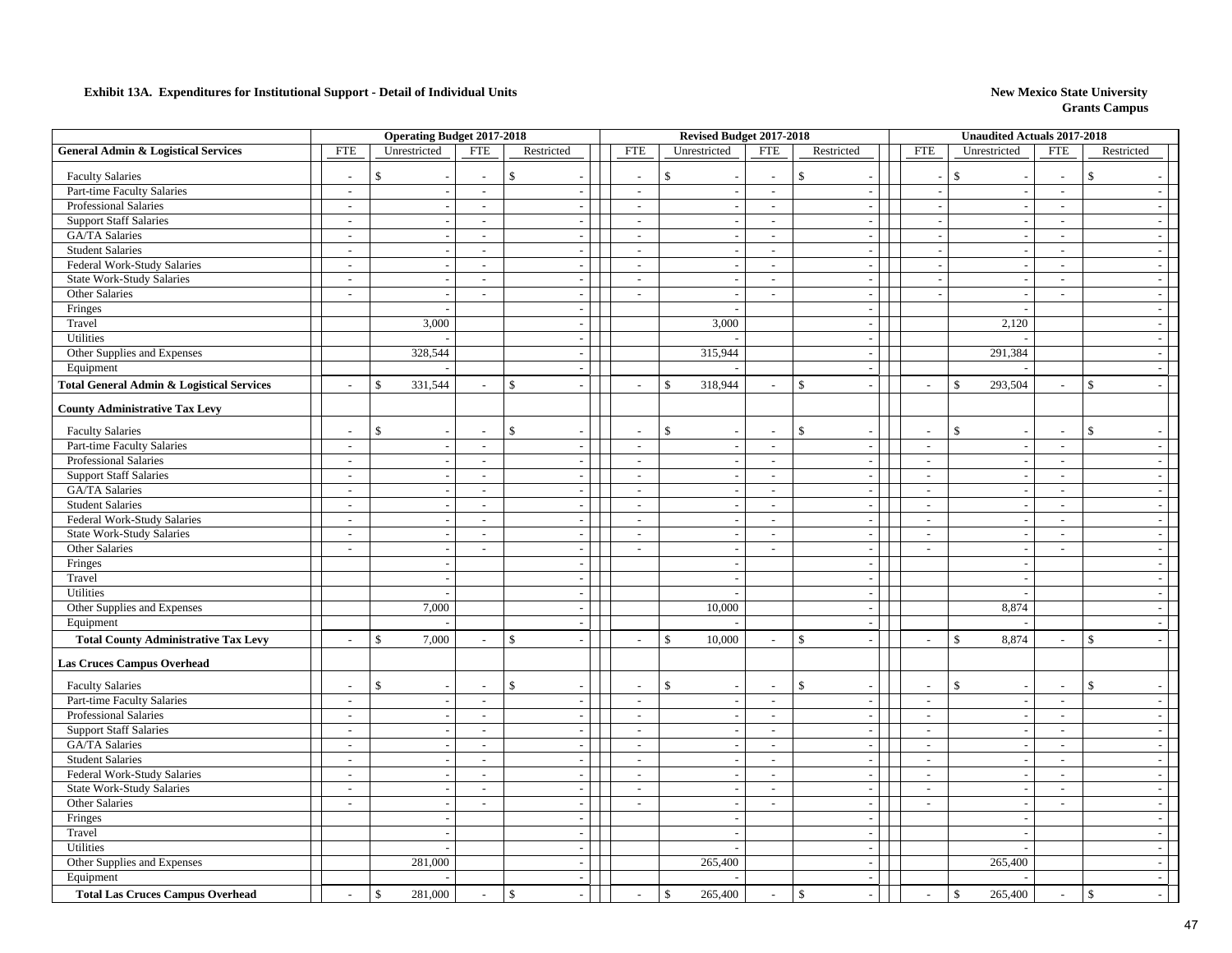**Exhibit 13A. Expenditures for Institutional Support - Detail of Individual Units**

**New Mexico State University**
**Grants Campus**

| | Operating Budget 2017-2018 | | | | Revised Budget 2017-2018 | | | | Unaudited Actuals 2017-2018 | | | |
|---|---|---|---|---|---|---|---|---|---|---|---|---|
| **General Admin & Logistical Services** | FTE | Unrestricted | FTE | Restricted | FTE | Unrestricted | FTE | Restricted | FTE | Unrestricted | FTE | Restricted |
| Faculty Salaries | - | $ - | - | $ - | - | $ - | - | $ - | - | $ - | - | $ - |
| Part-time Faculty Salaries | - | - | - | - | - | - | - | - | - | - | - | - |
| Professional Salaries | - | - | - | - | - | - | - | - | - | - | - | - |
| Support Staff Salaries | - | - | - | - | - | - | - | - | - | - | - | - |
| GA/TA Salaries | - | - | - | - | - | - | - | - | - | - | - | - |
| Student Salaries | - | - | - | - | - | - | - | - | - | - | - | - |
| Federal Work-Study Salaries | - | - | - | - | - | - | - | - | - | - | - | - |
| State Work-Study Salaries | - | - | - | - | - | - | - | - | - | - | - | - |
| Other Salaries | - | - | - | - | - | - | - | - | - | - | - | - |
| Fringes | | - | | - | | - | | - | | - | | - |
| Travel | | 3,000 | | - | | 3,000 | | - | | 2,120 | | - |
| Utilities | | - | | - | | - | | - | | - | | - |
| Other Supplies and Expenses | | 328,544 | | - | | 315,944 | | - | | 291,384 | | - |
| Equipment | | - | | - | | - | | - | | - | | - |
| **Total General Admin & Logistical Services** | - | $ 331,544 | - | $ - | - | $ 318,944 | - | $ - | - | $ 293,504 | - | $ - |
| **County Administrative Tax Levy** | | | | | | | | | | | | |
| Faculty Salaries | - | $ - | - | $ - | - | $ - | - | $ - | - | $ - | - | $ - |
| Part-time Faculty Salaries | - | - | - | - | - | - | - | - | - | - | - | - |
| Professional Salaries | - | - | - | - | - | - | - | - | - | - | - | - |
| Support Staff Salaries | - | - | - | - | - | - | - | - | - | - | - | - |
| GA/TA Salaries | - | - | - | - | - | - | - | - | - | - | - | - |
| Student Salaries | - | - | - | - | - | - | - | - | - | - | - | - |
| Federal Work-Study Salaries | - | - | - | - | - | - | - | - | - | - | - | - |
| State Work-Study Salaries | - | - | - | - | - | - | - | - | - | - | - | - |
| Other Salaries | - | - | - | - | - | - | - | - | - | - | - | - |
| Fringes | | - | | - | | - | | - | | - | | - |
| Travel | | - | | - | | - | | - | | - | | - |
| Utilities | | - | | - | | - | | - | | - | | - |
| Other Supplies and Expenses | | 7,000 | | - | | 10,000 | | - | | 8,874 | | - |
| Equipment | | - | | - | | - | | - | | - | | - |
| **Total County Administrative Tax Levy** | - | $ 7,000 | - | $ - | - | $ 10,000 | - | $ - | - | $ 8,874 | - | $ - |
| **Las Cruces Campus Overhead** | | | | | | | | | | | | |
| Faculty Salaries | - | $ - | - | $ - | - | $ - | - | $ - | - | $ - | - | $ - |
| Part-time Faculty Salaries | - | - | - | - | - | - | - | - | - | - | - | - |
| Professional Salaries | - | - | - | - | - | - | - | - | - | - | - | - |
| Support Staff Salaries | - | - | - | - | - | - | - | - | - | - | - | - |
| GA/TA Salaries | - | - | - | - | - | - | - | - | - | - | - | - |
| Student Salaries | - | - | - | - | - | - | - | - | - | - | - | - |
| Federal Work-Study Salaries | - | - | - | - | - | - | - | - | - | - | - | - |
| State Work-Study Salaries | - | - | - | - | - | - | - | - | - | - | - | - |
| Other Salaries | - | - | - | - | - | - | - | - | - | - | - | - |
| Fringes | | - | | - | | - | | - | | - | | - |
| Travel | | - | | - | | - | | - | | - | | - |
| Utilities | | - | | - | | - | | - | | - | | - |
| Other Supplies and Expenses | | 281,000 | | - | | 265,400 | | - | | 265,400 | | - |
| Equipment | | - | | - | | - | | - | | - | | - |
| **Total Las Cruces Campus Overhead** | - | $ 281,000 | - | $ - | - | $ 265,400 | - | $ - | - | $ 265,400 | - | $ - |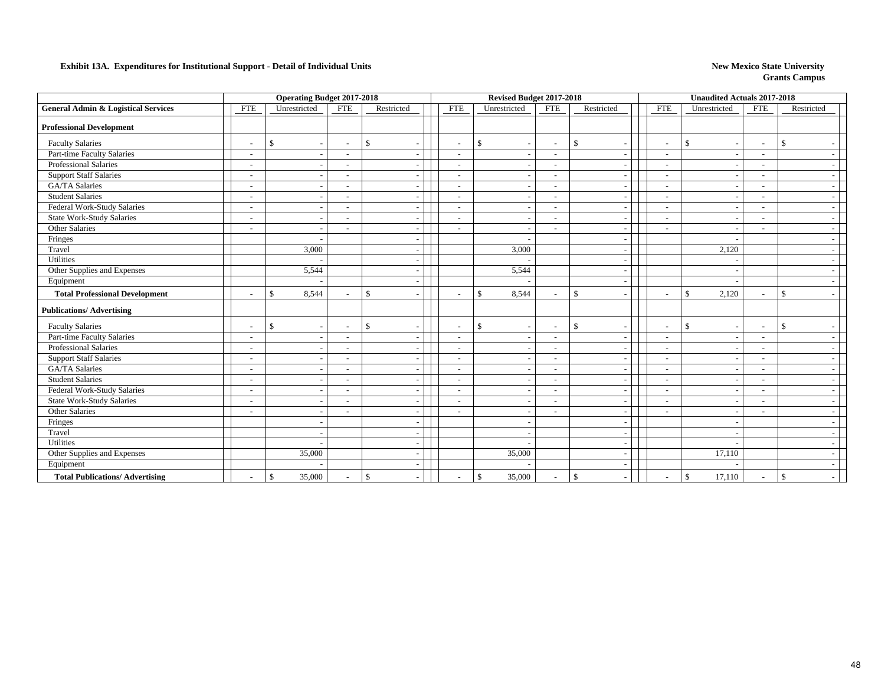**Exhibit 13A. Expenditures for Institutional Support - Detail of Individual Units**

**New Mexico State University**
**Grants Campus**

| | Operating Budget 2017-2018 | | | | Revised Budget 2017-2018 | | | | Unaudited Actuals 2017-2018 | | | |
|---|---|---|---|---|---|---|---|---|---|---|---|---|
| **General Admin & Logistical Services** | FTE | Unrestricted | FTE | Restricted | FTE | Unrestricted | FTE | Restricted | FTE | Unrestricted | FTE | Restricted |
| **Professional Development** | | | | | | | | | | | | |
| Faculty Salaries | - | $ - | - | $ - | - | $ - | - | $ - | - | $ - | - | $ - |
| Part-time Faculty Salaries | - | - | - | - | - | - | - | - | - | - | - | - |
| Professional Salaries | - | - | - | - | - | - | - | - | - | - | - | - |
| Support Staff Salaries | - | - | - | - | - | - | - | - | - | - | - | - |
| GA/TA Salaries | - | - | - | - | - | - | - | - | - | - | - | - |
| Student Salaries | - | - | - | - | - | - | - | - | - | - | - | - |
| Federal Work-Study Salaries | - | - | - | - | - | - | - | - | - | - | - | - |
| State Work-Study Salaries | - | - | - | - | - | - | - | - | - | - | - | - |
| Other Salaries | - | - | - | - | - | - | - | - | - | - | - | - |
| Fringes | | - | | - | | - | | - | | - | | - |
| Travel | | 3,000 | | - | | 3,000 | | - | | 2,120 | | - |
| Utilities | | - | | - | | - | | - | | - | | - |
| Other Supplies and Expenses | | 5,544 | | - | | 5,544 | | - | | - | | - |
| Equipment | | - | | - | | - | | - | | - | | - |
| **Total Professional Development** | - | $ 8,544 | - | $ - | - | $ 8,544 | - | $ - | - | $ 2,120 | - | $ - |
| **Publications/ Advertising** | | | | | | | | | | | | |
| Faculty Salaries | - | $ - | - | $ - | - | $ - | - | $ - | - | $ - | - | $ - |
| Part-time Faculty Salaries | - | - | - | - | - | - | - | - | - | - | - | - |
| Professional Salaries | - | - | - | - | - | - | - | - | - | - | - | - |
| Support Staff Salaries | - | - | - | - | - | - | - | - | - | - | - | - |
| GA/TA Salaries | - | - | - | - | - | - | - | - | - | - | - | - |
| Student Salaries | - | - | - | - | - | - | - | - | - | - | - | - |
| Federal Work-Study Salaries | - | - | - | - | - | - | - | - | - | - | - | - |
| State Work-Study Salaries | - | - | - | - | - | - | - | - | - | - | - | - |
| Other Salaries | - | - | - | - | - | - | - | - | - | - | - | - |
| Fringes | | - | | - | | - | | - | | - | | - |
| Travel | | - | | - | | - | | - | | - | | - |
| Utilities | | - | | - | | - | | - | | - | | - |
| Other Supplies and Expenses | | 35,000 | | - | | 35,000 | | - | | 17,110 | | - |
| Equipment | | - | | - | | - | | - | | - | | - |
| **Total Publications/ Advertising** | - | $ 35,000 | - | $ - | - | $ 35,000 | - | $ - | - | $ 17,110 | - | $ - |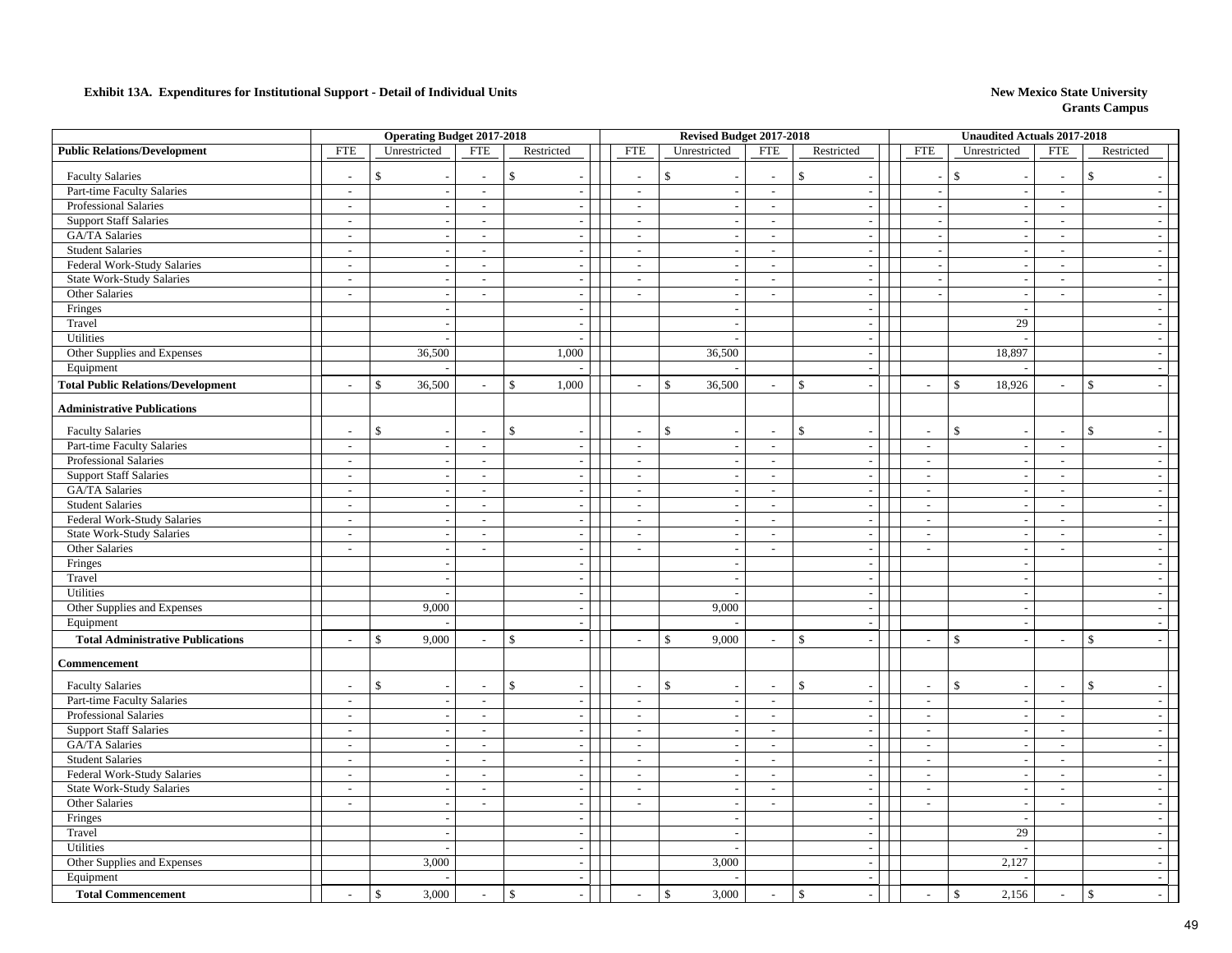**Exhibit 13A. Expenditures for Institutional Support - Detail of Individual Units**

**New Mexico State University**
**Grants Campus**

| | Operating Budget 2017-2018 | | | | Revised Budget 2017-2018 | | | | Unaudited Actuals 2017-2018 | | | |
|---|---|---|---|---|---|---|---|---|---|---|---|---|
| **Public Relations/Development** | FTE | Unrestricted | FTE | Restricted | FTE | Unrestricted | FTE | Restricted | FTE | Unrestricted | FTE | Restricted |
| Faculty Salaries | - | $ - | - | $ - | - | $ - | - | $ - | - | $ - | - | $ - |
| Part-time Faculty Salaries | - | - | - | - | - | - | - | - | - | - | - | - |
| Professional Salaries | - | - | - | - | - | - | - | - | - | - | - | - |
| Support Staff Salaries | - | - | - | - | - | - | - | - | - | - | - | - |
| GA/TA Salaries | - | - | - | - | - | - | - | - | - | - | - | - |
| Student Salaries | - | - | - | - | - | - | - | - | - | - | - | - |
| Federal Work-Study Salaries | - | - | - | - | - | - | - | - | - | - | - | - |
| State Work-Study Salaries | - | - | - | - | - | - | - | - | - | - | - | - |
| Other Salaries | - | - | - | - | - | - | - | - | - | - | - | - |
| Fringes | | - | | - | | - | | - | | - | | - |
| Travel | | - | | - | | - | | - | | 29 | | - |
| Utilities | | - | | - | | - | | - | | - | | - |
| Other Supplies and Expenses | | 36,500 | | 1,000 | | 36,500 | | - | | 18,897 | | - |
| Equipment | | - | | - | | - | | - | | - | | - |
| **Total Public Relations/Development** | - | $ 36,500 | - | $ 1,000 | - | $ 36,500 | - | $ - | - | $ 18,926 | - | $ - |
| **Administrative Publications** | | | | | | | | | | | | |
| Faculty Salaries | - | $ - | - | $ - | - | $ - | - | $ - | - | $ - | - | $ - |
| Part-time Faculty Salaries | - | - | - | - | - | - | - | - | - | - | - | - |
| Professional Salaries | - | - | - | - | - | - | - | - | - | - | - | - |
| Support Staff Salaries | - | - | - | - | - | - | - | - | - | - | - | - |
| GA/TA Salaries | - | - | - | - | - | - | - | - | - | - | - | - |
| Student Salaries | - | - | - | - | - | - | - | - | - | - | - | - |
| Federal Work-Study Salaries | - | - | - | - | - | - | - | - | - | - | - | - |
| State Work-Study Salaries | - | - | - | - | - | - | - | - | - | - | - | - |
| Other Salaries | - | - | - | - | - | - | - | - | - | - | - | - |
| Fringes | | - | | - | | - | | - | | - | | - |
| Travel | | - | | - | | - | | - | | - | | - |
| Utilities | | - | | - | | - | | - | | - | | - |
| Other Supplies and Expenses | | 9,000 | | - | | 9,000 | | - | | - | | - |
| Equipment | | - | | - | | - | | - | | - | | - |
| **Total Administrative Publications** | - | $ 9,000 | - | $ - | - | $ 9,000 | - | $ - | - | $ - | - | $ - |
| **Commencement** | | | | | | | | | | | | |
| Faculty Salaries | - | $ - | - | $ - | - | $ - | - | $ - | - | $ - | - | $ - |
| Part-time Faculty Salaries | - | - | - | - | - | - | - | - | - | - | - | - |
| Professional Salaries | - | - | - | - | - | - | - | - | - | - | - | - |
| Support Staff Salaries | - | - | - | - | - | - | - | - | - | - | - | - |
| GA/TA Salaries | - | - | - | - | - | - | - | - | - | - | - | - |
| Student Salaries | - | - | - | - | - | - | - | - | - | - | - | - |
| Federal Work-Study Salaries | - | - | - | - | - | - | - | - | - | - | - | - |
| State Work-Study Salaries | - | - | - | - | - | - | - | - | - | - | - | - |
| Other Salaries | - | - | - | - | - | - | - | - | - | - | - | - |
| Fringes | | - | | - | | - | | - | | - | | - |
| Travel | | - | | - | | - | | - | | 29 | | - |
| Utilities | | - | | - | | - | | - | | - | | - |
| Other Supplies and Expenses | | 3,000 | | - | | 3,000 | | - | | 2,127 | | - |
| Equipment | | - | | - | | - | | - | | - | | - |
| **Total Commencement** | - | $ 3,000 | - | $ - | - | $ 3,000 | - | $ - | - | $ 2,156 | - | $ - |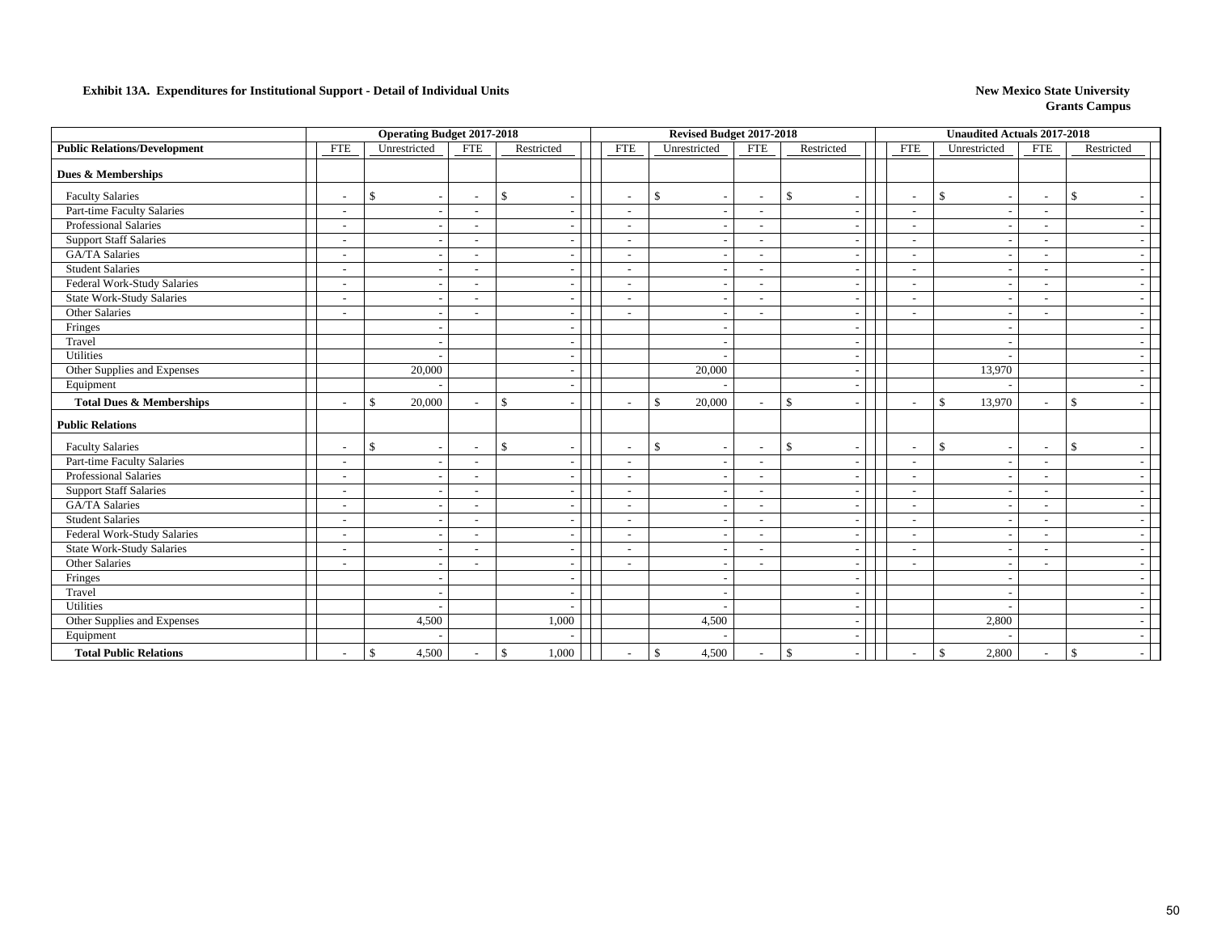**Exhibit 13A. Expenditures for Institutional Support - Detail of Individual Units**

**New Mexico State University**
**Grants Campus**

| | Operating Budget 2017-2018 | | | | Revised Budget 2017-2018 | | | | Unaudited Actuals 2017-2018 | | | |
|---|---|---|---|---|---|---|---|---|---|---|---|---|
| **Public Relations/Development** | FTE | Unrestricted | FTE | Restricted | FTE | Unrestricted | FTE | Restricted | FTE | Unrestricted | FTE | Restricted |
| **Dues & Memberships** | | | | | | | | | | | | |
| Faculty Salaries | - | $ - | - | $ - | - | $ - | - | $ - | - | $ - | - | $ - |
| Part-time Faculty Salaries | - | - | - | - | - | - | - | - | - | - | - | - |
| Professional Salaries | - | - | - | - | - | - | - | - | - | - | - | - |
| Support Staff Salaries | - | - | - | - | - | - | - | - | - | - | - | - |
| GA/TA Salaries | - | - | - | - | - | - | - | - | - | - | - | - |
| Student Salaries | - | - | - | - | - | - | - | - | - | - | - | - |
| Federal Work-Study Salaries | - | - | - | - | - | - | - | - | - | - | - | - |
| State Work-Study Salaries | - | - | - | - | - | - | - | - | - | - | - | - |
| Other Salaries | - | - | - | - | - | - | - | - | - | - | - | - |
| Fringes | | - | | - | | - | | - | | - | | - |
| Travel | | - | | - | | - | | - | | - | | - |
| Utilities | | - | | - | | - | | - | | - | | - |
| Other Supplies and Expenses | | 20,000 | | - | | 20,000 | | - | | 13,970 | | - |
| Equipment | | - | | - | | - | | - | | - | | - |
| **Total Dues & Memberships** | - | $ 20,000 | - | $ - | - | $ 20,000 | - | $ - | - | $ 13,970 | - | $ - |
| **Public Relations** | | | | | | | | | | | | |
| Faculty Salaries | - | $ - | - | $ - | - | $ - | - | $ - | - | $ - | - | $ - |
| Part-time Faculty Salaries | - | - | - | - | - | - | - | - | - | - | - | - |
| Professional Salaries | - | - | - | - | - | - | - | - | - | - | - | - |
| Support Staff Salaries | - | - | - | - | - | - | - | - | - | - | - | - |
| GA/TA Salaries | - | - | - | - | - | - | - | - | - | - | - | - |
| Student Salaries | - | - | - | - | - | - | - | - | - | - | - | - |
| Federal Work-Study Salaries | - | - | - | - | - | - | - | - | - | - | - | - |
| State Work-Study Salaries | - | - | - | - | - | - | - | - | - | - | - | - |
| Other Salaries | - | - | - | - | - | - | - | - | - | - | - | - |
| Fringes | | - | | - | | - | | - | | - | | - |
| Travel | | - | | - | | - | | - | | - | | - |
| Utilities | | - | | - | | - | | - | | - | | - |
| Other Supplies and Expenses | | 4,500 | | 1,000 | | 4,500 | | - | | 2,800 | | - |
| Equipment | | - | | - | | - | | - | | - | | - |
| **Total Public Relations** | - | $ 4,500 | - | $ 1,000 | - | $ 4,500 | - | $ - | - | $ 2,800 | - | $ - |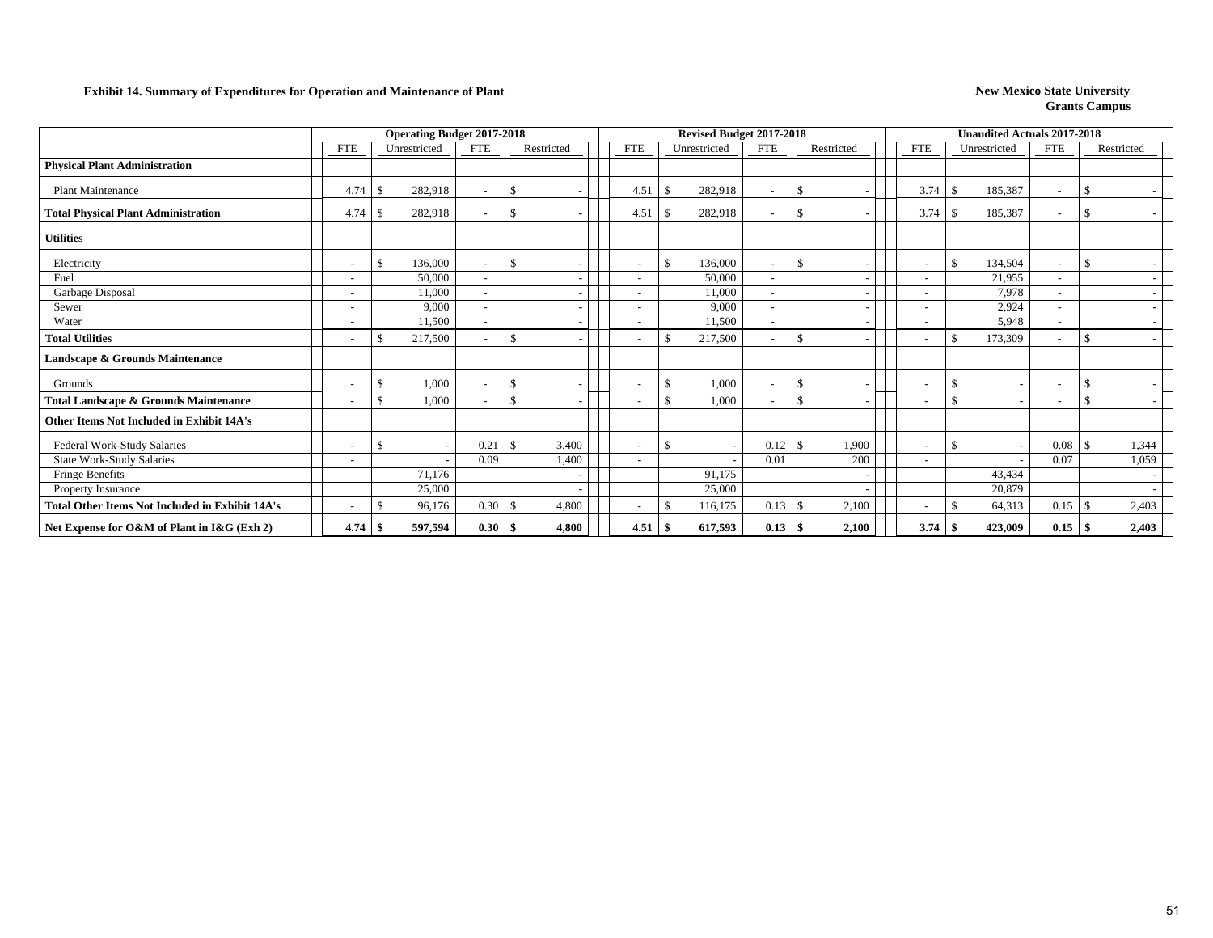**Exhibit 14. Summary of Expenditures for Operation and Maintenance of Plant**

**New Mexico State University**
**Grants Campus**

| | Operating Budget 2017-2018 | | | | Revised Budget 2017-2018 | | | | Unaudited Actuals 2017-2018 | | | |
|---|---|---|---|---|---|---|---|---|---|---|---|---|
| | FTE | Unrestricted | FTE | Restricted | FTE | Unrestricted | FTE | Restricted | FTE | Unrestricted | FTE | Restricted |
| **Physical Plant Administration** | | | | | | | | | | | | |
| Plant Maintenance | 4.74 | $ 282,918 | - | $ - | 4.51 | $ 282,918 | - | $ - | 3.74 | $ 185,387 | - | $ - |
| **Total Physical Plant Administration** | 4.74 | $ 282,918 | - | $ - | 4.51 | $ 282,918 | - | $ - | 3.74 | $ 185,387 | - | $ - |
| **Utilities** | | | | | | | | | | | | |
| Electricity | - | $ 136,000 | - | $ - | - | $ 136,000 | - | $ - | - | $ 134,504 | - | $ - |
| Fuel | - | 50,000 | - | - | - | 50,000 | - | - | - | 21,955 | - | - |
| Garbage Disposal | - | 11,000 | - | - | - | 11,000 | - | - | - | 7,978 | - | - |
| Sewer | - | 9,000 | - | - | - | 9,000 | - | - | - | 2,924 | - | - |
| Water | - | 11,500 | - | - | - | 11,500 | - | - | - | 5,948 | - | - |
| **Total Utilities** | - | $ 217,500 | - | $ - | - | $ 217,500 | - | $ - | - | $ 173,309 | - | $ - |
| **Landscape & Grounds Maintenance** | | | | | | | | | | | | |
| Grounds | - | $ 1,000 | - | $ - | - | $ 1,000 | - | $ - | - | $ - | - | $ - |
| **Total Landscape & Grounds Maintenance** | - | $ 1,000 | - | $ - | - | $ 1,000 | - | $ - | - | $ - | - | $ - |
| **Other Items Not Included in Exhibit 14A's** | | | | | | | | | | | | |
| Federal Work-Study Salaries | - | $ - | 0.21 | $ 3,400 | - | $ - | 0.12 | $ 1,900 | - | $ - | 0.08 | $ 1,344 |
| State Work-Study Salaries | - | - | 0.09 | 1,400 | - | - | 0.01 | 200 | - | - | 0.07 | 1,059 |
| Fringe Benefits | | 71,176 | | - | | 91,175 | | - | | 43,434 | | - |
| Property Insurance | | 25,000 | | - | | 25,000 | | - | | 20,879 | | - |
| **Total Other Items Not Included in Exhibit 14A's** | - | $ 96,176 | 0.30 | $ 4,800 | - | $ 116,175 | 0.13 | $ 2,100 | - | $ 64,313 | 0.15 | $ 2,403 |
| **Net Expense for O&M of Plant in I&G (Exh 2)** | **4.74** | **$ 597,594** | **0.30** | **$ 4,800** | **4.51** | **$ 617,593** | **0.13** | **$ 2,100** | **3.74** | **$ 423,009** | **0.15** | **$ 2,403** |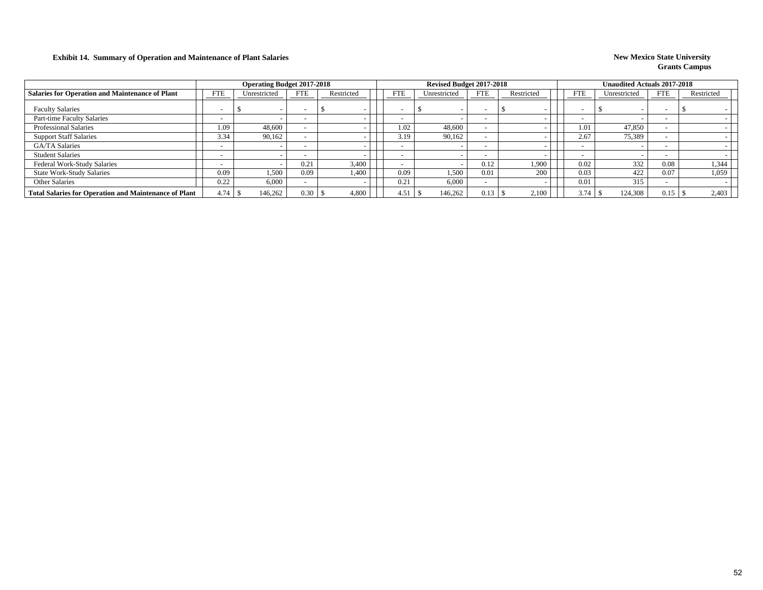**Exhibit 14. Summary of Operation and Maintenance of Plant Salaries**

**New Mexico State University**
**Grants Campus**

| | Operating Budget 2017-2018 | | | | Revised Budget 2017-2018 | | | | Unaudited Actuals 2017-2018 | | | |
|---|---|---|---|---|---|---|---|---|---|---|---|---|
| **Salaries for Operation and Maintenance of Plant** | FTE | Unrestricted | FTE | Restricted | FTE | Unrestricted | FTE | Restricted | FTE | Unrestricted | FTE | Restricted |
| Faculty Salaries | - | $ - | - | $ - | - | $ - | - | $ - | - | $ - | - | $ - |
| Part-time Faculty Salaries | - | - | - | - | - | - | - | - | - | - | - | - |
| Professional Salaries | 1.09 | 48,600 | - | - | 1.02 | 48,600 | - | - | 1.01 | 47,850 | - | - |
| Support Staff Salaries | 3.34 | 90,162 | - | - | 3.19 | 90,162 | - | - | 2.67 | 75,389 | - | - |
| GA/TA Salaries | - | - | - | - | - | - | - | - | - | - | - | - |
| Student Salaries | - | - | - | - | - | - | - | - | - | - | - | - |
| Federal Work-Study Salaries | - | - | 0.21 | 3,400 | - | - | 0.12 | 1,900 | 0.02 | 332 | 0.08 | 1,344 |
| State Work-Study Salaries | 0.09 | 1,500 | 0.09 | 1,400 | 0.09 | 1,500 | 0.01 | 200 | 0.03 | 422 | 0.07 | 1,059 |
| Other Salaries | 0.22 | 6,000 | - | - | 0.21 | 6,000 | - | - | 0.01 | 315 | - | - |
| **Total Salaries for Operation and Maintenance of Plant** | 4.74 | $ 146,262 | 0.30 | $ 4,800 | 4.51 | $ 146,262 | 0.13 | $ 2,100 | 3.74 | $ 124,308 | 0.15 | $ 2,403 |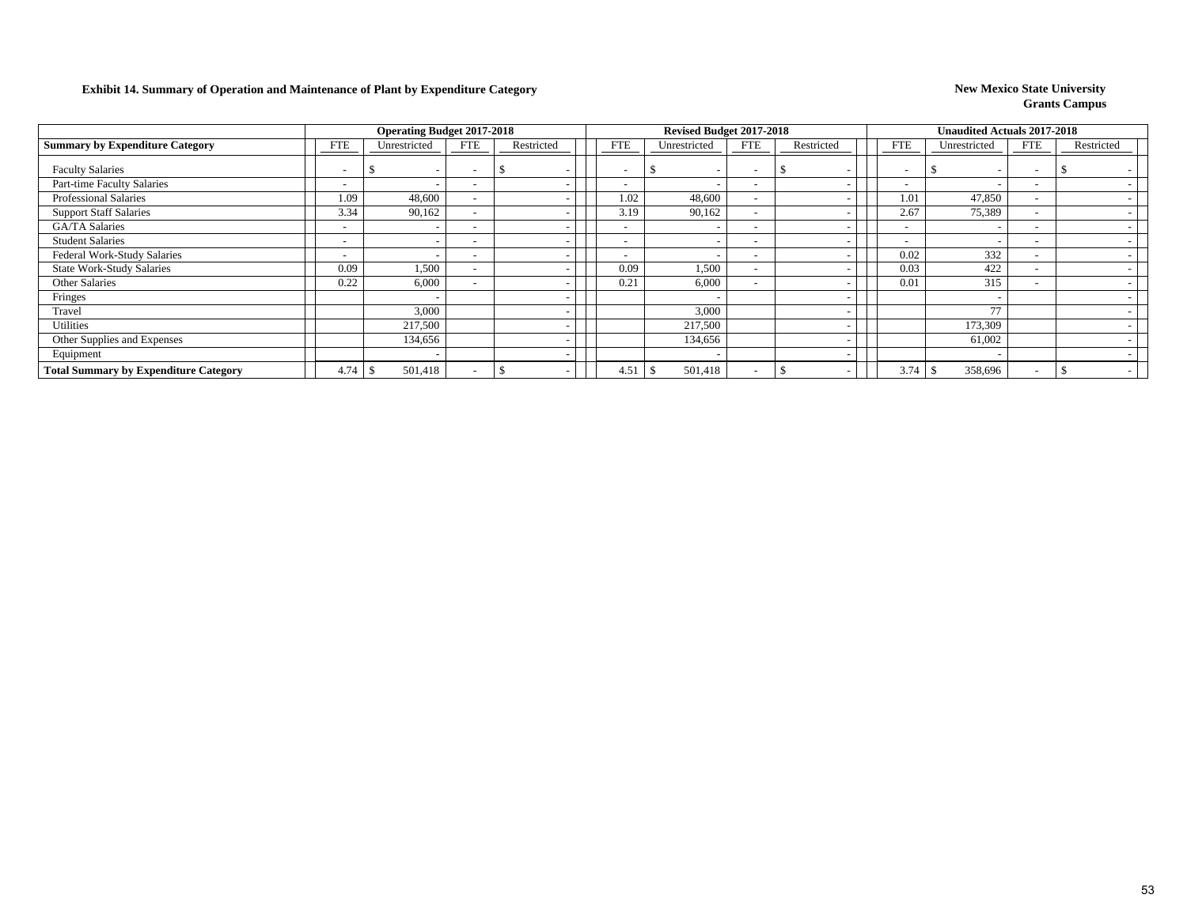**Exhibit 14. Summary of Operation and Maintenance of Plant by Expenditure Category**

**New Mexico State University**
**Grants Campus**

| | Operating Budget 2017-2018 | | | | Revised Budget 2017-2018 | | | | Unaudited Actuals 2017-2018 | | | |
|---|---|---|---|---|---|---|---|---|---|---|---|---|
| **Summary by Expenditure Category** | FTE | Unrestricted | FTE | Restricted | FTE | Unrestricted | FTE | Restricted | FTE | Unrestricted | FTE | Restricted |
| Faculty Salaries | - | $ - | - | $ - | - | $ - | - | $ - | - | $ - | - | $ - |
| Part-time Faculty Salaries | - | - | - | - | - | - | - | - | - | - | - | - |
| Professional Salaries | 1.09 | 48,600 | - | - | 1.02 | 48,600 | - | - | 1.01 | 47,850 | - | - |
| Support Staff Salaries | 3.34 | 90,162 | - | - | 3.19 | 90,162 | - | - | 2.67 | 75,389 | - | - |
| GA/TA Salaries | - | - | - | - | - | - | - | - | - | - | - | - |
| Student Salaries | - | - | - | - | - | - | - | - | - | - | - | - |
| Federal Work-Study Salaries | - | - | - | - | - | - | - | - | 0.02 | 332 | - | - |
| State Work-Study Salaries | 0.09 | 1,500 | - | - | 0.09 | 1,500 | - | - | 0.03 | 422 | - | - |
| Other Salaries | 0.22 | 6,000 | - | - | 0.21 | 6,000 | - | - | 0.01 | 315 | - | - |
| Fringes | | - | | - | | - | | - | | - | | - |
| Travel | | 3,000 | | - | | 3,000 | | - | | 77 | | - |
| Utilities | | 217,500 | | - | | 217,500 | | - | | 173,309 | | - |
| Other Supplies and Expenses | | 134,656 | | - | | 134,656 | | - | | 61,002 | | - |
| Equipment | | - | | - | | - | | - | | - | | - |
| **Total Summary by Expenditure Category** | 4.74 | $ 501,418 | - | $ - | 4.51 | $ 501,418 | - | $ - | 3.74 | $ 358,696 | - | $ - |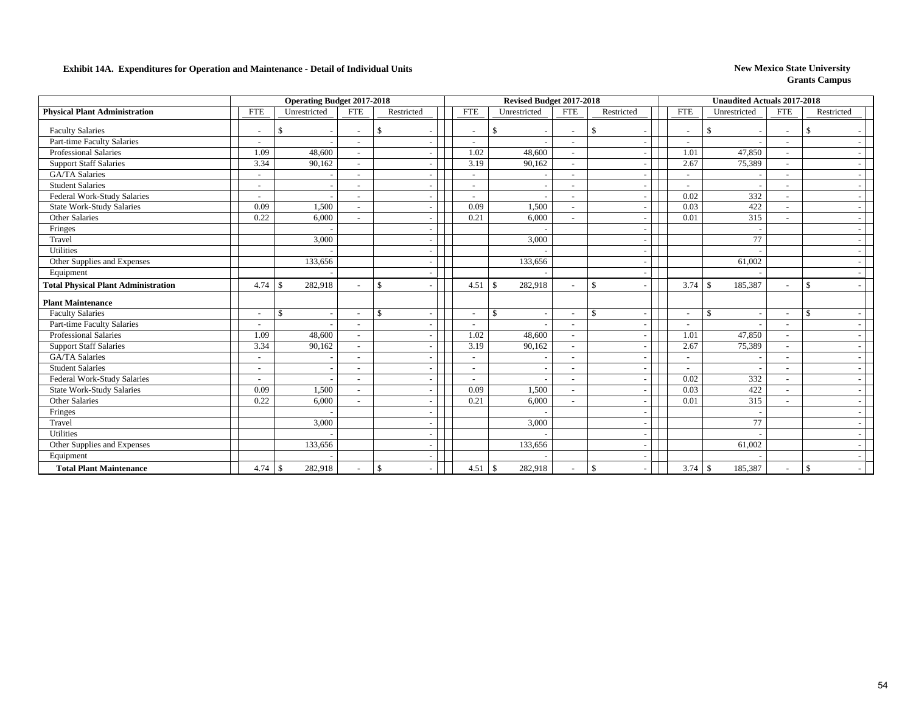**Exhibit 14A. Expenditures for Operation and Maintenance - Detail of Individual Units**

**New Mexico State University**
**Grants Campus**

| | Operating Budget 2017-2018 | | | | Revised Budget 2017-2018 | | | | Unaudited Actuals 2017-2018 | | | |
|---|---|---|---|---|---|---|---|---|---|---|---|---|
| **Physical Plant Administration** | FTE | Unrestricted | FTE | Restricted | FTE | Unrestricted | FTE | Restricted | FTE | Unrestricted | FTE | Restricted |
| Faculty Salaries | - | $ - | - | $ - | - | $ - | - | $ - | - | $ - | - | $ - |
| Part-time Faculty Salaries | - | - | - | - | - | - | - | - | - | - | - | - |
| Professional Salaries | 1.09 | 48,600 | - | - | 1.02 | 48,600 | - | - | 1.01 | 47,850 | - | - |
| Support Staff Salaries | 3.34 | 90,162 | - | - | 3.19 | 90,162 | - | - | 2.67 | 75,389 | - | - |
| GA/TA Salaries | - | - | - | - | - | - | - | - | - | - | - | - |
| Student Salaries | - | - | - | - | - | - | - | - | - | - | - | - |
| Federal Work-Study Salaries | - | - | - | - | - | - | - | - | 0.02 | 332 | - | - |
| State Work-Study Salaries | 0.09 | 1,500 | - | - | 0.09 | 1,500 | - | - | 0.03 | 422 | - | - |
| Other Salaries | 0.22 | 6,000 | - | - | 0.21 | 6,000 | - | - | 0.01 | 315 | - | - |
| Fringes | | - | | - | | - | | - | | - | | - |
| Travel | | 3,000 | | - | | 3,000 | | - | | 77 | | - |
| Utilities | | - | | - | | - | | - | | - | | - |
| Other Supplies and Expenses | | 133,656 | | - | | 133,656 | | - | | 61,002 | | - |
| Equipment | | - | | - | | - | | - | | - | | - |
| **Total Physical Plant Administration** | 4.74 | $ 282,918 | - | $ - | 4.51 | $ 282,918 | - | $ - | 3.74 | $ 185,387 | - | $ - |
| **Plant Maintenance** | | | | | | | | | | | | |
| Faculty Salaries | - | $ - | - | $ - | - | $ - | - | $ - | - | $ - | - | $ - |
| Part-time Faculty Salaries | - | - | - | - | - | - | - | - | - | - | - | - |
| Professional Salaries | 1.09 | 48,600 | - | - | 1.02 | 48,600 | - | - | 1.01 | 47,850 | - | - |
| Support Staff Salaries | 3.34 | 90,162 | - | - | 3.19 | 90,162 | - | - | 2.67 | 75,389 | - | - |
| GA/TA Salaries | - | - | - | - | - | - | - | - | - | - | - | - |
| Student Salaries | - | - | - | - | - | - | - | - | - | - | - | - |
| Federal Work-Study Salaries | - | - | - | - | - | - | - | - | 0.02 | 332 | - | - |
| State Work-Study Salaries | 0.09 | 1,500 | - | - | 0.09 | 1,500 | - | - | 0.03 | 422 | - | - |
| Other Salaries | 0.22 | 6,000 | - | - | 0.21 | 6,000 | - | - | 0.01 | 315 | - | - |
| Fringes | | - | | - | | - | | - | | - | | - |
| Travel | | 3,000 | | - | | 3,000 | | - | | 77 | | - |
| Utilities | | - | | - | | - | | - | | - | | - |
| Other Supplies and Expenses | | 133,656 | | - | | 133,656 | | - | | 61,002 | | - |
| Equipment | | - | | - | | - | | - | | - | | - |
| **Total Plant Maintenance** | 4.74 | $ 282,918 | - | $ - | 4.51 | $ 282,918 | - | $ - | 3.74 | $ 185,387 | - | $ - |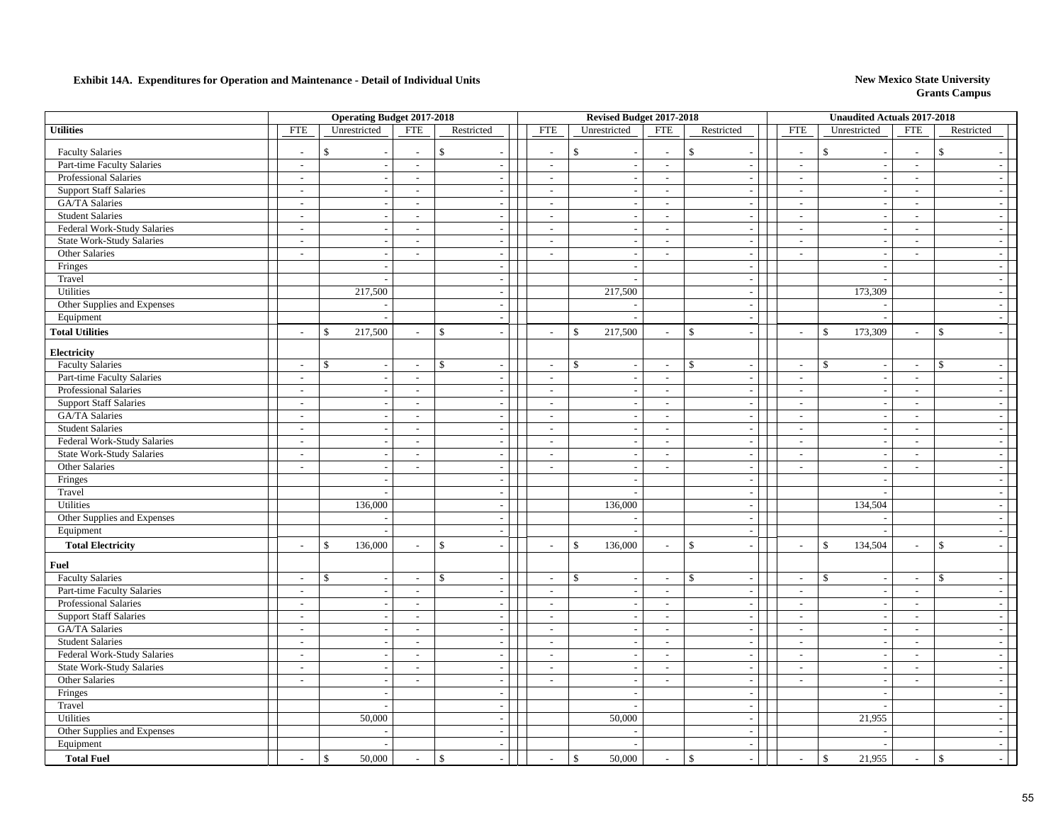**Exhibit 14A. Expenditures for Operation and Maintenance - Detail of Individual Units**

**New Mexico State University**
**Grants Campus**

| | Operating Budget 2017-2018 | | | | Revised Budget 2017-2018 | | | | Unaudited Actuals 2017-2018 | | | |
|---|---|---|---|---|---|---|---|---|---|---|---|---|
| **Utilities** | FTE | Unrestricted | FTE | Restricted | FTE | Unrestricted | FTE | Restricted | FTE | Unrestricted | FTE | Restricted |
| Faculty Salaries | - | $ - | - | $ - | - | $ - | - | $ - | - | $ - | - | $ - |
| Part-time Faculty Salaries | - | - | - | - | - | - | - | - | - | - | - | - |
| Professional Salaries | - | - | - | - | - | - | - | - | - | - | - | - |
| Support Staff Salaries | - | - | - | - | - | - | - | - | - | - | - | - |
| GA/TA Salaries | - | - | - | - | - | - | - | - | - | - | - | - |
| Student Salaries | - | - | - | - | - | - | - | - | - | - | - | - |
| Federal Work-Study Salaries | - | - | - | - | - | - | - | - | - | - | - | - |
| State Work-Study Salaries | - | - | - | - | - | - | - | - | - | - | - | - |
| Other Salaries | - | - | - | - | - | - | - | - | - | - | - | - |
| Fringes | | - | | - | | - | | - | | - | | - |
| Travel | | - | | - | | - | | - | | - | | - |
| Utilities | | 217,500 | | - | | 217,500 | | - | | 173,309 | | - |
| Other Supplies and Expenses | | - | | - | | - | | - | | - | | - |
| Equipment | | - | | - | | - | | - | | - | | - |
| **Total Utilities** | - | $ 217,500 | - | $ - | - | $ 217,500 | - | $ - | - | $ 173,309 | - | $ - |
| **Electricity** | | | | | | | | | | | | |
| Faculty Salaries | - | $ - | - | $ - | - | $ - | - | $ - | - | $ - | - | $ - |
| Part-time Faculty Salaries | - | - | - | - | - | - | - | - | - | - | - | - |
| Professional Salaries | - | - | - | - | - | - | - | - | - | - | - | - |
| Support Staff Salaries | - | - | - | - | - | - | - | - | - | - | - | - |
| GA/TA Salaries | - | - | - | - | - | - | - | - | - | - | - | - |
| Student Salaries | - | - | - | - | - | - | - | - | - | - | - | - |
| Federal Work-Study Salaries | - | - | - | - | - | - | - | - | - | - | - | - |
| State Work-Study Salaries | - | - | - | - | - | - | - | - | - | - | - | - |
| Other Salaries | - | - | - | - | - | - | - | - | - | - | - | - |
| Fringes | | - | | - | | - | | - | | - | | - |
| Travel | | - | | - | | - | | - | | - | | - |
| Utilities | | 136,000 | | - | | 136,000 | | - | | 134,504 | | - |
| Other Supplies and Expenses | | - | | - | | - | | - | | - | | - |
| Equipment | | - | | - | | - | | - | | - | | - |
| **Total Electricity** | - | $ 136,000 | - | $ - | - | $ 136,000 | - | $ - | - | $ 134,504 | - | $ - |
| **Fuel** | | | | | | | | | | | | |
| Faculty Salaries | - | $ - | - | $ - | - | $ - | - | $ - | - | $ - | - | $ - |
| Part-time Faculty Salaries | - | - | - | - | - | - | - | - | - | - | - | - |
| Professional Salaries | - | - | - | - | - | - | - | - | - | - | - | - |
| Support Staff Salaries | - | - | - | - | - | - | - | - | - | - | - | - |
| GA/TA Salaries | - | - | - | - | - | - | - | - | - | - | - | - |
| Student Salaries | - | - | - | - | - | - | - | - | - | - | - | - |
| Federal Work-Study Salaries | - | - | - | - | - | - | - | - | - | - | - | - |
| State Work-Study Salaries | - | - | - | - | - | - | - | - | - | - | - | - |
| Other Salaries | - | - | - | - | - | - | - | - | - | - | - | - |
| Fringes | | - | | - | | - | | - | | - | | - |
| Travel | | - | | - | | - | | - | | - | | - |
| Utilities | | 50,000 | | - | | 50,000 | | - | | 21,955 | | - |
| Other Supplies and Expenses | | - | | - | | - | | - | | - | | - |
| Equipment | | - | | - | | - | | - | | - | | - |
| **Total Fuel** | - | $ 50,000 | - | $ - | - | $ 50,000 | - | $ - | - | $ 21,955 | - | $ - |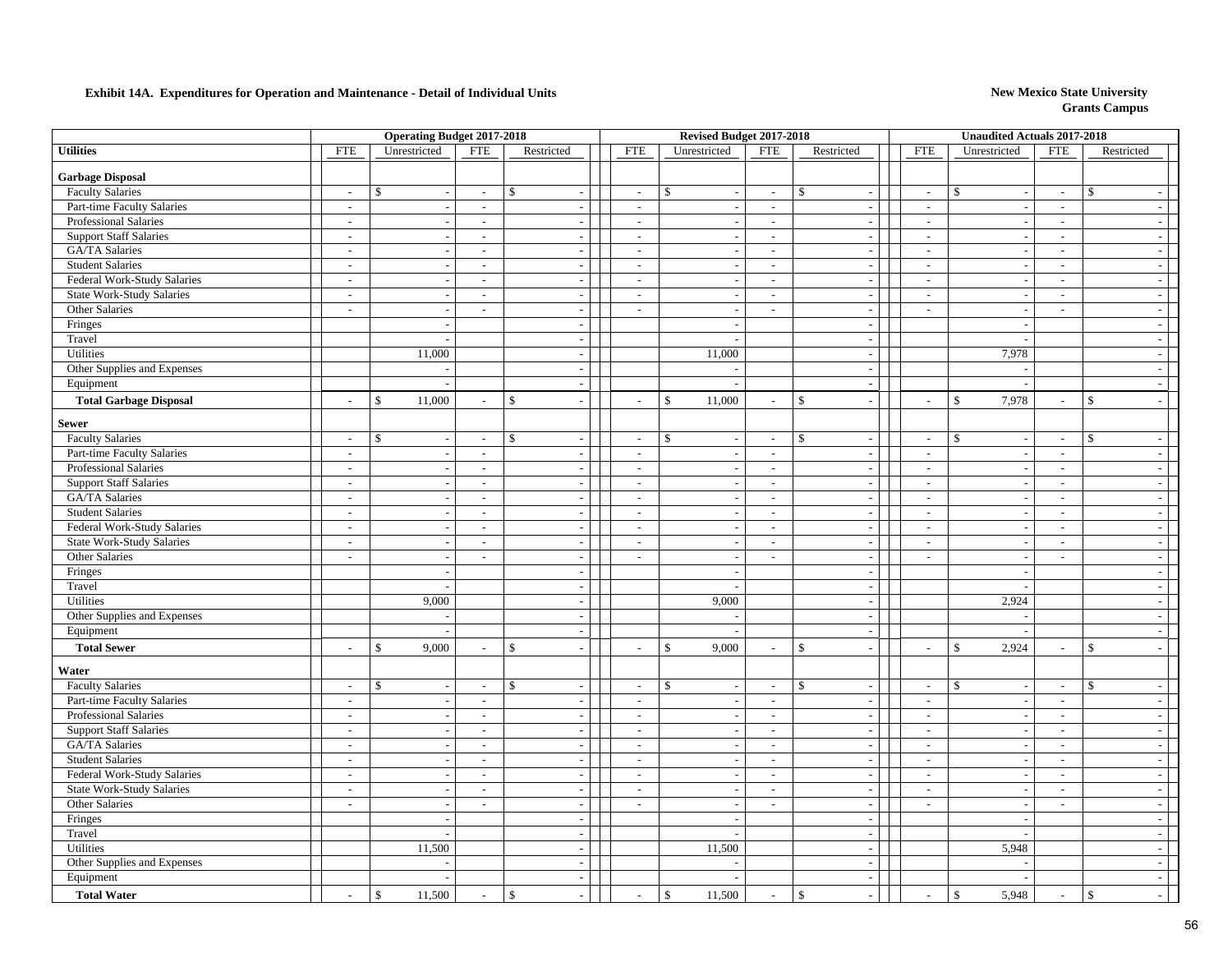**Exhibit 14A. Expenditures for Operation and Maintenance - Detail of Individual Units**

**New Mexico State University**
**Grants Campus**

| Utilities | Operating Budget 2017-2018 | | | | Revised Budget 2017-2018 | | | | Unaudited Actuals 2017-2018 | | | |
|---|---|---|---|---|---|---|---|---|---|---|---|---|
| | FTE | Unrestricted | FTE | Restricted | FTE | Unrestricted | FTE | Restricted | FTE | Unrestricted | FTE | Restricted |
| **Garbage Disposal** | | | | | | | | | | | | |
| Faculty Salaries | - | $ - | - | $ - | - | $ - | - | $ - | - | $ - | - | $ - |
| Part-time Faculty Salaries | - | - | - | - | - | - | - | - | - | - | - | - |
| Professional Salaries | - | - | - | - | - | - | - | - | - | - | - | - |
| Support Staff Salaries | - | - | - | - | - | - | - | - | - | - | - | - |
| GA/TA Salaries | - | - | - | - | - | - | - | - | - | - | - | - |
| Student Salaries | - | - | - | - | - | - | - | - | - | - | - | - |
| Federal Work-Study Salaries | - | - | - | - | - | - | - | - | - | - | - | - |
| State Work-Study Salaries | - | - | - | - | - | - | - | - | - | - | - | - |
| Other Salaries | - | - | - | - | - | - | - | - | - | - | - | - |
| Fringes | | - | | - | | - | | - | | - | | - |
| Travel | | - | | - | | - | | - | | - | | - |
| Utilities | | 11,000 | | - | | 11,000 | | - | | 7,978 | | - |
| Other Supplies and Expenses | | - | | - | | - | | - | | - | | - |
| Equipment | | - | | - | | - | | - | | - | | - |
| **Total Garbage Disposal** | - | $ 11,000 | - | $ - | - | $ 11,000 | - | $ - | - | $ 7,978 | - | $ - |
| **Sewer** | | | | | | | | | | | | |
| Faculty Salaries | - | $ - | - | $ - | - | $ - | - | $ - | - | $ - | - | $ - |
| Part-time Faculty Salaries | - | - | - | - | - | - | - | - | - | - | - | - |
| Professional Salaries | - | - | - | - | - | - | - | - | - | - | - | - |
| Support Staff Salaries | - | - | - | - | - | - | - | - | - | - | - | - |
| GA/TA Salaries | - | - | - | - | - | - | - | - | - | - | - | - |
| Student Salaries | - | - | - | - | - | - | - | - | - | - | - | - |
| Federal Work-Study Salaries | - | - | - | - | - | - | - | - | - | - | - | - |
| State Work-Study Salaries | - | - | - | - | - | - | - | - | - | - | - | - |
| Other Salaries | - | - | - | - | - | - | - | - | - | - | - | - |
| Fringes | | - | | - | | - | | - | | - | | - |
| Travel | | - | | - | | - | | - | | - | | - |
| Utilities | | 9,000 | | - | | 9,000 | | - | | 2,924 | | - |
| Other Supplies and Expenses | | - | | - | | - | | - | | - | | - |
| Equipment | | - | | - | | - | | - | | - | | - |
| **Total Sewer** | - | $ 9,000 | - | $ - | - | $ 9,000 | - | $ - | - | $ 2,924 | - | $ - |
| **Water** | | | | | | | | | | | | |
| Faculty Salaries | - | $ - | - | $ - | - | $ - | - | $ - | - | $ - | - | $ - |
| Part-time Faculty Salaries | - | - | - | - | - | - | - | - | - | - | - | - |
| Professional Salaries | - | - | - | - | - | - | - | - | - | - | - | - |
| Support Staff Salaries | - | - | - | - | - | - | - | - | - | - | - | - |
| GA/TA Salaries | - | - | - | - | - | - | - | - | - | - | - | - |
| Student Salaries | - | - | - | - | - | - | - | - | - | - | - | - |
| Federal Work-Study Salaries | - | - | - | - | - | - | - | - | - | - | - | - |
| State Work-Study Salaries | - | - | - | - | - | - | - | - | - | - | - | - |
| Other Salaries | - | - | - | - | - | - | - | - | - | - | - | - |
| Fringes | | - | | - | | - | | - | | - | | - |
| Travel | | - | | - | | - | | - | | - | | - |
| Utilities | | 11,500 | | - | | 11,500 | | - | | 5,948 | | - |
| Other Supplies and Expenses | | - | | - | | - | | - | | - | | - |
| Equipment | | - | | - | | - | | - | | - | | - |
| **Total Water** | - | $ 11,500 | - | $ - | - | $ 11,500 | - | $ - | - | $ 5,948 | - | $ - |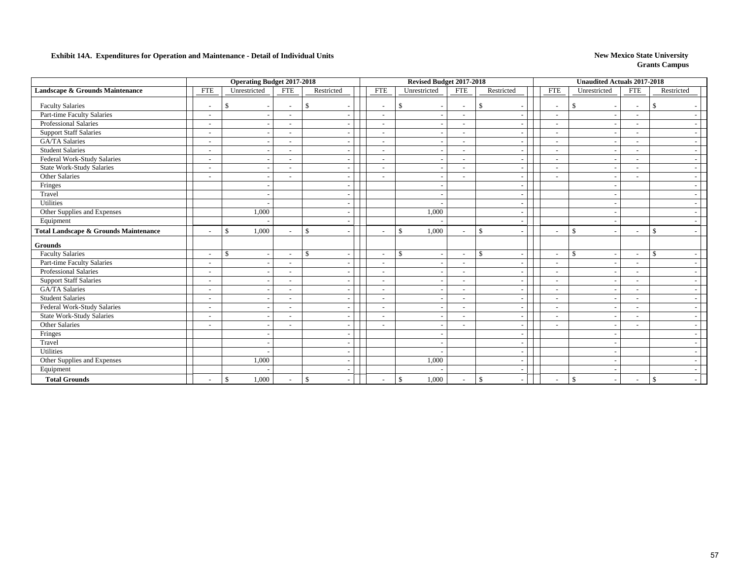**Exhibit 14A. Expenditures for Operation and Maintenance - Detail of Individual Units**

**New Mexico State University**
**Grants Campus**

| | Operating Budget 2017-2018 | | | | Revised Budget 2017-2018 | | | | Unaudited Actuals 2017-2018 | | | |
|---|---|---|---|---|---|---|---|---|---|---|---|---|
| **Landscape & Grounds Maintenance** | FTE | Unrestricted | FTE | Restricted | FTE | Unrestricted | FTE | Restricted | FTE | Unrestricted | FTE | Restricted |
| Faculty Salaries | - | $ - | - | $ - | - | $ - | - | $ - | - | $ - | - | $ - |
| Part-time Faculty Salaries | - | - | - | - | - | - | - | - | - | - | - | - |
| Professional Salaries | - | - | - | - | - | - | - | - | - | - | - | - |
| Support Staff Salaries | - | - | - | - | - | - | - | - | - | - | - | - |
| GA/TA Salaries | - | - | - | - | - | - | - | - | - | - | - | - |
| Student Salaries | - | - | - | - | - | - | - | - | - | - | - | - |
| Federal Work-Study Salaries | - | - | - | - | - | - | - | - | - | - | - | - |
| State Work-Study Salaries | - | - | - | - | - | - | - | - | - | - | - | - |
| Other Salaries | - | - | - | - | - | - | - | - | - | - | - | - |
| Fringes | | - | | - | | - | | - | | - | | - |
| Travel | | - | | - | | - | | - | | - | | - |
| Utilities | | - | | - | | - | | - | | - | | - |
| Other Supplies and Expenses | | 1,000 | | - | | 1,000 | | - | | - | | - |
| Equipment | | - | | - | | - | | - | | - | | - |
| **Total Landscape & Grounds Maintenance** | - | $ 1,000 | - | $ - | - | $ 1,000 | - | $ - | - | $ - | - | $ - |
| **Grounds** | | | | | | | | | | | | |
| Faculty Salaries | - | $ - | - | $ - | - | $ - | - | $ - | - | $ - | - | $ - |
| Part-time Faculty Salaries | - | - | - | - | - | - | - | - | - | - | - | - |
| Professional Salaries | - | - | - | - | - | - | - | - | - | - | - | - |
| Support Staff Salaries | - | - | - | - | - | - | - | - | - | - | - | - |
| GA/TA Salaries | - | - | - | - | - | - | - | - | - | - | - | - |
| Student Salaries | - | - | - | - | - | - | - | - | - | - | - | - |
| Federal Work-Study Salaries | - | - | - | - | - | - | - | - | - | - | - | - |
| State Work-Study Salaries | - | - | - | - | - | - | - | - | - | - | - | - |
| Other Salaries | - | - | - | - | - | - | - | - | - | - | - | - |
| Fringes | | - | | - | | - | | - | | - | | - |
| Travel | | - | | - | | - | | - | | - | | - |
| Utilities | | - | | - | | - | | - | | - | | - |
| Other Supplies and Expenses | | 1,000 | | - | | 1,000 | | - | | - | | - |
| Equipment | | - | | - | | - | | - | | - | | - |
| **Total Grounds** | - | $ 1,000 | - | $ - | - | $ 1,000 | - | $ - | - | $ - | - | $ - |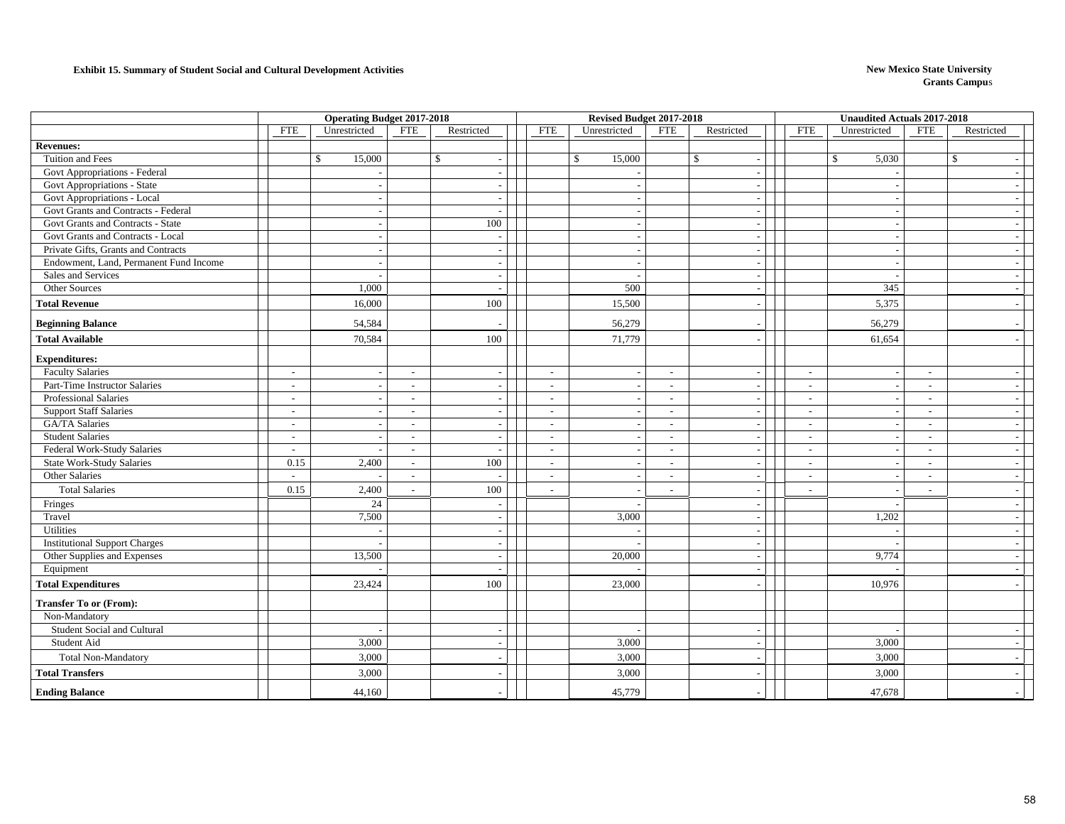**Exhibit 15. Summary of Student Social and Cultural Development Activities**

**New Mexico State University**
**Grants Campus**

| | Operating Budget 2017-2018 | | | | Revised Budget 2017-2018 | | | | Unaudited Actuals 2017-2018 | | | |
|---|---|---|---|---|---|---|---|---|---|---|---|---|
| | FTE | Unrestricted | FTE | Restricted | FTE | Unrestricted | FTE | Restricted | FTE | Unrestricted | FTE | Restricted |
| **Revenues:** | | | | | | | | | | | | |
| Tuition and Fees | | $ 15,000 | | $ - | | $ 15,000 | | $ - | | $ 5,030 | | $ - |
| Govt Appropriations - Federal | | - | | - | | - | | - | | - | | - |
| Govt Appropriations - State | | - | | - | | - | | - | | - | | - |
| Govt Appropriations - Local | | - | | - | | - | | - | | - | | - |
| Govt Grants and Contracts - Federal | | - | | - | | - | | - | | - | | - |
| Govt Grants and Contracts - State | | - | | 100 | | - | | - | | - | | - |
| Govt Grants and Contracts - Local | | - | | - | | - | | - | | - | | - |
| Private Gifts, Grants and Contracts | | - | | - | | - | | - | | - | | - |
| Endowment, Land, Permanent Fund Income | | - | | - | | - | | - | | - | | - |
| Sales and Services | | - | | - | | - | | - | | - | | - |
| Other Sources | | 1,000 | | - | | 500 | | - | | 345 | | - |
| **Total Revenue** | | 16,000 | | 100 | | 15,500 | | - | | 5,375 | | - |
| **Beginning Balance** | | 54,584 | | - | | 56,279 | | - | | 56,279 | | - |
| **Total Available** | | 70,584 | | 100 | | 71,779 | | - | | 61,654 | | - |
| **Expenditures:** | | | | | | | | | | | | |
| Faculty Salaries | - | - | - | - | - | - | - | - | - | - | - | - |
| Part-Time Instructor Salaries | - | - | - | - | - | - | - | - | - | - | - | - |
| Professional Salaries | - | - | - | - | - | - | - | - | - | - | - | - |
| Support Staff Salaries | - | - | - | - | - | - | - | - | - | - | - | - |
| GA/TA Salaries | - | - | - | - | - | - | - | - | - | - | - | - |
| Student Salaries | - | - | - | - | - | - | - | - | - | - | - | - |
| Federal Work-Study Salaries | - | - | - | - | - | - | - | - | - | - | - | - |
| State Work-Study Salaries | 0.15 | 2,400 | - | 100 | - | - | - | - | - | - | - | - |
| Other Salaries | - | - | - | - | - | - | - | - | - | - | - | - |
| Total Salaries | 0.15 | 2,400 | - | 100 | - | - | - | - | - | - | - | - |
| Fringes | | 24 | | - | | - | | - | | - | | - |
| Travel | | 7,500 | | - | | 3,000 | | - | | 1,202 | | - |
| Utilities | | - | | - | | - | | - | | - | | - |
| Institutional Support Charges | | - | | - | | - | | - | | - | | - |
| Other Supplies and Expenses | | 13,500 | | - | | 20,000 | | - | | 9,774 | | - |
| Equipment | | - | | - | | - | | - | | - | | - |
| **Total Expenditures** | | 23,424 | | 100 | | 23,000 | | - | | 10,976 | | - |
| **Transfer To or (From):** | | | | | | | | | | | | |
| Non-Mandatory | | | | | | | | | | | | |
| Student Social and Cultural | | - | | - | | - | | - | | - | | - |
| Student Aid | | 3,000 | | - | | 3,000 | | - | | 3,000 | | - |
| Total Non-Mandatory | | 3,000 | | - | | 3,000 | | - | | 3,000 | | - |
| **Total Transfers** | | 3,000 | | - | | 3,000 | | - | | 3,000 | | - |
| **Ending Balance** | | 44,160 | | - | | 45,779 | | - | | 47,678 | | - |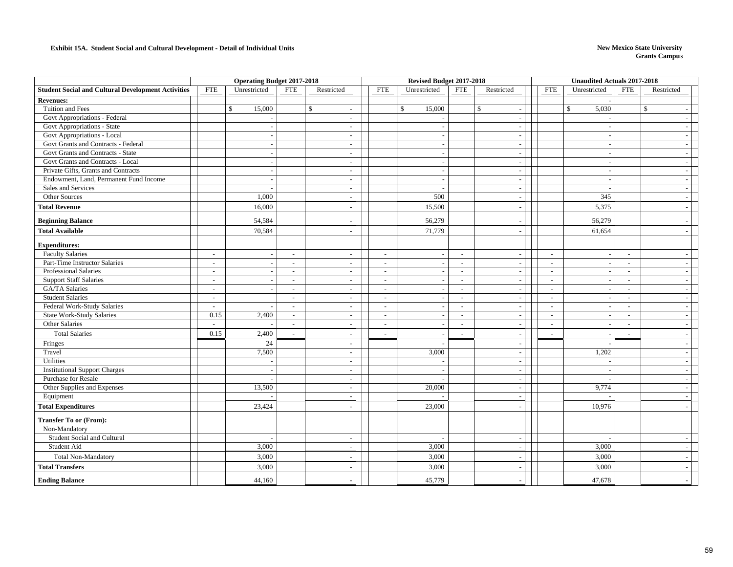**Exhibit 15A. Student Social and Cultural Development - Detail of Individual Units**

**New Mexico State University**
**Grants Campus**

| | Operating Budget 2017-2018 | | | | Revised Budget 2017-2018 | | | | Unaudited Actuals 2017-2018 | | | |
|---|---|---|---|---|---|---|---|---|---|---|---|---|
| **Student Social and Cultural Development Activities** | FTE | Unrestricted | FTE | Restricted | FTE | Unrestricted | FTE | Restricted | FTE | Unrestricted | FTE | Restricted |
| **Revenues:** | | | | | | | | | | - | | |
| Tuition and Fees | | $ 15,000 | | $ - | | $ 15,000 | | $ - | | $ 5,030 | | $ - |
| Govt Appropriations - Federal | | - | | - | | - | | - | | - | | - |
| Govt Appropriations - State | | - | | - | | - | | - | | - | | - |
| Govt Appropriations - Local | | - | | - | | - | | - | | - | | - |
| Govt Grants and Contracts - Federal | | - | | - | | - | | - | | - | | - |
| Govt Grants and Contracts - State | | - | | - | | - | | - | | - | | - |
| Govt Grants and Contracts - Local | | - | | - | | - | | - | | - | | - |
| Private Gifts, Grants and Contracts | | - | | - | | - | | - | | - | | - |
| Endowment, Land, Permanent Fund Income | | - | | - | | - | | - | | - | | - |
| Sales and Services | | - | | - | | - | | - | | - | | - |
| Other Sources | | 1,000 | | - | | 500 | | - | | 345 | | - |
| **Total Revenue** | | 16,000 | | - | | 15,500 | | - | | 5,375 | | - |
| **Beginning Balance** | | 54,584 | | - | | 56,279 | | - | | 56,279 | | - |
| **Total Available** | | 70,584 | | - | | 71,779 | | - | | 61,654 | | - |
| **Expenditures:** | | | | | | | | | | | | |
| Faculty Salaries | - | - | - | - | - | - | - | - | - | - | - | - |
| Part-Time Instructor Salaries | - | - | - | - | - | - | - | - | - | - | - | - |
| Professional Salaries | - | - | - | - | - | - | - | - | - | - | - | - |
| Support Staff Salaries | - | - | - | - | - | - | - | - | - | - | - | - |
| GA/TA Salaries | - | - | - | - | - | - | - | - | - | - | - | - |
| Student Salaries | - | | - | - | - | - | - | - | - | - | - | - |
| Federal Work-Study Salaries | - | - | - | - | - | - | - | - | - | - | - | - |
| State Work-Study Salaries | 0.15 | 2,400 | - | - | - | - | - | - | - | - | - | - |
| Other Salaries | - | - | - | - | - | - | - | - | - | - | - | - |
| Total Salaries | 0.15 | 2,400 | - | - | - | - | - | - | - | - | - | - |
| Fringes | | 24 | | - | | - | | - | | - | | - |
| Travel | | 7,500 | | - | | 3,000 | | - | | 1,202 | | - |
| Utilities | | - | | - | | - | | - | | - | | - |
| Institutional Support Charges | | - | | - | | - | | - | | - | | - |
| Purchase for Resale | | - | | - | | - | | - | | - | | - |
| Other Supplies and Expenses | | 13,500 | | - | | 20,000 | | - | | 9,774 | | - |
| Equipment | | - | | - | | - | | - | | - | | - |
| **Total Expenditures** | | 23,424 | | - | | 23,000 | | - | | 10,976 | | - |
| **Transfer To or (From):** | | | | | | | | | | | | |
| Non-Mandatory | | | | | | | | | | | | |
| Student Social and Cultural | | - | | - | | - | | - | | - | | - |
| Student Aid | | 3,000 | | - | | 3,000 | | - | | 3,000 | | - |
| Total Non-Mandatory | | 3,000 | | - | | 3,000 | | - | | 3,000 | | - |
| **Total Transfers** | | 3,000 | | - | | 3,000 | | - | | 3,000 | | - |
| **Ending Balance** | | 44,160 | | - | | 45,779 | | - | | 47,678 | | - |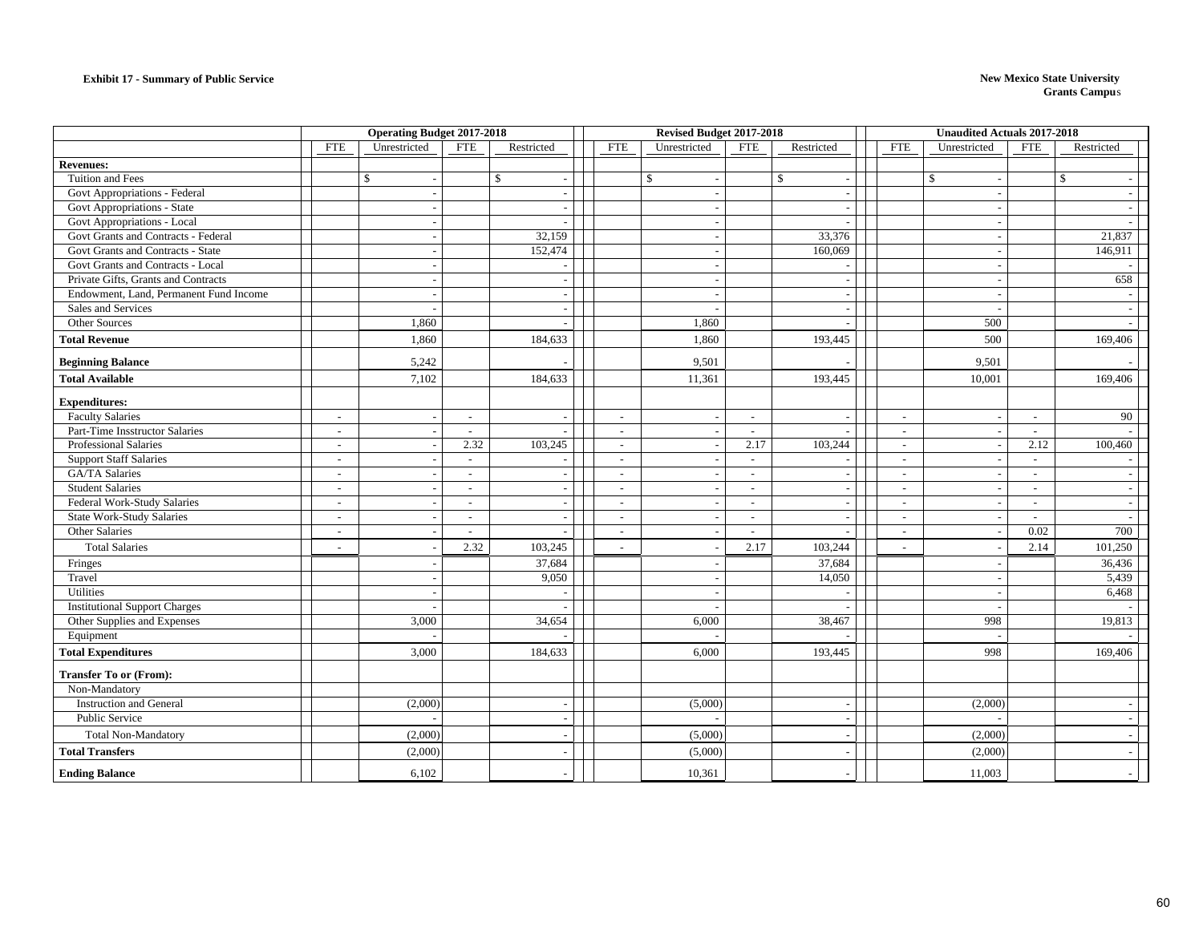**Exhibit 17 - Summary of Public Service**

**New Mexico State University**
**Grants Campus**

| | Operating Budget 2017-2018 | | | | Revised Budget 2017-2018 | | | | Unaudited Actuals 2017-2018 | | | |
|---|---|---|---|---|---|---|---|---|---|---|---|---|
| | FTE | Unrestricted | FTE | Restricted | FTE | Unrestricted | FTE | Restricted | FTE | Unrestricted | FTE | Restricted |
| **Revenues:** | | | | | | | | | | | | |
| Tuition and Fees | | $ - | | $ - | | $ - | | $ - | | $ - | | $ - |
| Govt Appropriations - Federal | | - | | - | | - | | - | | - | | - |
| Govt Appropriations - State | | - | | - | | - | | - | | - | | - |
| Govt Appropriations - Local | | - | | - | | - | | - | | - | | - |
| Govt Grants and Contracts - Federal | | - | | 32,159 | | - | | 33,376 | | - | | 21,837 |
| Govt Grants and Contracts - State | | - | | 152,474 | | - | | 160,069 | | - | | 146,911 |
| Govt Grants and Contracts - Local | | - | | - | | - | | - | | - | | - |
| Private Gifts, Grants and Contracts | | - | | - | | - | | - | | - | | 658 |
| Endowment, Land, Permanent Fund Income | | - | | - | | - | | - | | - | | - |
| Sales and Services | | - | | - | | - | | - | | - | | - |
| Other Sources | | 1,860 | | - | | 1,860 | | - | | 500 | | - |
| **Total Revenue** | | 1,860 | | 184,633 | | 1,860 | | 193,445 | | 500 | | 169,406 |
| **Beginning Balance** | | 5,242 | | - | | 9,501 | | - | | 9,501 | | - |
| **Total Available** | | 7,102 | | 184,633 | | 11,361 | | 193,445 | | 10,001 | | 169,406 |
| **Expenditures:** | | | | | | | | | | | | |
| Faculty Salaries | - | - | - | - | - | - | - | - | - | - | - | 90 |
| Part-Time Insstructor Salaries | - | - | - | - | - | - | - | - | - | - | - | - |
| Professional Salaries | - | - | 2.32 | 103,245 | - | - | 2.17 | 103,244 | - | - | 2.12 | 100,460 |
| Support Staff Salaries | - | - | - | - | - | - | - | - | - | - | - | - |
| GA/TA Salaries | - | - | - | - | - | - | - | - | - | - | - | - |
| Student Salaries | - | - | - | - | - | - | - | - | - | - | - | - |
| Federal Work-Study Salaries | - | - | - | - | - | - | - | - | - | - | - | - |
| State Work-Study Salaries | - | - | - | - | - | - | - | - | - | - | - | - |
| Other Salaries | - | - | - | - | - | - | - | - | - | - | 0.02 | 700 |
| Total Salaries | - | - | 2.32 | 103,245 | - | - | 2.17 | 103,244 | - | - | 2.14 | 101,250 |
| Fringes | | - | | 37,684 | | - | | 37,684 | | - | | 36,436 |
| Travel | | - | | 9,050 | | - | | 14,050 | | - | | 5,439 |
| Utilities | | - | | - | | - | | - | | - | | 6,468 |
| Institutional Support Charges | | - | | - | | - | | - | | - | | - |
| Other Supplies and Expenses | | 3,000 | | 34,654 | | 6,000 | | 38,467 | | 998 | | 19,813 |
| Equipment | | - | | - | | - | | - | | - | | - |
| **Total Expenditures** | | 3,000 | | 184,633 | | 6,000 | | 193,445 | | 998 | | 169,406 |
| **Transfer To or (From):** | | | | | | | | | | | | |
| Non-Mandatory | | | | | | | | | | | | |
| Instruction and General | | (2,000) | | - | | (5,000) | | - | | (2,000) | | - |
| Public Service | | - | | - | | - | | - | | - | | - |
| Total Non-Mandatory | | (2,000) | | - | | (5,000) | | - | | (2,000) | | - |
| **Total Transfers** | | (2,000) | | - | | (5,000) | | - | | (2,000) | | - |
| **Ending Balance** | | 6,102 | | - | | 10,361 | | - | | 11,003 | | - |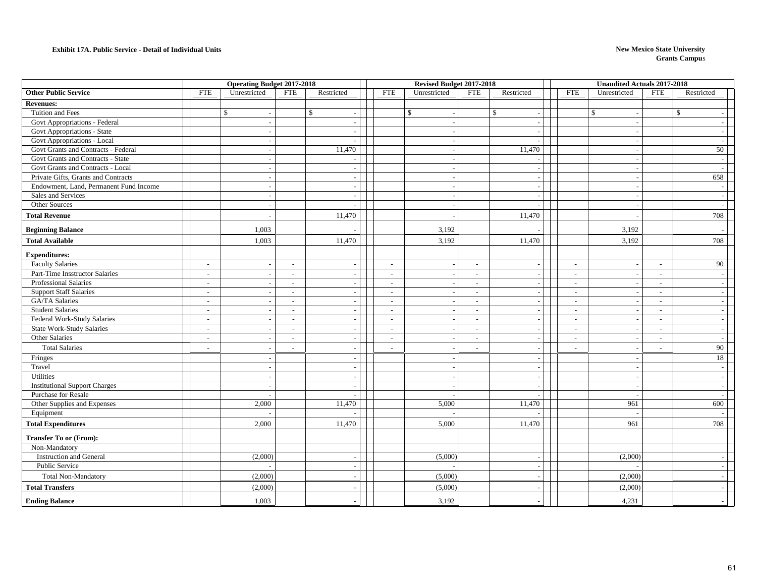**Exhibit 17A. Public Service - Detail of Individual Units**

**New Mexico State University**
**Grants Campus**

| | Operating Budget 2017-2018 | | | | Revised Budget 2017-2018 | | | | Unaudited Actuals 2017-2018 | | | |
|---|---|---|---|---|---|---|---|---|---|---|---|---|
| **Other Public Service** | FTE | Unrestricted | FTE | Restricted | FTE | Unrestricted | FTE | Restricted | FTE | Unrestricted | FTE | Restricted |
| **Revenues:** | | | | | | | | | | | | |
| Tuition and Fees | | $ - | | $ - | | $ - | | $ - | | $ - | | $ - |
| Govt Appropriations - Federal | | - | | - | | - | | - | | - | | - |
| Govt Appropriations - State | | - | | - | | - | | - | | - | | - |
| Govt Appropriations - Local | | - | | - | | - | | - | | - | | - |
| Govt Grants and Contracts - Federal | | - | | 11,470 | | - | | 11,470 | | - | | 50 |
| Govt Grants and Contracts - State | | - | | - | | - | | - | | - | | - |
| Govt Grants and Contracts - Local | | - | | - | | - | | - | | - | | - |
| Private Gifts, Grants and Contracts | | - | | - | | - | | - | | - | | 658 |
| Endowment, Land, Permanent Fund Income | | - | | - | | - | | - | | - | | - |
| Sales and Services | | - | | - | | - | | - | | - | | - |
| Other Sources | | - | | - | | - | | - | | - | | - |
| **Total Revenue** | | - | | 11,470 | | - | | 11,470 | | - | | 708 |
| **Beginning Balance** | | 1,003 | | - | | 3,192 | | - | | 3,192 | | - |
| **Total Available** | | 1,003 | | 11,470 | | 3,192 | | 11,470 | | 3,192 | | 708 |
| **Expenditures:** | | | | | | | | | | | | |
| Faculty Salaries | - | - | - | - | - | - | - | - | - | - | - | 90 |
| Part-Time Insstructor Salaries | - | - | - | - | - | - | - | - | - | - | - | - |
| Professional Salaries | - | - | - | - | - | - | - | - | - | - | - | - |
| Support Staff Salaries | - | - | - | - | - | - | - | - | - | - | - | - |
| GA/TA Salaries | - | - | - | - | - | - | - | - | - | - | - | - |
| Student Salaries | - | - | - | - | - | - | - | - | - | - | - | - |
| Federal Work-Study Salaries | - | - | - | - | - | - | - | - | - | - | - | - |
| State Work-Study Salaries | - | - | - | - | - | - | - | - | - | - | - | - |
| Other Salaries | - | - | - | - | - | - | - | - | - | - | - | - |
| Total Salaries | - | - | - | - | - | - | - | - | - | - | - | 90 |
| Fringes | | - | | - | | - | | - | | - | | 18 |
| Travel | | - | | - | | - | | - | | - | | - |
| Utilities | | - | | - | | - | | - | | - | | - |
| Institutional Support Charges | | - | | - | | - | | - | | - | | - |
| Purchase for Resale | | - | | - | | - | | - | | - | | - |
| Other Supplies and Expenses | | 2,000 | | 11,470 | | 5,000 | | 11,470 | | 961 | | 600 |
| Equipment | | - | | - | | - | | - | | - | | - |
| **Total Expenditures** | | 2,000 | | 11,470 | | 5,000 | | 11,470 | | 961 | | 708 |
| **Transfer To or (From):** | | | | | | | | | | | | |
| Non-Mandatory | | | | | | | | | | | | |
| Instruction and General | | (2,000) | | - | | (5,000) | | - | | (2,000) | | - |
| Public Service | | - | | - | | - | | - | | - | | - |
| Total Non-Mandatory | | (2,000) | | - | | (5,000) | | - | | (2,000) | | - |
| **Total Transfers** | | (2,000) | | - | | (5,000) | | - | | (2,000) | | - |
| **Ending Balance** | | 1,003 | | - | | 3,192 | | - | | 4,231 | | - |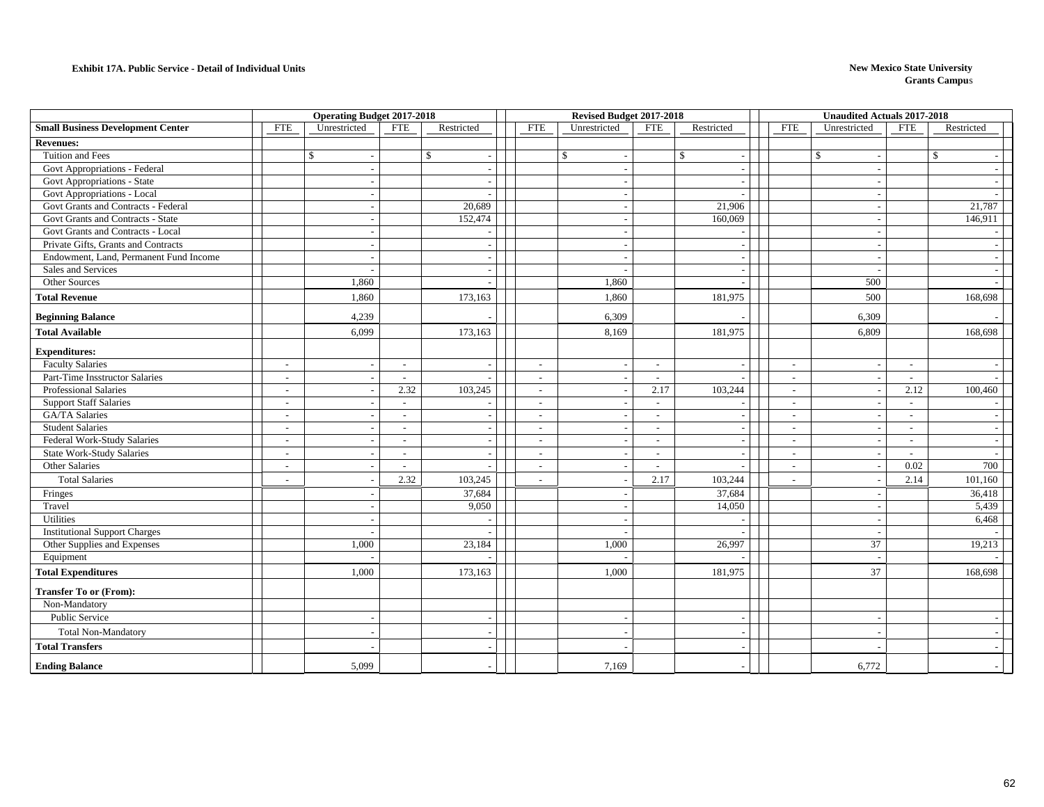**Exhibit 17A. Public Service - Detail of Individual Units**

**New Mexico State University**
**Grants Campus**

| | Operating Budget 2017-2018 | | | | Revised Budget 2017-2018 | | | | Unaudited Actuals 2017-2018 | | | |
|---|---|---|---|---|---|---|---|---|---|---|---|---|
| **Small Business Development Center** | FTE | Unrestricted | FTE | Restricted | FTE | Unrestricted | FTE | Restricted | FTE | Unrestricted | FTE | Restricted |
| **Revenues:** | | | | | | | | | | | | |
| Tuition and Fees | | $ - | | $ - | | $ - | | $ - | | $ - | | $ - |
| Govt Appropriations - Federal | | - | | - | | - | | - | | - | | - |
| Govt Appropriations - State | | - | | - | | - | | - | | - | | - |
| Govt Appropriations - Local | | - | | - | | - | | - | | - | | - |
| Govt Grants and Contracts - Federal | | - | | 20,689 | | - | | 21,906 | | - | | 21,787 |
| Govt Grants and Contracts - State | | - | | 152,474 | | - | | 160,069 | | - | | 146,911 |
| Govt Grants and Contracts - Local | | - | | - | | - | | - | | - | | - |
| Private Gifts, Grants and Contracts | | - | | - | | - | | - | | - | | - |
| Endowment, Land, Permanent Fund Income | | - | | - | | - | | - | | - | | - |
| Sales and Services | | - | | - | | - | | - | | - | | - |
| Other Sources | | 1,860 | | - | | 1,860 | | - | | 500 | | - |
| **Total Revenue** | | 1,860 | | 173,163 | | 1,860 | | 181,975 | | 500 | | 168,698 |
| **Beginning Balance** | | 4,239 | | - | | 6,309 | | - | | 6,309 | | - |
| **Total Available** | | 6,099 | | 173,163 | | 8,169 | | 181,975 | | 6,809 | | 168,698 |
| **Expenditures:** | | | | | | | | | | | | |
| Faculty Salaries | - | - | - | - | - | - | - | - | - | - | - | - |
| Part-Time Insstructor Salaries | - | - | - | - | - | - | - | - | - | - | - | - |
| Professional Salaries | - | - | 2.32 | 103,245 | - | - | 2.17 | 103,244 | - | - | 2.12 | 100,460 |
| Support Staff Salaries | - | - | - | - | - | - | - | - | - | - | - | - |
| GA/TA Salaries | - | - | - | - | - | - | - | - | - | - | - | - |
| Student Salaries | - | - | - | - | - | - | - | - | - | - | - | - |
| Federal Work-Study Salaries | - | - | - | - | - | - | - | - | - | - | - | - |
| State Work-Study Salaries | - | - | - | - | - | - | - | - | - | - | - | - |
| Other Salaries | - | - | - | - | - | - | - | - | - | - | 0.02 | 700 |
| Total Salaries | - | - | 2.32 | 103,245 | - | - | 2.17 | 103,244 | - | - | 2.14 | 101,160 |
| Fringes | | - | | 37,684 | | - | | 37,684 | | - | | 36,418 |
| Travel | | - | | 9,050 | | - | | 14,050 | | - | | 5,439 |
| Utilities | | - | | - | | - | | - | | - | | 6,468 |
| Institutional Support Charges | | - | | - | | - | | - | | - | | - |
| Other Supplies and Expenses | | 1,000 | | 23,184 | | 1,000 | | 26,997 | | 37 | | 19,213 |
| Equipment | | - | | - | | - | | - | | - | | - |
| **Total Expenditures** | | 1,000 | | 173,163 | | 1,000 | | 181,975 | | 37 | | 168,698 |
| **Transfer To or (From):** | | | | | | | | | | | | |
| Non-Mandatory | | | | | | | | | | | | |
| Public Service | | - | | - | | - | | - | | - | | - |
| Total Non-Mandatory | | - | | - | | - | | - | | - | | - |
| **Total Transfers** | | - | | - | | - | | - | | - | | - |
| **Ending Balance** | | 5,099 | | - | | 7,169 | | - | | 6,772 | | - |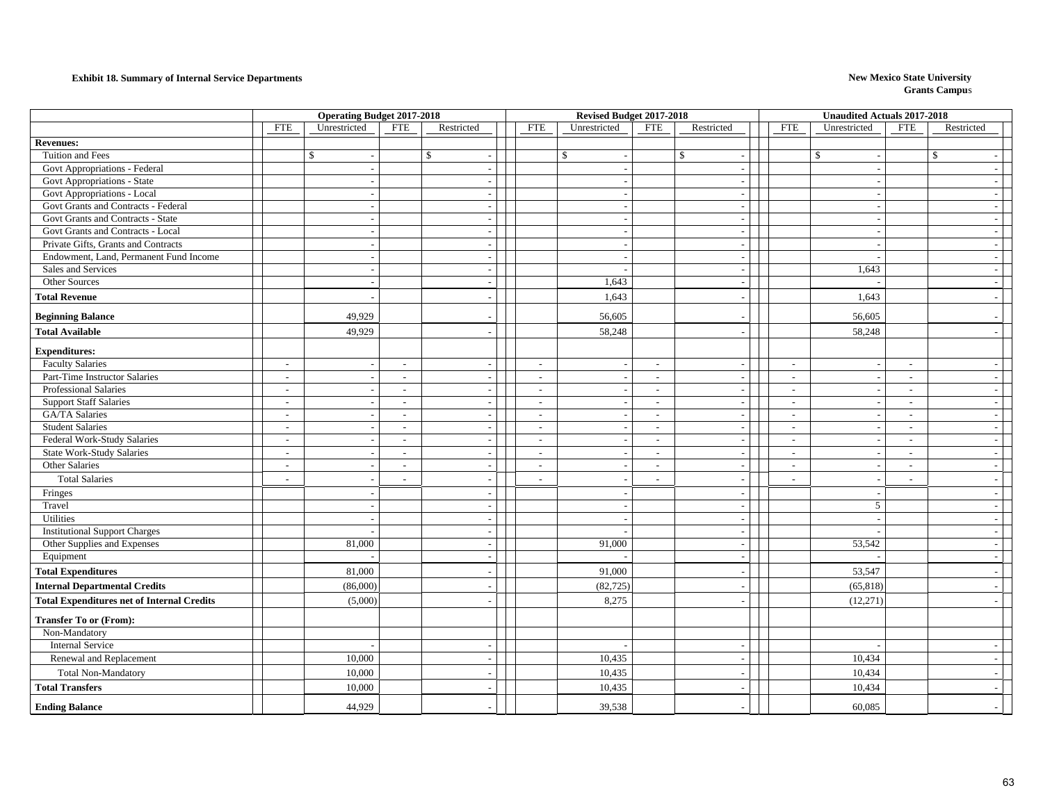**Exhibit 18. Summary of Internal Service Departments**

**New Mexico State University**
**Grants Campus**

| | Operating Budget 2017-2018 | | | | Revised Budget 2017-2018 | | | | Unaudited Actuals 2017-2018 | | | |
|---|---|---|---|---|---|---|---|---|---|---|---|---|
| | FTE | Unrestricted | FTE | Restricted | FTE | Unrestricted | FTE | Restricted | FTE | Unrestricted | FTE | Restricted |
| **Revenues:** | | | | | | | | | | | | |
| Tuition and Fees | | $ - | | $ - | | $ - | | $ - | | $ - | | $ - |
| Govt Appropriations - Federal | | - | | - | | - | | - | | - | | - |
| Govt Appropriations - State | | - | | - | | - | | - | | - | | - |
| Govt Appropriations - Local | | - | | - | | - | | - | | - | | - |
| Govt Grants and Contracts - Federal | | - | | - | | - | | - | | - | | - |
| Govt Grants and Contracts - State | | - | | - | | - | | - | | - | | - |
| Govt Grants and Contracts - Local | | - | | - | | - | | - | | - | | - |
| Private Gifts, Grants and Contracts | | - | | - | | - | | - | | - | | - |
| Endowment, Land, Permanent Fund Income | | - | | - | | - | | - | | - | | - |
| Sales and Services | | - | | - | | - | | - | | 1,643 | | - |
| Other Sources | | - | | - | | 1,643 | | - | | - | | - |
| **Total Revenue** | | - | | - | | 1,643 | | - | | 1,643 | | - |
| **Beginning Balance** | | 49,929 | | - | | 56,605 | | - | | 56,605 | | - |
| **Total Available** | | 49,929 | | - | | 58,248 | | - | | 58,248 | | - |
| **Expenditures:** | | | | | | | | | | | | |
| Faculty Salaries | - | - | - | - | - | - | - | - | - | - | - | - |
| Part-Time Instructor Salaries | - | - | - | - | - | - | - | - | - | - | - | - |
| Professional Salaries | - | - | - | - | - | - | - | - | - | - | - | - |
| Support Staff Salaries | - | - | - | - | - | - | - | - | - | - | - | - |
| GA/TA Salaries | - | - | - | - | - | - | - | - | - | - | - | - |
| Student Salaries | - | - | - | - | - | - | - | - | - | - | - | - |
| Federal Work-Study Salaries | - | - | - | - | - | - | - | - | - | - | - | - |
| State Work-Study Salaries | - | - | - | - | - | - | - | - | - | - | - | - |
| Other Salaries | - | - | - | - | - | - | - | - | - | - | - | - |
| Total Salaries | - | - | - | - | - | - | - | - | - | - | - | - |
| Fringes | | - | | - | | - | | - | | - | | - |
| Travel | | - | | - | | - | | - | | 5 | | - |
| Utilities | | - | | - | | - | | - | | - | | - |
| Institutional Support Charges | | - | | - | | - | | - | | - | | - |
| Other Supplies and Expenses | | 81,000 | | - | | 91,000 | | - | | 53,542 | | - |
| Equipment | | - | | - | | - | | - | | - | | - |
| **Total Expenditures** | | 81,000 | | - | | 91,000 | | - | | 53,547 | | - |
| **Internal Departmental Credits** | | (86,000) | | - | | (82,725) | | - | | (65,818) | | - |
| **Total Expenditures net of Internal Credits** | | (5,000) | | - | | 8,275 | | - | | (12,271) | | - |
| **Transfer To or (From):** | | | | | | | | | | | | |
| Non-Mandatory | | | | | | | | | | | | |
| Internal Service | | - | | - | | - | | - | | - | | - |
| Renewal and Replacement | | 10,000 | | - | | 10,435 | | - | | 10,434 | | - |
| Total Non-Mandatory | | 10,000 | | - | | 10,435 | | - | | 10,434 | | - |
| **Total Transfers** | | 10,000 | | - | | 10,435 | | - | | 10,434 | | - |
| **Ending Balance** | | 44,929 | | - | | 39,538 | | - | | 60,085 | | - |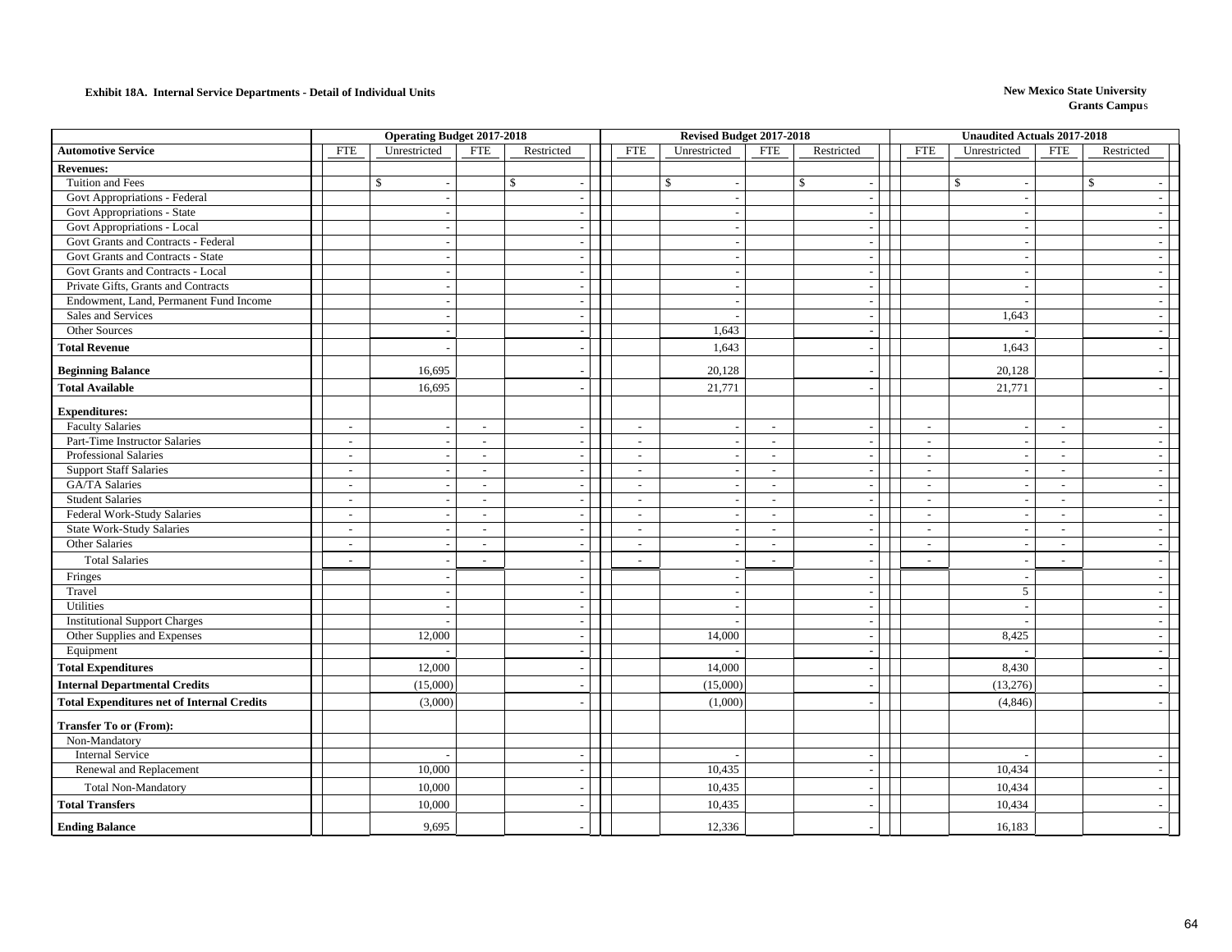**Exhibit 18A. Internal Service Departments - Detail of Individual Units**

**New Mexico State University**
**Grants Campus**

| | Operating Budget 2017-2018 | | | | Revised Budget 2017-2018 | | | | Unaudited Actuals 2017-2018 | | | |
|---|---|---|---|---|---|---|---|---|---|---|---|---|
| **Automotive Service** | FTE | Unrestricted | FTE | Restricted | FTE | Unrestricted | FTE | Restricted | FTE | Unrestricted | FTE | Restricted |
| **Revenues:** | | | | | | | | | | | | |
| Tuition and Fees | | $ - | | $ - | | $ - | | $ - | | $ - | | $ - |
| Govt Appropriations - Federal | | - | | - | | - | | - | | - | | - |
| Govt Appropriations - State | | - | | - | | - | | - | | - | | - |
| Govt Appropriations - Local | | - | | - | | - | | - | | - | | - |
| Govt Grants and Contracts - Federal | | - | | - | | - | | - | | - | | - |
| Govt Grants and Contracts - State | | - | | - | | - | | - | | - | | - |
| Govt Grants and Contracts - Local | | - | | - | | - | | - | | - | | - |
| Private Gifts, Grants and Contracts | | - | | - | | - | | - | | - | | - |
| Endowment, Land, Permanent Fund Income | | - | | - | | - | | - | | - | | - |
| Sales and Services | | - | | - | | - | | - | | 1,643 | | - |
| Other Sources | | - | | - | | 1,643 | | - | | - | | - |
| **Total Revenue** | | - | | - | | 1,643 | | - | | 1,643 | | - |
| **Beginning Balance** | | 16,695 | | - | | 20,128 | | - | | 20,128 | | - |
| **Total Available** | | 16,695 | | - | | 21,771 | | - | | 21,771 | | - |
| **Expenditures:** | | | | | | | | | | | | |
| Faculty Salaries | - | - | - | - | - | - | - | - | - | - | - | - |
| Part-Time Instructor Salaries | - | - | - | - | - | - | - | - | - | - | - | - |
| Professional Salaries | - | - | - | - | - | - | - | - | - | - | - | - |
| Support Staff Salaries | - | - | - | - | - | - | - | - | - | - | - | - |
| GA/TA Salaries | - | - | - | - | - | - | - | - | - | - | - | - |
| Student Salaries | - | - | - | - | - | - | - | - | - | - | - | - |
| Federal Work-Study Salaries | - | - | - | - | - | - | - | - | - | - | - | - |
| State Work-Study Salaries | - | - | - | - | - | - | - | - | - | - | - | - |
| Other Salaries | - | - | - | - | - | - | - | - | - | - | - | - |
| Total Salaries | - | - | - | - | - | - | - | - | - | - | - | - |
| Fringes | | - | | - | | - | | - | | - | | - |
| Travel | | - | | - | | - | | - | | 5 | | - |
| Utilities | | - | | - | | - | | - | | - | | - |
| Institutional Support Charges | | - | | - | | - | | - | | - | | - |
| Other Supplies and Expenses | | 12,000 | | - | | 14,000 | | - | | 8,425 | | - |
| Equipment | | - | | - | | - | | - | | - | | - |
| **Total Expenditures** | | 12,000 | | - | | 14,000 | | - | | 8,430 | | - |
| **Internal Departmental Credits** | | (15,000) | | - | | (15,000) | | - | | (13,276) | | - |
| **Total Expenditures net of Internal Credits** | | (3,000) | | - | | (1,000) | | - | | (4,846) | | - |
| **Transfer To or (From):** | | | | | | | | | | | | |
| Non-Mandatory | | | | | | | | | | | | |
| Internal Service | | - | | - | | - | | - | | - | | - |
| Renewal and Replacement | | 10,000 | | - | | 10,435 | | - | | 10,434 | | - |
| Total Non-Mandatory | | 10,000 | | - | | 10,435 | | - | | 10,434 | | - |
| **Total Transfers** | | 10,000 | | - | | 10,435 | | - | | 10,434 | | - |
| **Ending Balance** | | 9,695 | | - | | 12,336 | | - | | 16,183 | | - |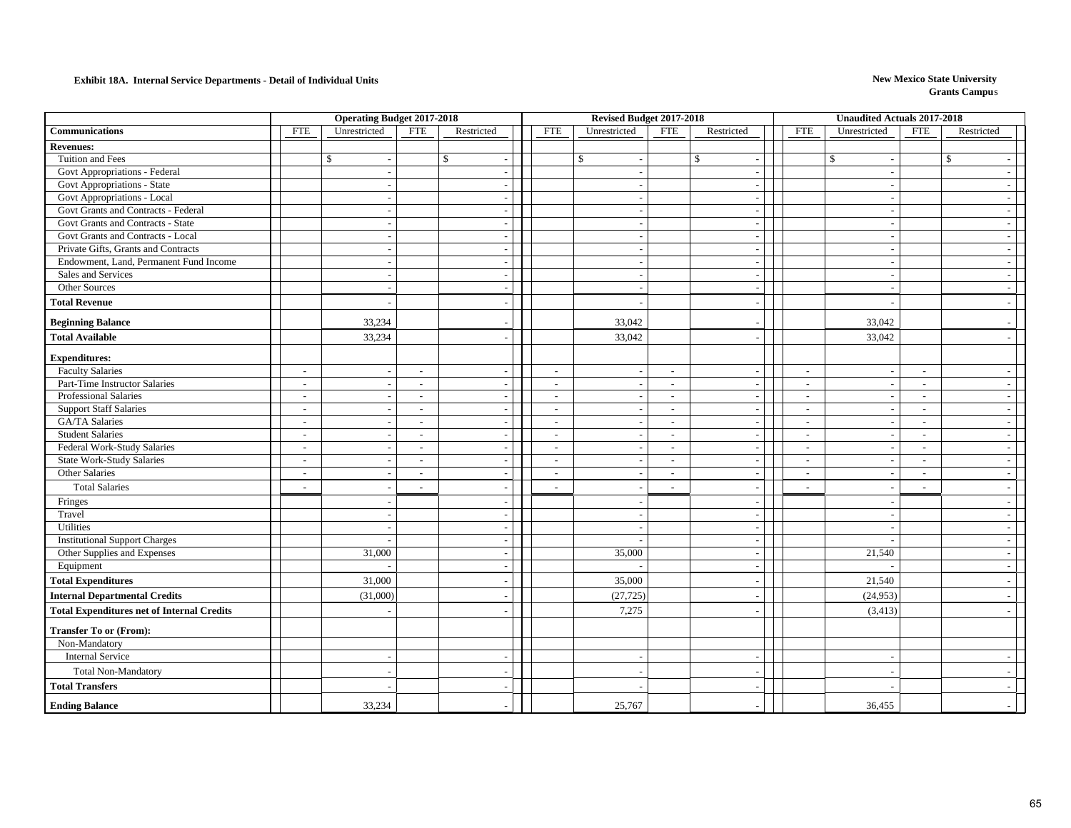**Exhibit 18A. Internal Service Departments - Detail of Individual Units**

**New Mexico State University**
**Grants Campus**

| | Operating Budget 2017-2018 | | | | Revised Budget 2017-2018 | | | | Unaudited Actuals 2017-2018 | | | |
|---|---|---|---|---|---|---|---|---|---|---|---|---|
| **Communications** | FTE | Unrestricted | FTE | Restricted | FTE | Unrestricted | FTE | Restricted | FTE | Unrestricted | FTE | Restricted |
| **Revenues:** | | | | | | | | | | | | |
| Tuition and Fees | | $ - | | $ - | | $ - | | $ - | | $ - | | $ - |
| Govt Appropriations - Federal | | - | | - | | - | | - | | - | | - |
| Govt Appropriations - State | | - | | - | | - | | - | | - | | - |
| Govt Appropriations - Local | | - | | - | | - | | - | | - | | - |
| Govt Grants and Contracts - Federal | | - | | - | | - | | - | | - | | - |
| Govt Grants and Contracts - State | | - | | - | | - | | - | | - | | - |
| Govt Grants and Contracts - Local | | - | | - | | - | | - | | - | | - |
| Private Gifts, Grants and Contracts | | - | | - | | - | | - | | - | | - |
| Endowment, Land, Permanent Fund Income | | - | | - | | - | | - | | - | | - |
| Sales and Services | | - | | - | | - | | - | | - | | - |
| Other Sources | | - | | - | | - | | - | | - | | - |
| **Total Revenue** | | - | | - | | - | | - | | - | | - |
| **Beginning Balance** | | 33,234 | | - | | 33,042 | | - | | 33,042 | | - |
| **Total Available** | | 33,234 | | - | | 33,042 | | - | | 33,042 | | - |
| **Expenditures:** | | | | | | | | | | | | |
| Faculty Salaries | - | - | - | - | - | - | - | - | - | - | - | - |
| Part-Time Instructor Salaries | - | - | - | - | - | - | - | - | - | - | - | - |
| Professional Salaries | - | - | - | - | - | - | - | - | - | - | - | - |
| Support Staff Salaries | - | - | - | - | - | - | - | - | - | - | - | - |
| GA/TA Salaries | - | - | - | - | - | - | - | - | - | - | - | - |
| Student Salaries | - | - | - | - | - | - | - | - | - | - | - | - |
| Federal Work-Study Salaries | - | - | - | - | - | - | - | - | - | - | - | - |
| State Work-Study Salaries | - | - | - | - | - | - | - | - | - | - | - | - |
| Other Salaries | - | - | - | - | - | - | - | - | - | - | - | - |
| Total Salaries | - | - | - | - | - | - | - | - | - | - | - | - |
| Fringes | | - | | - | | - | | - | | - | | - |
| Travel | | - | | - | | - | | - | | - | | - |
| Utilities | | - | | - | | - | | - | | - | | - |
| Institutional Support Charges | | - | | - | | - | | - | | - | | - |
| Other Supplies and Expenses | | 31,000 | | - | | 35,000 | | - | | 21,540 | | - |
| Equipment | | - | | - | | - | | - | | - | | - |
| **Total Expenditures** | | 31,000 | | - | | 35,000 | | - | | 21,540 | | - |
| **Internal Departmental Credits** | | (31,000) | | - | | (27,725) | | - | | (24,953) | | - |
| **Total Expenditures net of Internal Credits** | | - | | - | | 7,275 | | - | | (3,413) | | - |
| **Transfer To or (From):** | | | | | | | | | | | | |
| Non-Mandatory | | | | | | | | | | | | |
| Internal Service | | - | | - | | - | | - | | - | | - |
| Total Non-Mandatory | | - | | - | | - | | - | | - | | - |
| **Total Transfers** | | - | | - | | - | | - | | - | | - |
| **Ending Balance** | | 33,234 | | - | | 25,767 | | - | | 36,455 | | - |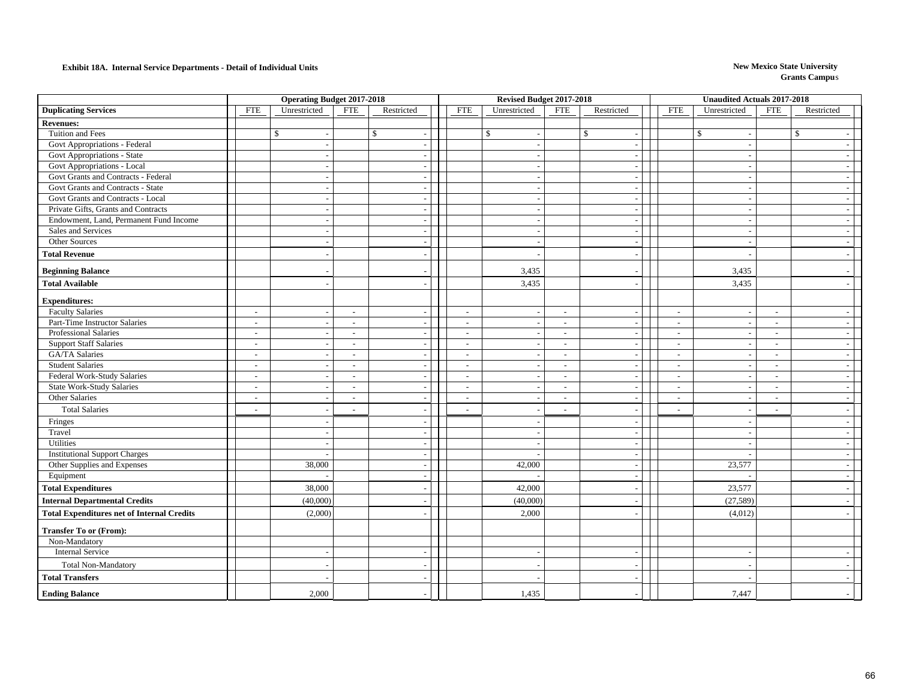**Exhibit 18A. Internal Service Departments - Detail of Individual Units**

**New Mexico State University**
**Grants Campus**

| | Operating Budget 2017-2018 | | | | Revised Budget 2017-2018 | | | | Unaudited Actuals 2017-2018 | | | |
|---|---|---|---|---|---|---|---|---|---|---|---|---|
| **Duplicating Services** | FTE | Unrestricted | FTE | Restricted | FTE | Unrestricted | FTE | Restricted | FTE | Unrestricted | FTE | Restricted |
| **Revenues:** | | | | | | | | | | | | |
| Tuition and Fees | | $ - | | $ - | | $ - | | $ - | | $ - | | $ - |
| Govt Appropriations - Federal | | - | | - | | - | | - | | - | | - |
| Govt Appropriations - State | | - | | - | | - | | - | | - | | - |
| Govt Appropriations - Local | | - | | - | | - | | - | | - | | - |
| Govt Grants and Contracts - Federal | | - | | - | | - | | - | | - | | - |
| Govt Grants and Contracts - State | | - | | - | | - | | - | | - | | - |
| Govt Grants and Contracts - Local | | - | | - | | - | | - | | - | | - |
| Private Gifts, Grants and Contracts | | - | | - | | - | | - | | - | | - |
| Endowment, Land, Permanent Fund Income | | - | | - | | - | | - | | - | | - |
| Sales and Services | | - | | - | | - | | - | | - | | - |
| Other Sources | | - | | - | | - | | - | | - | | - |
| **Total Revenue** | | - | | - | | - | | - | | - | | - |
| **Beginning Balance** | | - | | - | | 3,435 | | - | | 3,435 | | - |
| **Total Available** | | - | | - | | 3,435 | | - | | 3,435 | | - |
| **Expenditures:** | | | | | | | | | | | | |
| Faculty Salaries | - | - | - | - | - | - | - | - | - | - | - | - |
| Part-Time Instructor Salaries | - | - | - | - | - | - | - | - | - | - | - | - |
| Professional Salaries | - | - | - | - | - | - | - | - | - | - | - | - |
| Support Staff Salaries | - | - | - | - | - | - | - | - | - | - | - | - |
| GA/TA Salaries | - | - | - | - | - | - | - | - | - | - | - | - |
| Student Salaries | - | - | - | - | - | - | - | - | - | - | - | - |
| Federal Work-Study Salaries | - | - | - | - | - | - | - | - | - | - | - | - |
| State Work-Study Salaries | - | - | - | - | - | - | - | - | - | - | - | - |
| Other Salaries | - | - | - | - | - | - | - | - | - | - | - | - |
| Total Salaries | - | - | - | - | - | - | - | - | - | - | - | - |
| Fringes | | - | | - | | - | | - | | - | | - |
| Travel | | - | | - | | - | | - | | - | | - |
| Utilities | | - | | - | | - | | - | | - | | - |
| Institutional Support Charges | | - | | - | | - | | - | | - | | - |
| Other Supplies and Expenses | | 38,000 | | - | | 42,000 | | - | | 23,577 | | - |
| Equipment | | - | | - | | - | | - | | - | | - |
| **Total Expenditures** | | 38,000 | | - | | 42,000 | | - | | 23,577 | | - |
| **Internal Departmental Credits** | | (40,000) | | - | | (40,000) | | - | | (27,589) | | - |
| **Total Expenditures net of Internal Credits** | | (2,000) | | - | | 2,000 | | - | | (4,012) | | - |
| **Transfer To or (From):** | | | | | | | | | | | | |
| Non-Mandatory | | | | | | | | | | | | |
| Internal Service | | - | | - | | - | | - | | - | | - |
| Total Non-Mandatory | | - | | - | | - | | - | | - | | - |
| **Total Transfers** | | - | | - | | - | | - | | - | | - |
| **Ending Balance** | | 2,000 | | - | | 1,435 | | - | | 7,447 | | - |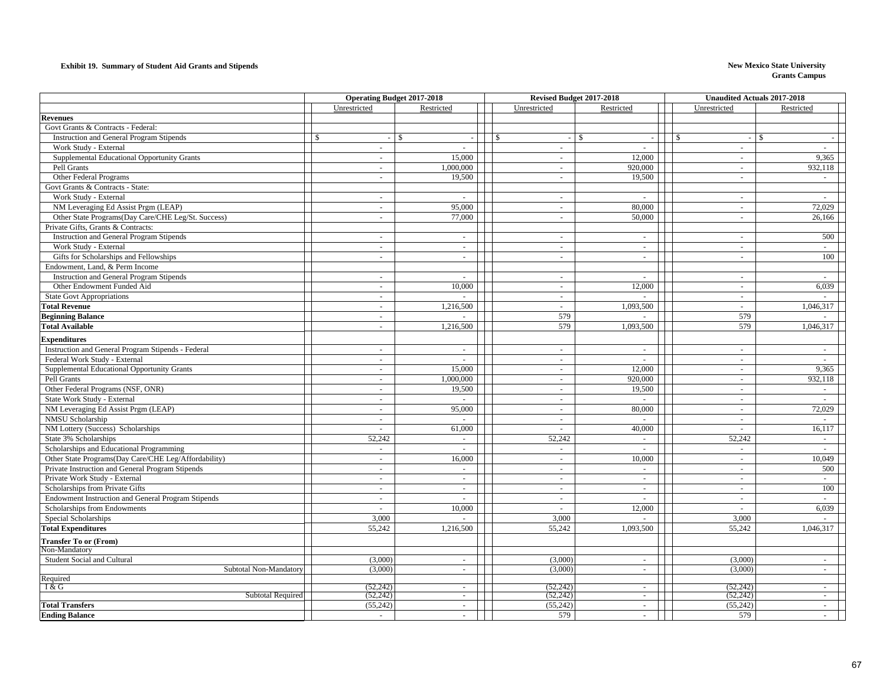**Exhibit 19. Summary of Student Aid Grants and Stipends**

**New Mexico State University**
**Grants Campus**

| | Operating Budget 2017-2018 | | Revised Budget 2017-2018 | | Unaudited Actuals 2017-2018 | |
|---|---|---|---|---|---|---|
| | Unrestricted | Restricted | Unrestricted | Restricted | Unrestricted | Restricted |
| **Revenues** | | | | | | |
| Govt Grants & Contracts - Federal: | | | | | | |
| Instruction and General Program Stipends | $ - | $ - | $ - | $ - | $ - | $ - |
| Work Study - External | - | - | - | - | - | - |
| Supplemental Educational Opportunity Grants | - | 15,000 | - | 12,000 | - | 9,365 |
| Pell Grants | - | 1,000,000 | - | 920,000 | - | 932,118 |
| Other Federal Programs | - | 19,500 | - | 19,500 | - | - |
| Govt Grants & Contracts - State: | | | | | | |
| Work Study - External | - | - | - | - | - | - |
| NM Leveraging Ed Assist Prgm (LEAP) | - | 95,000 | - | 80,000 | - | 72,029 |
| Other State Programs(Day Care/CHE Leg/St. Success) | - | 77,000 | - | 50,000 | - | 26,166 |
| Private Gifts, Grants & Contracts: | | | | | | |
| Instruction and General Program Stipends | - | - | - | - | - | 500 |
| Work Study - External | - | - | - | - | - | - |
| Gifts for Scholarships and Fellowships | - | - | - | - | - | 100 |
| Endowment, Land, & Perm Income | | | | | | |
| Instruction and General Program Stipends | - | - | - | - | - | - |
| Other Endowment Funded Aid | - | 10,000 | - | 12,000 | - | 6,039 |
| State Govt Appropriations | - | - | - | - | - | - |
| **Total Revenue** | - | 1,216,500 | - | 1,093,500 | - | 1,046,317 |
| **Beginning Balance** | - | - | 579 | - | 579 | - |
| **Total Available** | - | 1,216,500 | 579 | 1,093,500 | 579 | 1,046,317 |
| **Expenditures** | | | | | | |
| Instruction and General Program Stipends - Federal | - | - | - | - | - | - |
| Federal Work Study - External | - | - | - | - | - | - |
| Supplemental Educational Opportunity Grants | - | 15,000 | - | 12,000 | - | 9,365 |
| Pell Grants | - | 1,000,000 | - | 920,000 | - | 932,118 |
| Other Federal Programs (NSF, ONR) | - | 19,500 | - | 19,500 | - | - |
| State Work Study - External | - | - | - | - | - | - |
| NM Leveraging Ed Assist Prgm (LEAP) | - | 95,000 | - | 80,000 | - | 72,029 |
| NMSU Scholarship | - | - | - | - | - | - |
| NM Lottery (Success) Scholarships | - | 61,000 | - | 40,000 | - | 16,117 |
| State 3% Scholarships | 52,242 | - | 52,242 | - | 52,242 | - |
| Scholarships and Educational Programming | - | - | - | - | - | - |
| Other State Programs(Day Care/CHE Leg/Affordability) | - | 16,000 | - | 10,000 | - | 10,049 |
| Private Instruction and General Program Stipends | - | - | - | - | - | 500 |
| Private Work Study - External | - | - | - | - | - | - |
| Scholarships from Private Gifts | - | - | - | - | - | 100 |
| Endowment Instruction and General Program Stipends | - | - | - | - | - | - |
| Scholarships from Endowments | - | 10,000 | - | 12,000 | - | 6,039 |
| Special Scholarships | 3,000 | - | 3,000 | - | 3,000 | - |
| **Total Expenditures** | 55,242 | 1,216,500 | 55,242 | 1,093,500 | 55,242 | 1,046,317 |
| **Transfer To or (From)** | | | | | | |
| Non-Mandatory | | | | | | |
| Student Social and Cultural | (3,000) | - | (3,000) | - | (3,000) | - |
| Subtotal Non-Mandatory | (3,000) | - | (3,000) | - | (3,000) | - |
| Required | | | | | | |
| I & G | (52,242) | - | (52,242) | - | (52,242) | - |
| Subtotal Required | (52,242) | - | (52,242) | - | (52,242) | - |
| **Total Transfers** | (55,242) | - | (55,242) | - | (55,242) | - |
| **Ending Balance** | - | - | 579 | - | 579 | - |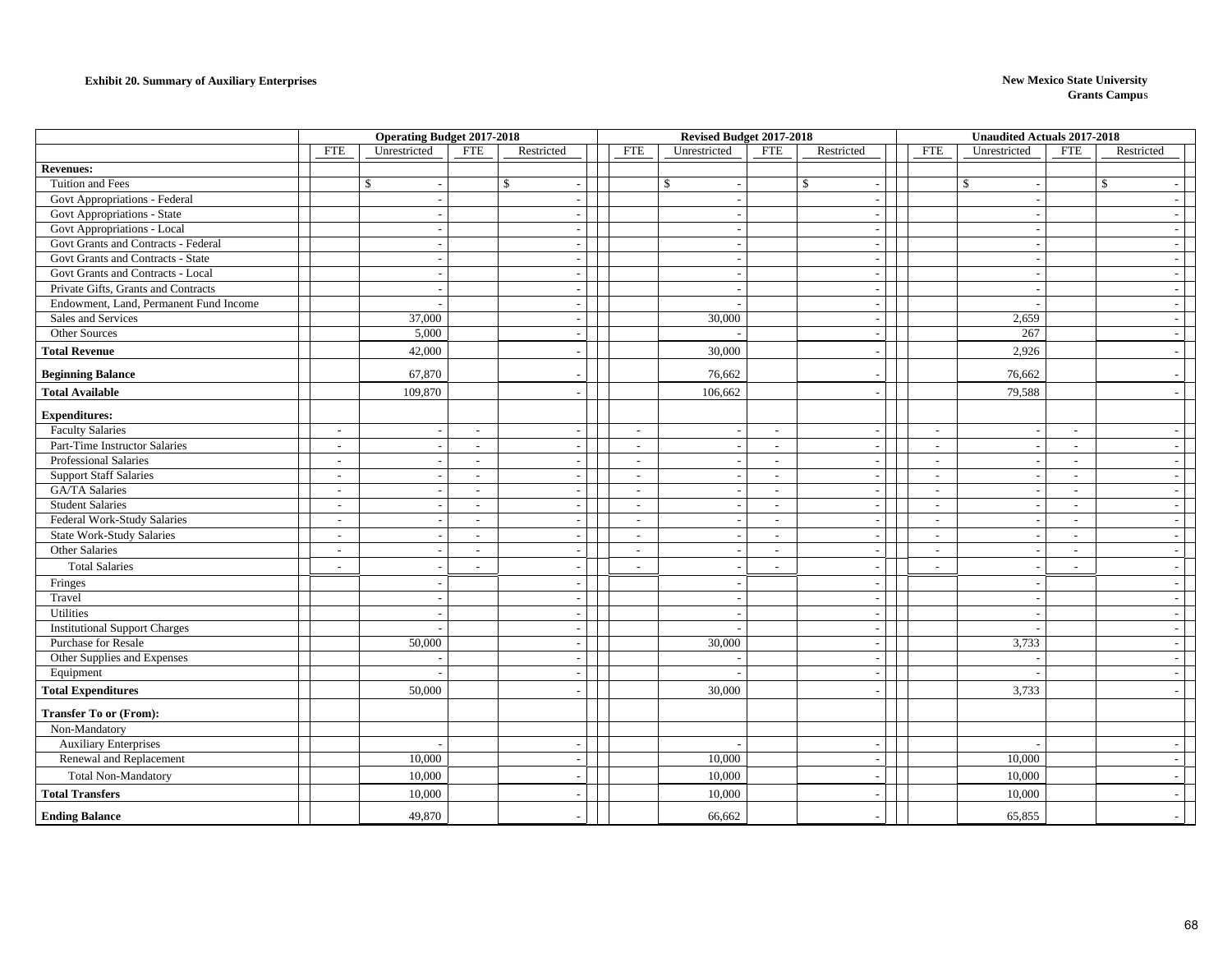**Exhibit 20. Summary of Auxiliary Enterprises**

**New Mexico State University**
**Grants Campus**

| | Operating Budget 2017-2018 | | | | Revised Budget 2017-2018 | | | | Unaudited Actuals 2017-2018 | | | |
|---|---|---|---|---|---|---|---|---|---|---|---|---|
| | FTE | Unrestricted | FTE | Restricted | FTE | Unrestricted | FTE | Restricted | FTE | Unrestricted | FTE | Restricted |
| **Revenues:** | | | | | | | | | | | | |
| Tuition and Fees | | $ - | | $ - | | $ - | | $ - | | $ - | | $ - |
| Govt Appropriations - Federal | | - | | - | | - | | - | | - | | - |
| Govt Appropriations - State | | - | | - | | - | | - | | - | | - |
| Govt Appropriations - Local | | - | | - | | - | | - | | - | | - |
| Govt Grants and Contracts - Federal | | - | | - | | - | | - | | - | | - |
| Govt Grants and Contracts - State | | - | | - | | - | | - | | - | | - |
| Govt Grants and Contracts - Local | | - | | - | | - | | - | | - | | - |
| Private Gifts, Grants and Contracts | | - | | - | | - | | - | | - | | - |
| Endowment, Land, Permanent Fund Income | | - | | - | | - | | - | | - | | - |
| Sales and Services | | 37,000 | | - | | 30,000 | | - | | 2,659 | | - |
| Other Sources | | 5,000 | | - | | - | | - | | 267 | | - |
| **Total Revenue** | | 42,000 | | - | | 30,000 | | - | | 2,926 | | - |
| **Beginning Balance** | | 67,870 | | - | | 76,662 | | - | | 76,662 | | - |
| **Total Available** | | 109,870 | | - | | 106,662 | | - | | 79,588 | | - |
| **Expenditures:** | | | | | | | | | | | | |
| Faculty Salaries | - | - | - | - | - | - | - | - | - | - | - | - |
| Part-Time Instructor Salaries | - | - | - | - | - | - | - | - | - | - | - | - |
| Professional Salaries | - | - | - | - | - | - | - | - | - | - | - | - |
| Support Staff Salaries | - | - | - | - | - | - | - | - | - | - | - | - |
| GA/TA Salaries | - | - | - | - | - | - | - | - | - | - | - | - |
| Student Salaries | - | - | - | - | - | - | - | - | - | - | - | - |
| Federal Work-Study Salaries | - | - | - | - | - | - | - | - | - | - | - | - |
| State Work-Study Salaries | - | - | - | - | - | - | - | - | - | - | - | - |
| Other Salaries | - | - | - | - | - | - | - | - | - | - | - | - |
| Total Salaries | - | - | - | - | - | - | - | - | - | - | - | - |
| Fringes | | - | | - | | - | | - | | - | | - |
| Travel | | - | | - | | - | | - | | - | | - |
| Utilities | | - | | - | | - | | - | | - | | - |
| Institutional Support Charges | | - | | - | | - | | - | | - | | - |
| Purchase for Resale | | 50,000 | | - | | 30,000 | | - | | 3,733 | | - |
| Other Supplies and Expenses | | - | | - | | - | | - | | - | | - |
| Equipment | | - | | - | | - | | - | | - | | - |
| **Total Expenditures** | | 50,000 | | - | | 30,000 | | - | | 3,733 | | - |
| **Transfer To or (From):** | | | | | | | | | | | | |
| Non-Mandatory | | | | | | | | | | | | |
| Auxiliary Enterprises | | - | | - | | - | | - | | - | | - |
| Renewal and Replacement | | 10,000 | | - | | 10,000 | | - | | 10,000 | | - |
| Total Non-Mandatory | | 10,000 | | - | | 10,000 | | - | | 10,000 | | - |
| **Total Transfers** | | 10,000 | | - | | 10,000 | | - | | 10,000 | | - |
| **Ending Balance** | | 49,870 | | - | | 66,662 | | - | | 65,855 | | - |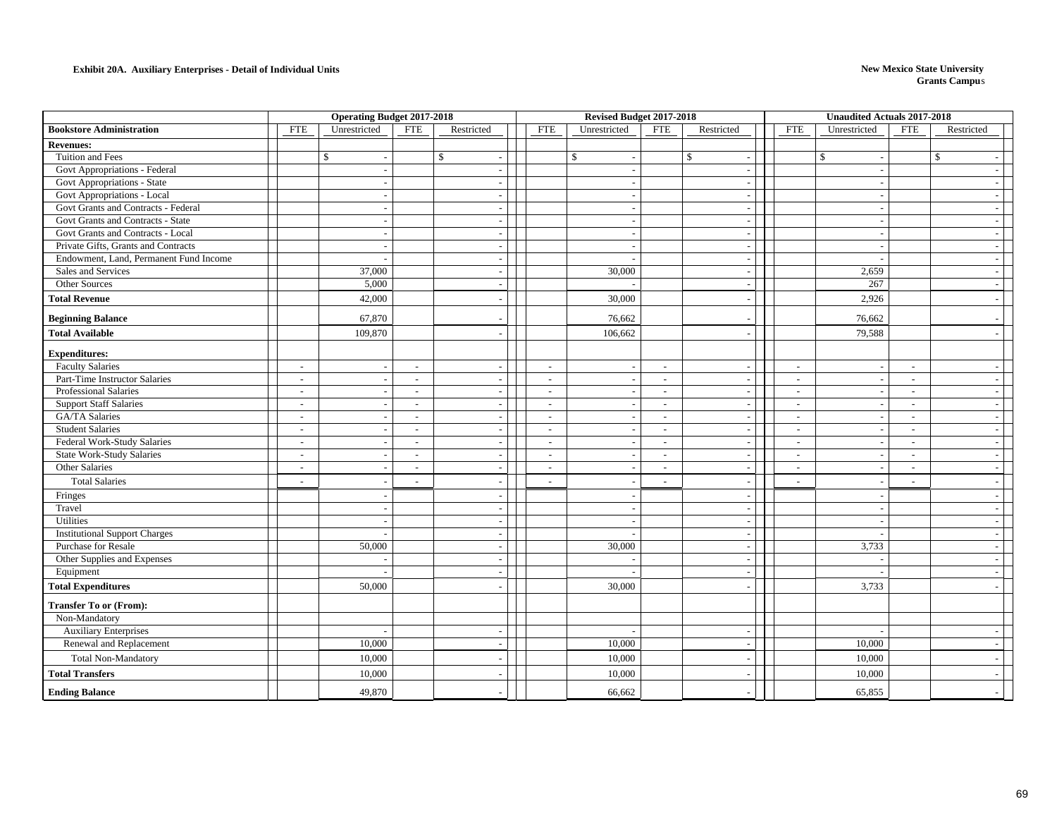**Exhibit 20A. Auxiliary Enterprises - Detail of Individual Units**

**New Mexico State University**
**Grants Campus**

| | Operating Budget 2017-2018 | | | | Revised Budget 2017-2018 | | | | Unaudited Actuals 2017-2018 | | | |
|---|---|---|---|---|---|---|---|---|---|---|---|---|
| **Bookstore Administration** | FTE | Unrestricted | FTE | Restricted | FTE | Unrestricted | FTE | Restricted | FTE | Unrestricted | FTE | Restricted |
| **Revenues:** | | | | | | | | | | | | |
| Tuition and Fees | | $ - | | $ - | | $ - | | $ - | | $ - | | $ - |
| Govt Appropriations - Federal | | - | | - | | - | | - | | - | | - |
| Govt Appropriations - State | | - | | - | | - | | - | | - | | - |
| Govt Appropriations - Local | | - | | - | | - | | - | | - | | - |
| Govt Grants and Contracts - Federal | | - | | - | | - | | - | | - | | - |
| Govt Grants and Contracts - State | | - | | - | | - | | - | | - | | - |
| Govt Grants and Contracts - Local | | - | | - | | - | | - | | - | | - |
| Private Gifts, Grants and Contracts | | - | | - | | - | | - | | - | | - |
| Endowment, Land, Permanent Fund Income | | - | | - | | - | | - | | - | | - |
| Sales and Services | | 37,000 | | - | | 30,000 | | - | | 2,659 | | - |
| Other Sources | | 5,000 | | - | | - | | - | | 267 | | - |
| **Total Revenue** | | 42,000 | | - | | 30,000 | | - | | 2,926 | | - |
| **Beginning Balance** | | 67,870 | | - | | 76,662 | | - | | 76,662 | | - |
| **Total Available** | | 109,870 | | - | | 106,662 | | - | | 79,588 | | - |
| **Expenditures:** | | | | | | | | | | | | |
| Faculty Salaries | - | - | - | - | - | - | - | - | - | - | - | - |
| Part-Time Instructor Salaries | - | - | - | - | - | - | - | - | - | - | - | - |
| Professional Salaries | - | - | - | - | - | - | - | - | - | - | - | - |
| Support Staff Salaries | - | - | - | - | - | - | - | - | - | - | - | - |
| GA/TA Salaries | - | - | - | - | - | - | - | - | - | - | - | - |
| Student Salaries | - | - | - | - | - | - | - | - | - | - | - | - |
| Federal Work-Study Salaries | - | - | - | - | - | - | - | - | - | - | - | - |
| State Work-Study Salaries | - | - | - | - | - | - | - | - | - | - | - | - |
| Other Salaries | - | - | - | - | - | - | - | - | - | - | - | - |
| Total Salaries | - | - | - | - | - | - | - | - | - | - | - | - |
| Fringes | | - | | - | | - | | - | | - | | - |
| Travel | | - | | - | | - | | - | | - | | - |
| Utilities | | - | | - | | - | | - | | - | | - |
| Institutional Support Charges | | - | | - | | - | | - | | - | | - |
| Purchase for Resale | | 50,000 | | - | | 30,000 | | - | | 3,733 | | - |
| Other Supplies and Expenses | | - | | - | | - | | - | | - | | - |
| Equipment | | - | | - | | - | | - | | - | | - |
| **Total Expenditures** | | 50,000 | | - | | 30,000 | | - | | 3,733 | | - |
| **Transfer To or (From):** | | | | | | | | | | | | |
| Non-Mandatory | | | | | | | | | | | | |
| Auxiliary Enterprises | | - | | - | | - | | - | | - | | - |
| Renewal and Replacement | | 10,000 | | - | | 10,000 | | - | | 10,000 | | - |
| Total Non-Mandatory | | 10,000 | | - | | 10,000 | | - | | 10,000 | | - |
| **Total Transfers** | | 10,000 | | - | | 10,000 | | - | | 10,000 | | - |
| **Ending Balance** | | 49,870 | | - | | 66,662 | | - | | 65,855 | | - |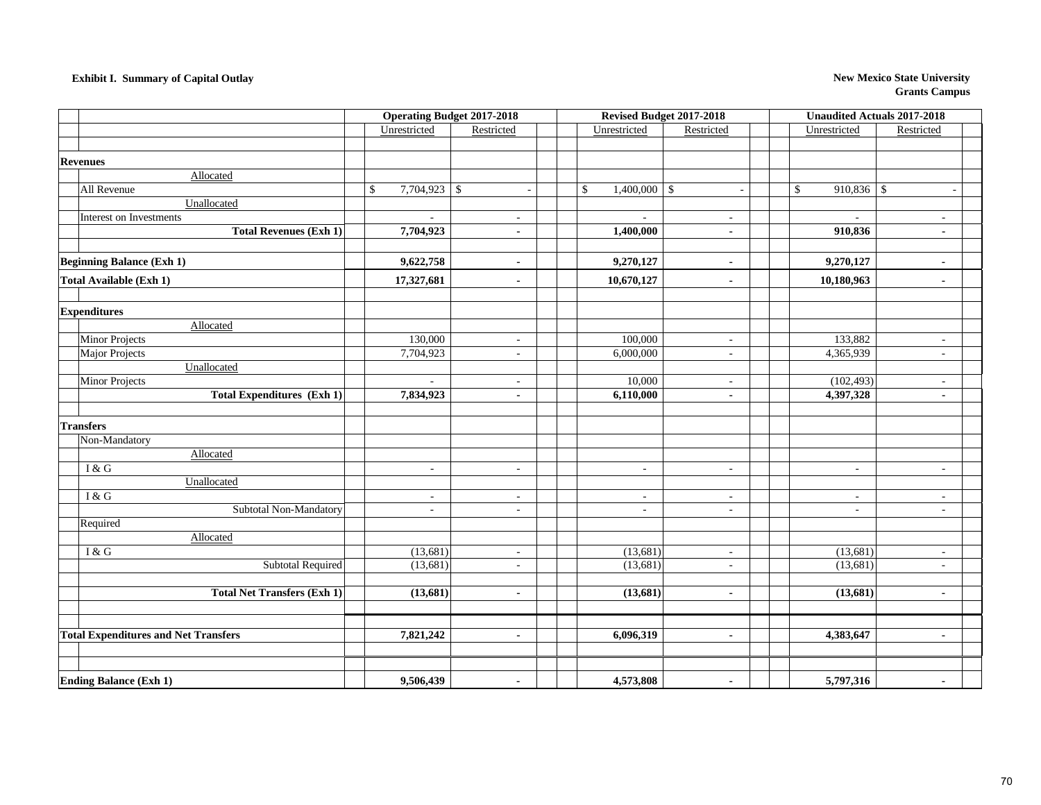**Exhibit I. Summary of Capital Outlay**

**New Mexico State University**
**Grants Campus**

| | Operating Budget 2017-2018 | | Revised Budget 2017-2018 | | Unaudited Actuals 2017-2018 | |
|---|---|---|---|---|---|---|
| | Unrestricted | Restricted | Unrestricted | Restricted | Unrestricted | Restricted |
| **Revenues** | | | | | | |
| Allocated | | | | | | |
| All Revenue | $ 7,704,923 | $ - | $ 1,400,000 | $ - | $ 910,836 | $ - |
| Unallocated | | | | | | |
| Interest on Investments | - | - | - | - | - | - |
| **Total Revenues (Exh 1)** | **7,704,923** | **-** | **1,400,000** | **-** | **910,836** | **-** |
| | | | | | | |
| **Beginning Balance (Exh 1)** | **9,622,758** | **-** | **9,270,127** | **-** | **9,270,127** | **-** |
| **Total Available (Exh 1)** | **17,327,681** | **-** | **10,670,127** | **-** | **10,180,963** | **-** |
| | | | | | | |
| **Expenditures** | | | | | | |
| Allocated | | | | | | |
| Minor Projects | 130,000 | - | 100,000 | - | 133,882 | - |
| Major Projects | 7,704,923 | - | 6,000,000 | - | 4,365,939 | - |
| Unallocated | | | | | | |
| Minor Projects | - | - | 10,000 | - | (102,493) | - |
| **Total Expenditures (Exh 1)** | **7,834,923** | **-** | **6,110,000** | **-** | **4,397,328** | **-** |
| | | | | | | |
| **Transfers** | | | | | | |
| Non-Mandatory | | | | | | |
| Allocated | | | | | | |
| I & G | - | - | - | - | - | - |
| Unallocated | | | | | | |
| I & G | - | - | - | - | - | - |
| Subtotal Non-Mandatory | - | - | - | - | - | - |
| Required | | | | | | |
| Allocated | | | | | | |
| I & G | (13,681) | - | (13,681) | - | (13,681) | - |
| Subtotal Required | (13,681) | - | (13,681) | - | (13,681) | - |
| | | | | | | |
| **Total Net Transfers (Exh 1)** | **(13,681)** | **-** | **(13,681)** | **-** | **(13,681)** | **-** |
| | | | | | | |
| **Total Expenditures and Net Transfers** | **7,821,242** | **-** | **6,096,319** | **-** | **4,383,647** | **-** |
| | | | | | | |
| **Ending Balance (Exh 1)** | **9,506,439** | **-** | **4,573,808** | **-** | **5,797,316** | **-** |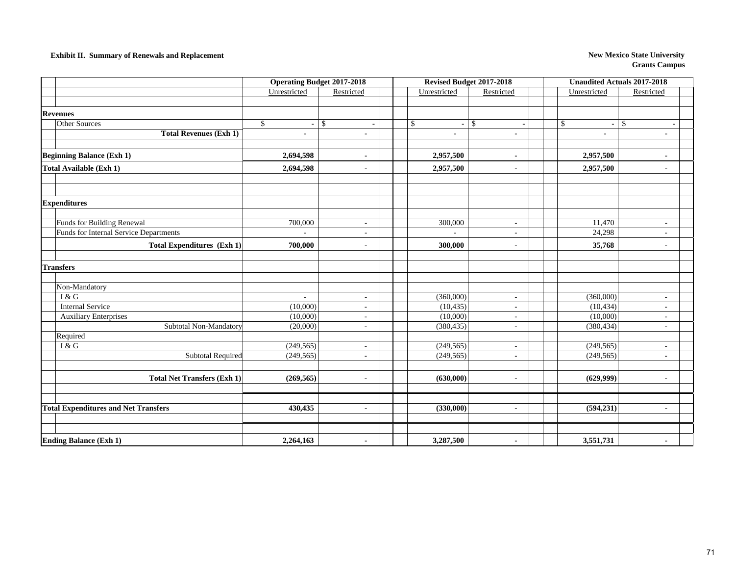**Exhibit II. Summary of Renewals and Replacement**

**New Mexico State University**
**Grants Campus**

| | Operating Budget 2017-2018 | | Revised Budget 2017-2018 | | Unaudited Actuals 2017-2018 | |
|---|---|---|---|---|---|---|
| | Unrestricted | Restricted | Unrestricted | Restricted | Unrestricted | Restricted |
| **Revenues** | | | | | | |
| Other Sources | $ - | $ - | $ - | $ - | $ - | $ - |
| **Total Revenues (Exh 1)** | **-** | **-** | **-** | **-** | **-** | **-** |
| **Beginning Balance (Exh 1)** | **2,694,598** | **-** | **2,957,500** | **-** | **2,957,500** | **-** |
| **Total Available (Exh 1)** | **2,694,598** | **-** | **2,957,500** | **-** | **2,957,500** | **-** |
| **Expenditures** | | | | | | |
| Funds for Building Renewal | 700,000 | - | 300,000 | - | 11,470 | - |
| Funds for Internal Service Departments | - | - | - | - | 24,298 | - |
| **Total Expenditures (Exh 1)** | **700,000** | **-** | **300,000** | **-** | **35,768** | **-** |
| **Transfers** | | | | | | |
| Non-Mandatory | | | | | | |
| I & G | - | - | (360,000) | - | (360,000) | - |
| Internal Service | (10,000) | - | (10,435) | - | (10,434) | - |
| Auxiliary Enterprises | (10,000) | - | (10,000) | - | (10,000) | - |
| Subtotal Non-Mandatory | (20,000) | - | (380,435) | - | (380,434) | - |
| Required | | | | | | |
| I & G | (249,565) | - | (249,565) | - | (249,565) | - |
| Subtotal Required | (249,565) | - | (249,565) | - | (249,565) | - |
| **Total Net Transfers (Exh 1)** | **(269,565)** | **-** | **(630,000)** | **-** | **(629,999)** | **-** |
| **Total Expenditures and Net Transfers** | **430,435** | **-** | **(330,000)** | **-** | **(594,231)** | **-** |
| **Ending Balance (Exh 1)** | **2,264,163** | **-** | **3,287,500** | **-** | **3,551,731** | **-** |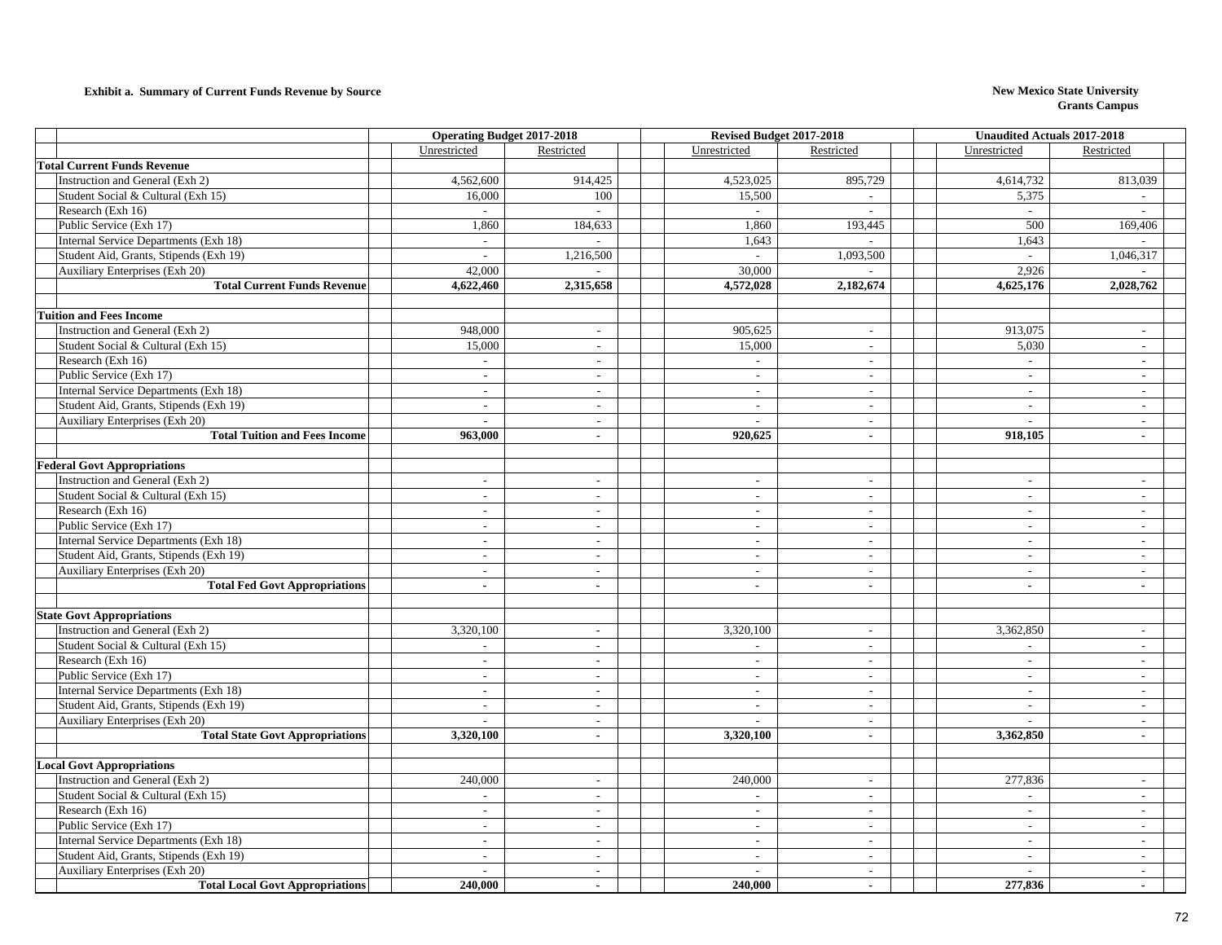**Exhibit a. Summary of Current Funds Revenue by Source**

**New Mexico State University**
**Grants Campus**

| | Operating Budget 2017-2018 | | Revised Budget 2017-2018 | | Unaudited Actuals 2017-2018 | |
|---|---|---|---|---|---|---|
| | Unrestricted | Restricted | Unrestricted | Restricted | Unrestricted | Restricted |
| **Total Current Funds Revenue** | | | | | | |
| Instruction and General (Exh 2) | 4,562,600 | 914,425 | 4,523,025 | 895,729 | 4,614,732 | 813,039 |
| Student Social & Cultural (Exh 15) | 16,000 | 100 | 15,500 | - | 5,375 | - |
| Research (Exh 16) | - | - | - | - | - | - |
| Public Service (Exh 17) | 1,860 | 184,633 | 1,860 | 193,445 | 500 | 169,406 |
| Internal Service Departments (Exh 18) | - | - | 1,643 | - | 1,643 | - |
| Student Aid, Grants, Stipends (Exh 19) | - | 1,216,500 | - | 1,093,500 | - | 1,046,317 |
| Auxiliary Enterprises (Exh 20) | 42,000 | - | 30,000 | - | 2,926 | - |
| **Total Current Funds Revenue** | **4,622,460** | **2,315,658** | **4,572,028** | **2,182,674** | **4,625,176** | **2,028,762** |
| | | | | | | |
| **Tuition and Fees Income** | | | | | | |
| Instruction and General (Exh 2) | 948,000 | - | 905,625 | - | 913,075 | - |
| Student Social & Cultural (Exh 15) | 15,000 | - | 15,000 | - | 5,030 | - |
| Research (Exh 16) | - | - | - | - | - | - |
| Public Service (Exh 17) | - | - | - | - | - | - |
| Internal Service Departments (Exh 18) | - | - | - | - | - | - |
| Student Aid, Grants, Stipends (Exh 19) | - | - | - | - | - | - |
| Auxiliary Enterprises (Exh 20) | - | - | - | - | - | - |
| **Total Tuition and Fees Income** | **963,000** | **-** | **920,625** | **-** | **918,105** | **-** |
| | | | | | | |
| **Federal Govt Appropriations** | | | | | | |
| Instruction and General (Exh 2) | - | - | - | - | - | - |
| Student Social & Cultural (Exh 15) | - | - | - | - | - | - |
| Research (Exh 16) | - | - | - | - | - | - |
| Public Service (Exh 17) | - | - | - | - | - | - |
| Internal Service Departments (Exh 18) | - | - | - | - | - | - |
| Student Aid, Grants, Stipends (Exh 19) | - | - | - | - | - | - |
| Auxiliary Enterprises (Exh 20) | - | - | - | - | - | - |
| **Total Fed Govt Appropriations** | **-** | **-** | **-** | **-** | **-** | **-** |
| | | | | | | |
| **State Govt Appropriations** | | | | | | |
| Instruction and General (Exh 2) | 3,320,100 | - | 3,320,100 | - | 3,362,850 | - |
| Student Social & Cultural (Exh 15) | - | - | - | - | - | - |
| Research (Exh 16) | - | - | - | - | - | - |
| Public Service (Exh 17) | - | - | - | - | - | - |
| Internal Service Departments (Exh 18) | - | - | - | - | - | - |
| Student Aid, Grants, Stipends (Exh 19) | - | - | - | - | - | - |
| Auxiliary Enterprises (Exh 20) | - | - | - | - | - | - |
| **Total State Govt Appropriations** | **3,320,100** | **-** | **3,320,100** | **-** | **3,362,850** | **-** |
| | | | | | | |
| **Local Govt Appropriations** | | | | | | |
| Instruction and General (Exh 2) | 240,000 | - | 240,000 | - | 277,836 | - |
| Student Social & Cultural (Exh 15) | - | - | - | - | - | - |
| Research (Exh 16) | - | - | - | - | - | - |
| Public Service (Exh 17) | - | - | - | - | - | - |
| Internal Service Departments (Exh 18) | - | - | - | - | - | - |
| Student Aid, Grants, Stipends (Exh 19) | - | - | - | - | - | - |
| Auxiliary Enterprises (Exh 20) | - | - | - | - | - | - |
| **Total Local Govt Appropriations** | **240,000** | **-** | **240,000** | **-** | **277,836** | **-** |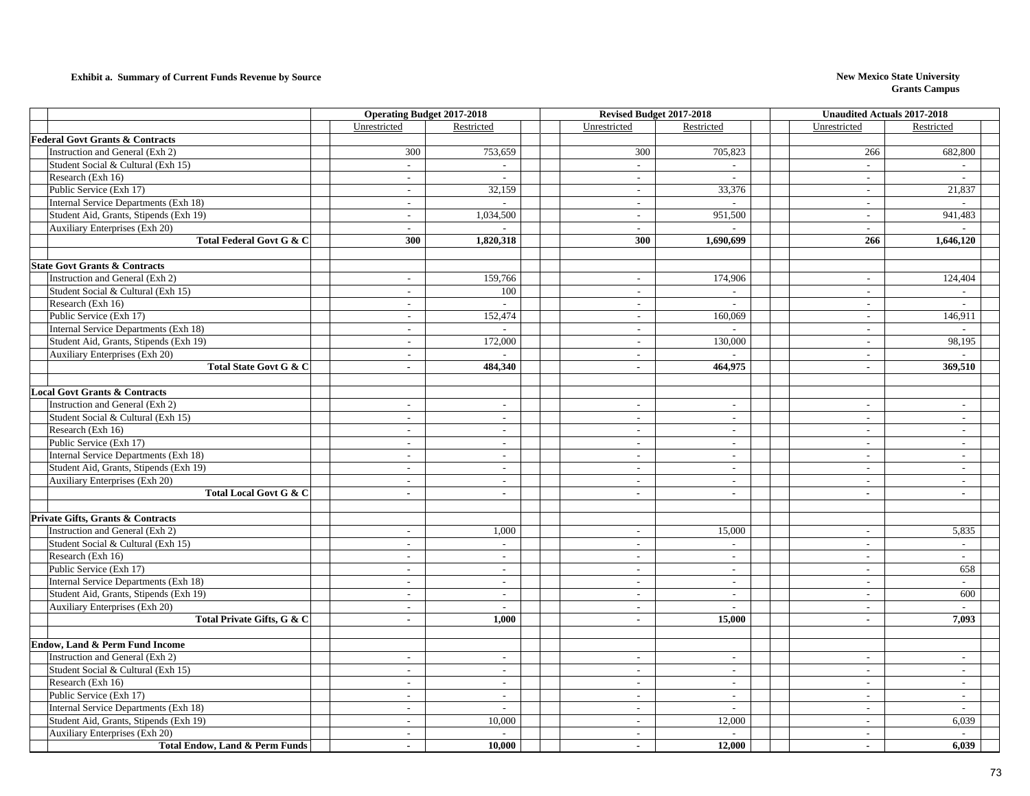**Exhibit a. Summary of Current Funds Revenue by Source**

**New Mexico State University**
**Grants Campus**

| | Operating Budget 2017-2018 | | Revised Budget 2017-2018 | | Unaudited Actuals 2017-2018 | |
|---|---|---|---|---|---|---|
| | Unrestricted | Restricted | Unrestricted | Restricted | Unrestricted | Restricted |
| **Federal Govt Grants & Contracts** | | | | | | |
| Instruction and General (Exh 2) | 300 | 753,659 | 300 | 705,823 | 266 | 682,800 |
| Student Social & Cultural (Exh 15) | - | - | - | - | - | - |
| Research (Exh 16) | - | - | - | - | - | - |
| Public Service (Exh 17) | - | 32,159 | - | 33,376 | - | 21,837 |
| Internal Service Departments (Exh 18) | - | - | - | - | - | - |
| Student Aid, Grants, Stipends (Exh 19) | - | 1,034,500 | - | 951,500 | - | 941,483 |
| Auxiliary Enterprises (Exh 20) | - | - | - | - | - | - |
| **Total Federal Govt G & C** | **300** | **1,820,318** | **300** | **1,690,699** | **266** | **1,646,120** |
| | | | | | | |
| **State Govt Grants & Contracts** | | | | | | |
| Instruction and General (Exh 2) | - | 159,766 | - | 174,906 | - | 124,404 |
| Student Social & Cultural (Exh 15) | - | 100 | - | - | - | - |
| Research (Exh 16) | - | - | - | - | - | - |
| Public Service (Exh 17) | - | 152,474 | - | 160,069 | - | 146,911 |
| Internal Service Departments (Exh 18) | - | - | - | - | - | - |
| Student Aid, Grants, Stipends (Exh 19) | - | 172,000 | - | 130,000 | - | 98,195 |
| Auxiliary Enterprises (Exh 20) | - | - | - | - | - | - |
| **Total State Govt G & C** | **-** | **484,340** | **-** | **464,975** | **-** | **369,510** |
| | | | | | | |
| **Local Govt Grants & Contracts** | | | | | | |
| Instruction and General (Exh 2) | - | - | - | - | - | - |
| Student Social & Cultural (Exh 15) | - | - | - | - | - | - |
| Research (Exh 16) | - | - | - | - | - | - |
| Public Service (Exh 17) | - | - | - | - | - | - |
| Internal Service Departments (Exh 18) | - | - | - | - | - | - |
| Student Aid, Grants, Stipends (Exh 19) | - | - | - | - | - | - |
| Auxiliary Enterprises (Exh 20) | - | - | - | - | - | - |
| **Total Local Govt G & C** | **-** | **-** | **-** | **-** | **-** | **-** |
| | | | | | | |
| **Private Gifts, Grants & Contracts** | | | | | | |
| Instruction and General (Exh 2) | - | 1,000 | - | 15,000 | - | 5,835 |
| Student Social & Cultural (Exh 15) | - | - | - | - | - | - |
| Research (Exh 16) | - | - | - | - | - | - |
| Public Service (Exh 17) | - | - | - | - | - | 658 |
| Internal Service Departments (Exh 18) | - | - | - | - | - | - |
| Student Aid, Grants, Stipends (Exh 19) | - | - | - | - | - | 600 |
| Auxiliary Enterprises (Exh 20) | - | - | - | - | - | - |
| **Total Private Gifts, G & C** | **-** | **1,000** | **-** | **15,000** | **-** | **7,093** |
| | | | | | | |
| **Endow, Land & Perm Fund Income** | | | | | | |
| Instruction and General (Exh 2) | - | - | - | - | - | - |
| Student Social & Cultural (Exh 15) | - | - | - | - | - | - |
| Research (Exh 16) | - | - | - | - | - | - |
| Public Service (Exh 17) | - | - | - | - | - | - |
| Internal Service Departments (Exh 18) | - | - | - | - | - | - |
| Student Aid, Grants, Stipends (Exh 19) | - | 10,000 | - | 12,000 | - | 6,039 |
| Auxiliary Enterprises (Exh 20) | - | - | - | - | - | - |
| **Total Endow, Land & Perm Funds** | **-** | **10,000** | **-** | **12,000** | **-** | **6,039** |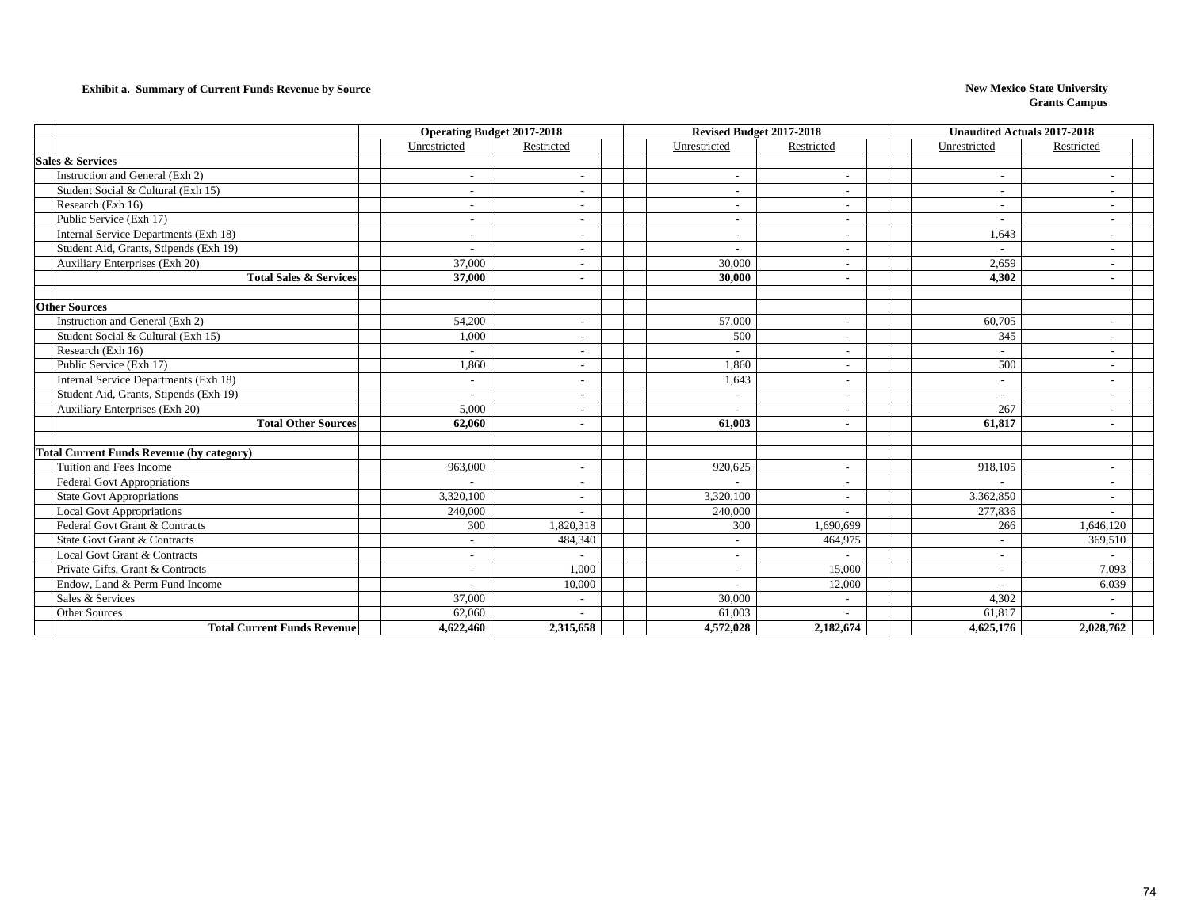**Exhibit a. Summary of Current Funds Revenue by Source**

**New Mexico State University**
**Grants Campus**

| | Operating Budget 2017-2018 | | Revised Budget 2017-2018 | | Unaudited Actuals 2017-2018 | |
|---|---|---|---|---|---|---|
| | Unrestricted | Restricted | Unrestricted | Restricted | Unrestricted | Restricted |
| **Sales & Services** | | | | | | |
| Instruction and General (Exh 2) | - | - | - | - | - | - |
| Student Social & Cultural (Exh 15) | - | - | - | - | - | - |
| Research (Exh 16) | - | - | - | - | - | - |
| Public Service (Exh 17) | - | - | - | - | - | - |
| Internal Service Departments (Exh 18) | - | - | - | - | 1,643 | - |
| Student Aid, Grants, Stipends (Exh 19) | - | - | - | - | - | - |
| Auxiliary Enterprises (Exh 20) | 37,000 | - | 30,000 | - | 2,659 | - |
| **Total Sales & Services** | **37,000** | **-** | **30,000** | **-** | **4,302** | **-** |
| | | | | | | |
| **Other Sources** | | | | | | |
| Instruction and General (Exh 2) | 54,200 | - | 57,000 | - | 60,705 | - |
| Student Social & Cultural (Exh 15) | 1,000 | - | 500 | - | 345 | - |
| Research (Exh 16) | - | - | - | - | - | - |
| Public Service (Exh 17) | 1,860 | - | 1,860 | - | 500 | - |
| Internal Service Departments (Exh 18) | - | - | 1,643 | - | - | - |
| Student Aid, Grants, Stipends (Exh 19) | - | - | - | - | - | - |
| Auxiliary Enterprises (Exh 20) | 5,000 | - | - | - | 267 | - |
| **Total Other Sources** | **62,060** | **-** | **61,003** | **-** | **61,817** | **-** |
| | | | | | | |
| **Total Current Funds Revenue (by category)** | | | | | | |
| Tuition and Fees Income | 963,000 | - | 920,625 | - | 918,105 | - |
| Federal Govt Appropriations | - | - | - | - | - | - |
| State Govt Appropriations | 3,320,100 | - | 3,320,100 | - | 3,362,850 | - |
| Local Govt Appropriations | 240,000 | - | 240,000 | - | 277,836 | - |
| Federal Govt Grant & Contracts | 300 | 1,820,318 | 300 | 1,690,699 | 266 | 1,646,120 |
| State Govt Grant & Contracts | - | 484,340 | - | 464,975 | - | 369,510 |
| Local Govt Grant & Contracts | - | - | - | - | - | - |
| Private Gifts, Grant & Contracts | - | 1,000 | - | 15,000 | - | 7,093 |
| Endow, Land & Perm Fund Income | - | 10,000 | - | 12,000 | - | 6,039 |
| Sales & Services | 37,000 | - | 30,000 | - | 4,302 | - |
| Other Sources | 62,060 | - | 61,003 | - | 61,817 | - |
| **Total Current Funds Revenue** | **4,622,460** | **2,315,658** | **4,572,028** | **2,182,674** | **4,625,176** | **2,028,762** |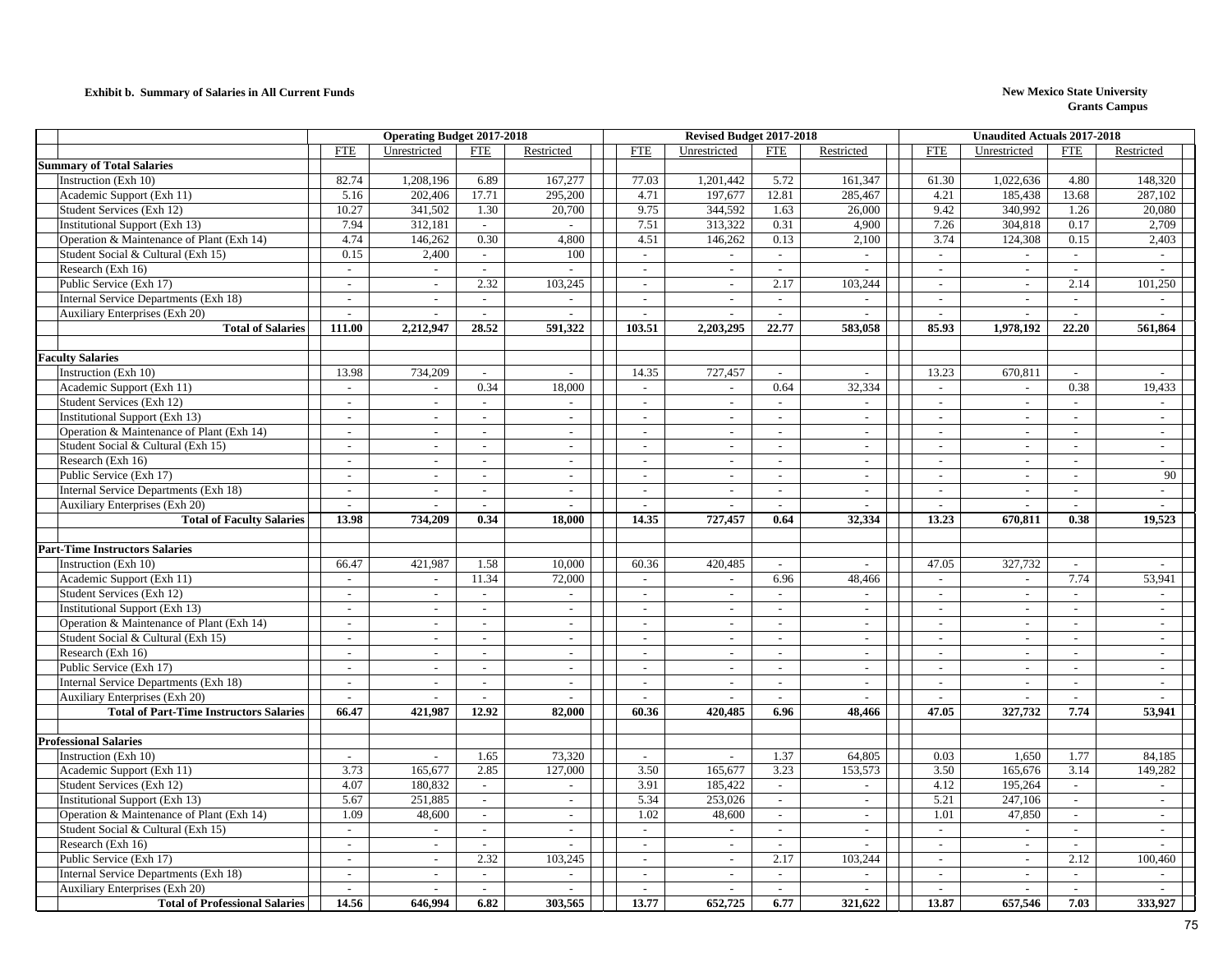**Exhibit b. Summary of Salaries in All Current Funds**

**New Mexico State University**
**Grants Campus**

| | Operating Budget 2017-2018 | | | | Revised Budget 2017-2018 | | | | Unaudited Actuals 2017-2018 | | | |
|---|---|---|---|---|---|---|---|---|---|---|---|---|
| | FTE | Unrestricted | FTE | Restricted | FTE | Unrestricted | FTE | Restricted | FTE | Unrestricted | FTE | Restricted |
| **Summary of Total Salaries** | | | | | | | | | | | | |
| Instruction (Exh 10) | 82.74 | 1,208,196 | 6.89 | 167,277 | 77.03 | 1,201,442 | 5.72 | 161,347 | 61.30 | 1,022,636 | 4.80 | 148,320 |
| Academic Support (Exh 11) | 5.16 | 202,406 | 17.71 | 295,200 | 4.71 | 197,677 | 12.81 | 285,467 | 4.21 | 185,438 | 13.68 | 287,102 |
| Student Services (Exh 12) | 10.27 | 341,502 | 1.30 | 20,700 | 9.75 | 344,592 | 1.63 | 26,000 | 9.42 | 340,992 | 1.26 | 20,080 |
| Institutional Support (Exh 13) | 7.94 | 312,181 | - | - | 7.51 | 313,322 | 0.31 | 4,900 | 7.26 | 304,818 | 0.17 | 2,709 |
| Operation & Maintenance of Plant (Exh 14) | 4.74 | 146,262 | 0.30 | 4,800 | 4.51 | 146,262 | 0.13 | 2,100 | 3.74 | 124,308 | 0.15 | 2,403 |
| Student Social & Cultural (Exh 15) | 0.15 | 2,400 | - | 100 | - | - | - | - | - | - | - | - |
| Research (Exh 16) | - | - | - | - | - | - | - | - | - | - | - | - |
| Public Service (Exh 17) | - | - | 2.32 | 103,245 | - | - | 2.17 | 103,244 | - | - | 2.14 | 101,250 |
| Internal Service Departments (Exh 18) | - | - | - | - | - | - | - | - | - | - | - | - |
| Auxiliary Enterprises (Exh 20) | - | - | - | - | - | - | - | - | - | - | - | - |
| **Total of Salaries** | **111.00** | **2,212,947** | **28.52** | **591,322** | **103.51** | **2,203,295** | **22.77** | **583,058** | **85.93** | **1,978,192** | **22.20** | **561,864** |
| | | | | | | | | | | | | |
| **Faculty Salaries** | | | | | | | | | | | | |
| Instruction (Exh 10) | 13.98 | 734,209 | - | - | 14.35 | 727,457 | - | - | 13.23 | 670,811 | - | - |
| Academic Support (Exh 11) | - | - | 0.34 | 18,000 | - | - | 0.64 | 32,334 | - | - | 0.38 | 19,433 |
| Student Services (Exh 12) | - | - | - | - | - | - | - | - | - | - | - | - |
| Institutional Support (Exh 13) | - | - | - | - | - | - | - | - | - | - | - | - |
| Operation & Maintenance of Plant (Exh 14) | - | - | - | - | - | - | - | - | - | - | - | - |
| Student Social & Cultural (Exh 15) | - | - | - | - | - | - | - | - | - | - | - | - |
| Research (Exh 16) | - | - | - | - | - | - | - | - | - | - | - | - |
| Public Service (Exh 17) | - | - | - | - | - | - | - | - | - | - | - | 90 |
| Internal Service Departments (Exh 18) | - | - | - | - | - | - | - | - | - | - | - | - |
| Auxiliary Enterprises (Exh 20) | - | - | - | - | - | - | - | - | - | - | - | - |
| **Total of Faculty Salaries** | **13.98** | **734,209** | **0.34** | **18,000** | **14.35** | **727,457** | **0.64** | **32,334** | **13.23** | **670,811** | **0.38** | **19,523** |
| | | | | | | | | | | | | |
| **Part-Time Instructors Salaries** | | | | | | | | | | | | |
| Instruction (Exh 10) | 66.47 | 421,987 | 1.58 | 10,000 | 60.36 | 420,485 | - | - | 47.05 | 327,732 | - | - |
| Academic Support (Exh 11) | - | - | 11.34 | 72,000 | - | - | 6.96 | 48,466 | - | - | 7.74 | 53,941 |
| Student Services (Exh 12) | - | - | - | - | - | - | - | - | - | - | - | - |
| Institutional Support (Exh 13) | - | - | - | - | - | - | - | - | - | - | - | - |
| Operation & Maintenance of Plant (Exh 14) | - | - | - | - | - | - | - | - | - | - | - | - |
| Student Social & Cultural (Exh 15) | - | - | - | - | - | - | - | - | - | - | - | - |
| Research (Exh 16) | - | - | - | - | - | - | - | - | - | - | - | - |
| Public Service (Exh 17) | - | - | - | - | - | - | - | - | - | - | - | - |
| Internal Service Departments (Exh 18) | - | - | - | - | - | - | - | - | - | - | - | - |
| Auxiliary Enterprises (Exh 20) | - | - | - | - | - | - | - | - | - | - | - | - |
| **Total of Part-Time Instructors Salaries** | **66.47** | **421,987** | **12.92** | **82,000** | **60.36** | **420,485** | **6.96** | **48,466** | **47.05** | **327,732** | **7.74** | **53,941** |
| | | | | | | | | | | | | |
| **Professional Salaries** | | | | | | | | | | | | |
| Instruction (Exh 10) | - | - | 1.65 | 73,320 | - | - | 1.37 | 64,805 | 0.03 | 1,650 | 1.77 | 84,185 |
| Academic Support (Exh 11) | 3.73 | 165,677 | 2.85 | 127,000 | 3.50 | 165,677 | 3.23 | 153,573 | 3.50 | 165,676 | 3.14 | 149,282 |
| Student Services (Exh 12) | 4.07 | 180,832 | - | - | 3.91 | 185,422 | - | - | 4.12 | 195,264 | - | - |
| Institutional Support (Exh 13) | 5.67 | 251,885 | - | - | 5.34 | 253,026 | - | - | 5.21 | 247,106 | - | - |
| Operation & Maintenance of Plant (Exh 14) | 1.09 | 48,600 | - | - | 1.02 | 48,600 | - | - | 1.01 | 47,850 | - | - |
| Student Social & Cultural (Exh 15) | - | - | - | - | - | - | - | - | - | - | - | - |
| Research (Exh 16) | - | - | - | - | - | - | - | - | - | - | - | - |
| Public Service (Exh 17) | - | - | 2.32 | 103,245 | - | - | 2.17 | 103,244 | - | - | 2.12 | 100,460 |
| Internal Service Departments (Exh 18) | - | - | - | - | - | - | - | - | - | - | - | - |
| Auxiliary Enterprises (Exh 20) | - | - | - | - | - | - | - | - | - | - | - | - |
| **Total of Professional Salaries** | **14.56** | **646,994** | **6.82** | **303,565** | **13.77** | **652,725** | **6.77** | **321,622** | **13.87** | **657,546** | **7.03** | **333,927** |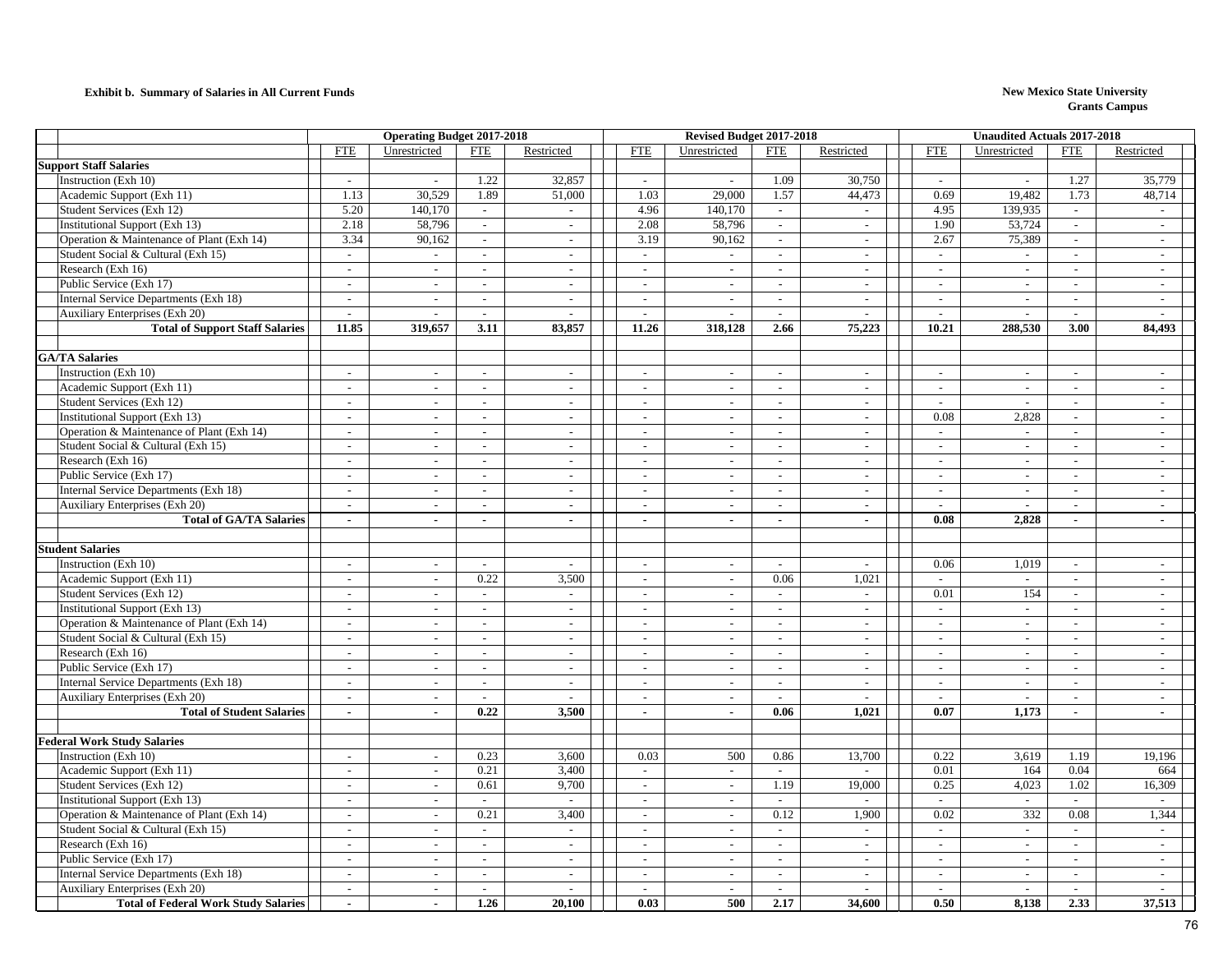**Exhibit b. Summary of Salaries in All Current Funds**

**New Mexico State University**
**Grants Campus**

| | Operating Budget 2017-2018 | | | | Revised Budget 2017-2018 | | | | Unaudited Actuals 2017-2018 | | | |
|---|---|---|---|---|---|---|---|---|---|---|---|---|
| | FTE | Unrestricted | FTE | Restricted | FTE | Unrestricted | FTE | Restricted | FTE | Unrestricted | FTE | Restricted |
| **Support Staff Salaries** | | | | | | | | | | | | |
| Instruction (Exh 10) | - | - | 1.22 | 32,857 | - | - | 1.09 | 30,750 | - | - | 1.27 | 35,779 |
| Academic Support (Exh 11) | 1.13 | 30,529 | 1.89 | 51,000 | 1.03 | 29,000 | 1.57 | 44,473 | 0.69 | 19,482 | 1.73 | 48,714 |
| Student Services (Exh 12) | 5.20 | 140,170 | - | - | 4.96 | 140,170 | - | - | 4.95 | 139,935 | - | - |
| Institutional Support (Exh 13) | 2.18 | 58,796 | - | - | 2.08 | 58,796 | - | - | 1.90 | 53,724 | - | - |
| Operation & Maintenance of Plant (Exh 14) | 3.34 | 90,162 | - | - | 3.19 | 90,162 | - | - | 2.67 | 75,389 | - | - |
| Student Social & Cultural (Exh 15) | - | - | - | - | - | - | - | - | - | - | - | - |
| Research (Exh 16) | - | - | - | - | - | - | - | - | - | - | - | - |
| Public Service (Exh 17) | - | - | - | - | - | - | - | - | - | - | - | - |
| Internal Service Departments (Exh 18) | - | - | - | - | - | - | - | - | - | - | - | - |
| Auxiliary Enterprises (Exh 20) | - | - | - | - | - | - | - | - | - | - | - | - |
| **Total of Support Staff Salaries** | **11.85** | **319,657** | **3.11** | **83,857** | **11.26** | **318,128** | **2.66** | **75,223** | **10.21** | **288,530** | **3.00** | **84,493** |
| | | | | | | | | | | | | |
| **GA/TA Salaries** | | | | | | | | | | | | |
| Instruction (Exh 10) | - | - | - | - | - | - | - | - | - | - | - | - |
| Academic Support (Exh 11) | - | - | - | - | - | - | - | - | - | - | - | - |
| Student Services (Exh 12) | - | - | - | - | - | - | - | - | - | - | - | - |
| Institutional Support (Exh 13) | - | - | - | - | - | - | - | - | 0.08 | 2,828 | - | - |
| Operation & Maintenance of Plant (Exh 14) | - | - | - | - | - | - | - | - | - | - | - | - |
| Student Social & Cultural (Exh 15) | - | - | - | - | - | - | - | - | - | - | - | - |
| Research (Exh 16) | - | - | - | - | - | - | - | - | - | - | - | - |
| Public Service (Exh 17) | - | - | - | - | - | - | - | - | - | - | - | - |
| Internal Service Departments (Exh 18) | - | - | - | - | - | - | - | - | - | - | - | - |
| Auxiliary Enterprises (Exh 20) | - | - | - | - | - | - | - | - | - | - | - | - |
| **Total of GA/TA Salaries** | **-** | **-** | **-** | **-** | **-** | **-** | **-** | **-** | **0.08** | **2,828** | **-** | **-** |
| | | | | | | | | | | | | |
| **Student Salaries** | | | | | | | | | | | | |
| Instruction (Exh 10) | - | - | - | - | - | - | - | - | 0.06 | 1,019 | - | - |
| Academic Support (Exh 11) | - | - | 0.22 | 3,500 | - | - | 0.06 | 1,021 | - | - | - | - |
| Student Services (Exh 12) | - | - | - | - | - | - | - | - | 0.01 | 154 | - | - |
| Institutional Support (Exh 13) | - | - | - | - | - | - | - | - | - | - | - | - |
| Operation & Maintenance of Plant (Exh 14) | - | - | - | - | - | - | - | - | - | - | - | - |
| Student Social & Cultural (Exh 15) | - | - | - | - | - | - | - | - | - | - | - | - |
| Research (Exh 16) | - | - | - | - | - | - | - | - | - | - | - | - |
| Public Service (Exh 17) | - | - | - | - | - | - | - | - | - | - | - | - |
| Internal Service Departments (Exh 18) | - | - | - | - | - | - | - | - | - | - | - | - |
| Auxiliary Enterprises (Exh 20) | - | - | - | - | - | - | - | - | - | - | - | - |
| **Total of Student Salaries** | **-** | **-** | **0.22** | **3,500** | **-** | **-** | **0.06** | **1,021** | **0.07** | **1,173** | **-** | **-** |
| | | | | | | | | | | | | |
| **Federal Work Study Salaries** | | | | | | | | | | | | |
| Instruction (Exh 10) | - | - | 0.23 | 3,600 | 0.03 | 500 | 0.86 | 13,700 | 0.22 | 3,619 | 1.19 | 19,196 |
| Academic Support (Exh 11) | - | - | 0.21 | 3,400 | - | - | - | - | 0.01 | 164 | 0.04 | 664 |
| Student Services (Exh 12) | - | - | 0.61 | 9,700 | - | - | 1.19 | 19,000 | 0.25 | 4,023 | 1.02 | 16,309 |
| Institutional Support (Exh 13) | - | - | - | - | - | - | - | - | - | - | - | - |
| Operation & Maintenance of Plant (Exh 14) | - | - | 0.21 | 3,400 | - | - | 0.12 | 1,900 | 0.02 | 332 | 0.08 | 1,344 |
| Student Social & Cultural (Exh 15) | - | - | - | - | - | - | - | - | - | - | - | - |
| Research (Exh 16) | - | - | - | - | - | - | - | - | - | - | - | - |
| Public Service (Exh 17) | - | - | - | - | - | - | - | - | - | - | - | - |
| Internal Service Departments (Exh 18) | - | - | - | - | - | - | - | - | - | - | - | - |
| Auxiliary Enterprises (Exh 20) | - | - | - | - | - | - | - | - | - | - | - | - |
| **Total of Federal Work Study Salaries** | **-** | **-** | **1.26** | **20,100** | **0.03** | **500** | **2.17** | **34,600** | **0.50** | **8,138** | **2.33** | **37,513** |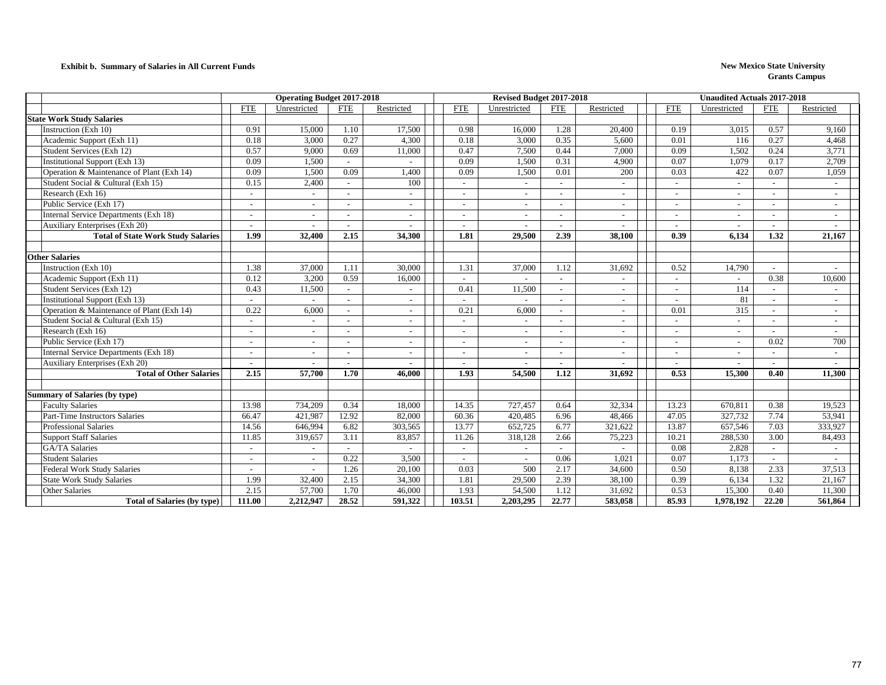**Exhibit b. Summary of Salaries in All Current Funds**

**New Mexico State University**
**Grants Campus**

| | Operating Budget 2017-2018 | | | | Revised Budget 2017-2018 | | | | Unaudited Actuals 2017-2018 | | | |
|---|---|---|---|---|---|---|---|---|---|---|---|---|
| | FTE | Unrestricted | FTE | Restricted | FTE | Unrestricted | FTE | Restricted | FTE | Unrestricted | FTE | Restricted |
| **State Work Study Salaries** | | | | | | | | | | | | |
| Instruction (Exh 10) | 0.91 | 15,000 | 1.10 | 17,500 | 0.98 | 16,000 | 1.28 | 20,400 | 0.19 | 3,015 | 0.57 | 9,160 |
| Academic Support (Exh 11) | 0.18 | 3,000 | 0.27 | 4,300 | 0.18 | 3,000 | 0.35 | 5,600 | 0.01 | 116 | 0.27 | 4,468 |
| Student Services (Exh 12) | 0.57 | 9,000 | 0.69 | 11,000 | 0.47 | 7,500 | 0.44 | 7,000 | 0.09 | 1,502 | 0.24 | 3,771 |
| Institutional Support (Exh 13) | 0.09 | 1,500 | - | - | 0.09 | 1,500 | 0.31 | 4,900 | 0.07 | 1,079 | 0.17 | 2,709 |
| Operation & Maintenance of Plant (Exh 14) | 0.09 | 1,500 | 0.09 | 1,400 | 0.09 | 1,500 | 0.01 | 200 | 0.03 | 422 | 0.07 | 1,059 |
| Student Social & Cultural (Exh 15) | 0.15 | 2,400 | - | 100 | - | - | - | - | - | - | - | - |
| Research (Exh 16) | - | - | - | - | - | - | - | - | - | - | - | - |
| Public Service (Exh 17) | - | - | - | - | - | - | - | - | - | - | - | - |
| Internal Service Departments (Exh 18) | - | - | - | - | - | - | - | - | - | - | - | - |
| Auxiliary Enterprises (Exh 20) | - | - | - | - | - | - | - | - | - | - | - | - |
| **Total of State Work Study Salaries** | **1.99** | **32,400** | **2.15** | **34,300** | **1.81** | **29,500** | **2.39** | **38,100** | **0.39** | **6,134** | **1.32** | **21,167** |
| | | | | | | | | | | | | |
| **Other Salaries** | | | | | | | | | | | | |
| Instruction (Exh 10) | 1.38 | 37,000 | 1.11 | 30,000 | 1.31 | 37,000 | 1.12 | 31,692 | 0.52 | 14,790 | - | - |
| Academic Support (Exh 11) | 0.12 | 3,200 | 0.59 | 16,000 | - | - | - | - | - | - | 0.38 | 10,600 |
| Student Services (Exh 12) | 0.43 | 11,500 | - | - | 0.41 | 11,500 | - | - | - | 114 | - | - |
| Institutional Support (Exh 13) | - | - | - | - | - | - | - | - | - | 81 | - | - |
| Operation & Maintenance of Plant (Exh 14) | 0.22 | 6,000 | - | - | 0.21 | 6,000 | - | - | 0.01 | 315 | - | - |
| Student Social & Cultural (Exh 15) | - | - | - | - | - | - | - | - | - | - | - | - |
| Research (Exh 16) | - | - | - | - | - | - | - | - | - | - | - | - |
| Public Service (Exh 17) | - | - | - | - | - | - | - | - | - | - | 0.02 | 700 |
| Internal Service Departments (Exh 18) | - | - | - | - | - | - | - | - | - | - | - | - |
| Auxiliary Enterprises (Exh 20) | - | - | - | - | - | - | - | - | - | - | - | - |
| **Total of Other Salaries** | **2.15** | **57,700** | **1.70** | **46,000** | **1.93** | **54,500** | **1.12** | **31,692** | **0.53** | **15,300** | **0.40** | **11,300** |
| | | | | | | | | | | | | |
| **Summary of Salaries (by type)** | | | | | | | | | | | | |
| Faculty Salaries | 13.98 | 734,209 | 0.34 | 18,000 | 14.35 | 727,457 | 0.64 | 32,334 | 13.23 | 670,811 | 0.38 | 19,523 |
| Part-Time Instructors Salaries | 66.47 | 421,987 | 12.92 | 82,000 | 60.36 | 420,485 | 6.96 | 48,466 | 47.05 | 327,732 | 7.74 | 53,941 |
| Professional Salaries | 14.56 | 646,994 | 6.82 | 303,565 | 13.77 | 652,725 | 6.77 | 321,622 | 13.87 | 657,546 | 7.03 | 333,927 |
| Support Staff Salaries | 11.85 | 319,657 | 3.11 | 83,857 | 11.26 | 318,128 | 2.66 | 75,223 | 10.21 | 288,530 | 3.00 | 84,493 |
| GA/TA Salaries | - | - | - | - | - | - | - | - | 0.08 | 2,828 | - | - |
| Student Salaries | - | - | 0.22 | 3,500 | - | - | 0.06 | 1,021 | 0.07 | 1,173 | - | - |
| Federal Work Study Salaries | - | - | 1.26 | 20,100 | 0.03 | 500 | 2.17 | 34,600 | 0.50 | 8,138 | 2.33 | 37,513 |
| State Work Study Salaries | 1.99 | 32,400 | 2.15 | 34,300 | 1.81 | 29,500 | 2.39 | 38,100 | 0.39 | 6,134 | 1.32 | 21,167 |
| Other Salaries | 2.15 | 57,700 | 1.70 | 46,000 | 1.93 | 54,500 | 1.12 | 31,692 | 0.53 | 15,300 | 0.40 | 11,300 |
| **Total of Salaries (by type)** | **111.00** | **2,212,947** | **28.52** | **591,322** | **103.51** | **2,203,295** | **22.77** | **583,058** | **85.93** | **1,978,192** | **22.20** | **561,864** |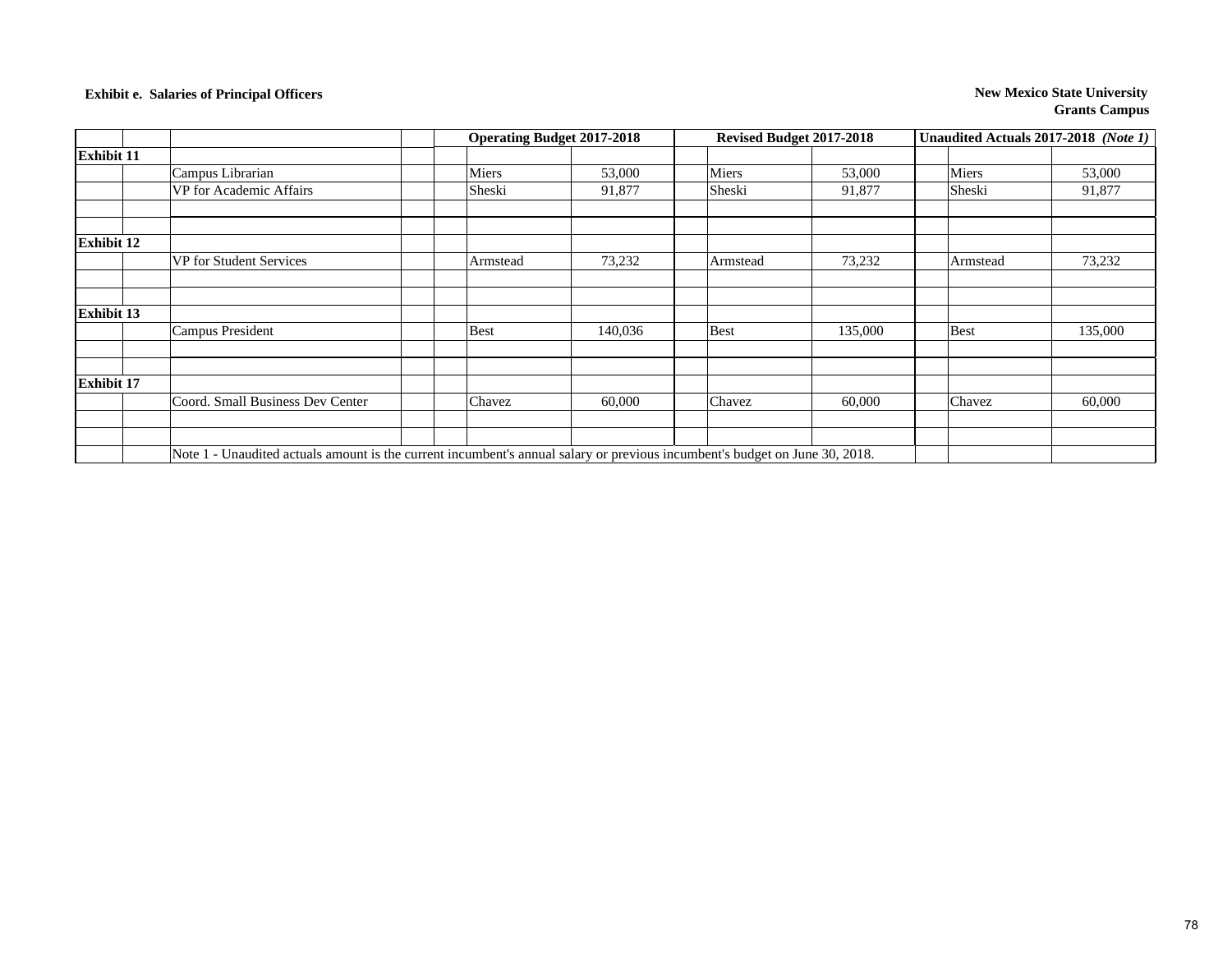**Exhibit e. Salaries of Principal Officers**

**New Mexico State University**
**Grants Campus**

| | | Operating Budget 2017-2018 | | Revised Budget 2017-2018 | | Unaudited Actuals 2017-2018 *(Note 1)* | |
|---|---|---|---|---|---|---|---|
| **Exhibit 11** | | | | | | | |
| | Campus Librarian | Miers | 53,000 | Miers | 53,000 | Miers | 53,000 |
| | VP for Academic Affairs | Sheski | 91,877 | Sheski | 91,877 | Sheski | 91,877 |
| **Exhibit 12** | | | | | | | |
| | VP for Student Services | Armstead | 73,232 | Armstead | 73,232 | Armstead | 73,232 |
| **Exhibit 13** | | | | | | | |
| | Campus President | Best | 140,036 | Best | 135,000 | Best | 135,000 |
| **Exhibit 17** | | | | | | | |
| | Coord. Small Business Dev Center | Chavez | 60,000 | Chavez | 60,000 | Chavez | 60,000 |

Note 1 - Unaudited actuals amount is the current incumbent's annual salary or previous incumbent's budget on June 30, 2018.